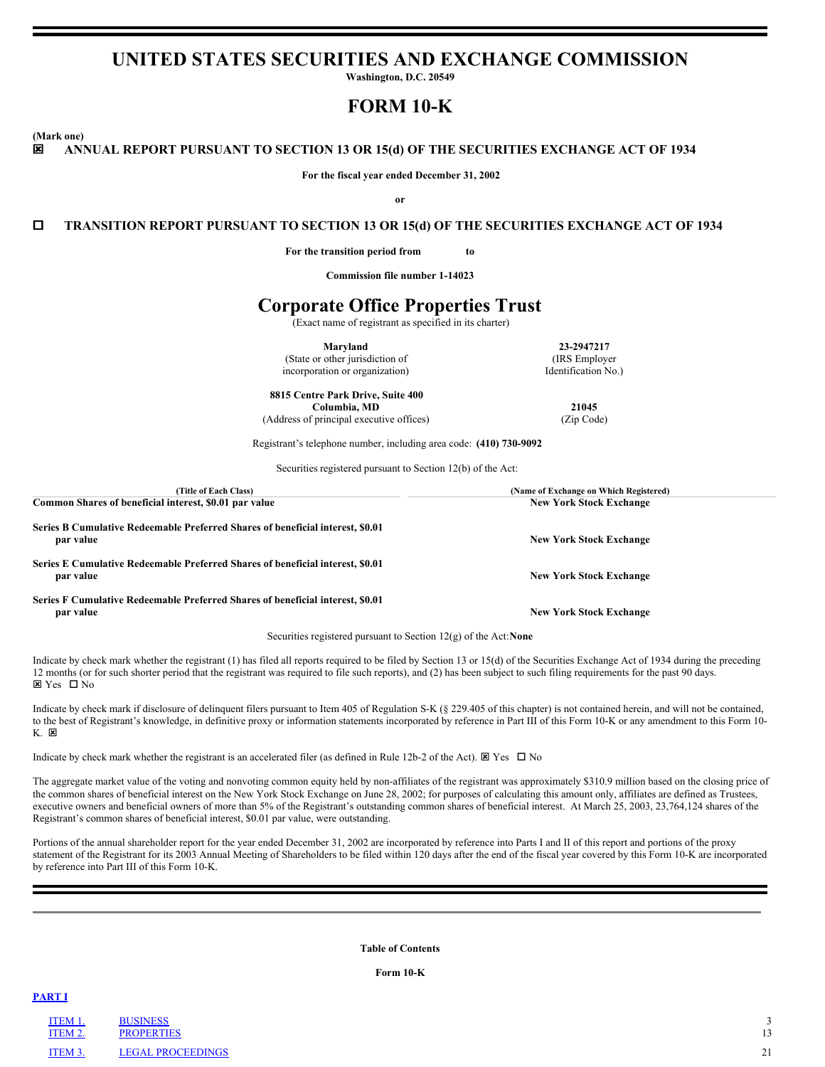# UNITED STATES SECURITIES AND EXCHANGE COMMISSION

**Washington, D.C. 20549**

# FORM 10-K

**(Mark one)**

☒ **ANNUAL REPORT PURSUANT TO SECTION 13 OR 15(d) OF THE SECURITIES EXCHANGE ACT OF 1934**

**For the fiscal year ended December 31, 2002**

**or**

☐ **TRANSITION REPORT PURSUANT TO SECTION 13 OR 15(d) OF THE SECURITIES EXCHANGE ACT OF 1934**

**For the transition period from to**

**Commission file number 1-14023**

# Corporate Office Properties Trust

(Exact name of registrant as specified in its charter)

| **Maryland** | **23-2947217** |
|---|---|
| (State or other jurisdiction of incorporation or organization) | (IRS Employer Identification No.) |
| **8815 Centre Park Drive, Suite 400 Columbia, MD** | **21045** |
| (Address of principal executive offices) | (Zip Code) |

Registrant's telephone number, including area code: **(410) 730-9092**

Securities registered pursuant to Section 12(b) of the Act:

| (Title of Each Class) | (Name of Exchange on Which Registered) |
|---|---|
| **Common Shares of beneficial interest, $0.01 par value** | **New York Stock Exchange** |
| **Series B Cumulative Redeemable Preferred Shares of beneficial interest, $0.01 par value** | **New York Stock Exchange** |
| **Series E Cumulative Redeemable Preferred Shares of beneficial interest, $0.01 par value** | **New York Stock Exchange** |
| **Series F Cumulative Redeemable Preferred Shares of beneficial interest, $0.01 par value** | **New York Stock Exchange** |

Securities registered pursuant to Section 12(g) of the Act:**None**

Indicate by check mark whether the registrant (1) has filed all reports required to be filed by Section 13 or 15(d) of the Securities Exchange Act of 1934 during the preceding 12 months (or for such shorter period that the registrant was required to file such reports), and (2) has been subject to such filing requirements for the past 90 days. ☒ Yes ☐ No

Indicate by check mark if disclosure of delinquent filers pursuant to Item 405 of Regulation S-K (§ 229.405 of this chapter) is not contained herein, and will not be contained, to the best of Registrant's knowledge, in definitive proxy or information statements incorporated by reference in Part III of this Form 10-K or any amendment to this Form 10-K. ☒

Indicate by check mark whether the registrant is an accelerated filer (as defined in Rule 12b-2 of the Act). ☒ Yes ☐ No

The aggregate market value of the voting and nonvoting common equity held by non-affiliates of the registrant was approximately $310.9 million based on the closing price of the common shares of beneficial interest on the New York Stock Exchange on June 28, 2002; for purposes of calculating this amount only, affiliates are defined as Trustees, executive owners and beneficial owners of more than 5% of the Registrant's outstanding common shares of beneficial interest. At March 25, 2003, 23,764,124 shares of the Registrant's common shares of beneficial interest, $0.01 par value, were outstanding.

Portions of the annual shareholder report for the year ended December 31, 2002 are incorporated by reference into Parts I and II of this report and portions of the proxy statement of the Registrant for its 2003 Annual Meeting of Shareholders to be filed within 120 days after the end of the fiscal year covered by this Form 10-K are incorporated by reference into Part III of this Form 10-K.

---

**Table of Contents**

**Form 10-K**

**PART I**

| | | |
|---|---|---|
| ITEM 1. | BUSINESS | 3 |
| ITEM 2. | PROPERTIES | 13 |
| ITEM 3. | LEGAL PROCEEDINGS | 21 |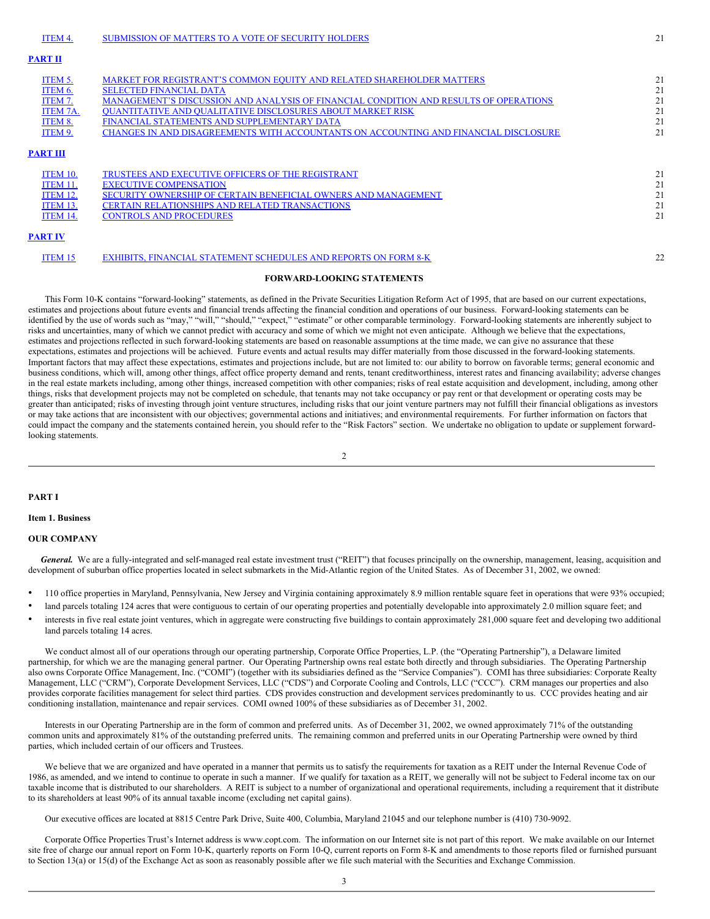| | | |
|---|---|---|
| ITEM 4. | SUBMISSION OF MATTERS TO A VOTE OF SECURITY HOLDERS | 21 |
| **PART II** | | |
| ITEM 5. | MARKET FOR REGISTRANT'S COMMON EQUITY AND RELATED SHAREHOLDER MATTERS | 21 |
| ITEM 6. | SELECTED FINANCIAL DATA | 21 |
| ITEM 7. | MANAGEMENT'S DISCUSSION AND ANALYSIS OF FINANCIAL CONDITION AND RESULTS OF OPERATIONS | 21 |
| ITEM 7A. | QUANTITATIVE AND QUALITATIVE DISCLOSURES ABOUT MARKET RISK | 21 |
| ITEM 8. | FINANCIAL STATEMENTS AND SUPPLEMENTARY DATA | 21 |
| ITEM 9. | CHANGES IN AND DISAGREEMENTS WITH ACCOUNTANTS ON ACCOUNTING AND FINANCIAL DISCLOSURE | 21 |
| **PART III** | | |
| ITEM 10. | TRUSTEES AND EXECUTIVE OFFICERS OF THE REGISTRANT | 21 |
| ITEM 11. | EXECUTIVE COMPENSATION | 21 |
| ITEM 12. | SECURITY OWNERSHIP OF CERTAIN BENEFICIAL OWNERS AND MANAGEMENT | 21 |
| ITEM 13. | CERTAIN RELATIONSHIPS AND RELATED TRANSACTIONS | 21 |
| ITEM 14. | CONTROLS AND PROCEDURES | 21 |
| **PART IV** | | |
| ITEM 15 | EXHIBITS, FINANCIAL STATEMENT SCHEDULES AND REPORTS ON FORM 8-K | 22 |

**FORWARD-LOOKING STATEMENTS**

This Form 10-K contains "forward-looking" statements, as defined in the Private Securities Litigation Reform Act of 1995, that are based on our current expectations, estimates and projections about future events and financial trends affecting the financial condition and operations of our business. Forward-looking statements can be identified by the use of words such as "may," "will," "should," "expect," "estimate" or other comparable terminology. Forward-looking statements are inherently subject to risks and uncertainties, many of which we cannot predict with accuracy and some of which we might not even anticipate. Although we believe that the expectations, estimates and projections reflected in such forward-looking statements are based on reasonable assumptions at the time made, we can give no assurance that these expectations, estimates and projections will be achieved. Future events and actual results may differ materially from those discussed in the forward-looking statements. Important factors that may affect these expectations, estimates and projections include, but are not limited to: our ability to borrow on favorable terms; general economic and business conditions, which will, among other things, affect office property demand and rents, tenant creditworthiness, interest rates and financing availability; adverse changes in the real estate markets including, among other things, increased competition with other companies; risks of real estate acquisition and development, including, among other things, risks that development projects may not be completed on schedule, that tenants may not take occupancy or pay rent or that development or operating costs may be greater than anticipated; risks of investing through joint venture structures, including risks that our joint venture partners may not fulfill their financial obligations as investors or may take actions that are inconsistent with our objectives; governmental actions and initiatives; and environmental requirements. For further information on factors that could impact the company and the statements contained herein, you should refer to the "Risk Factors" section. We undertake no obligation to update or supplement forward-looking statements.

# PART I

## Item 1. Business

### OUR COMPANY

***General.*** We are a fully-integrated and self-managed real estate investment trust ("REIT") that focuses principally on the ownership, management, leasing, acquisition and development of suburban office properties located in select submarkets in the Mid-Atlantic region of the United States. As of December 31, 2002, we owned:

- 110 office properties in Maryland, Pennsylvania, New Jersey and Virginia containing approximately 8.9 million rentable square feet in operations that were 93% occupied;
- land parcels totaling 124 acres that were contiguous to certain of our operating properties and potentially developable into approximately 2.0 million square feet; and
- interests in five real estate joint ventures, which in aggregate were constructing five buildings to contain approximately 281,000 square feet and developing two additional land parcels totaling 14 acres.

We conduct almost all of our operations through our operating partnership, Corporate Office Properties, L.P. (the "Operating Partnership"), a Delaware limited partnership, for which we are the managing general partner. Our Operating Partnership owns real estate both directly and through subsidiaries. The Operating Partnership also owns Corporate Office Management, Inc. ("COMI") (together with its subsidiaries defined as the "Service Companies"). COMI has three subsidiaries: Corporate Realty Management, LLC ("CRM"), Corporate Development Services, LLC ("CDS") and Corporate Cooling and Controls, LLC ("CCC"). CRM manages our properties and also provides corporate facilities management for select third parties. CDS provides construction and development services predominantly to us. CCC provides heating and air conditioning installation, maintenance and repair services. COMI owned 100% of these subsidiaries as of December 31, 2002.

Interests in our Operating Partnership are in the form of common and preferred units. As of December 31, 2002, we owned approximately 71% of the outstanding common units and approximately 81% of the outstanding preferred units. The remaining common and preferred units in our Operating Partnership were owned by third parties, which included certain of our officers and Trustees.

We believe that we are organized and have operated in a manner that permits us to satisfy the requirements for taxation as a REIT under the Internal Revenue Code of 1986, as amended, and we intend to continue to operate in such a manner. If we qualify for taxation as a REIT, we generally will not be subject to Federal income tax on our taxable income that is distributed to our shareholders. A REIT is subject to a number of organizational and operational requirements, including a requirement that it distribute to its shareholders at least 90% of its annual taxable income (excluding net capital gains).

Our executive offices are located at 8815 Centre Park Drive, Suite 400, Columbia, Maryland 21045 and our telephone number is (410) 730-9092.

Corporate Office Properties Trust's Internet address is www.copt.com. The information on our Internet site is not part of this report. We make available on our Internet site free of charge our annual report on Form 10-K, quarterly reports on Form 10-Q, current reports on Form 8-K and amendments to those reports filed or furnished pursuant to Section 13(a) or 15(d) of the Exchange Act as soon as reasonably possible after we file such material with the Securities and Exchange Commission.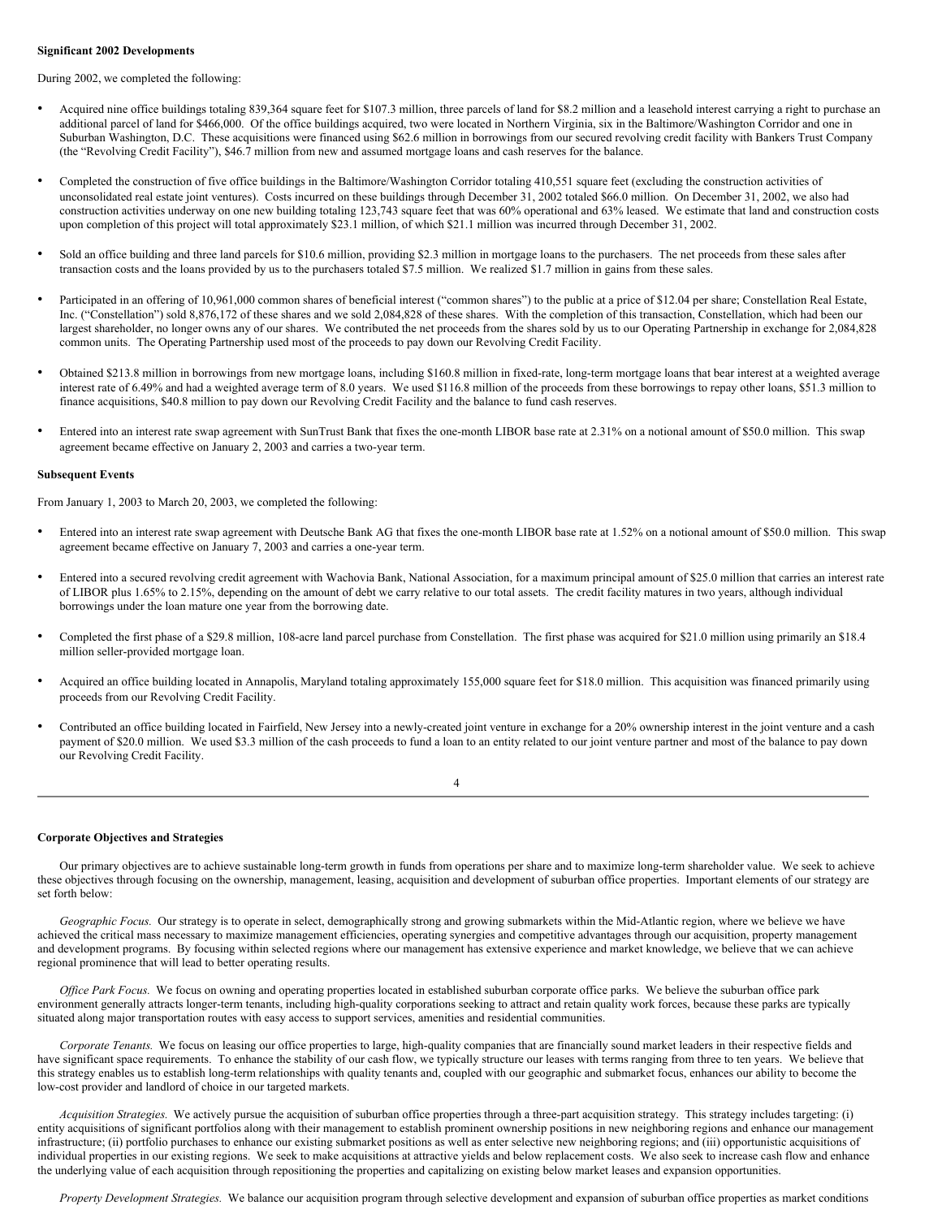**Significant 2002 Developments**

During 2002, we completed the following:

- Acquired nine office buildings totaling 839,364 square feet for $107.3 million, three parcels of land for $8.2 million and a leasehold interest carrying a right to purchase an additional parcel of land for $466,000. Of the office buildings acquired, two were located in Northern Virginia, six in the Baltimore/Washington Corridor and one in Suburban Washington, D.C. These acquisitions were financed using $62.6 million in borrowings from our secured revolving credit facility with Bankers Trust Company (the "Revolving Credit Facility"), $46.7 million from new and assumed mortgage loans and cash reserves for the balance.

- Completed the construction of five office buildings in the Baltimore/Washington Corridor totaling 410,551 square feet (excluding the construction activities of unconsolidated real estate joint ventures). Costs incurred on these buildings through December 31, 2002 totaled $66.0 million. On December 31, 2002, we also had construction activities underway on one new building totaling 123,743 square feet that was 60% operational and 63% leased. We estimate that land and construction costs upon completion of this project will total approximately $23.1 million, of which $21.1 million was incurred through December 31, 2002.

- Sold an office building and three land parcels for $10.6 million, providing $2.3 million in mortgage loans to the purchasers. The net proceeds from these sales after transaction costs and the loans provided by us to the purchasers totaled $7.5 million. We realized $1.7 million in gains from these sales.

- Participated in an offering of 10,961,000 common shares of beneficial interest ("common shares") to the public at a price of $12.04 per share; Constellation Real Estate, Inc. ("Constellation") sold 8,876,172 of these shares and we sold 2,084,828 of these shares. With the completion of this transaction, Constellation, which had been our largest shareholder, no longer owns any of our shares. We contributed the net proceeds from the shares sold by us to our Operating Partnership in exchange for 2,084,828 common units. The Operating Partnership used most of the proceeds to pay down our Revolving Credit Facility.

- Obtained $213.8 million in borrowings from new mortgage loans, including $160.8 million in fixed-rate, long-term mortgage loans that bear interest at a weighted average interest rate of 6.49% and had a weighted average term of 8.0 years. We used $116.8 million of the proceeds from these borrowings to repay other loans, $51.3 million to finance acquisitions, $40.8 million to pay down our Revolving Credit Facility and the balance to fund cash reserves.

- Entered into an interest rate swap agreement with SunTrust Bank that fixes the one-month LIBOR base rate at 2.31% on a notional amount of $50.0 million. This swap agreement became effective on January 2, 2003 and carries a two-year term.

**Subsequent Events**

From January 1, 2003 to March 20, 2003, we completed the following:

- Entered into an interest rate swap agreement with Deutsche Bank AG that fixes the one-month LIBOR base rate at 1.52% on a notional amount of $50.0 million. This swap agreement became effective on January 7, 2003 and carries a one-year term.

- Entered into a secured revolving credit agreement with Wachovia Bank, National Association, for a maximum principal amount of $25.0 million that carries an interest rate of LIBOR plus 1.65% to 2.15%, depending on the amount of debt we carry relative to our total assets. The credit facility matures in two years, although individual borrowings under the loan mature one year from the borrowing date.

- Completed the first phase of a $29.8 million, 108-acre land parcel purchase from Constellation. The first phase was acquired for $21.0 million using primarily an $18.4 million seller-provided mortgage loan.

- Acquired an office building located in Annapolis, Maryland totaling approximately 155,000 square feet for $18.0 million. This acquisition was financed primarily using proceeds from our Revolving Credit Facility.

- Contributed an office building located in Fairfield, New Jersey into a newly-created joint venture in exchange for a 20% ownership interest in the joint venture and a cash payment of $20.0 million. We used $3.3 million of the cash proceeds to fund a loan to an entity related to our joint venture partner and most of the balance to pay down our Revolving Credit Facility.

**Corporate Objectives and Strategies**

Our primary objectives are to achieve sustainable long-term growth in funds from operations per share and to maximize long-term shareholder value. We seek to achieve these objectives through focusing on the ownership, management, leasing, acquisition and development of suburban office properties. Important elements of our strategy are set forth below:

*Geographic Focus.* Our strategy is to operate in select, demographically strong and growing submarkets within the Mid-Atlantic region, where we believe we have achieved the critical mass necessary to maximize management efficiencies, operating synergies and competitive advantages through our acquisition, property management and development programs. By focusing within selected regions where our management has extensive experience and market knowledge, we believe that we can achieve regional prominence that will lead to better operating results.

*Office Park Focus.* We focus on owning and operating properties located in established suburban corporate office parks. We believe the suburban office park environment generally attracts longer-term tenants, including high-quality corporations seeking to attract and retain quality work forces, because these parks are typically situated along major transportation routes with easy access to support services, amenities and residential communities.

*Corporate Tenants.* We focus on leasing our office properties to large, high-quality companies that are financially sound market leaders in their respective fields and have significant space requirements. To enhance the stability of our cash flow, we typically structure our leases with terms ranging from three to ten years. We believe that this strategy enables us to establish long-term relationships with quality tenants and, coupled with our geographic and submarket focus, enhances our ability to become the low-cost provider and landlord of choice in our targeted markets.

*Acquisition Strategies.* We actively pursue the acquisition of suburban office properties through a three-part acquisition strategy. This strategy includes targeting: (i) entity acquisitions of significant portfolios along with their management to establish prominent ownership positions in new neighboring regions and enhance our management infrastructure; (ii) portfolio purchases to enhance our existing submarket positions as well as enter selective new neighboring regions; and (iii) opportunistic acquisitions of individual properties in our existing regions. We seek to make acquisitions at attractive yields and below replacement costs. We also seek to increase cash flow and enhance the underlying value of each acquisition through repositioning the properties and capitalizing on existing below market leases and expansion opportunities.

*Property Development Strategies.* We balance our acquisition program through selective development and expansion of suburban office properties as market conditions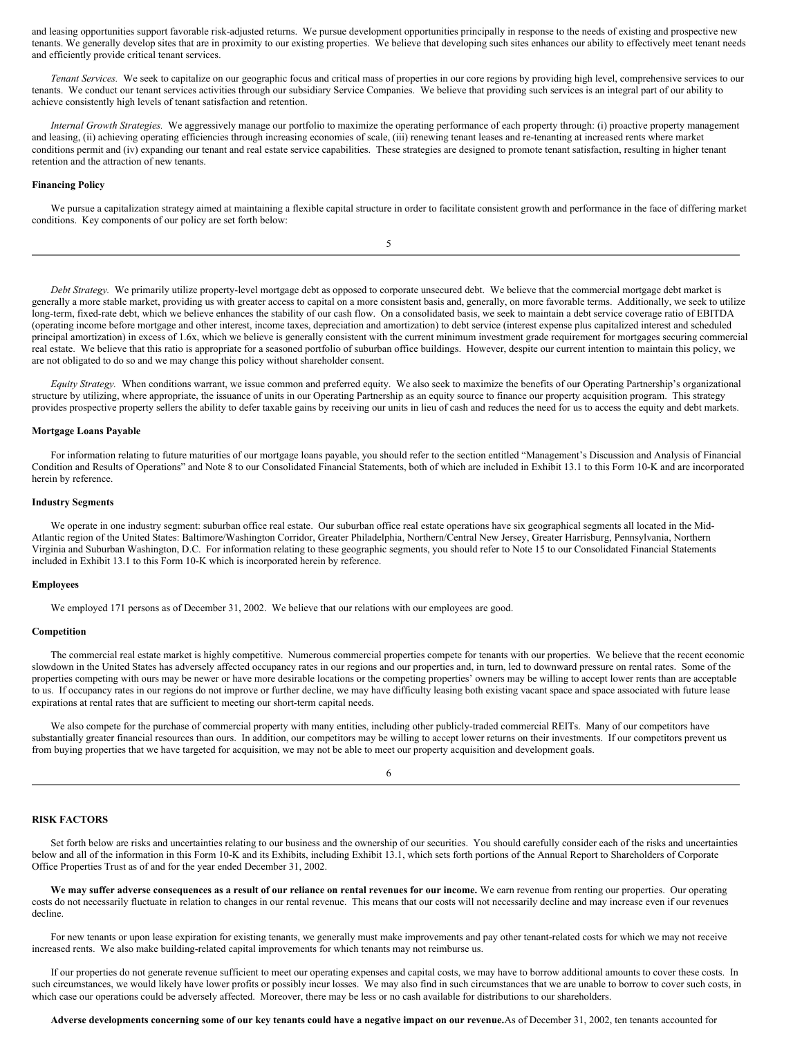and leasing opportunities support favorable risk-adjusted returns. We pursue development opportunities principally in response to the needs of existing and prospective new tenants. We generally develop sites that are in proximity to our existing properties. We believe that developing such sites enhances our ability to effectively meet tenant needs and efficiently provide critical tenant services.

*Tenant Services.* We seek to capitalize on our geographic focus and critical mass of properties in our core regions by providing high level, comprehensive services to our tenants. We conduct our tenant services activities through our subsidiary Service Companies. We believe that providing such services is an integral part of our ability to achieve consistently high levels of tenant satisfaction and retention.

*Internal Growth Strategies.* We aggressively manage our portfolio to maximize the operating performance of each property through: (i) proactive property management and leasing, (ii) achieving operating efficiencies through increasing economies of scale, (iii) renewing tenant leases and re-tenanting at increased rents where market conditions permit and (iv) expanding our tenant and real estate service capabilities. These strategies are designed to promote tenant satisfaction, resulting in higher tenant retention and the attraction of new tenants.

**Financing Policy**

We pursue a capitalization strategy aimed at maintaining a flexible capital structure in order to facilitate consistent growth and performance in the face of differing market conditions. Key components of our policy are set forth below:

*Debt Strategy.* We primarily utilize property-level mortgage debt as opposed to corporate unsecured debt. We believe that the commercial mortgage debt market is generally a more stable market, providing us with greater access to capital on a more consistent basis and, generally, on more favorable terms. Additionally, we seek to utilize long-term, fixed-rate debt, which we believe enhances the stability of our cash flow. On a consolidated basis, we seek to maintain a debt service coverage ratio of EBITDA (operating income before mortgage and other interest, income taxes, depreciation and amortization) to debt service (interest expense plus capitalized interest and scheduled principal amortization) in excess of 1.6x, which we believe is generally consistent with the current minimum investment grade requirement for mortgages securing commercial real estate. We believe that this ratio is appropriate for a seasoned portfolio of suburban office buildings. However, despite our current intention to maintain this policy, we are not obligated to do so and we may change this policy without shareholder consent.

*Equity Strategy.* When conditions warrant, we issue common and preferred equity. We also seek to maximize the benefits of our Operating Partnership's organizational structure by utilizing, where appropriate, the issuance of units in our Operating Partnership as an equity source to finance our property acquisition program. This strategy provides prospective property sellers the ability to defer taxable gains by receiving our units in lieu of cash and reduces the need for us to access the equity and debt markets.

**Mortgage Loans Payable**

For information relating to future maturities of our mortgage loans payable, you should refer to the section entitled "Management's Discussion and Analysis of Financial Condition and Results of Operations" and Note 8 to our Consolidated Financial Statements, both of which are included in Exhibit 13.1 to this Form 10-K and are incorporated herein by reference.

**Industry Segments**

We operate in one industry segment: suburban office real estate. Our suburban office real estate operations have six geographical segments all located in the Mid-Atlantic region of the United States: Baltimore/Washington Corridor, Greater Philadelphia, Northern/Central New Jersey, Greater Harrisburg, Pennsylvania, Northern Virginia and Suburban Washington, D.C. For information relating to these geographic segments, you should refer to Note 15 to our Consolidated Financial Statements included in Exhibit 13.1 to this Form 10-K which is incorporated herein by reference.

**Employees**

We employed 171 persons as of December 31, 2002. We believe that our relations with our employees are good.

**Competition**

The commercial real estate market is highly competitive. Numerous commercial properties compete for tenants with our properties. We believe that the recent economic slowdown in the United States has adversely affected occupancy rates in our regions and our properties and, in turn, led to downward pressure on rental rates. Some of the properties competing with ours may be newer or have more desirable locations or the competing properties' owners may be willing to accept lower rents than are acceptable to us. If occupancy rates in our regions do not improve or further decline, we may have difficulty leasing both existing vacant space and space associated with future lease expirations at rental rates that are sufficient to meeting our short-term capital needs.

We also compete for the purchase of commercial property with many entities, including other publicly-traded commercial REITs. Many of our competitors have substantially greater financial resources than ours. In addition, our competitors may be willing to accept lower returns on their investments. If our competitors prevent us from buying properties that we have targeted for acquisition, we may not be able to meet our property acquisition and development goals.

**RISK FACTORS**

Set forth below are risks and uncertainties relating to our business and the ownership of our securities. You should carefully consider each of the risks and uncertainties below and all of the information in this Form 10-K and its Exhibits, including Exhibit 13.1, which sets forth portions of the Annual Report to Shareholders of Corporate Office Properties Trust as of and for the year ended December 31, 2002.

**We may suffer adverse consequences as a result of our reliance on rental revenues for our income.** We earn revenue from renting our properties. Our operating costs do not necessarily fluctuate in relation to changes in our rental revenue. This means that our costs will not necessarily decline and may increase even if our revenues decline.

For new tenants or upon lease expiration for existing tenants, we generally must make improvements and pay other tenant-related costs for which we may not receive increased rents. We also make building-related capital improvements for which tenants may not reimburse us.

If our properties do not generate revenue sufficient to meet our operating expenses and capital costs, we may have to borrow additional amounts to cover these costs. In such circumstances, we would likely have lower profits or possibly incur losses. We may also find in such circumstances that we are unable to borrow to cover such costs, in which case our operations could be adversely affected. Moreover, there may be less or no cash available for distributions to our shareholders.

**Adverse developments concerning some of our key tenants could have a negative impact on our revenue.** As of December 31, 2002, ten tenants accounted for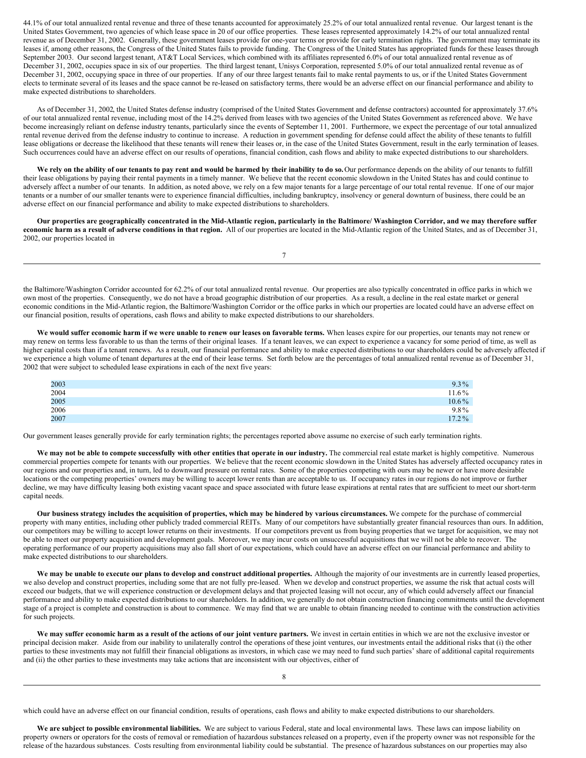44.1% of our total annualized rental revenue and three of these tenants accounted for approximately 25.2% of our total annualized rental revenue. Our largest tenant is the United States Government, two agencies of which lease space in 20 of our office properties. These leases represented approximately 14.2% of our total annualized rental revenue as of December 31, 2002. Generally, these government leases provide for one-year terms or provide for early termination rights. The government may terminate its leases if, among other reasons, the Congress of the United States fails to provide funding. The Congress of the United States has appropriated funds for these leases through September 2003. Our second largest tenant, AT&T Local Services, which combined with its affiliates represented 6.0% of our total annualized rental revenue as of December 31, 2002, occupies space in six of our properties. The third largest tenant, Unisys Corporation, represented 5.0% of our total annualized rental revenue as of December 31, 2002, occupying space in three of our properties. If any of our three largest tenants fail to make rental payments to us, or if the United States Government elects to terminate several of its leases and the space cannot be re-leased on satisfactory terms, there would be an adverse effect on our financial performance and ability to make expected distributions to shareholders.

As of December 31, 2002, the United States defense industry (comprised of the United States Government and defense contractors) accounted for approximately 37.6% of our total annualized rental revenue, including most of the 14.2% derived from leases with two agencies of the United States Government as referenced above. We have become increasingly reliant on defense industry tenants, particularly since the events of September 11, 2001. Furthermore, we expect the percentage of our total annualized rental revenue derived from the defense industry to continue to increase. A reduction in government spending for defense could affect the ability of these tenants to fulfill lease obligations or decrease the likelihood that these tenants will renew their leases or, in the case of the United States Government, result in the early termination of leases. Such occurrences could have an adverse effect on our results of operations, financial condition, cash flows and ability to make expected distributions to our shareholders.

**We rely on the ability of our tenants to pay rent and would be harmed by their inability to do so.** Our performance depends on the ability of our tenants to fulfill their lease obligations by paying their rental payments in a timely manner. We believe that the recent economic slowdown in the United States has and could continue to adversely affect a number of our tenants. In addition, as noted above, we rely on a few major tenants for a large percentage of our total rental revenue. If one of our major tenants or a number of our smaller tenants were to experience financial difficulties, including bankruptcy, insolvency or general downturn of business, there could be an adverse effect on our financial performance and ability to make expected distributions to shareholders.

**Our properties are geographically concentrated in the Mid-Atlantic region, particularly in the Baltimore/ Washington Corridor, and we may therefore suffer economic harm as a result of adverse conditions in that region.** All of our properties are located in the Mid-Atlantic region of the United States, and as of December 31, 2002, our properties located in the Baltimore/Washington Corridor accounted for 62.2% of our total annualized rental revenue. Our properties are also typically concentrated in office parks in which we own most of the properties. Consequently, we do not have a broad geographic distribution of our properties. As a result, a decline in the real estate market or general economic conditions in the Mid-Atlantic region, the Baltimore/Washington Corridor or the office parks in which our properties are located could have an adverse effect on our financial position, results of operations, cash flows and ability to make expected distributions to our shareholders.

**We would suffer economic harm if we were unable to renew our leases on favorable terms.** When leases expire for our properties, our tenants may not renew or may renew on terms less favorable to us than the terms of their original leases. If a tenant leaves, we can expect to experience a vacancy for some period of time, as well as higher capital costs than if a tenant renews. As a result, our financial performance and ability to make expected distributions to our shareholders could be adversely affected if we experience a high volume of tenant departures at the end of their lease terms. Set forth below are the percentages of total annualized rental revenue as of December 31, 2002 that were subject to scheduled lease expirations in each of the next five years:

| | |
|---|---|
| 2003 | 9.3% |
| 2004 | 11.6% |
| 2005 | 10.6% |
| 2006 | 9.8% |
| 2007 | 17.2% |

Our government leases generally provide for early termination rights; the percentages reported above assume no exercise of such early termination rights.

**We may not be able to compete successfully with other entities that operate in our industry.** The commercial real estate market is highly competitive. Numerous commercial properties compete for tenants with our properties. We believe that the recent economic slowdown in the United States has adversely affected occupancy rates in our regions and our properties and, in turn, led to downward pressure on rental rates. Some of the properties competing with ours may be newer or have more desirable locations or the competing properties' owners may be willing to accept lower rents than are acceptable to us. If occupancy rates in our regions do not improve or further decline, we may have difficulty leasing both existing vacant space and space associated with future lease expirations at rental rates that are sufficient to meet our short-term capital needs.

**Our business strategy includes the acquisition of properties, which may be hindered by various circumstances.** We compete for the purchase of commercial property with many entities, including other publicly traded commercial REITs. Many of our competitors have substantially greater financial resources than ours. In addition, our competitors may be willing to accept lower returns on their investments. If our competitors prevent us from buying properties that we target for acquisition, we may not be able to meet our property acquisition and development goals. Moreover, we may incur costs on unsuccessful acquisitions that we will not be able to recover. The operating performance of our property acquisitions may also fall short of our expectations, which could have an adverse effect on our financial performance and ability to make expected distributions to our shareholders.

**We may be unable to execute our plans to develop and construct additional properties.** Although the majority of our investments are in currently leased properties, we also develop and construct properties, including some that are not fully pre-leased. When we develop and construct properties, we assume the risk that actual costs will exceed our budgets, that we will experience construction or development delays and that projected leasing will not occur, any of which could adversely affect our financial performance and ability to make expected distributions to our shareholders. In addition, we generally do not obtain construction financing commitments until the development stage of a project is complete and construction is about to commence. We may find that we are unable to obtain financing needed to continue with the construction activities for such projects.

**We may suffer economic harm as a result of the actions of our joint venture partners.** We invest in certain entities in which we are not the exclusive investor or principal decision maker. Aside from our inability to unilaterally control the operations of these joint ventures, our investments entail the additional risks that (i) the other parties to these investments may not fulfill their financial obligations as investors, in which case we may need to fund such parties' share of additional capital requirements and (ii) the other parties to these investments may take actions that are inconsistent with our objectives, either of which could have an adverse effect on our financial condition, results of operations, cash flows and ability to make expected distributions to our shareholders.

**We are subject to possible environmental liabilities.** We are subject to various Federal, state and local environmental laws. These laws can impose liability on property owners or operators for the costs of removal or remediation of hazardous substances released on a property, even if the property owner was not responsible for the release of the hazardous substances. Costs resulting from environmental liability could be substantial. The presence of hazardous substances on our properties may also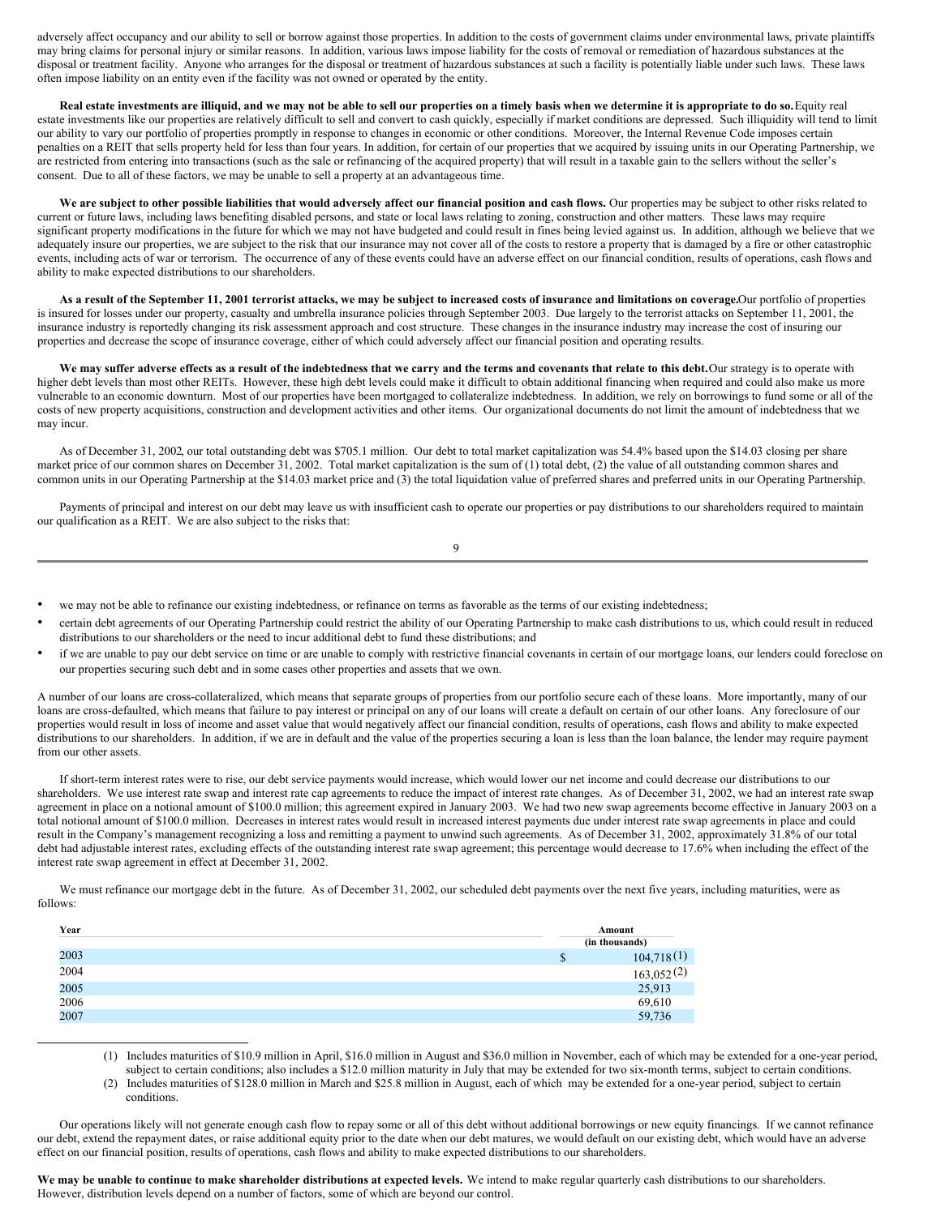adversely affect occupancy and our ability to sell or borrow against those properties. In addition to the costs of government claims under environmental laws, private plaintiffs may bring claims for personal injury or similar reasons. In addition, various laws impose liability for the costs of removal or remediation of hazardous substances at the disposal or treatment facility. Anyone who arranges for the disposal or treatment of hazardous substances at such a facility is potentially liable under such laws. These laws often impose liability on an entity even if the facility was not owned or operated by the entity.

**Real estate investments are illiquid, and we may not be able to sell our properties on a timely basis when we determine it is appropriate to do so.** Equity real estate investments like our properties are relatively difficult to sell and convert to cash quickly, especially if market conditions are depressed. Such illiquidity will tend to limit our ability to vary our portfolio of properties promptly in response to changes in economic or other conditions. Moreover, the Internal Revenue Code imposes certain penalties on a REIT that sells property held for less than four years. In addition, for certain of our properties that we acquired by issuing units in our Operating Partnership, we are restricted from entering into transactions (such as the sale or refinancing of the acquired property) that will result in a taxable gain to the sellers without the seller's consent. Due to all of these factors, we may be unable to sell a property at an advantageous time.

**We are subject to other possible liabilities that would adversely affect our financial position and cash flows.** Our properties may be subject to other risks related to current or future laws, including laws benefiting disabled persons, and state or local laws relating to zoning, construction and other matters. These laws may require significant property modifications in the future for which we may not have budgeted and could result in fines being levied against us. In addition, although we believe that we adequately insure our properties, we are subject to the risk that our insurance may not cover all of the costs to restore a property that is damaged by a fire or other catastrophic events, including acts of war or terrorism. The occurrence of any of these events could have an adverse effect on our financial condition, results of operations, cash flows and ability to make expected distributions to our shareholders.

**As a result of the September 11, 2001 terrorist attacks, we may be subject to increased costs of insurance and limitations on coverage.** Our portfolio of properties is insured for losses under our property, casualty and umbrella insurance policies through September 2003. Due largely to the terrorist attacks on September 11, 2001, the insurance industry is reportedly changing its risk assessment approach and cost structure. These changes in the insurance industry may increase the cost of insuring our properties and decrease the scope of insurance coverage, either of which could adversely affect our financial position and operating results.

**We may suffer adverse effects as a result of the indebtedness that we carry and the terms and covenants that relate to this debt.** Our strategy is to operate with higher debt levels than most other REITs. However, these high debt levels could make it difficult to obtain additional financing when required and could also make us more vulnerable to an economic downturn. Most of our properties have been mortgaged to collateralize indebtedness. In addition, we rely on borrowings to fund some or all of the costs of new property acquisitions, construction and development activities and other items. Our organizational documents do not limit the amount of indebtedness that we may incur.

As of December 31, 2002, our total outstanding debt was $705.1 million. Our debt to total market capitalization was 54.4% based upon the $14.03 closing per share market price of our common shares on December 31, 2002. Total market capitalization is the sum of (1) total debt, (2) the value of all outstanding common shares and common units in our Operating Partnership at the $14.03 market price and (3) the total liquidation value of preferred shares and preferred units in our Operating Partnership.

Payments of principal and interest on our debt may leave us with insufficient cash to operate our properties or pay distributions to our shareholders required to maintain our qualification as a REIT. We are also subject to the risks that:

- we may not be able to refinance our existing indebtedness, or refinance on terms as favorable as the terms of our existing indebtedness;
- certain debt agreements of our Operating Partnership could restrict the ability of our Operating Partnership to make cash distributions to us, which could result in reduced distributions to our shareholders or the need to incur additional debt to fund these distributions; and
- if we are unable to pay our debt service on time or are unable to comply with restrictive financial covenants in certain of our mortgage loans, our lenders could foreclose on our properties securing such debt and in some cases other properties and assets that we own.

A number of our loans are cross-collateralized, which means that separate groups of properties from our portfolio secure each of these loans. More importantly, many of our loans are cross-defaulted, which means that failure to pay interest or principal on any of our loans will create a default on certain of our other loans. Any foreclosure of our properties would result in loss of income and asset value that would negatively affect our financial condition, results of operations, cash flows and ability to make expected distributions to our shareholders. In addition, if we are in default and the value of the properties securing a loan is less than the loan balance, the lender may require payment from our other assets.

If short-term interest rates were to rise, our debt service payments would increase, which would lower our net income and could decrease our distributions to our shareholders. We use interest rate swap and interest rate cap agreements to reduce the impact of interest rate changes. As of December 31, 2002, we had an interest rate swap agreement in place on a notional amount of $100.0 million; this agreement expired in January 2003. We had two new swap agreements become effective in January 2003 on a total notional amount of $100.0 million. Decreases in interest rates would result in increased interest payments due under interest rate swap agreements in place and could result in the Company's management recognizing a loss and remitting a payment to unwind such agreements. As of December 31, 2002, approximately 31.8% of our total debt had adjustable interest rates, excluding effects of the outstanding interest rate swap agreement; this percentage would decrease to 17.6% when including the effect of the interest rate swap agreement in effect at December 31, 2002.

We must refinance our mortgage debt in the future. As of December 31, 2002, our scheduled debt payments over the next five years, including maturities, were as follows:

| Year | Amount (in thousands) |
|---|---|
| 2003 | $ 104,718 (1) |
| 2004 | 163,052 (2) |
| 2005 | 25,913 |
| 2006 | 69,610 |
| 2007 | 59,736 |

(1) Includes maturities of $10.9 million in April, $16.0 million in August and $36.0 million in November, each of which may be extended for a one-year period, subject to certain conditions; also includes a $12.0 million maturity in July that may be extended for two six-month terms, subject to certain conditions.

(2) Includes maturities of $128.0 million in March and $25.8 million in August, each of which may be extended for a one-year period, subject to certain conditions.

Our operations likely will not generate enough cash flow to repay some or all of this debt without additional borrowings or new equity financings. If we cannot refinance our debt, extend the repayment dates, or raise additional equity prior to the date when our debt matures, we would default on our existing debt, which would have an adverse effect on our financial position, results of operations, cash flows and ability to make expected distributions to our shareholders.

**We may be unable to continue to make shareholder distributions at expected levels.** We intend to make regular quarterly cash distributions to our shareholders. However, distribution levels depend on a number of factors, some of which are beyond our control.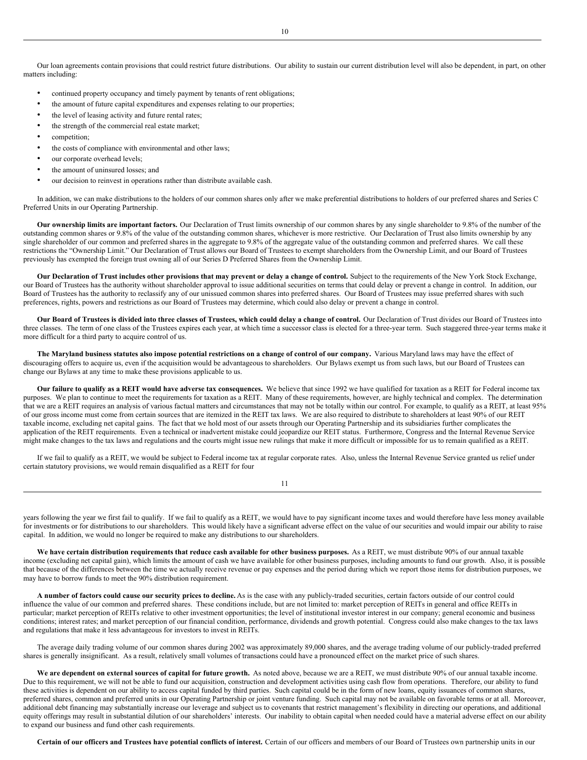Our loan agreements contain provisions that could restrict future distributions. Our ability to sustain our current distribution level will also be dependent, in part, on other matters including:

- continued property occupancy and timely payment by tenants of rent obligations;
- the amount of future capital expenditures and expenses relating to our properties;
- the level of leasing activity and future rental rates;
- the strength of the commercial real estate market;
- competition;
- the costs of compliance with environmental and other laws;
- our corporate overhead levels;
- the amount of uninsured losses; and
- our decision to reinvest in operations rather than distribute available cash.

In addition, we can make distributions to the holders of our common shares only after we make preferential distributions to holders of our preferred shares and Series C Preferred Units in our Operating Partnership.

**Our ownership limits are important factors.** Our Declaration of Trust limits ownership of our common shares by any single shareholder to 9.8% of the number of the outstanding common shares or 9.8% of the value of the outstanding common shares, whichever is more restrictive. Our Declaration of Trust also limits ownership by any single shareholder of our common and preferred shares in the aggregate to 9.8% of the aggregate value of the outstanding common and preferred shares. We call these restrictions the "Ownership Limit." Our Declaration of Trust allows our Board of Trustees to exempt shareholders from the Ownership Limit, and our Board of Trustees previously has exempted the foreign trust owning all of our Series D Preferred Shares from the Ownership Limit.

**Our Declaration of Trust includes other provisions that may prevent or delay a change of control.** Subject to the requirements of the New York Stock Exchange, our Board of Trustees has the authority without shareholder approval to issue additional securities on terms that could delay or prevent a change in control. In addition, our Board of Trustees has the authority to reclassify any of our unissued common shares into preferred shares. Our Board of Trustees may issue preferred shares with such preferences, rights, powers and restrictions as our Board of Trustees may determine, which could also delay or prevent a change in control.

**Our Board of Trustees is divided into three classes of Trustees, which could delay a change of control.** Our Declaration of Trust divides our Board of Trustees into three classes. The term of one class of the Trustees expires each year, at which time a successor class is elected for a three-year term. Such staggered three-year terms make it more difficult for a third party to acquire control of us.

**The Maryland business statutes also impose potential restrictions on a change of control of our company.** Various Maryland laws may have the effect of discouraging offers to acquire us, even if the acquisition would be advantageous to shareholders. Our Bylaws exempt us from such laws, but our Board of Trustees can change our Bylaws at any time to make these provisions applicable to us.

**Our failure to qualify as a REIT would have adverse tax consequences.** We believe that since 1992 we have qualified for taxation as a REIT for Federal income tax purposes. We plan to continue to meet the requirements for taxation as a REIT. Many of these requirements, however, are highly technical and complex. The determination that we are a REIT requires an analysis of various factual matters and circumstances that may not be totally within our control. For example, to qualify as a REIT, at least 95% of our gross income must come from certain sources that are itemized in the REIT tax laws. We are also required to distribute to shareholders at least 90% of our REIT taxable income, excluding net capital gains. The fact that we hold most of our assets through our Operating Partnership and its subsidiaries further complicates the application of the REIT requirements. Even a technical or inadvertent mistake could jeopardize our REIT status. Furthermore, Congress and the Internal Revenue Service might make changes to the tax laws and regulations and the courts might issue new rulings that make it more difficult or impossible for us to remain qualified as a REIT.

If we fail to qualify as a REIT, we would be subject to Federal income tax at regular corporate rates. Also, unless the Internal Revenue Service granted us relief under certain statutory provisions, we would remain disqualified as a REIT for four years following the year we first fail to qualify. If we fail to qualify as a REIT, we would have to pay significant income taxes and would therefore have less money available for investments or for distributions to our shareholders. This would likely have a significant adverse effect on the value of our securities and would impair our ability to raise capital. In addition, we would no longer be required to make any distributions to our shareholders.

**We have certain distribution requirements that reduce cash available for other business purposes.** As a REIT, we must distribute 90% of our annual taxable income (excluding net capital gain), which limits the amount of cash we have available for other business purposes, including amounts to fund our growth. Also, it is possible that because of the differences between the time we actually receive revenue or pay expenses and the period during which we report those items for distribution purposes, we may have to borrow funds to meet the 90% distribution requirement.

**A number of factors could cause our security prices to decline.** As is the case with any publicly-traded securities, certain factors outside of our control could influence the value of our common and preferred shares. These conditions include, but are not limited to: market perception of REITs in general and office REITs in particular; market perception of REITs relative to other investment opportunities; the level of institutional investor interest in our company; general economic and business conditions; interest rates; and market perception of our financial condition, performance, dividends and growth potential. Congress could also make changes to the tax laws and regulations that make it less advantageous for investors to invest in REITs.

The average daily trading volume of our common shares during 2002 was approximately 89,000 shares, and the average trading volume of our publicly-traded preferred shares is generally insignificant. As a result, relatively small volumes of transactions could have a pronounced effect on the market price of such shares.

**We are dependent on external sources of capital for future growth.** As noted above, because we are a REIT, we must distribute 90% of our annual taxable income. Due to this requirement, we will not be able to fund our acquisition, construction and development activities using cash flow from operations. Therefore, our ability to fund these activities is dependent on our ability to access capital funded by third parties. Such capital could be in the form of new loans, equity issuances of common shares, preferred shares, common and preferred units in our Operating Partnership or joint venture funding. Such capital may not be available on favorable terms or at all. Moreover, additional debt financing may substantially increase our leverage and subject us to covenants that restrict management's flexibility in directing our operations, and additional equity offerings may result in substantial dilution of our shareholders' interests. Our inability to obtain capital when needed could have a material adverse effect on our ability to expand our business and fund other cash requirements.

**Certain of our officers and Trustees have potential conflicts of interest.** Certain of our officers and members of our Board of Trustees own partnership units in our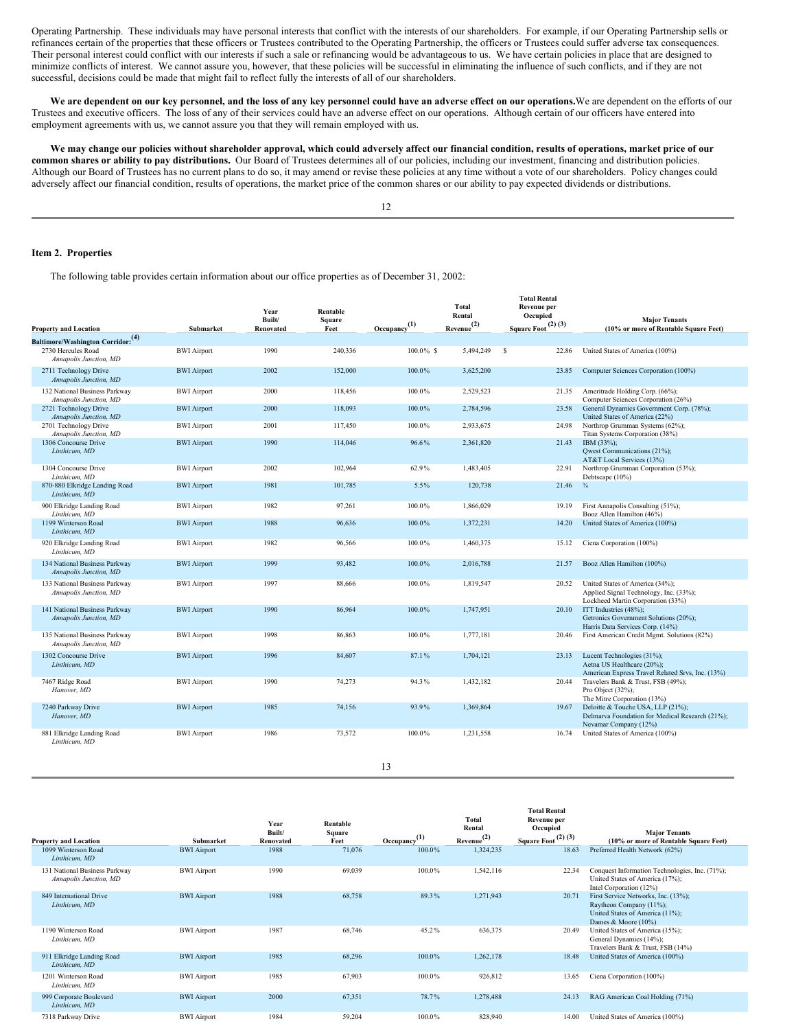Operating Partnership. These individuals may have personal interests that conflict with the interests of our shareholders. For example, if our Operating Partnership sells or refinances certain of the properties that these officers or Trustees contributed to the Operating Partnership, the officers or Trustees could suffer adverse tax consequences. Their personal interest could conflict with our interests if such a sale or refinancing would be advantageous to us. We have certain policies in place that are designed to minimize conflicts of interest. We cannot assure you, however, that these policies will be successful in eliminating the influence of such conflicts, and if they are not successful, decisions could be made that might fail to reflect fully the interests of all of our shareholders.

**We are dependent on our key personnel, and the loss of any key personnel could have an adverse effect on our operations.** We are dependent on the efforts of our Trustees and executive officers. The loss of any of their services could have an adverse effect on our operations. Although certain of our officers have entered into employment agreements with us, we cannot assure you that they will remain employed with us.

**We may change our policies without shareholder approval, which could adversely affect our financial condition, results of operations, market price of our common shares or ability to pay distributions.** Our Board of Trustees determines all of our policies, including our investment, financing and distribution policies. Although our Board of Trustees has no current plans to do so, it may amend or revise these policies at any time without a vote of our shareholders. Policy changes could adversely affect our financial condition, results of operations, the market price of the common shares or our ability to pay expected dividends or distributions.

### Item 2. Properties

The following table provides certain information about our office properties as of December 31, 2002:

| Property and Location | Submarket | Year Built/ Renovated | Rentable Square Feet | Occupancy (1) | Total Rental Revenue (2) | Total Rental Revenue per Occupied Square Foot (2) (3) | Major Tenants (10% or more of Rentable Square Feet) |
|---|---|---|---|---|---|---|---|
| **Baltimore/Washington Corridor:** (4) | | | | | | | |
| 2730 Hercules Road *Annapolis Junction, MD* | BWI Airport | 1990 | 240,336 | 100.0% | $ 5,494,249 | $ 22.86 | United States of America (100%) |
| 2711 Technology Drive *Annapolis Junction, MD* | BWI Airport | 2002 | 152,000 | 100.0% | 3,625,200 | 23.85 | Computer Sciences Corporation (100%) |
| 132 National Business Parkway *Annapolis Junction, MD* | BWI Airport | 2000 | 118,456 | 100.0% | 2,529,523 | 21.35 | Ameritrade Holding Corp. (66%); Computer Sciences Corporation (26%) |
| 2721 Technology Drive *Annapolis Junction, MD* | BWI Airport | 2000 | 118,093 | 100.0% | 2,784,596 | 23.58 | General Dynamics Government Corp. (78%); United States of America (22%) |
| 2701 Technology Drive *Annapolis Junction, MD* | BWI Airport | 2001 | 117,450 | 100.0% | 2,933,675 | 24.98 | Northrop Grumman Systems (62%); Titan Systems Corporation (38%) |
| 1306 Concourse Drive *Linthicum, MD* | BWI Airport | 1990 | 114,046 | 96.6% | 2,361,820 | 21.43 | IBM (33%); Qwest Communications (21%); AT&T Local Services (13%) |
| 1304 Concourse Drive *Linthicum, MD* | BWI Airport | 2002 | 102,964 | 62.9% | 1,483,405 | 22.91 | Northrop Grumman Corporation (53%); Debtscape (10%) |
| 870-880 Elkridge Landing Road *Linthicum, MD* | BWI Airport | 1981 | 101,785 | 5.5% | 120,738 | 21.46 | ¾ |
| 900 Elkridge Landing Road *Linthicum, MD* | BWI Airport | 1982 | 97,261 | 100.0% | 1,866,029 | 19.19 | First Annapolis Consulting (51%); Booz Allen Hamilton (46%) |
| 1199 Winterson Road *Linthicum, MD* | BWI Airport | 1988 | 96,636 | 100.0% | 1,372,231 | 14.20 | United States of America (100%) |
| 920 Elkridge Landing Road *Linthicum, MD* | BWI Airport | 1982 | 96,566 | 100.0% | 1,460,375 | 15.12 | Ciena Corporation (100%) |
| 134 National Business Parkway *Annapolis Junction, MD* | BWI Airport | 1999 | 93,482 | 100.0% | 2,016,788 | 21.57 | Booz Allen Hamilton (100%) |
| 133 National Business Parkway *Annapolis Junction, MD* | BWI Airport | 1997 | 88,666 | 100.0% | 1,819,547 | 20.52 | United States of America (34%); Applied Signal Technology, Inc. (33%); Lockheed Martin Corporation (33%) |
| 141 National Business Parkway *Annapolis Junction, MD* | BWI Airport | 1990 | 86,964 | 100.0% | 1,747,951 | 20.10 | ITT Industries (48%); Getronics Government Solutions (20%); Harris Data Services Corp. (14%) |
| 135 National Business Parkway *Annapolis Junction, MD* | BWI Airport | 1998 | 86,863 | 100.0% | 1,777,181 | 20.46 | First American Credit Mgmt. Solutions (82%) |
| 1302 Concourse Drive *Linthicum, MD* | BWI Airport | 1996 | 84,607 | 87.1% | 1,704,121 | 23.13 | Lucent Technologies (31%); Aetna US Healthcare (20%); American Express Travel Related Srvs, Inc. (13%) |
| 7467 Ridge Road *Hanover, MD* | BWI Airport | 1990 | 74,273 | 94.3% | 1,432,182 | 20.44 | Travelers Bank & Trust, FSB (49%); Pro Object (32%); The Mitre Corporation (13%) |
| 7240 Parkway Drive *Hanover, MD* | BWI Airport | 1985 | 74,156 | 93.9% | 1,369,864 | 19.67 | Deloitte & Touche USA, LLP (21%); Delmarva Foundation for Medical Research (21%); Nevamar Company (12%) |
| 881 Elkridge Landing Road *Linthicum, MD* | BWI Airport | 1986 | 73,572 | 100.0% | 1,231,558 | 16.74 | United States of America (100%) |
| 1099 Winterson Road *Linthicum, MD* | BWI Airport | 1988 | 71,076 | 100.0% | 1,324,235 | 18.63 | Preferred Health Network (62%) |
| 131 National Business Parkway *Annapolis Junction, MD* | BWI Airport | 1990 | 69,039 | 100.0% | 1,542,116 | 22.34 | Conquest Information Technologies, Inc. (71%); United States of America (17%); Intel Corporation (12%) |
| 849 International Drive *Linthicum, MD* | BWI Airport | 1988 | 68,758 | 89.3% | 1,271,943 | 20.71 | First Service Networks, Inc. (13%); Raytheon Company (11%); United States of America (11%); Dames & Moore (10%) |
| 1190 Winterson Road *Linthicum, MD* | BWI Airport | 1987 | 68,746 | 45.2% | 636,375 | 20.49 | United States of America (15%); General Dynamics (14%); Travelers Bank & Trust, FSB (14%) |
| 911 Elkridge Landing Road *Linthicum, MD* | BWI Airport | 1985 | 68,296 | 100.0% | 1,262,178 | 18.48 | United States of America (100%) |
| 1201 Winterson Road *Linthicum, MD* | BWI Airport | 1985 | 67,903 | 100.0% | 926,812 | 13.65 | Ciena Corporation (100%) |
| 999 Corporate Boulevard *Linthicum, MD* | BWI Airport | 2000 | 67,351 | 78.7% | 1,278,488 | 24.13 | RAG American Coal Holding (71%) |
| 7318 Parkway Drive | BWI Airport | 1984 | 59,204 | 100.0% | 828,940 | 14.00 | United States of America (100%) |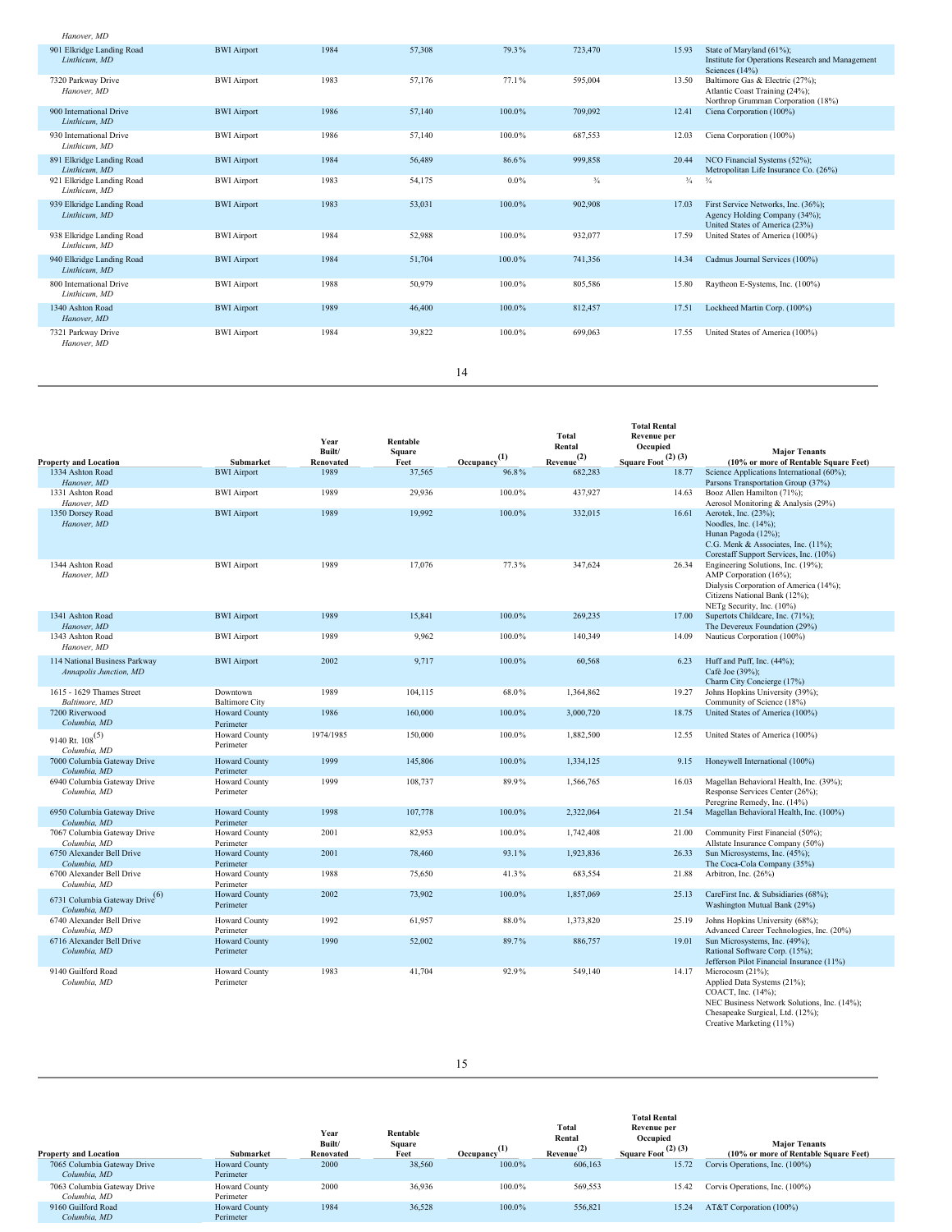| Property and Location | Submarket | Year Built/ Renovated | Rentable Square Feet | Occupancy (1) | Total Rental Revenue (2) | Total Rental Revenue per Occupied Square Foot (2) (3) | Major Tenants (10% or more of Rentable Square Feet) |
|---|---|---|---|---|---|---|---|
| *Hanover, MD* | | | | | | | |
| 901 Elkridge Landing Road *Linthicum, MD* | BWI Airport | 1984 | 57,308 | 79.3% | 723,470 | 15.93 | State of Maryland (61%); Institute for Operations Research and Management Sciences (14%) |
| 7320 Parkway Drive *Hanover, MD* | BWI Airport | 1983 | 57,176 | 77.1% | 595,004 | 13.50 | Baltimore Gas & Electric (27%); Atlantic Coast Training (24%); Northrop Grumman Corporation (18%) |
| 900 International Drive *Linthicum, MD* | BWI Airport | 1986 | 57,140 | 100.0% | 709,092 | 12.41 | Ciena Corporation (100%) |
| 930 International Drive *Linthicum, MD* | BWI Airport | 1986 | 57,140 | 100.0% | 687,553 | 12.03 | Ciena Corporation (100%) |
| 891 Elkridge Landing Road *Linthicum, MD* | BWI Airport | 1984 | 56,489 | 86.6% | 999,858 | 20.44 | NCO Financial Systems (52%); Metropolitan Life Insurance Co. (26%) |
| 921 Elkridge Landing Road *Linthicum, MD* | BWI Airport | 1983 | 54,175 | 0.0% | ¾ | ¾ | ¾ |
| 939 Elkridge Landing Road *Linthicum, MD* | BWI Airport | 1983 | 53,031 | 100.0% | 902,908 | 17.03 | First Service Networks, Inc. (36%); Agency Holding Company (34%); United States of America (23%) |
| 938 Elkridge Landing Road *Linthicum, MD* | BWI Airport | 1984 | 52,988 | 100.0% | 932,077 | 17.59 | United States of America (100%) |
| 940 Elkridge Landing Road *Linthicum, MD* | BWI Airport | 1984 | 51,704 | 100.0% | 741,356 | 14.34 | Cadmus Journal Services (100%) |
| 800 International Drive *Linthicum, MD* | BWI Airport | 1988 | 50,979 | 100.0% | 805,586 | 15.80 | Raytheon E-Systems, Inc. (100%) |
| 1340 Ashton Road *Hanover, MD* | BWI Airport | 1989 | 46,400 | 100.0% | 812,457 | 17.51 | Lockheed Martin Corp. (100%) |
| 7321 Parkway Drive *Hanover, MD* | BWI Airport | 1984 | 39,822 | 100.0% | 699,063 | 17.55 | United States of America (100%) |
| 1334 Ashton Road *Hanover, MD* | BWI Airport | 1989 | 37,565 | 96.8% | 682,283 | 18.77 | Science Applications International (60%); Parsons Transportation Group (37%) |
| 1331 Ashton Road *Hanover, MD* | BWI Airport | 1989 | 29,936 | 100.0% | 437,927 | 14.63 | Booz Allen Hamilton (71%); Aerosol Monitoring & Analysis (29%) |
| 1350 Dorsey Road *Hanover, MD* | BWI Airport | 1989 | 19,992 | 100.0% | 332,015 | 16.61 | Aerotek, Inc. (23%); Noodles, Inc. (14%); Hunan Pagoda (12%); C.G. Menk & Associates, Inc. (11%); Corestaff Support Services, Inc. (10%) |
| 1344 Ashton Road *Hanover, MD* | BWI Airport | 1989 | 17,076 | 77.3% | 347,624 | 26.34 | Engineering Solutions, Inc. (19%); AMP Corporation (16%); Dialysis Corporation of America (14%); Citizens National Bank (12%); NETg Security, Inc. (10%) |
| 1341 Ashton Road *Hanover, MD* | BWI Airport | 1989 | 15,841 | 100.0% | 269,235 | 17.00 | Supertots Childcare, Inc. (71%); The Devereux Foundation (29%) |
| 1343 Ashton Road *Hanover, MD* | BWI Airport | 1989 | 9,962 | 100.0% | 140,349 | 14.09 | Nauticus Corporation (100%) |
| 114 National Business Parkway *Annapolis Junction, MD* | BWI Airport | 2002 | 9,717 | 100.0% | 60,568 | 6.23 | Huff and Puff, Inc. (44%); Café Joe (39%); Charm City Concierge (17%) |
| 1615 - 1629 Thames Street *Baltimore, MD* | Downtown Baltimore City | 1989 | 104,115 | 68.0% | 1,364,862 | 19.27 | Johns Hopkins University (39%); Community of Science (18%) |
| 7200 Riverwood *Columbia, MD* | Howard County Perimeter | 1986 | 160,000 | 100.0% | 3,000,720 | 18.75 | United States of America (100%) |
| 9140 Rt. 108(5) *Columbia, MD* | Howard County Perimeter | 1974/1985 | 150,000 | 100.0% | 1,882,500 | 12.55 | United States of America (100%) |
| 7000 Columbia Gateway Drive *Columbia, MD* | Howard County Perimeter | 1999 | 145,806 | 100.0% | 1,334,125 | 9.15 | Honeywell International (100%) |
| 6940 Columbia Gateway Drive *Columbia, MD* | Howard County Perimeter | 1999 | 108,737 | 89.9% | 1,566,765 | 16.03 | Magellan Behavioral Health, Inc. (39%); Response Services Center (26%); Peregrine Remedy, Inc. (14%) |
| 6950 Columbia Gateway Drive *Columbia, MD* | Howard County Perimeter | 1998 | 107,778 | 100.0% | 2,322,064 | 21.54 | Magellan Behavioral Health, Inc. (100%) |
| 7067 Columbia Gateway Drive *Columbia, MD* | Howard County Perimeter | 2001 | 82,953 | 100.0% | 1,742,408 | 21.00 | Community First Financial (50%); Allstate Insurance Company (50%) |
| 6750 Alexander Bell Drive *Columbia, MD* | Howard County Perimeter | 2001 | 78,460 | 93.1% | 1,923,836 | 26.33 | Sun Microsystems, Inc. (45%); The Coca-Cola Company (35%) |
| 6700 Alexander Bell Drive *Columbia, MD* | Howard County Perimeter | 1988 | 75,650 | 41.3% | 683,554 | 21.88 | Arbitron, Inc. (26%) |
| 6731 Columbia Gateway Drive(6) *Columbia, MD* | Howard County Perimeter | 2002 | 73,902 | 100.0% | 1,857,069 | 25.13 | CareFirst Inc. & Subsidiaries (68%); Washington Mutual Bank (29%) |
| 6740 Alexander Bell Drive *Columbia, MD* | Howard County Perimeter | 1992 | 61,957 | 88.0% | 1,373,820 | 25.19 | Johns Hopkins University (68%); Advanced Career Technologies, Inc. (20%) |
| 6716 Alexander Bell Drive *Columbia, MD* | Howard County Perimeter | 1990 | 52,002 | 89.7% | 886,757 | 19.01 | Sun Microsystems, Inc. (49%); Rational Software Corp. (15%); Jefferson Pilot Financial Insurance (11%) |
| 9140 Guilford Road *Columbia, MD* | Howard County Perimeter | 1983 | 41,704 | 92.9% | 549,140 | 14.17 | Microcosm (21%); Applied Data Systems (21%); COACT, Inc. (14%); NEC Business Network Solutions, Inc. (14%); Chesapeake Surgical, Ltd. (12%); Creative Marketing (11%) |
| 7065 Columbia Gateway Drive *Columbia, MD* | Howard County Perimeter | 2000 | 38,560 | 100.0% | 606,163 | 15.72 | Corvis Operations, Inc. (100%) |
| 7063 Columbia Gateway Drive *Columbia, MD* | Howard County Perimeter | 2000 | 36,936 | 100.0% | 569,553 | 15.42 | Corvis Operations, Inc. (100%) |
| 9160 Guilford Road *Columbia, MD* | Howard County Perimeter | 1984 | 36,528 | 100.0% | 556,821 | 15.24 | AT&T Corporation (100%) |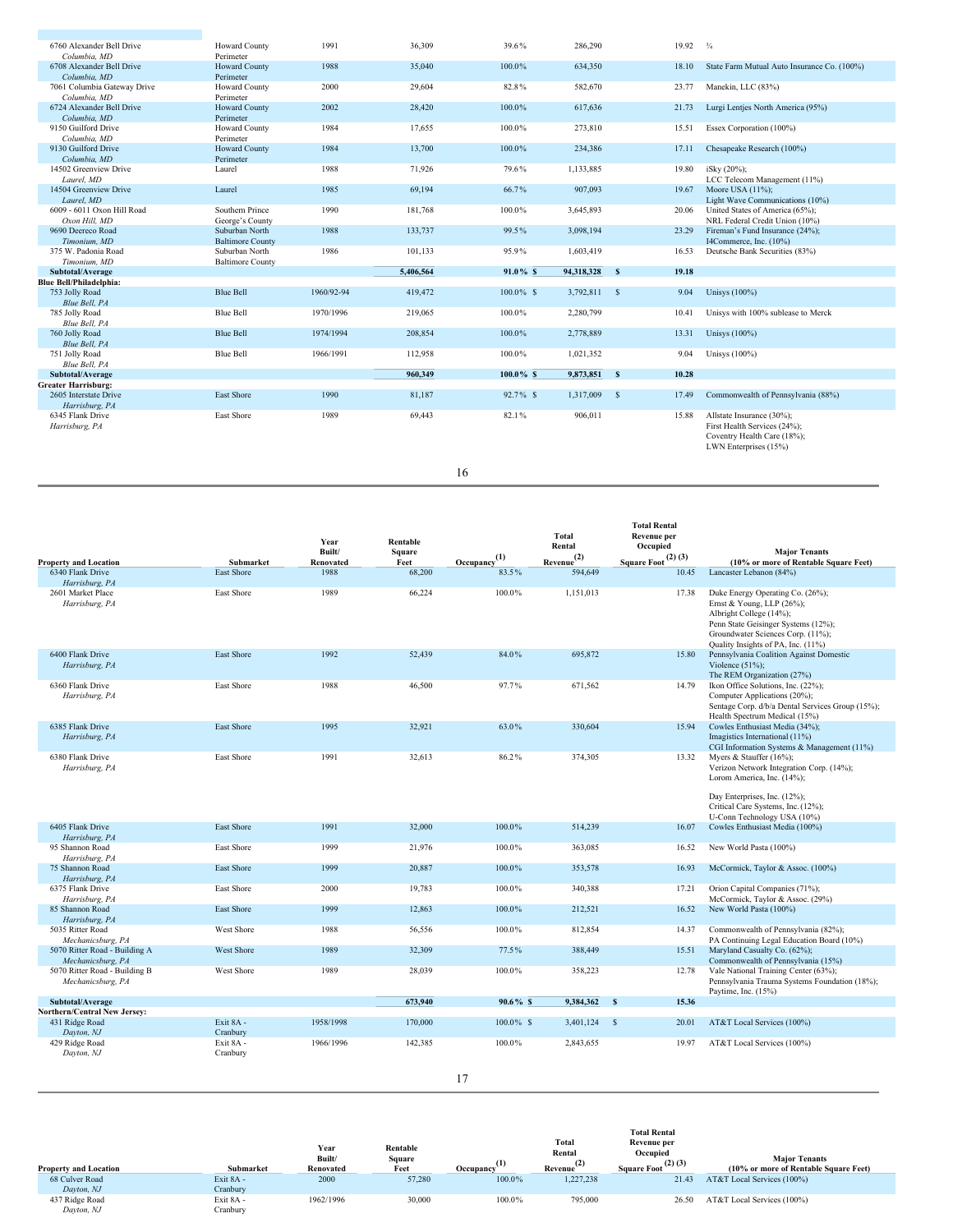| Property and Location | Submarket | Year Built/ Renovated | Rentable Square Feet | Occupancy (1) | Total Rental Revenue (2) | Total Rental Revenue per Occupied Square Foot (2) (3) | Major Tenants (10% or more of Rentable Square Feet) |
|---|---|---|---|---|---|---|---|
| 6760 Alexander Bell Drive *Columbia, MD* | Howard County Perimeter | 1991 | 36,309 | 39.6% | 286,290 | 19.92 | ¾ |
| 6708 Alexander Bell Drive *Columbia, MD* | Howard County Perimeter | 1988 | 35,040 | 100.0% | 634,350 | 18.10 | State Farm Mutual Auto Insurance Co. (100%) |
| 7061 Columbia Gateway Drive *Columbia, MD* | Howard County Perimeter | 2000 | 29,604 | 82.8% | 582,670 | 23.77 | Manekin, LLC (83%) |
| 6724 Alexander Bell Drive *Columbia, MD* | Howard County Perimeter | 2002 | 28,420 | 100.0% | 617,636 | 21.73 | Lurgi Lentjes North America (95%) |
| 9150 Guilford Drive *Columbia, MD* | Howard County Perimeter | 1984 | 17,655 | 100.0% | 273,810 | 15.51 | Essex Corporation (100%) |
| 9130 Guilford Drive *Columbia, MD* | Howard County Perimeter | 1984 | 13,700 | 100.0% | 234,386 | 17.11 | Chesapeake Research (100%) |
| 14502 Greenview Drive *Laurel, MD* | Laurel | 1988 | 71,926 | 79.6% | 1,133,885 | 19.80 | iSky (20%); LCC Telecom Management (11%) |
| 14504 Greenview Drive *Laurel, MD* | Laurel | 1985 | 69,194 | 66.7% | 907,093 | 19.67 | Moore USA (11%); Light Wave Communications (10%) |
| 6009 - 6011 Oxon Hill Road *Oxon Hill, MD* | Southern Prince George's County | 1990 | 181,768 | 100.0% | 3,645,893 | 20.06 | United States of America (65%); NRL Federal Credit Union (10%) |
| 9690 Deereco Road *Timonium, MD* | Suburban North Baltimore County | 1988 | 133,737 | 99.5% | 3,098,194 | 23.29 | Fireman's Fund Insurance (24%); I4Commerce, Inc. (10%) |
| 375 W. Padonia Road *Timonium, MD* | Suburban North Baltimore County | 1986 | 101,133 | 95.9% | 1,603,419 | 16.53 | Deutsche Bank Securities (83%) |
| **Subtotal/Average** | | | **5,406,564** | **91.0%** | **$ 94,318,328** | **$ 19.18** | |
| **Blue Bell/Philadelphia:** | | | | | | | |
| 753 Jolly Road *Blue Bell, PA* | Blue Bell | 1960/92-94 | 419,472 | 100.0% | $ 3,792,811 | $ 9.04 | Unisys (100%) |
| 785 Jolly Road *Blue Bell, PA* | Blue Bell | 1970/1996 | 219,065 | 100.0% | 2,280,799 | 10.41 | Unisys with 100% sublease to Merck |
| 760 Jolly Road *Blue Bell, PA* | Blue Bell | 1974/1994 | 208,854 | 100.0% | 2,778,889 | 13.31 | Unisys (100%) |
| 751 Jolly Road *Blue Bell, PA* | Blue Bell | 1966/1991 | 112,958 | 100.0% | 1,021,352 | 9.04 | Unisys (100%) |
| **Subtotal/Average** | | | **960,349** | **100.0%** | **$ 9,873,851** | **$ 10.28** | |
| **Greater Harrisburg:** | | | | | | | |
| 2605 Interstate Drive *Harrisburg, PA* | East Shore | 1990 | 81,187 | 92.7% | $ 1,317,009 | $ 17.49 | Commonwealth of Pennsylvania (88%) |
| 6345 Flank Drive *Harrisburg, PA* | East Shore | 1989 | 69,443 | 82.1% | 906,011 | 15.88 | Allstate Insurance (30%); First Health Services (24%); Coventry Health Care (18%); LWN Enterprises (15%) |
| 6340 Flank Drive *Harrisburg, PA* | East Shore | 1988 | 68,200 | 83.5% | 594,649 | 10.45 | Lancaster Lebanon (84%) |
| 2601 Market Place *Harrisburg, PA* | East Shore | 1989 | 66,224 | 100.0% | 1,151,013 | 17.38 | Duke Energy Operating Co. (26%); Ernst & Young, LLP (26%); Albright College (14%); Penn State Geisinger Systems (12%); Groundwater Sciences Corp. (11%); Quality Insights of PA, Inc. (11%) |
| 6400 Flank Drive *Harrisburg, PA* | East Shore | 1992 | 52,439 | 84.0% | 695,872 | 15.80 | Pennsylvania Coalition Against Domestic Violence (51%); The REM Organization (27%) |
| 6360 Flank Drive *Harrisburg, PA* | East Shore | 1988 | 46,500 | 97.7% | 671,562 | 14.79 | Ikon Office Solutions, Inc. (22%); Computer Applications (20%); Sentage Corp. d/b/a Dental Services Group (15%); Health Spectrum Medical (15%) |
| 6385 Flank Drive *Harrisburg, PA* | East Shore | 1995 | 32,921 | 63.0% | 330,604 | 15.94 | Cowles Enthusiast Media (34%); Imagistics International (11%) CGI Information Systems & Management (11%) |
| 6380 Flank Drive *Harrisburg, PA* | East Shore | 1991 | 32,613 | 86.2% | 374,305 | 13.32 | Myers & Stauffer (16%); Verizon Network Integration Corp. (14%); Lorom America, Inc. (14%); Day Enterprises, Inc. (12%); Critical Care Systems, Inc. (12%); U-Conn Technology USA (10%) |
| 6405 Flank Drive *Harrisburg, PA* | East Shore | 1991 | 32,000 | 100.0% | 514,239 | 16.07 | Cowles Enthusiast Media (100%) |
| 95 Shannon Road *Harrisburg, PA* | East Shore | 1999 | 21,976 | 100.0% | 363,085 | 16.52 | New World Pasta (100%) |
| 75 Shannon Road *Harrisburg, PA* | East Shore | 1999 | 20,887 | 100.0% | 353,578 | 16.93 | McCormick, Taylor & Assoc. (100%) |
| 6375 Flank Drive *Harrisburg, PA* | East Shore | 2000 | 19,783 | 100.0% | 340,388 | 17.21 | Orion Capital Companies (71%); McCormick, Taylor & Assoc. (29%) |
| 85 Shannon Road *Harrisburg, PA* | East Shore | 1999 | 12,863 | 100.0% | 212,521 | 16.52 | New World Pasta (100%) |
| 5035 Ritter Road *Mechanicsburg, PA* | West Shore | 1988 | 56,556 | 100.0% | 812,854 | 14.37 | Commonwealth of Pennsylvania (82%); PA Continuing Legal Education Board (10%) |
| 5070 Ritter Road - Building A *Mechanicsburg, PA* | West Shore | 1989 | 32,309 | 77.5% | 388,449 | 15.51 | Maryland Casualty Co. (62%); Commonwealth of Pennsylvania (15%) |
| 5070 Ritter Road - Building B *Mechanicsburg, PA* | West Shore | 1989 | 28,039 | 100.0% | 358,223 | 12.78 | Vale National Training Center (63%); Pennsylvania Trauma Systems Foundation (18%); Paytime, Inc. (15%) |
| **Subtotal/Average** | | | **673,940** | **90.6%** | **$ 9,384,362** | **$ 15.36** | |
| **Northern/Central New Jersey:** | | | | | | | |
| 431 Ridge Road *Dayton, NJ* | Exit 8A - Cranbury | 1958/1998 | 170,000 | 100.0% | $ 3,401,124 | $ 20.01 | AT&T Local Services (100%) |
| 429 Ridge Road *Dayton, NJ* | Exit 8A - Cranbury | 1966/1996 | 142,385 | 100.0% | 2,843,655 | 19.97 | AT&T Local Services (100%) |
| 68 Culver Road *Dayton, NJ* | Exit 8A - Cranbury | 2000 | 57,280 | 100.0% | 1,227,238 | 21.43 | AT&T Local Services (100%) |
| 437 Ridge Road *Dayton, NJ* | Exit 8A - Cranbury | 1962/1996 | 30,000 | 100.0% | 795,000 | 26.50 | AT&T Local Services (100%) |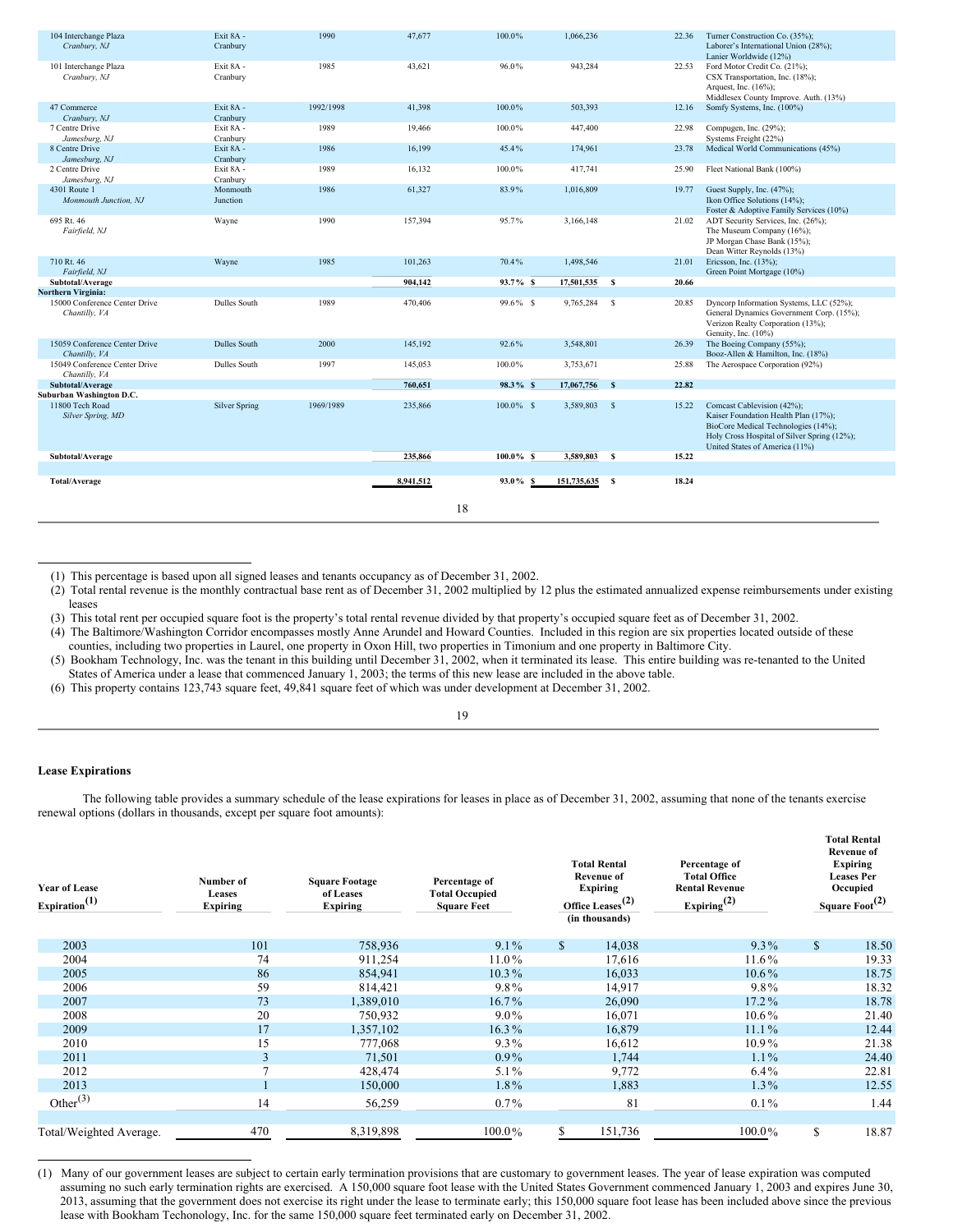| Property | Submarket | Year Built/Renovated | Rentable Square Feet | Percentage Occupied (1) | Total Rental Revenue (2) | | Total Rental Revenue per Occupied Square Foot (3) | Major Tenants |
|---|---|---|---|---|---|---|---|---|
| 104 Interchange Plaza *Cranbury, NJ* | Exit 8A - Cranbury | 1990 | 47,677 | 100.0% | 1,066,236 | | 22.36 | Turner Construction Co. (35%); Laborer's International Union (28%); Lanier Worldwide (12%) |
| 101 Interchange Plaza *Cranbury, NJ* | Exit 8A - Cranbury | 1985 | 43,621 | 96.0% | 943,284 | | 22.53 | Ford Motor Credit Co. (21%); CSX Transportation, Inc. (18%); Arquest, Inc. (16%); Middlesex County Improve. Auth. (13%) |
| 47 Commerce *Cranbury, NJ* | Exit 8A - Cranbury | 1992/1998 | 41,398 | 100.0% | 503,393 | | 12.16 | Somfy Systems, Inc. (100%) |
| 7 Centre Drive *Jamesburg, NJ* | Exit 8A - Cranbury | 1989 | 19,466 | 100.0% | 447,400 | | 22.98 | Compugen, Inc. (29%); Systems Freight (22%) |
| 8 Centre Drive *Jamesburg, NJ* | Exit 8A - Cranbury | 1986 | 16,199 | 45.4% | 174,961 | | 23.78 | Medical World Communications (45%) |
| 2 Centre Drive *Jamesburg, NJ* | Exit 8A - Cranbury | 1989 | 16,132 | 100.0% | 417,741 | | 25.90 | Fleet National Bank (100%) |
| 4301 Route 1 *Monmouth Junction, NJ* | Monmouth Junction | 1986 | 61,327 | 83.9% | 1,016,809 | | 19.77 | Guest Supply, Inc. (47%); Ikon Office Solutions (14%); Foster & Adoptive Family Services (10%) |
| 695 Rt. 46 *Fairfield, NJ* | Wayne | 1990 | 157,394 | 95.7% | 3,166,148 | | 21.02 | ADT Security Services, Inc. (26%); The Museum Company (16%); JP Morgan Chase Bank (15%); Dean Witter Reynolds (13%) |
| 710 Rt. 46 *Fairfield, NJ* | Wayne | 1985 | 101,263 | 70.4% | 1,498,546 | | 21.01 | Ericsson, Inc. (13%); Green Point Mortgage (10%) |
| **Subtotal/Average** | | | **904,142** | **93.7%** | **$ 17,501,535** | **$** | **20.66** | |
| **Northern Virginia:** | | | | | | | | |
| 15000 Conference Center Drive *Chantilly, VA* | Dulles South | 1989 | 470,406 | 99.6% | $ 9,765,284 | $ | 20.85 | Dyncorp Information Systems, LLC (52%); General Dynamics Government Corp. (15%); Verizon Realty Corporation (13%); Genuity, Inc. (10%) |
| 15059 Conference Center Drive *Chantilly, VA* | Dulles South | 2000 | 145,192 | 92.6% | 3,548,801 | | 26.39 | The Boeing Company (55%); Booz-Allen & Hamilton, Inc. (18%) |
| 15049 Conference Center Drive *Chantilly, VA* | Dulles South | 1997 | 145,053 | 100.0% | 3,753,671 | | 25.88 | The Aerospace Corporation (92%) |
| **Subtotal/Average** | | | **760,651** | **98.3%** | **$ 17,067,756** | **$** | **22.82** | |
| **Suburban Washington D.C.** | | | | | | | | |
| 11800 Tech Road *Silver Spring, MD* | Silver Spring | 1969/1989 | 235,866 | 100.0% | $ 3,589,803 | $ | 15.22 | Comcast Cablevision (42%); Kaiser Foundation Health Plan (17%); BioCore Medical Technologies (14%); Holy Cross Hospital of Silver Spring (12%); United States of America (11%) |
| **Subtotal/Average** | | | **235,866** | **100.0%** | **$ 3,589,803** | **$** | **15.22** | |
| **Total/Average** | | | **8,941,512** | **93.0%** | **$ 151,735,635** | **$** | **18.24** | |

(1) This percentage is based upon all signed leases and tenants occupancy as of December 31, 2002.

(2) Total rental revenue is the monthly contractual base rent as of December 31, 2002 multiplied by 12 plus the estimated annualized expense reimbursements under existing leases

(3) This total rent per occupied square foot is the property's total rental revenue divided by that property's occupied square feet as of December 31, 2002.

(4) The Baltimore/Washington Corridor encompasses mostly Anne Arundel and Howard Counties. Included in this region are six properties located outside of these counties, including two properties in Laurel, one property in Oxon Hill, two properties in Timonium and one property in Baltimore City.

(5) Bookham Technology, Inc. was the tenant in this building until December 31, 2002, when it terminated its lease. This entire building was re-tenanted to the United States of America under a lease that commenced January 1, 2003; the terms of this new lease are included in the above table.

(6) This property contains 123,743 square feet, 49,841 square feet of which was under development at December 31, 2002.

**Lease Expirations**

The following table provides a summary schedule of the lease expirations for leases in place as of December 31, 2002, assuming that none of the tenants exercise renewal options (dollars in thousands, except per square foot amounts):

| Year of Lease Expiration(1) | Number of Leases Expiring | Square Footage of Leases Expiring | Percentage of Total Occupied Square Feet | Total Rental Revenue of Expiring Office Leases(2) (in thousands) | Percentage of Total Office Rental Revenue Expiring(2) | Total Rental Revenue of Expiring Leases Per Occupied Square Foot(2) |
|---|---|---|---|---|---|---|
| 2003 | 101 | 758,936 | 9.1% | $ 14,038 | 9.3% | $ 18.50 |
| 2004 | 74 | 911,254 | 11.0% | 17,616 | 11.6% | 19.33 |
| 2005 | 86 | 854,941 | 10.3% | 16,033 | 10.6% | 18.75 |
| 2006 | 59 | 814,421 | 9.8% | 14,917 | 9.8% | 18.32 |
| 2007 | 73 | 1,389,010 | 16.7% | 26,090 | 17.2% | 18.78 |
| 2008 | 20 | 750,932 | 9.0% | 16,071 | 10.6% | 21.40 |
| 2009 | 17 | 1,357,102 | 16.3% | 16,879 | 11.1% | 12.44 |
| 2010 | 15 | 777,068 | 9.3% | 16,612 | 10.9% | 21.38 |
| 2011 | 3 | 71,501 | 0.9% | 1,744 | 1.1% | 24.40 |
| 2012 | 7 | 428,474 | 5.1% | 9,772 | 6.4% | 22.81 |
| 2013 | 1 | 150,000 | 1.8% | 1,883 | 1.3% | 12.55 |
| Other(3) | 14 | 56,259 | 0.7% | 81 | 0.1% | 1.44 |
| Total/Weighted Average. | 470 | 8,319,898 | 100.0% | $ 151,736 | 100.0% | $ 18.87 |

(1) Many of our government leases are subject to certain early termination provisions that are customary to government leases. The year of lease expiration was computed assuming no such early termination rights are exercised. A 150,000 square foot lease with the United States Government commenced January 1, 2003 and expires June 30, 2013, assuming that the government does not exercise its right under the lease to terminate early; this 150,000 square foot lease has been included above since the previous lease with Bookham Techonology, Inc. for the same 150,000 square feet terminated early on December 31, 2002.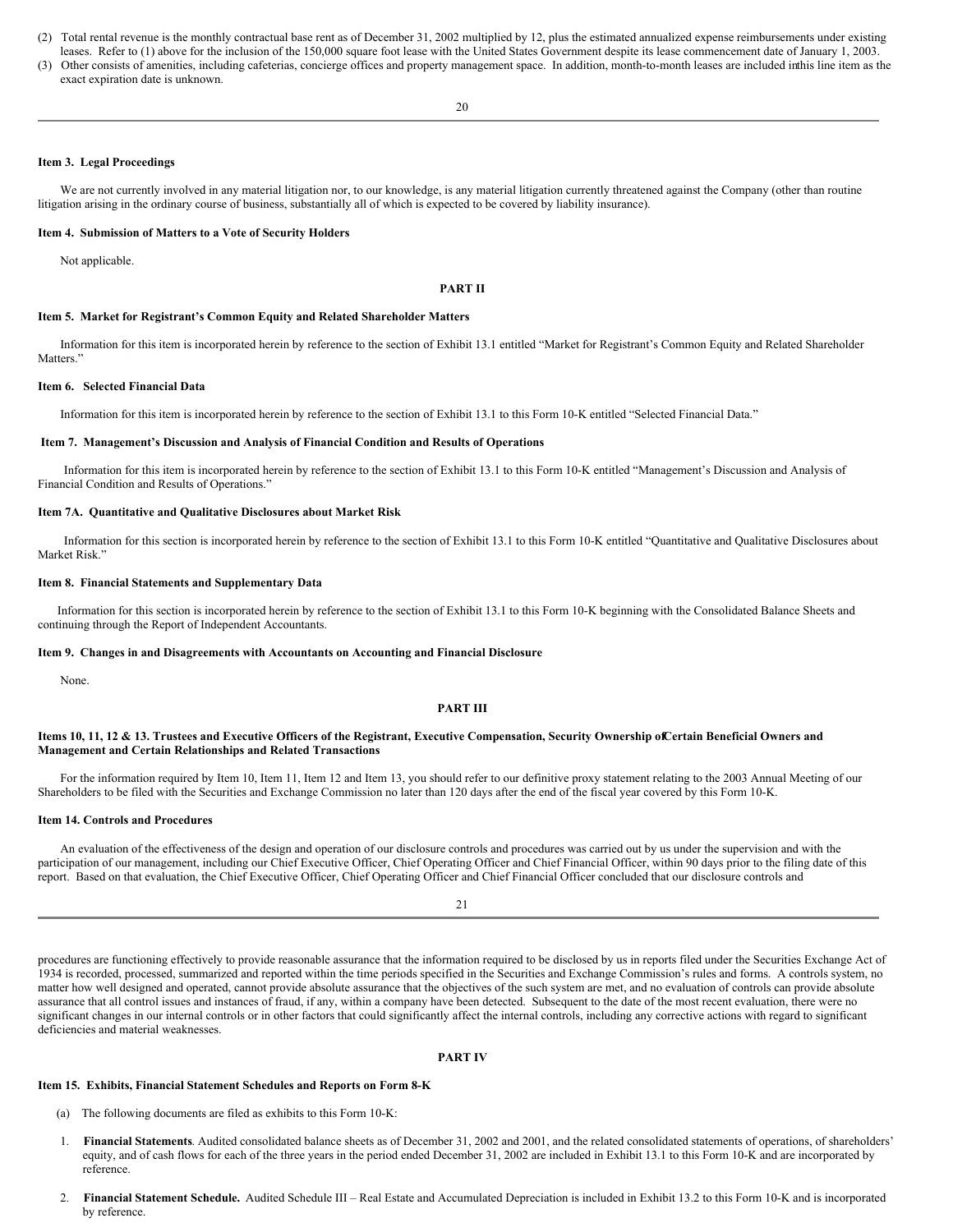(2) Total rental revenue is the monthly contractual base rent as of December 31, 2002 multiplied by 12, plus the estimated annualized expense reimbursements under existing leases. Refer to (1) above for the inclusion of the 150,000 square foot lease with the United States Government despite its lease commencement date of January 1, 2003.

(3) Other consists of amenities, including cafeterias, concierge offices and property management space. In addition, month-to-month leases are included in this line item as the exact expiration date is unknown.

**Item 3. Legal Proceedings**

We are not currently involved in any material litigation nor, to our knowledge, is any material litigation currently threatened against the Company (other than routine litigation arising in the ordinary course of business, substantially all of which is expected to be covered by liability insurance).

**Item 4. Submission of Matters to a Vote of Security Holders**

Not applicable.

## PART II

**Item 5. Market for Registrant's Common Equity and Related Shareholder Matters**

Information for this item is incorporated herein by reference to the section of Exhibit 13.1 entitled "Market for Registrant's Common Equity and Related Shareholder Matters."

**Item 6. Selected Financial Data**

Information for this item is incorporated herein by reference to the section of Exhibit 13.1 to this Form 10-K entitled "Selected Financial Data."

**Item 7. Management's Discussion and Analysis of Financial Condition and Results of Operations**

Information for this item is incorporated herein by reference to the section of Exhibit 13.1 to this Form 10-K entitled "Management's Discussion and Analysis of Financial Condition and Results of Operations."

**Item 7A. Quantitative and Qualitative Disclosures about Market Risk**

Information for this section is incorporated herein by reference to the section of Exhibit 13.1 to this Form 10-K entitled "Quantitative and Qualitative Disclosures about Market Risk."

**Item 8. Financial Statements and Supplementary Data**

Information for this section is incorporated herein by reference to the section of Exhibit 13.1 to this Form 10-K beginning with the Consolidated Balance Sheets and continuing through the Report of Independent Accountants.

**Item 9. Changes in and Disagreements with Accountants on Accounting and Financial Disclosure**

None.

## PART III

**Items 10, 11, 12 & 13. Trustees and Executive Officers of the Registrant, Executive Compensation, Security Ownership of Certain Beneficial Owners and Management and Certain Relationships and Related Transactions**

For the information required by Item 10, Item 11, Item 12 and Item 13, you should refer to our definitive proxy statement relating to the 2003 Annual Meeting of our Shareholders to be filed with the Securities and Exchange Commission no later than 120 days after the end of the fiscal year covered by this Form 10-K.

**Item 14. Controls and Procedures**

An evaluation of the effectiveness of the design and operation of our disclosure controls and procedures was carried out by us under the supervision and with the participation of our management, including our Chief Executive Officer, Chief Operating Officer and Chief Financial Officer, within 90 days prior to the filing date of this report. Based on that evaluation, the Chief Executive Officer, Chief Operating Officer and Chief Financial Officer concluded that our disclosure controls and procedures are functioning effectively to provide reasonable assurance that the information required to be disclosed by us in reports filed under the Securities Exchange Act of 1934 is recorded, processed, summarized and reported within the time periods specified in the Securities and Exchange Commission's rules and forms. A controls system, no matter how well designed and operated, cannot provide absolute assurance that the objectives of the such system are met, and no evaluation of controls can provide absolute assurance that all control issues and instances of fraud, if any, within a company have been detected. Subsequent to the date of the most recent evaluation, there were no significant changes in our internal controls or in other factors that could significantly affect the internal controls, including any corrective actions with regard to significant deficiencies and material weaknesses.

## PART IV

**Item 15. Exhibits, Financial Statement Schedules and Reports on Form 8-K**

(a) The following documents are filed as exhibits to this Form 10-K:

1. **Financial Statements**. Audited consolidated balance sheets as of December 31, 2002 and 2001, and the related consolidated statements of operations, of shareholders' equity, and of cash flows for each of the three years in the period ended December 31, 2002 are included in Exhibit 13.1 to this Form 10-K and are incorporated by reference.

2. **Financial Statement Schedule.** Audited Schedule III – Real Estate and Accumulated Depreciation is included in Exhibit 13.2 to this Form 10-K and is incorporated by reference.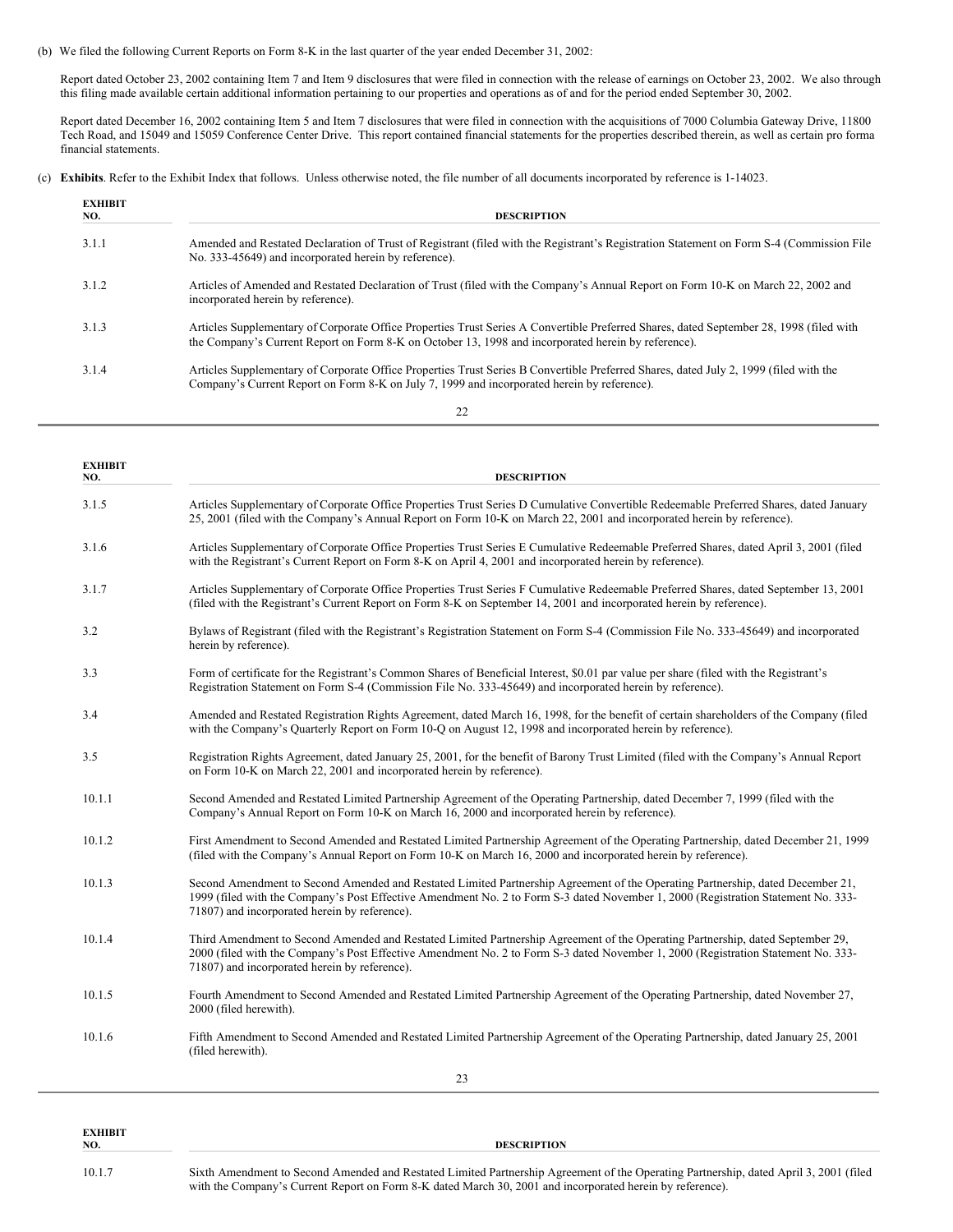(b) We filed the following Current Reports on Form 8-K in the last quarter of the year ended December 31, 2002:

Report dated October 23, 2002 containing Item 7 and Item 9 disclosures that were filed in connection with the release of earnings on October 23, 2002. We also through this filing made available certain additional information pertaining to our properties and operations as of and for the period ended September 30, 2002.

Report dated December 16, 2002 containing Item 5 and Item 7 disclosures that were filed in connection with the acquisitions of 7000 Columbia Gateway Drive, 11800 Tech Road, and 15049 and 15059 Conference Center Drive. This report contained financial statements for the properties described therein, as well as certain pro forma financial statements.

(c) **Exhibits**. Refer to the Exhibit Index that follows. Unless otherwise noted, the file number of all documents incorporated by reference is 1-14023.

| EXHIBIT NO. | DESCRIPTION |
|---|---|
| 3.1.1 | Amended and Restated Declaration of Trust of Registrant (filed with the Registrant's Registration Statement on Form S-4 (Commission File No. 333-45649) and incorporated herein by reference). |
| 3.1.2 | Articles of Amended and Restated Declaration of Trust (filed with the Company's Annual Report on Form 10-K on March 22, 2002 and incorporated herein by reference). |
| 3.1.3 | Articles Supplementary of Corporate Office Properties Trust Series A Convertible Preferred Shares, dated September 28, 1998 (filed with the Company's Current Report on Form 8-K on October 13, 1998 and incorporated herein by reference). |
| 3.1.4 | Articles Supplementary of Corporate Office Properties Trust Series B Convertible Preferred Shares, dated July 2, 1999 (filed with the Company's Current Report on Form 8-K on July 7, 1999 and incorporated herein by reference). |
| 3.1.5 | Articles Supplementary of Corporate Office Properties Trust Series D Cumulative Convertible Redeemable Preferred Shares, dated January 25, 2001 (filed with the Company's Annual Report on Form 10-K on March 22, 2001 and incorporated herein by reference). |
| 3.1.6 | Articles Supplementary of Corporate Office Properties Trust Series E Cumulative Redeemable Preferred Shares, dated April 3, 2001 (filed with the Registrant's Current Report on Form 8-K on April 4, 2001 and incorporated herein by reference). |
| 3.1.7 | Articles Supplementary of Corporate Office Properties Trust Series F Cumulative Redeemable Preferred Shares, dated September 13, 2001 (filed with the Registrant's Current Report on Form 8-K on September 14, 2001 and incorporated herein by reference). |
| 3.2 | Bylaws of Registrant (filed with the Registrant's Registration Statement on Form S-4 (Commission File No. 333-45649) and incorporated herein by reference). |
| 3.3 | Form of certificate for the Registrant's Common Shares of Beneficial Interest, $0.01 par value per share (filed with the Registrant's Registration Statement on Form S-4 (Commission File No. 333-45649) and incorporated herein by reference). |
| 3.4 | Amended and Restated Registration Rights Agreement, dated March 16, 1998, for the benefit of certain shareholders of the Company (filed with the Company's Quarterly Report on Form 10-Q on August 12, 1998 and incorporated herein by reference). |
| 3.5 | Registration Rights Agreement, dated January 25, 2001, for the benefit of Barony Trust Limited (filed with the Company's Annual Report on Form 10-K on March 22, 2001 and incorporated herein by reference). |
| 10.1.1 | Second Amended and Restated Limited Partnership Agreement of the Operating Partnership, dated December 7, 1999 (filed with the Company's Annual Report on Form 10-K on March 16, 2000 and incorporated herein by reference). |
| 10.1.2 | First Amendment to Second Amended and Restated Limited Partnership Agreement of the Operating Partnership, dated December 21, 1999 (filed with the Company's Annual Report on Form 10-K on March 16, 2000 and incorporated herein by reference). |
| 10.1.3 | Second Amendment to Second Amended and Restated Limited Partnership Agreement of the Operating Partnership, dated December 21, 1999 (filed with the Company's Post Effective Amendment No. 2 to Form S-3 dated November 1, 2000 (Registration Statement No. 333-71807) and incorporated herein by reference). |
| 10.1.4 | Third Amendment to Second Amended and Restated Limited Partnership Agreement of the Operating Partnership, dated September 29, 2000 (filed with the Company's Post Effective Amendment No. 2 to Form S-3 dated November 1, 2000 (Registration Statement No. 333-71807) and incorporated herein by reference). |
| 10.1.5 | Fourth Amendment to Second Amended and Restated Limited Partnership Agreement of the Operating Partnership, dated November 27, 2000 (filed herewith). |
| 10.1.6 | Fifth Amendment to Second Amended and Restated Limited Partnership Agreement of the Operating Partnership, dated January 25, 2001 (filed herewith). |
| 10.1.7 | Sixth Amendment to Second Amended and Restated Limited Partnership Agreement of the Operating Partnership, dated April 3, 2001 (filed with the Company's Current Report on Form 8-K dated March 30, 2001 and incorporated herein by reference). |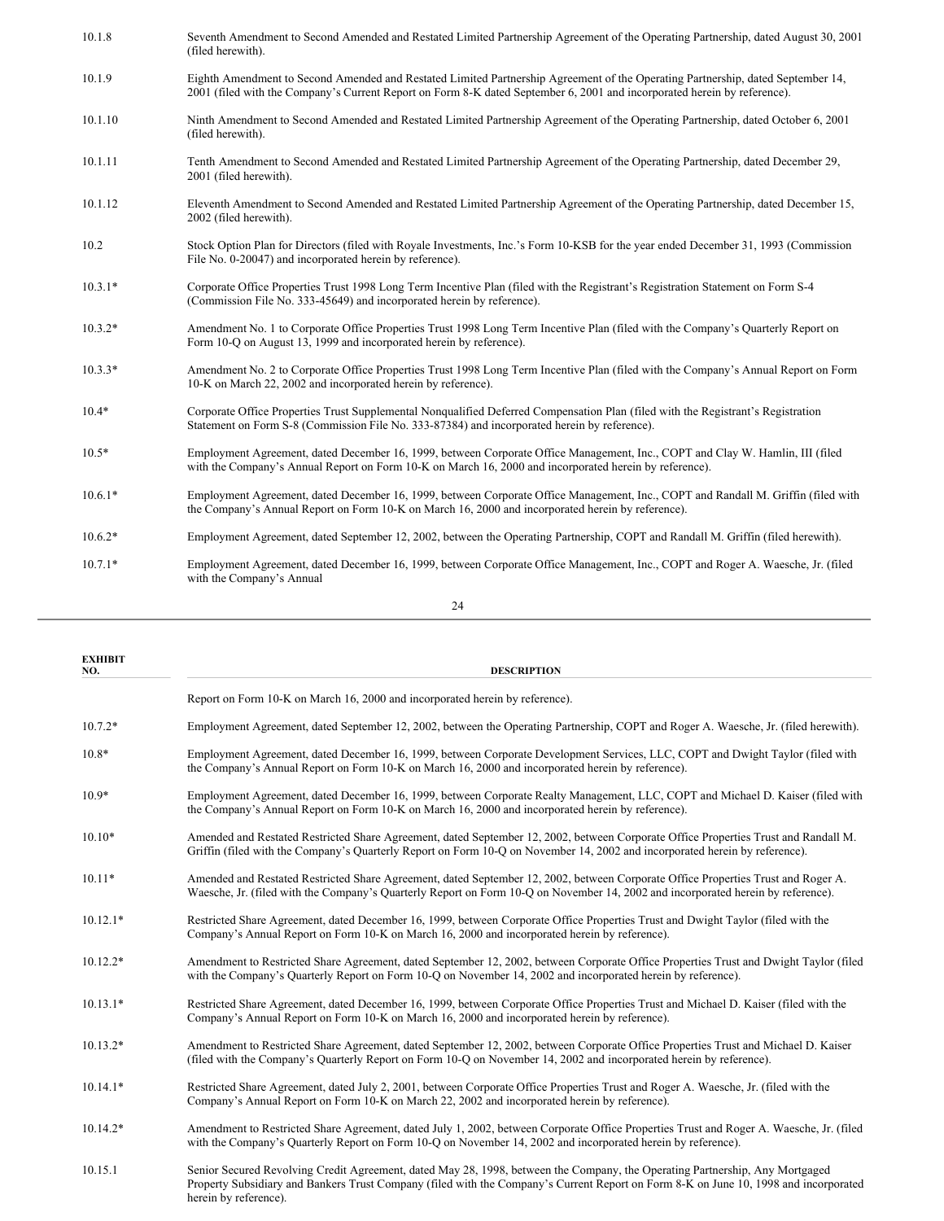| EXHIBIT NO. | DESCRIPTION |
|---|---|
| 10.1.8 | Seventh Amendment to Second Amended and Restated Limited Partnership Agreement of the Operating Partnership, dated August 30, 2001 (filed herewith). |
| 10.1.9 | Eighth Amendment to Second Amended and Restated Limited Partnership Agreement of the Operating Partnership, dated September 14, 2001 (filed with the Company's Current Report on Form 8-K dated September 6, 2001 and incorporated herein by reference). |
| 10.1.10 | Ninth Amendment to Second Amended and Restated Limited Partnership Agreement of the Operating Partnership, dated October 6, 2001 (filed herewith). |
| 10.1.11 | Tenth Amendment to Second Amended and Restated Limited Partnership Agreement of the Operating Partnership, dated December 29, 2001 (filed herewith). |
| 10.1.12 | Eleventh Amendment to Second Amended and Restated Limited Partnership Agreement of the Operating Partnership, dated December 15, 2002 (filed herewith). |
| 10.2 | Stock Option Plan for Directors (filed with Royale Investments, Inc.'s Form 10-KSB for the year ended December 31, 1993 (Commission File No. 0-20047) and incorporated herein by reference). |
| 10.3.1* | Corporate Office Properties Trust 1998 Long Term Incentive Plan (filed with the Registrant's Registration Statement on Form S-4 (Commission File No. 333-45649) and incorporated herein by reference). |
| 10.3.2* | Amendment No. 1 to Corporate Office Properties Trust 1998 Long Term Incentive Plan (filed with the Company's Quarterly Report on Form 10-Q on August 13, 1999 and incorporated herein by reference). |
| 10.3.3* | Amendment No. 2 to Corporate Office Properties Trust 1998 Long Term Incentive Plan (filed with the Company's Annual Report on Form 10-K on March 22, 2002 and incorporated herein by reference). |
| 10.4* | Corporate Office Properties Trust Supplemental Nonqualified Deferred Compensation Plan (filed with the Registrant's Registration Statement on Form S-8 (Commission File No. 333-87384) and incorporated herein by reference). |
| 10.5* | Employment Agreement, dated December 16, 1999, between Corporate Office Management, Inc., COPT and Clay W. Hamlin, III (filed with the Company's Annual Report on Form 10-K on March 16, 2000 and incorporated herein by reference). |
| 10.6.1* | Employment Agreement, dated December 16, 1999, between Corporate Office Management, Inc., COPT and Randall M. Griffin (filed with the Company's Annual Report on Form 10-K on March 16, 2000 and incorporated herein by reference). |
| 10.6.2* | Employment Agreement, dated September 12, 2002, between the Operating Partnership, COPT and Randall M. Griffin (filed herewith). |
| 10.7.1* | Employment Agreement, dated December 16, 1999, between Corporate Office Management, Inc., COPT and Roger A. Waesche, Jr. (filed with the Company's Annual Report on Form 10-K on March 16, 2000 and incorporated herein by reference). |
| 10.7.2* | Employment Agreement, dated September 12, 2002, between the Operating Partnership, COPT and Roger A. Waesche, Jr. (filed herewith). |
| 10.8* | Employment Agreement, dated December 16, 1999, between Corporate Development Services, LLC, COPT and Dwight Taylor (filed with the Company's Annual Report on Form 10-K on March 16, 2000 and incorporated herein by reference). |
| 10.9* | Employment Agreement, dated December 16, 1999, between Corporate Realty Management, LLC, COPT and Michael D. Kaiser (filed with the Company's Annual Report on Form 10-K on March 16, 2000 and incorporated herein by reference). |
| 10.10* | Amended and Restated Restricted Share Agreement, dated September 12, 2002, between Corporate Office Properties Trust and Randall M. Griffin (filed with the Company's Quarterly Report on Form 10-Q on November 14, 2002 and incorporated herein by reference). |
| 10.11* | Amended and Restated Restricted Share Agreement, dated September 12, 2002, between Corporate Office Properties Trust and Roger A. Waesche, Jr. (filed with the Company's Quarterly Report on Form 10-Q on November 14, 2002 and incorporated herein by reference). |
| 10.12.1* | Restricted Share Agreement, dated December 16, 1999, between Corporate Office Properties Trust and Dwight Taylor (filed with the Company's Annual Report on Form 10-K on March 16, 2000 and incorporated herein by reference). |
| 10.12.2* | Amendment to Restricted Share Agreement, dated September 12, 2002, between Corporate Office Properties Trust and Dwight Taylor (filed with the Company's Quarterly Report on Form 10-Q on November 14, 2002 and incorporated herein by reference). |
| 10.13.1* | Restricted Share Agreement, dated December 16, 1999, between Corporate Office Properties Trust and Michael D. Kaiser (filed with the Company's Annual Report on Form 10-K on March 16, 2000 and incorporated herein by reference). |
| 10.13.2* | Amendment to Restricted Share Agreement, dated September 12, 2002, between Corporate Office Properties Trust and Michael D. Kaiser (filed with the Company's Quarterly Report on Form 10-Q on November 14, 2002 and incorporated herein by reference). |
| 10.14.1* | Restricted Share Agreement, dated July 2, 2001, between Corporate Office Properties Trust and Roger A. Waesche, Jr. (filed with the Company's Annual Report on Form 10-K on March 22, 2002 and incorporated herein by reference). |
| 10.14.2* | Amendment to Restricted Share Agreement, dated July 1, 2002, between Corporate Office Properties Trust and Roger A. Waesche, Jr. (filed with the Company's Quarterly Report on Form 10-Q on November 14, 2002 and incorporated herein by reference). |
| 10.15.1 | Senior Secured Revolving Credit Agreement, dated May 28, 1998, between the Company, the Operating Partnership, Any Mortgaged Property Subsidiary and Bankers Trust Company (filed with the Company's Current Report on Form 8-K on June 10, 1998 and incorporated herein by reference). |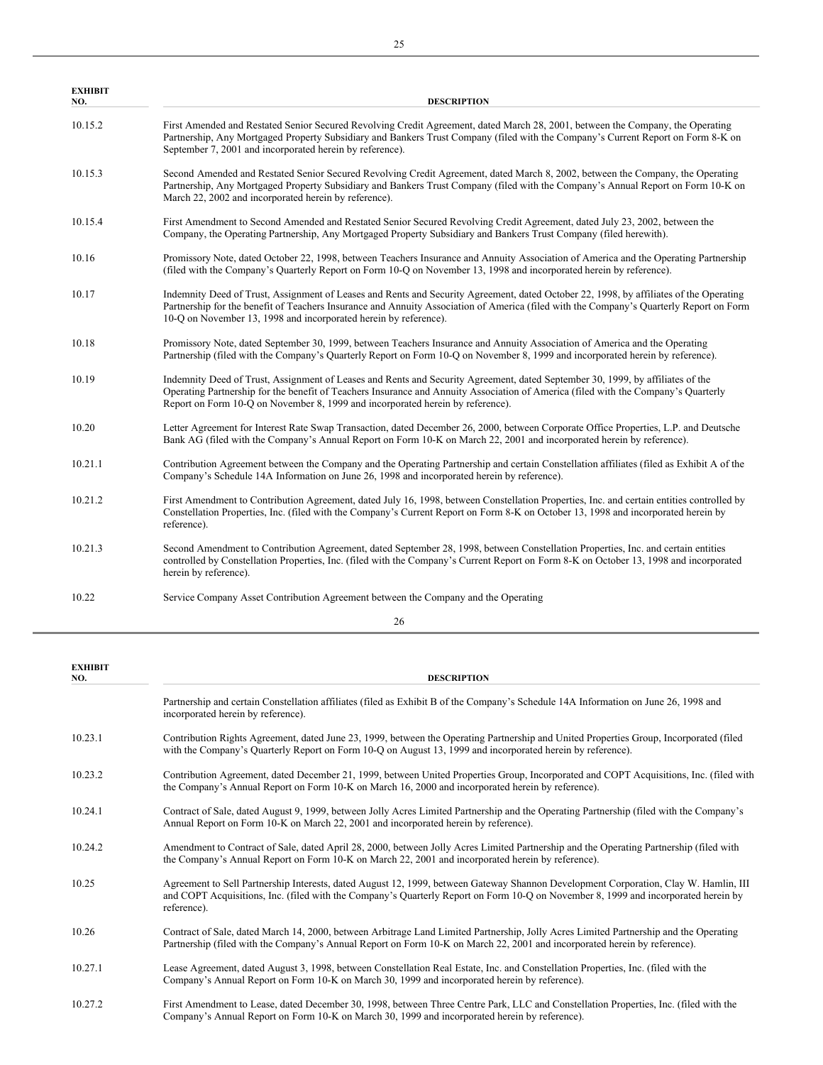| EXHIBIT NO. | DESCRIPTION |
|---|---|
| 10.15.2 | First Amended and Restated Senior Secured Revolving Credit Agreement, dated March 28, 2001, between the Company, the Operating Partnership, Any Mortgaged Property Subsidiary and Bankers Trust Company (filed with the Company's Current Report on Form 8-K on September 7, 2001 and incorporated herein by reference). |
| 10.15.3 | Second Amended and Restated Senior Secured Revolving Credit Agreement, dated March 8, 2002, between the Company, the Operating Partnership, Any Mortgaged Property Subsidiary and Bankers Trust Company (filed with the Company's Annual Report on Form 10-K on March 22, 2002 and incorporated herein by reference). |
| 10.15.4 | First Amendment to Second Amended and Restated Senior Secured Revolving Credit Agreement, dated July 23, 2002, between the Company, the Operating Partnership, Any Mortgaged Property Subsidiary and Bankers Trust Company (filed herewith). |
| 10.16 | Promissory Note, dated October 22, 1998, between Teachers Insurance and Annuity Association of America and the Operating Partnership (filed with the Company's Quarterly Report on Form 10-Q on November 13, 1998 and incorporated herein by reference). |
| 10.17 | Indemnity Deed of Trust, Assignment of Leases and Rents and Security Agreement, dated October 22, 1998, by affiliates of the Operating Partnership for the benefit of Teachers Insurance and Annuity Association of America (filed with the Company's Quarterly Report on Form 10-Q on November 13, 1998 and incorporated herein by reference). |
| 10.18 | Promissory Note, dated September 30, 1999, between Teachers Insurance and Annuity Association of America and the Operating Partnership (filed with the Company's Quarterly Report on Form 10-Q on November 8, 1999 and incorporated herein by reference). |
| 10.19 | Indemnity Deed of Trust, Assignment of Leases and Rents and Security Agreement, dated September 30, 1999, by affiliates of the Operating Partnership for the benefit of Teachers Insurance and Annuity Association of America (filed with the Company's Quarterly Report on Form 10-Q on November 8, 1999 and incorporated herein by reference). |
| 10.20 | Letter Agreement for Interest Rate Swap Transaction, dated December 26, 2000, between Corporate Office Properties, L.P. and Deutsche Bank AG (filed with the Company's Annual Report on Form 10-K on March 22, 2001 and incorporated herein by reference). |
| 10.21.1 | Contribution Agreement between the Company and the Operating Partnership and certain Constellation affiliates (filed as Exhibit A of the Company's Schedule 14A Information on June 26, 1998 and incorporated herein by reference). |
| 10.21.2 | First Amendment to Contribution Agreement, dated July 16, 1998, between Constellation Properties, Inc. and certain entities controlled by Constellation Properties, Inc. (filed with the Company's Current Report on Form 8-K on October 13, 1998 and incorporated herein by reference). |
| 10.21.3 | Second Amendment to Contribution Agreement, dated September 28, 1998, between Constellation Properties, Inc. and certain entities controlled by Constellation Properties, Inc. (filed with the Company's Current Report on Form 8-K on October 13, 1998 and incorporated herein by reference). |
| 10.22 | Service Company Asset Contribution Agreement between the Company and the Operating Partnership and certain Constellation affiliates (filed as Exhibit B of the Company's Schedule 14A Information on June 26, 1998 and incorporated herein by reference). |
| 10.23.1 | Contribution Rights Agreement, dated June 23, 1999, between the Operating Partnership and United Properties Group, Incorporated (filed with the Company's Quarterly Report on Form 10-Q on August 13, 1999 and incorporated herein by reference). |
| 10.23.2 | Contribution Agreement, dated December 21, 1999, between United Properties Group, Incorporated and COPT Acquisitions, Inc. (filed with the Company's Annual Report on Form 10-K on March 16, 2000 and incorporated herein by reference). |
| 10.24.1 | Contract of Sale, dated August 9, 1999, between Jolly Acres Limited Partnership and the Operating Partnership (filed with the Company's Annual Report on Form 10-K on March 22, 2001 and incorporated herein by reference). |
| 10.24.2 | Amendment to Contract of Sale, dated April 28, 2000, between Jolly Acres Limited Partnership and the Operating Partnership (filed with the Company's Annual Report on Form 10-K on March 22, 2001 and incorporated herein by reference). |
| 10.25 | Agreement to Sell Partnership Interests, dated August 12, 1999, between Gateway Shannon Development Corporation, Clay W. Hamlin, III and COPT Acquisitions, Inc. (filed with the Company's Quarterly Report on Form 10-Q on November 8, 1999 and incorporated herein by reference). |
| 10.26 | Contract of Sale, dated March 14, 2000, between Arbitrage Land Limited Partnership, Jolly Acres Limited Partnership and the Operating Partnership (filed with the Company's Annual Report on Form 10-K on March 22, 2001 and incorporated herein by reference). |
| 10.27.1 | Lease Agreement, dated August 3, 1998, between Constellation Real Estate, Inc. and Constellation Properties, Inc. (filed with the Company's Annual Report on Form 10-K on March 30, 1999 and incorporated herein by reference). |
| 10.27.2 | First Amendment to Lease, dated December 30, 1998, between Three Centre Park, LLC and Constellation Properties, Inc. (filed with the Company's Annual Report on Form 10-K on March 30, 1999 and incorporated herein by reference). |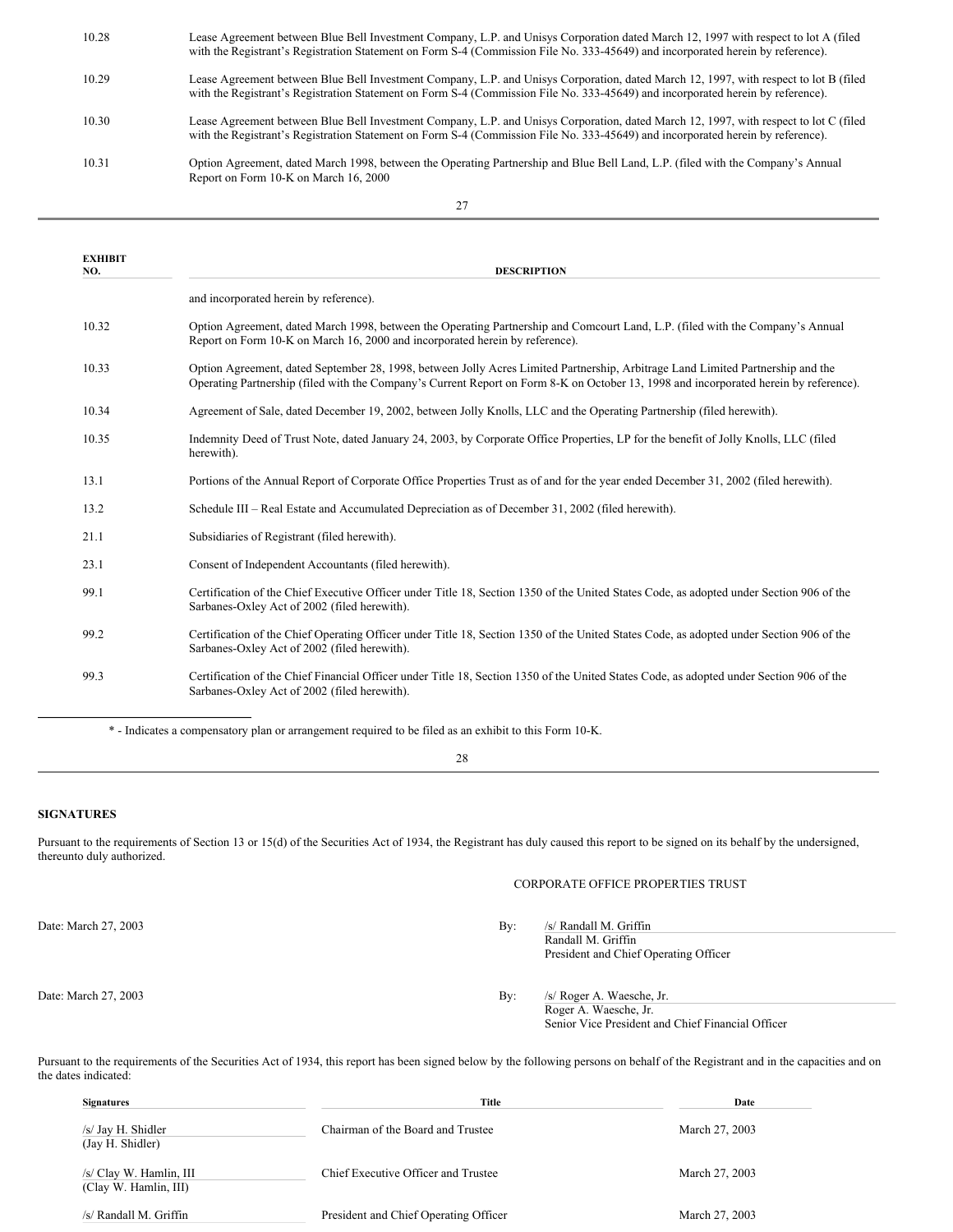| EXHIBIT NO. | DESCRIPTION |
| --- | --- |
| 10.28 | Lease Agreement between Blue Bell Investment Company, L.P. and Unisys Corporation dated March 12, 1997 with respect to lot A (filed with the Registrant's Registration Statement on Form S-4 (Commission File No. 333-45649) and incorporated herein by reference). |
| 10.29 | Lease Agreement between Blue Bell Investment Company, L.P. and Unisys Corporation, dated March 12, 1997, with respect to lot B (filed with the Registrant's Registration Statement on Form S-4 (Commission File No. 333-45649) and incorporated herein by reference). |
| 10.30 | Lease Agreement between Blue Bell Investment Company, L.P. and Unisys Corporation, dated March 12, 1997, with respect to lot C (filed with the Registrant's Registration Statement on Form S-4 (Commission File No. 333-45649) and incorporated herein by reference). |
| 10.31 | Option Agreement, dated March 1998, between the Operating Partnership and Blue Bell Land, L.P. (filed with the Company's Annual Report on Form 10-K on March 16, 2000 and incorporated herein by reference). |
| 10.32 | Option Agreement, dated March 1998, between the Operating Partnership and Comcourt Land, L.P. (filed with the Company's Annual Report on Form 10-K on March 16, 2000 and incorporated herein by reference). |
| 10.33 | Option Agreement, dated September 28, 1998, between Jolly Acres Limited Partnership, Arbitrage Land Limited Partnership and the Operating Partnership (filed with the Company's Current Report on Form 8-K on October 13, 1998 and incorporated herein by reference). |
| 10.34 | Agreement of Sale, dated December 19, 2002, between Jolly Knolls, LLC and the Operating Partnership (filed herewith). |
| 10.35 | Indemnity Deed of Trust Note, dated January 24, 2003, by Corporate Office Properties, LP for the benefit of Jolly Knolls, LLC (filed herewith). |
| 13.1 | Portions of the Annual Report of Corporate Office Properties Trust as of and for the year ended December 31, 2002 (filed herewith). |
| 13.2 | Schedule III – Real Estate and Accumulated Depreciation as of December 31, 2002 (filed herewith). |
| 21.1 | Subsidiaries of Registrant (filed herewith). |
| 23.1 | Consent of Independent Accountants (filed herewith). |
| 99.1 | Certification of the Chief Executive Officer under Title 18, Section 1350 of the United States Code, as adopted under Section 906 of the Sarbanes-Oxley Act of 2002 (filed herewith). |
| 99.2 | Certification of the Chief Operating Officer under Title 18, Section 1350 of the United States Code, as adopted under Section 906 of the Sarbanes-Oxley Act of 2002 (filed herewith). |
| 99.3 | Certification of the Chief Financial Officer under Title 18, Section 1350 of the United States Code, as adopted under Section 906 of the Sarbanes-Oxley Act of 2002 (filed herewith). |

\* - Indicates a compensatory plan or arrangement required to be filed as an exhibit to this Form 10-K.

## SIGNATURES

Pursuant to the requirements of Section 13 or 15(d) of the Securities Act of 1934, the Registrant has duly caused this report to be signed on its behalf by the undersigned, thereunto duly authorized.

CORPORATE OFFICE PROPERTIES TRUST

Date: March 27, 2003

By: /s/ Randall M. Griffin
Randall M. Griffin
President and Chief Operating Officer

Date: March 27, 2003

By: /s/ Roger A. Waesche, Jr.
Roger A. Waesche, Jr.
Senior Vice President and Chief Financial Officer

Pursuant to the requirements of the Securities Act of 1934, this report has been signed below by the following persons on behalf of the Registrant and in the capacities and on the dates indicated:

| Signatures | Title | Date |
| --- | --- | --- |
| /s/ Jay H. Shidler (Jay H. Shidler) | Chairman of the Board and Trustee | March 27, 2003 |
| /s/ Clay W. Hamlin, III (Clay W. Hamlin, III) | Chief Executive Officer and Trustee | March 27, 2003 |
| /s/ Randall M. Griffin | President and Chief Operating Officer | March 27, 2003 |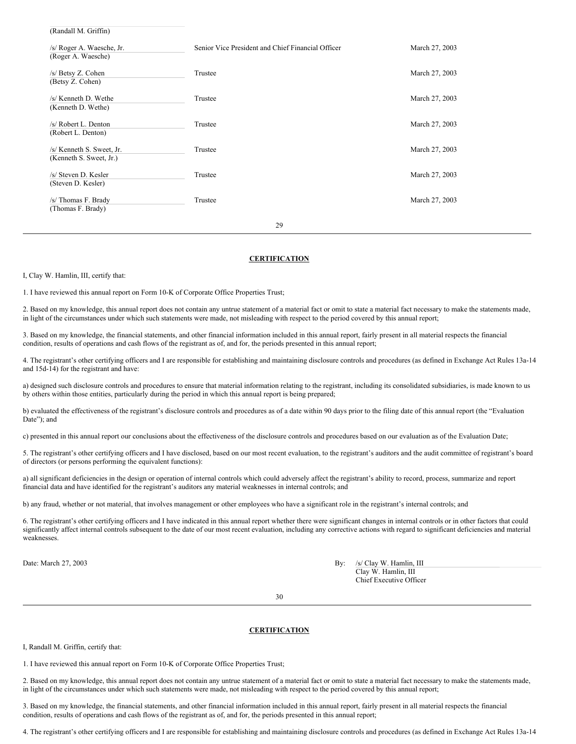| | | |
|---|---|---|
| (Randall M. Griffin) | | |
| /s/ Roger A. Waesche, Jr.<br>(Roger A. Waesche) | Senior Vice President and Chief Financial Officer | March 27, 2003 |
| /s/ Betsy Z. Cohen<br>(Betsy Z. Cohen) | Trustee | March 27, 2003 |
| /s/ Kenneth D. Wethe<br>(Kenneth D. Wethe) | Trustee | March 27, 2003 |
| /s/ Robert L. Denton<br>(Robert L. Denton) | Trustee | March 27, 2003 |
| /s/ Kenneth S. Sweet, Jr.<br>(Kenneth S. Sweet, Jr.) | Trustee | March 27, 2003 |
| /s/ Steven D. Kesler<br>(Steven D. Kesler) | Trustee | March 27, 2003 |
| /s/ Thomas F. Brady<br>(Thomas F. Brady) | Trustee | March 27, 2003 |

## CERTIFICATION

I, Clay W. Hamlin, III, certify that:

1. I have reviewed this annual report on Form 10-K of Corporate Office Properties Trust;

2. Based on my knowledge, this annual report does not contain any untrue statement of a material fact or omit to state a material fact necessary to make the statements made, in light of the circumstances under which such statements were made, not misleading with respect to the period covered by this annual report;

3. Based on my knowledge, the financial statements, and other financial information included in this annual report, fairly present in all material respects the financial condition, results of operations and cash flows of the registrant as of, and for, the periods presented in this annual report;

4. The registrant's other certifying officers and I are responsible for establishing and maintaining disclosure controls and procedures (as defined in Exchange Act Rules 13a-14 and 15d-14) for the registrant and have:

a) designed such disclosure controls and procedures to ensure that material information relating to the registrant, including its consolidated subsidiaries, is made known to us by others within those entities, particularly during the period in which this annual report is being prepared;

b) evaluated the effectiveness of the registrant's disclosure controls and procedures as of a date within 90 days prior to the filing date of this annual report (the "Evaluation Date"); and

c) presented in this annual report our conclusions about the effectiveness of the disclosure controls and procedures based on our evaluation as of the Evaluation Date;

5. The registrant's other certifying officers and I have disclosed, based on our most recent evaluation, to the registrant's auditors and the audit committee of registrant's board of directors (or persons performing the equivalent functions):

a) all significant deficiencies in the design or operation of internal controls which could adversely affect the registrant's ability to record, process, summarize and report financial data and have identified for the registrant's auditors any material weaknesses in internal controls; and

b) any fraud, whether or not material, that involves management or other employees who have a significant role in the registrant's internal controls; and

6. The registrant's other certifying officers and I have indicated in this annual report whether there were significant changes in internal controls or in other factors that could significantly affect internal controls subsequent to the date of our most recent evaluation, including any corrective actions with regard to significant deficiencies and material weaknesses.

Date: March 27, 2003

By: /s/ Clay W. Hamlin, III
Clay W. Hamlin, III
Chief Executive Officer

## CERTIFICATION

I, Randall M. Griffin, certify that:

1. I have reviewed this annual report on Form 10-K of Corporate Office Properties Trust;

2. Based on my knowledge, this annual report does not contain any untrue statement of a material fact or omit to state a material fact necessary to make the statements made, in light of the circumstances under which such statements were made, not misleading with respect to the period covered by this annual report;

3. Based on my knowledge, the financial statements, and other financial information included in this annual report, fairly present in all material respects the financial condition, results of operations and cash flows of the registrant as of, and for, the periods presented in this annual report;

4. The registrant's other certifying officers and I are responsible for establishing and maintaining disclosure controls and procedures (as defined in Exchange Act Rules 13a-14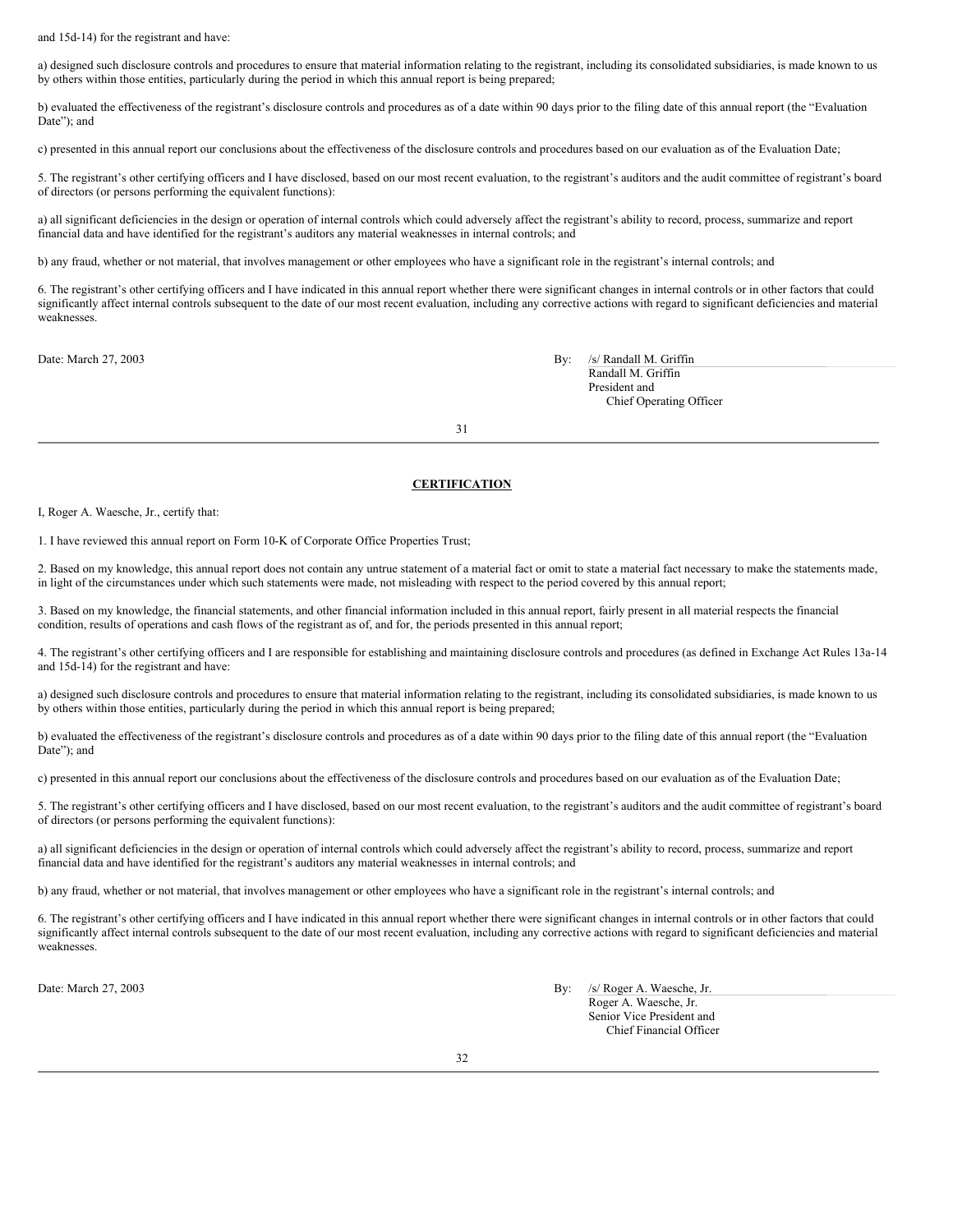and 15d-14) for the registrant and have:

a) designed such disclosure controls and procedures to ensure that material information relating to the registrant, including its consolidated subsidiaries, is made known to us by others within those entities, particularly during the period in which this annual report is being prepared;

b) evaluated the effectiveness of the registrant's disclosure controls and procedures as of a date within 90 days prior to the filing date of this annual report (the "Evaluation Date"); and

c) presented in this annual report our conclusions about the effectiveness of the disclosure controls and procedures based on our evaluation as of the Evaluation Date;

5. The registrant's other certifying officers and I have disclosed, based on our most recent evaluation, to the registrant's auditors and the audit committee of registrant's board of directors (or persons performing the equivalent functions):

a) all significant deficiencies in the design or operation of internal controls which could adversely affect the registrant's ability to record, process, summarize and report financial data and have identified for the registrant's auditors any material weaknesses in internal controls; and

b) any fraud, whether or not material, that involves management or other employees who have a significant role in the registrant's internal controls; and

6. The registrant's other certifying officers and I have indicated in this annual report whether there were significant changes in internal controls or in other factors that could significantly affect internal controls subsequent to the date of our most recent evaluation, including any corrective actions with regard to significant deficiencies and material weaknesses.

Date: March 27, 2003

By: /s/ Randall M. Griffin
Randall M. Griffin
President and
Chief Operating Officer

## CERTIFICATION

I, Roger A. Waesche, Jr., certify that:

1. I have reviewed this annual report on Form 10-K of Corporate Office Properties Trust;

2. Based on my knowledge, this annual report does not contain any untrue statement of a material fact or omit to state a material fact necessary to make the statements made, in light of the circumstances under which such statements were made, not misleading with respect to the period covered by this annual report;

3. Based on my knowledge, the financial statements, and other financial information included in this annual report, fairly present in all material respects the financial condition, results of operations and cash flows of the registrant as of, and for, the periods presented in this annual report;

4. The registrant's other certifying officers and I are responsible for establishing and maintaining disclosure controls and procedures (as defined in Exchange Act Rules 13a-14 and 15d-14) for the registrant and have:

a) designed such disclosure controls and procedures to ensure that material information relating to the registrant, including its consolidated subsidiaries, is made known to us by others within those entities, particularly during the period in which this annual report is being prepared;

b) evaluated the effectiveness of the registrant's disclosure controls and procedures as of a date within 90 days prior to the filing date of this annual report (the "Evaluation Date"); and

c) presented in this annual report our conclusions about the effectiveness of the disclosure controls and procedures based on our evaluation as of the Evaluation Date;

5. The registrant's other certifying officers and I have disclosed, based on our most recent evaluation, to the registrant's auditors and the audit committee of registrant's board of directors (or persons performing the equivalent functions):

a) all significant deficiencies in the design or operation of internal controls which could adversely affect the registrant's ability to record, process, summarize and report financial data and have identified for the registrant's auditors any material weaknesses in internal controls; and

b) any fraud, whether or not material, that involves management or other employees who have a significant role in the registrant's internal controls; and

6. The registrant's other certifying officers and I have indicated in this annual report whether there were significant changes in internal controls or in other factors that could significantly affect internal controls subsequent to the date of our most recent evaluation, including any corrective actions with regard to significant deficiencies and material weaknesses.

Date: March 27, 2003

By: /s/ Roger A. Waesche, Jr.
Roger A. Waesche, Jr.
Senior Vice President and
Chief Financial Officer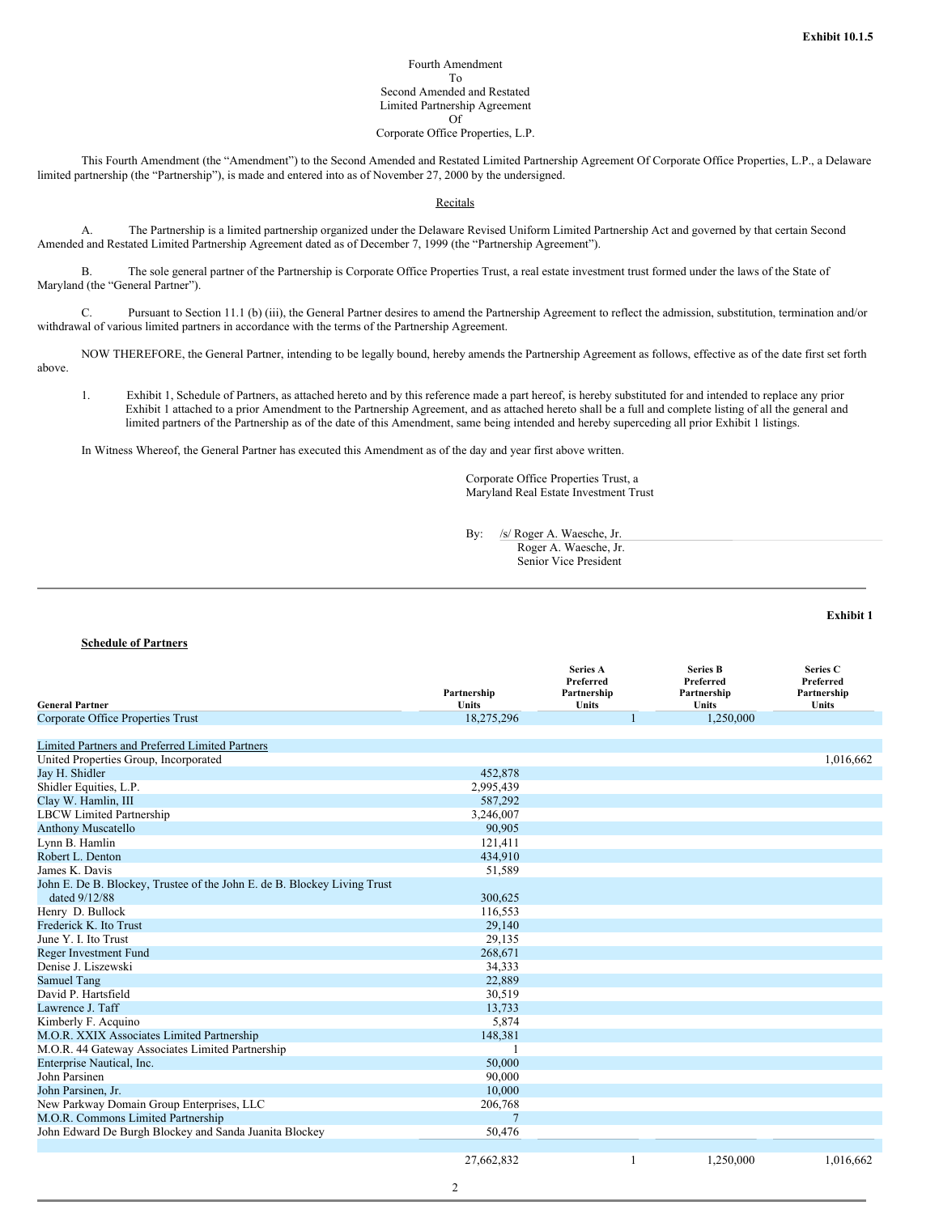**Exhibit 10.1.5**

Fourth Amendment
To
Second Amended and Restated
Limited Partnership Agreement
Of
Corporate Office Properties, L.P.

This Fourth Amendment (the "Amendment") to the Second Amended and Restated Limited Partnership Agreement Of Corporate Office Properties, L.P., a Delaware limited partnership (the "Partnership"), is made and entered into as of November 27, 2000 by the undersigned.

Recitals

A. The Partnership is a limited partnership organized under the Delaware Revised Uniform Limited Partnership Act and governed by that certain Second Amended and Restated Limited Partnership Agreement dated as of December 7, 1999 (the "Partnership Agreement").

B. The sole general partner of the Partnership is Corporate Office Properties Trust, a real estate investment trust formed under the laws of the State of Maryland (the "General Partner").

C. Pursuant to Section 11.1 (b) (iii), the General Partner desires to amend the Partnership Agreement to reflect the admission, substitution, termination and/or withdrawal of various limited partners in accordance with the terms of the Partnership Agreement.

NOW THEREFORE, the General Partner, intending to be legally bound, hereby amends the Partnership Agreement as follows, effective as of the date first set forth above.

1. Exhibit 1, Schedule of Partners, as attached hereto and by this reference made a part hereof, is hereby substituted for and intended to replace any prior Exhibit 1 attached to a prior Amendment to the Partnership Agreement, and as attached hereto shall be a full and complete listing of all the general and limited partners of the Partnership as of the date of this Amendment, same being intended and hereby superceding all prior Exhibit 1 listings.

In Witness Whereof, the General Partner has executed this Amendment as of the day and year first above written.

Corporate Office Properties Trust, a
Maryland Real Estate Investment Trust

By: /s/ Roger A. Waesche, Jr.
Roger A. Waesche, Jr.
Senior Vice President

---

**Exhibit 1**

**Schedule of Partners**

| General Partner | Partnership Units | Series A Preferred Partnership Units | Series B Preferred Partnership Units | Series C Preferred Partnership Units |
|---|---|---|---|---|
| Corporate Office Properties Trust | 18,275,296 | 1 | 1,250,000 | |
| | | | | |
| Limited Partners and Preferred Limited Partners | | | | |
| United Properties Group, Incorporated | | | | 1,016,662 |
| Jay H. Shidler | 452,878 | | | |
| Shidler Equities, L.P. | 2,995,439 | | | |
| Clay W. Hamlin, III | 587,292 | | | |
| LBCW Limited Partnership | 3,246,007 | | | |
| Anthony Muscatello | 90,905 | | | |
| Lynn B. Hamlin | 121,411 | | | |
| Robert L. Denton | 434,910 | | | |
| James K. Davis | 51,589 | | | |
| John E. De B. Blockey, Trustee of the John E. de B. Blockey Living Trust dated 9/12/88 | 300,625 | | | |
| Henry D. Bullock | 116,553 | | | |
| Frederick K. Ito Trust | 29,140 | | | |
| June Y. I. Ito Trust | 29,135 | | | |
| Reger Investment Fund | 268,671 | | | |
| Denise J. Liszewski | 34,333 | | | |
| Samuel Tang | 22,889 | | | |
| David P. Hartsfield | 30,519 | | | |
| Lawrence J. Taff | 13,733 | | | |
| Kimberly F. Acquino | 5,874 | | | |
| M.O.R. XXIX Associates Limited Partnership | 148,381 | | | |
| M.O.R. 44 Gateway Associates Limited Partnership | 1 | | | |
| Enterprise Nautical, Inc. | 50,000 | | | |
| John Parsinen | 90,000 | | | |
| John Parsinen, Jr. | 10,000 | | | |
| New Parkway Domain Group Enterprises, LLC | 206,768 | | | |
| M.O.R. Commons Limited Partnership | 7 | | | |
| John Edward De Burgh Blockey and Sanda Juanita Blockey | 50,476 | | | |
| | | | | |
| | 27,662,832 | 1 | 1,250,000 | 1,016,662 |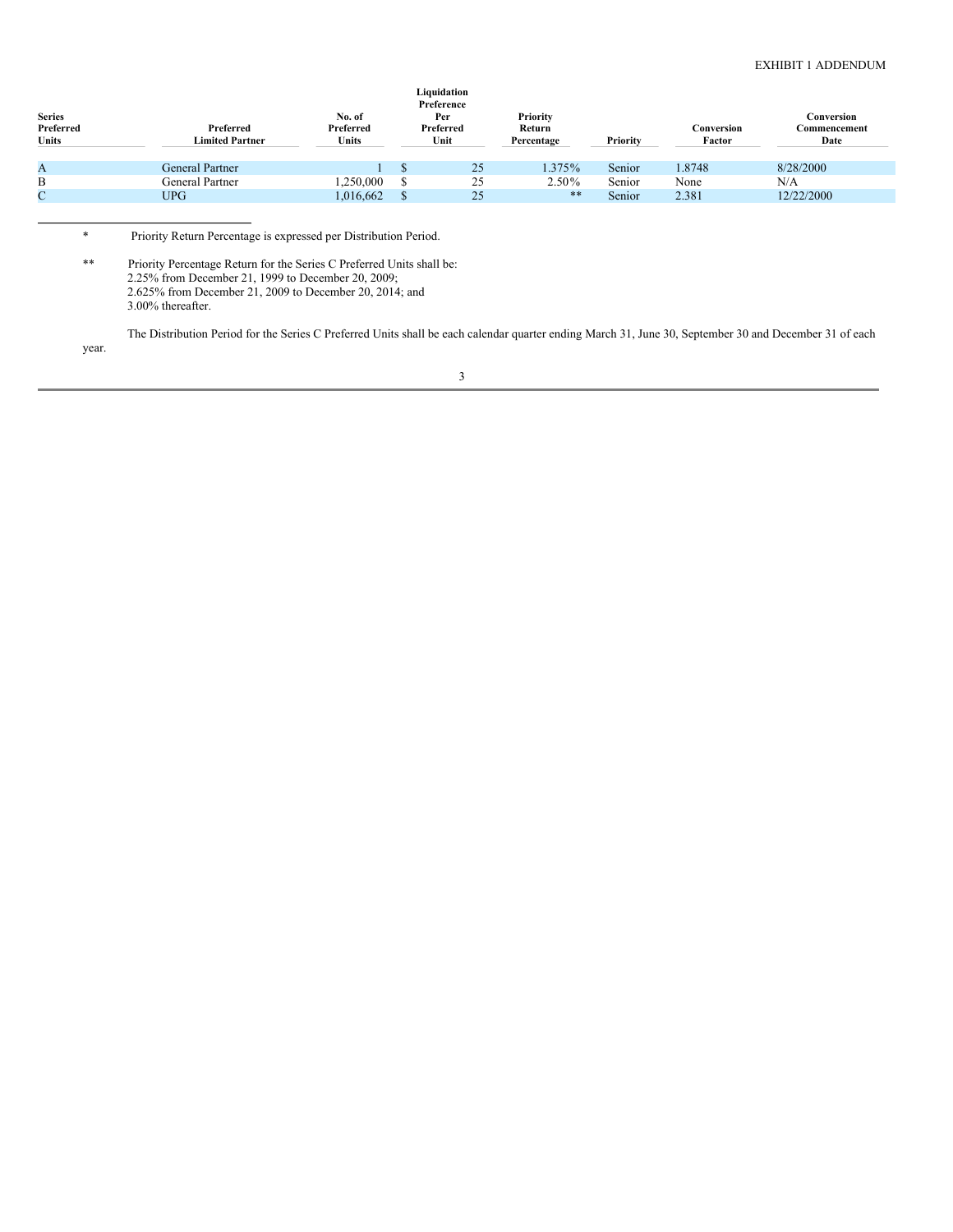EXHIBIT 1 ADDENDUM

| Series Preferred Units | Preferred Limited Partner | No. of Preferred Units | Liquidation Preference Per Preferred Unit | Priority Return Percentage | Priority | Conversion Factor | Conversion Commencement Date |
|---|---|---|---|---|---|---|---|
| A | General Partner | 1 | $ 25 | 1.375% | Senior | 1.8748 | 8/28/2000 |
| B | General Partner | 1,250,000 | $ 25 | 2.50% | Senior | None | N/A |
| C | UPG | 1,016,662 | $ 25 | ** | Senior | 2.381 | 12/22/2000 |

\* Priority Return Percentage is expressed per Distribution Period.

** Priority Percentage Return for the Series C Preferred Units shall be:
2.25% from December 21, 1999 to December 20, 2009;
2.625% from December 21, 2009 to December 20, 2014; and
3.00% thereafter.

The Distribution Period for the Series C Preferred Units shall be each calendar quarter ending March 31, June 30, September 30 and December 31 of each year.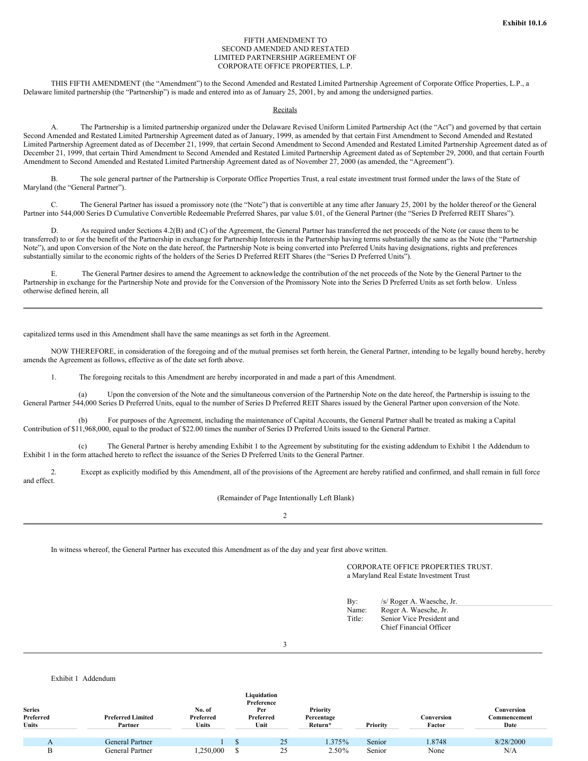**Exhibit 10.1.6**

FIFTH AMENDMENT TO
SECOND AMENDED AND RESTATED
LIMITED PARTNERSHIP AGREEMENT OF
CORPORATE OFFICE PROPERTIES, L.P.

THIS FIFTH AMENDMENT (the "Amendment") to the Second Amended and Restated Limited Partnership Agreement of Corporate Office Properties, L.P., a Delaware limited partnership (the "Partnership") is made and entered into as of January 25, 2001, by and among the undersigned parties.

Recitals

A. The Partnership is a limited partnership organized under the Delaware Revised Uniform Limited Partnership Act (the "Act") and governed by that certain Second Amended and Restated Limited Partnership Agreement dated as of January, 1999, as amended by that certain First Amendment to Second Amended and Restated Limited Partnership Agreement dated as of December 21, 1999, that certain Second Amendment to Second Amended and Restated Limited Partnership Agreement dated as of December 21, 1999, that certain Third Amendment to Second Amended and Restated Limited Partnership Agreement dated as of September 29, 2000, and that certain Fourth Amendment to Second Amended and Restated Limited Partnership Agreement dated as of November 27, 2000 (as amended, the "Agreement").

B. The sole general partner of the Partnership is Corporate Office Properties Trust, a real estate investment trust formed under the laws of the State of Maryland (the "General Partner").

C. The General Partner has issued a promissory note (the "Note") that is convertible at any time after January 25, 2001 by the holder thereof or the General Partner into 544,000 Series D Cumulative Convertible Redeemable Preferred Shares, par value $.01, of the General Partner (the "Series D Preferred REIT Shares").

D. As required under Sections 4.2(B) and (C) of the Agreement, the General Partner has transferred the net proceeds of the Note (or cause them to be transferred) to or for the benefit of the Partnership in exchange for Partnership Interests in the Partnership having terms substantially the same as the Note (the "Partnership Note"), and upon Conversion of the Note on the date hereof, the Partnership Note is being converted into Preferred Units having designations, rights and preferences substantially similar to the economic rights of the holders of the Series D Preferred REIT Shares (the "Series D Preferred Units").

E. The General Partner desires to amend the Agreement to acknowledge the contribution of the net proceeds of the Note by the General Partner to the Partnership in exchange for the Partnership Note and provide for the Conversion of the Promissory Note into the Series D Preferred Units as set forth below. Unless otherwise defined herein, all capitalized terms used in this Amendment shall have the same meanings as set forth in the Agreement.

NOW THEREFORE, in consideration of the foregoing and of the mutual premises set forth herein, the General Partner, intending to be legally bound hereby, hereby amends the Agreement as follows, effective as of the date set forth above.

1. The foregoing recitals to this Amendment are hereby incorporated in and made a part of this Amendment.

(a) Upon the conversion of the Note and the simultaneous conversion of the Partnership Note on the date hereof, the Partnership is issuing to the General Partner 544,000 Series D Preferred Units, equal to the number of Series D Preferred REIT Shares issued by the General Partner upon conversion of the Note.

(b) For purposes of the Agreement, including the maintenance of Capital Accounts, the General Partner shall be treated as making a Capital Contribution of $11,968,000, equal to the product of $22.00 times the number of Series D Preferred Units issued to the General Partner.

(c) The General Partner is hereby amending Exhibit 1 to the Agreement by substituting for the existing addendum to Exhibit 1 the Addendum to Exhibit 1 in the form attached hereto to reflect the issuance of the Series D Preferred Units to the General Partner.

2. Except as explicitly modified by this Amendment, all of the provisions of the Agreement are hereby ratified and confirmed, and shall remain in full force and effect.

(Remainder of Page Intentionally Left Blank)

In witness whereof, the General Partner has executed this Amendment as of the day and year first above written.

CORPORATE OFFICE PROPERTIES TRUST.
a Maryland Real Estate Investment Trust

By: /s/ Roger A. Waesche, Jr.
Name: Roger A. Waesche, Jr.
Title: Senior Vice President and Chief Financial Officer

Exhibit 1 Addendum

| Series Preferred Units | Preferred Limited Partner | No. of Preferred Units | Liquidation Preference Per Preferred Unit | Priority Percentage Return* | Priority | Conversion Factor | Conversion Commencement Date |
|---|---|---|---|---|---|---|---|
| A | General Partner | 1 | $ 25 | 1.375% | Senior | 1.8748 | 8/28/2000 |
| B | General Partner | 1,250,000 | $ 25 | 2.50% | Senior | None | N/A |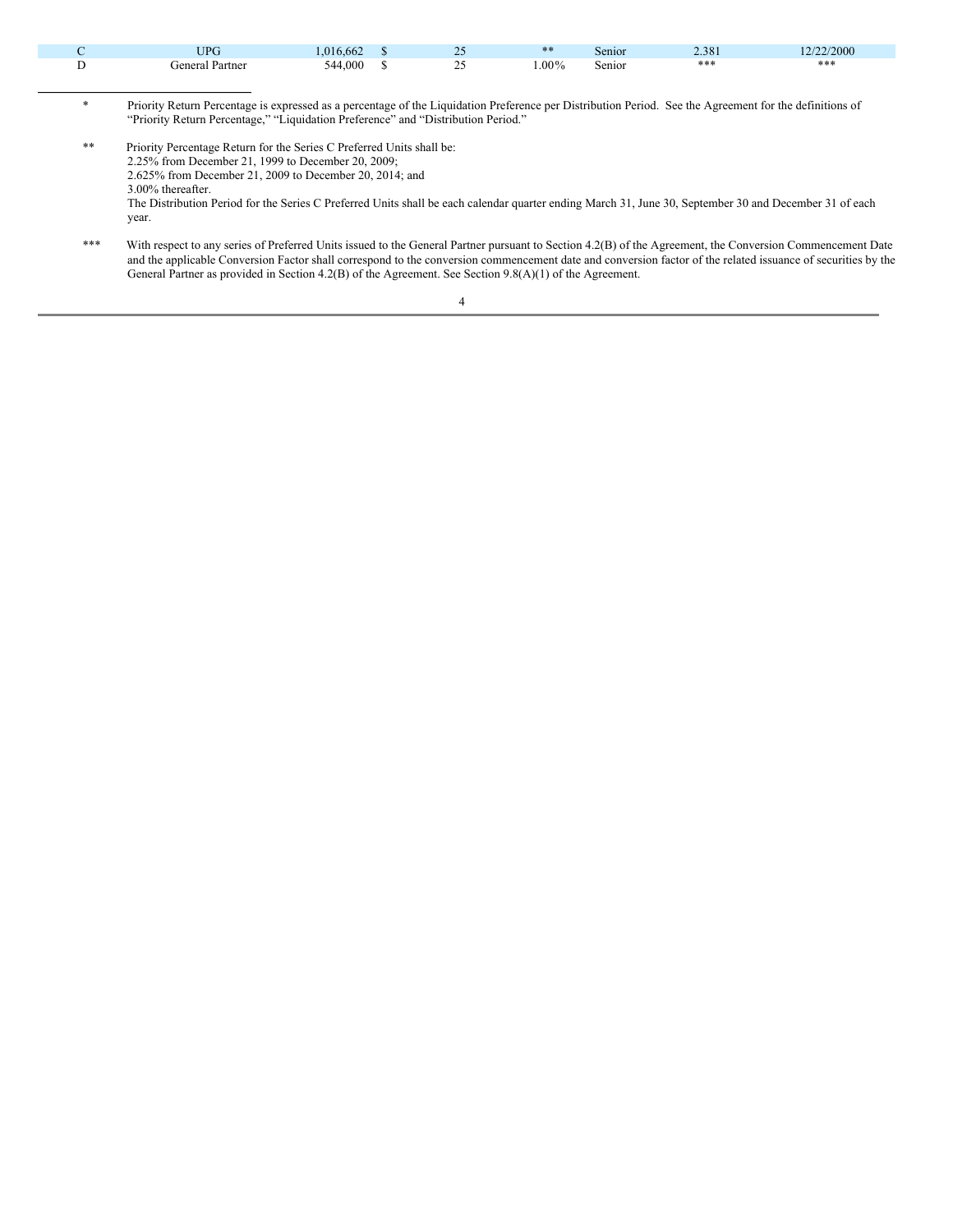| C | UPG | 1,016,662 | $ | 25 | ** | Senior | 2.381 | 12/22/2000 |
|---|---|---|---|---|---|---|---|---|
| D | General Partner | 544,000 | $ | 25 | 1.00% | Senior | *** | *** |

\* Priority Return Percentage is expressed as a percentage of the Liquidation Preference per Distribution Period. See the Agreement for the definitions of "Priority Return Percentage," "Liquidation Preference" and "Distribution Period."

\** Priority Percentage Return for the Series C Preferred Units shall be:
2.25% from December 21, 1999 to December 20, 2009;
2.625% from December 21, 2009 to December 20, 2014; and
3.00% thereafter.
The Distribution Period for the Series C Preferred Units shall be each calendar quarter ending March 31, June 30, September 30 and December 31 of each year.

\*** With respect to any series of Preferred Units issued to the General Partner pursuant to Section 4.2(B) of the Agreement, the Conversion Commencement Date and the applicable Conversion Factor shall correspond to the conversion commencement date and conversion factor of the related issuance of securities by the General Partner as provided in Section 4.2(B) of the Agreement. See Section 9.8(A)(1) of the Agreement.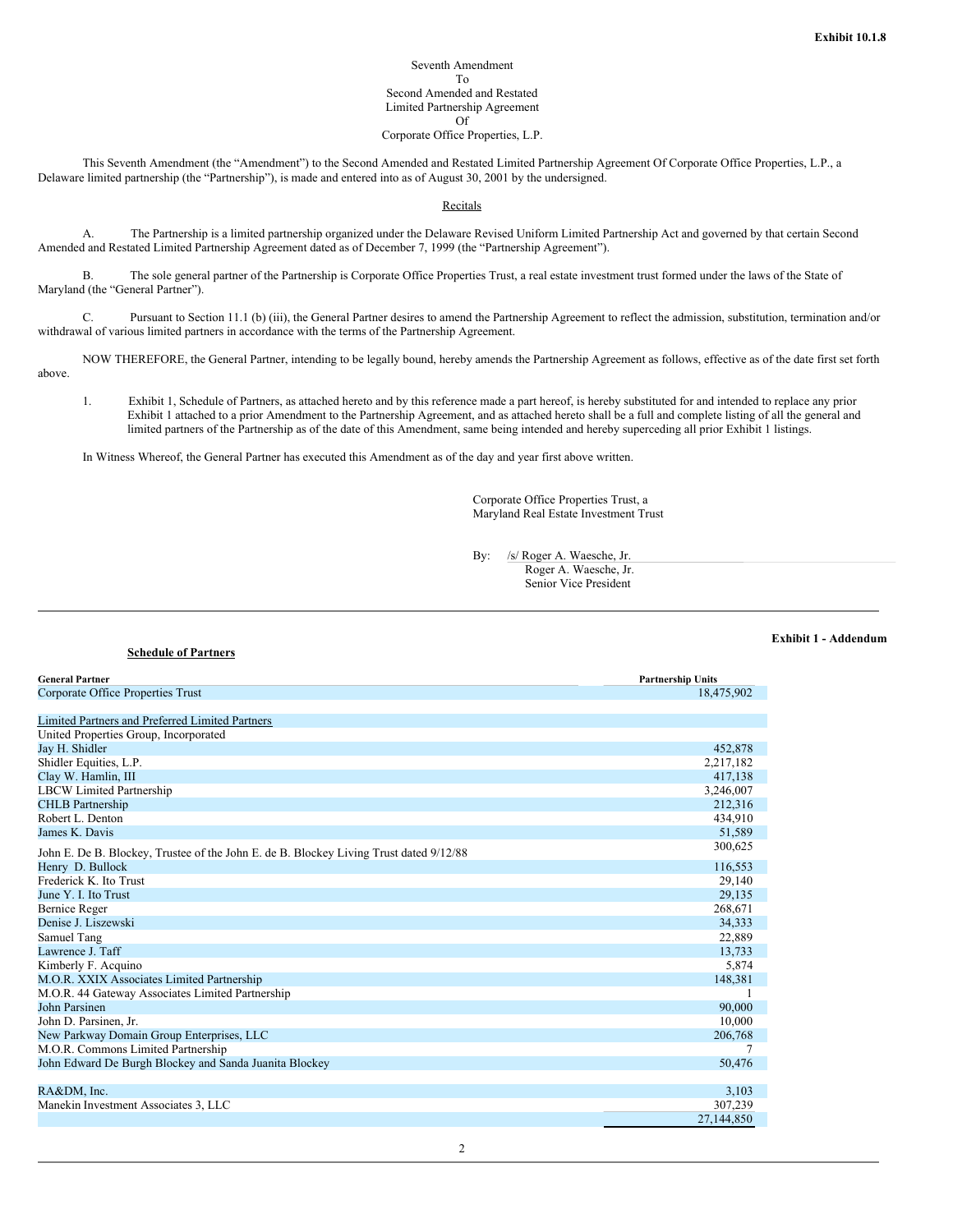**Exhibit 10.1.8**

Seventh Amendment
To
Second Amended and Restated
Limited Partnership Agreement
Of
Corporate Office Properties, L.P.

This Seventh Amendment (the "Amendment") to the Second Amended and Restated Limited Partnership Agreement Of Corporate Office Properties, L.P., a Delaware limited partnership (the "Partnership"), is made and entered into as of August 30, 2001 by the undersigned.

Recitals

A. The Partnership is a limited partnership organized under the Delaware Revised Uniform Limited Partnership Act and governed by that certain Second Amended and Restated Limited Partnership Agreement dated as of December 7, 1999 (the "Partnership Agreement").

B. The sole general partner of the Partnership is Corporate Office Properties Trust, a real estate investment trust formed under the laws of the State of Maryland (the "General Partner").

C. Pursuant to Section 11.1 (b) (iii), the General Partner desires to amend the Partnership Agreement to reflect the admission, substitution, termination and/or withdrawal of various limited partners in accordance with the terms of the Partnership Agreement.

NOW THEREFORE, the General Partner, intending to be legally bound, hereby amends the Partnership Agreement as follows, effective as of the date first set forth above.

1. Exhibit 1, Schedule of Partners, as attached hereto and by this reference made a part hereof, is hereby substituted for and intended to replace any prior Exhibit 1 attached to a prior Amendment to the Partnership Agreement, and as attached hereto shall be a full and complete listing of all the general and limited partners of the Partnership as of the date of this Amendment, same being intended and hereby superceding all prior Exhibit 1 listings.

In Witness Whereof, the General Partner has executed this Amendment as of the day and year first above written.

Corporate Office Properties Trust, a
Maryland Real Estate Investment Trust

By: /s/ Roger A. Waesche, Jr.
Roger A. Waesche, Jr.
Senior Vice President

---

**Exhibit 1 - Addendum**

**Schedule of Partners**

| **General Partner** | **Partnership Units** |
|---|---|
| Corporate Office Properties Trust | 18,475,902 |
| | |
| Limited Partners and Preferred Limited Partners | |
| United Properties Group, Incorporated | |
| Jay H. Shidler | 452,878 |
| Shidler Equities, L.P. | 2,217,182 |
| Clay W. Hamlin, III | 417,138 |
| LBCW Limited Partnership | 3,246,007 |
| CHLB Partnership | 212,316 |
| Robert L. Denton | 434,910 |
| James K. Davis | 51,589 |
| John E. De B. Blockey, Trustee of the John E. de B. Blockey Living Trust dated 9/12/88 | 300,625 |
| Henry D. Bullock | 116,553 |
| Frederick K. Ito Trust | 29,140 |
| June Y. I. Ito Trust | 29,135 |
| Bernice Reger | 268,671 |
| Denise J. Liszewski | 34,333 |
| Samuel Tang | 22,889 |
| Lawrence J. Taff | 13,733 |
| Kimberly F. Acquino | 5,874 |
| M.O.R. XXIX Associates Limited Partnership | 148,381 |
| M.O.R. 44 Gateway Associates Limited Partnership | 1 |
| John Parsinen | 90,000 |
| John D. Parsinen, Jr. | 10,000 |
| New Parkway Domain Group Enterprises, LLC | 206,768 |
| M.O.R. Commons Limited Partnership | 7 |
| John Edward De Burgh Blockey and Sanda Juanita Blockey | 50,476 |
| | |
| RA&DM, Inc. | 3,103 |
| Manekin Investment Associates 3, LLC | 307,239 |
| | 27,144,850 |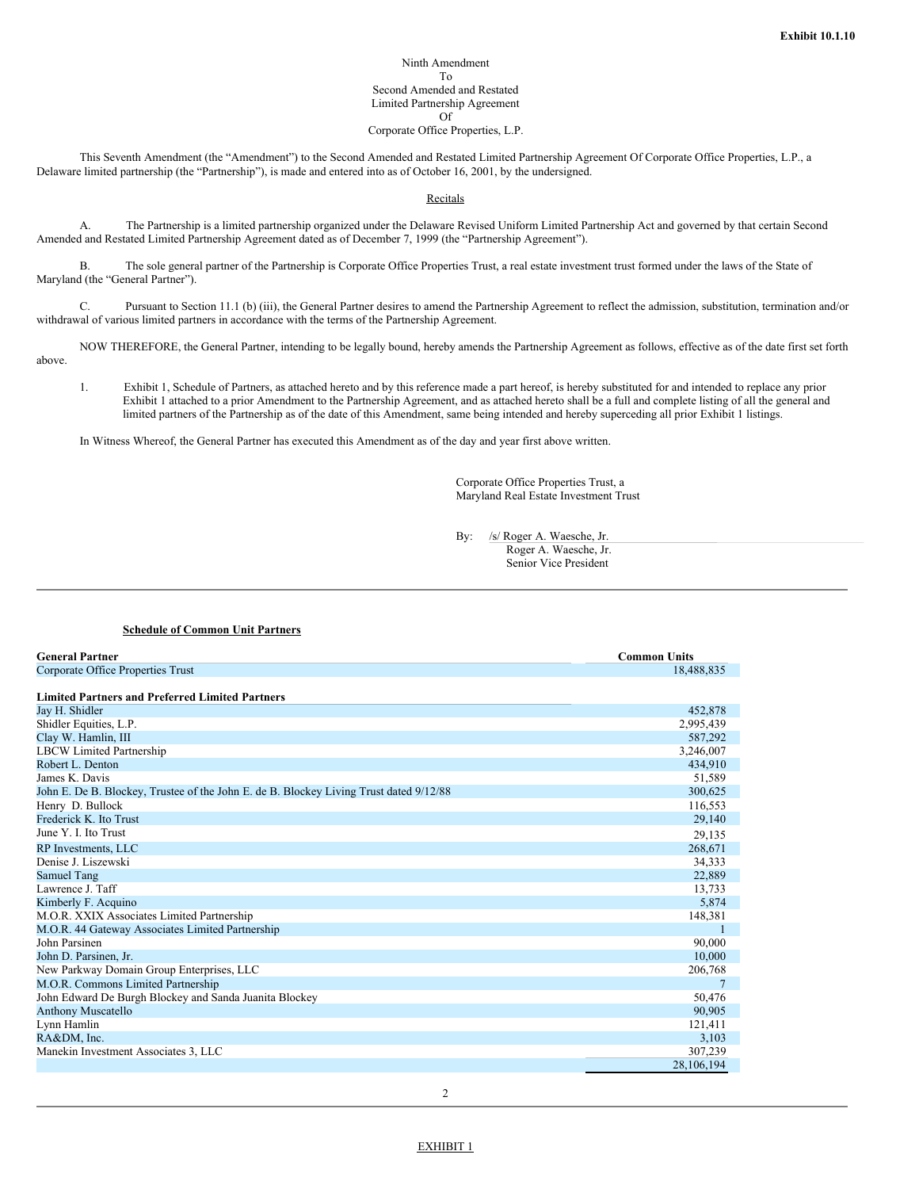**Exhibit 10.1.10**

Ninth Amendment
To
Second Amended and Restated
Limited Partnership Agreement
Of
Corporate Office Properties, L.P.

This Seventh Amendment (the "Amendment") to the Second Amended and Restated Limited Partnership Agreement Of Corporate Office Properties, L.P., a Delaware limited partnership (the "Partnership"), is made and entered into as of October 16, 2001, by the undersigned.

Recitals

A. The Partnership is a limited partnership organized under the Delaware Revised Uniform Limited Partnership Act and governed by that certain Second Amended and Restated Limited Partnership Agreement dated as of December 7, 1999 (the "Partnership Agreement").

B. The sole general partner of the Partnership is Corporate Office Properties Trust, a real estate investment trust formed under the laws of the State of Maryland (the "General Partner").

C. Pursuant to Section 11.1 (b) (iii), the General Partner desires to amend the Partnership Agreement to reflect the admission, substitution, termination and/or withdrawal of various limited partners in accordance with the terms of the Partnership Agreement.

NOW THEREFORE, the General Partner, intending to be legally bound, hereby amends the Partnership Agreement as follows, effective as of the date first set forth above.

1. Exhibit 1, Schedule of Partners, as attached hereto and by this reference made a part hereof, is hereby substituted for and intended to replace any prior Exhibit 1 attached to a prior Amendment to the Partnership Agreement, and as attached hereto shall be a full and complete listing of all the general and limited partners of the Partnership as of the date of this Amendment, same being intended and hereby superceding all prior Exhibit 1 listings.

In Witness Whereof, the General Partner has executed this Amendment as of the day and year first above written.

Corporate Office Properties Trust, a
Maryland Real Estate Investment Trust

By: /s/ Roger A. Waesche, Jr.
Roger A. Waesche, Jr.
Senior Vice President

---

**Schedule of Common Unit Partners**

| **General Partner** | **Common Units** |
|---|---|
| Corporate Office Properties Trust | 18,488,835 |
| | |
| **Limited Partners and Preferred Limited Partners** | |
| Jay H. Shidler | 452,878 |
| Shidler Equities, L.P. | 2,995,439 |
| Clay W. Hamlin, III | 587,292 |
| LBCW Limited Partnership | 3,246,007 |
| Robert L. Denton | 434,910 |
| James K. Davis | 51,589 |
| John E. De B. Blockey, Trustee of the John E. de B. Blockey Living Trust dated 9/12/88 | 300,625 |
| Henry D. Bullock | 116,553 |
| Frederick K. Ito Trust | 29,140 |
| June Y. I. Ito Trust | 29,135 |
| RP Investments, LLC | 268,671 |
| Denise J. Liszewski | 34,333 |
| Samuel Tang | 22,889 |
| Lawrence J. Taff | 13,733 |
| Kimberly F. Acquino | 5,874 |
| M.O.R. XXIX Associates Limited Partnership | 148,381 |
| M.O.R. 44 Gateway Associates Limited Partnership | 1 |
| John Parsinen | 90,000 |
| John D. Parsinen, Jr. | 10,000 |
| New Parkway Domain Group Enterprises, LLC | 206,768 |
| M.O.R. Commons Limited Partnership | 7 |
| John Edward De Burgh Blockey and Sanda Juanita Blockey | 50,476 |
| Anthony Muscatello | 90,905 |
| Lynn Hamlin | 121,411 |
| RA&DM, Inc. | 3,103 |
| Manekin Investment Associates 3, LLC | 307,239 |
| | 28,106,194 |

---

EXHIBIT 1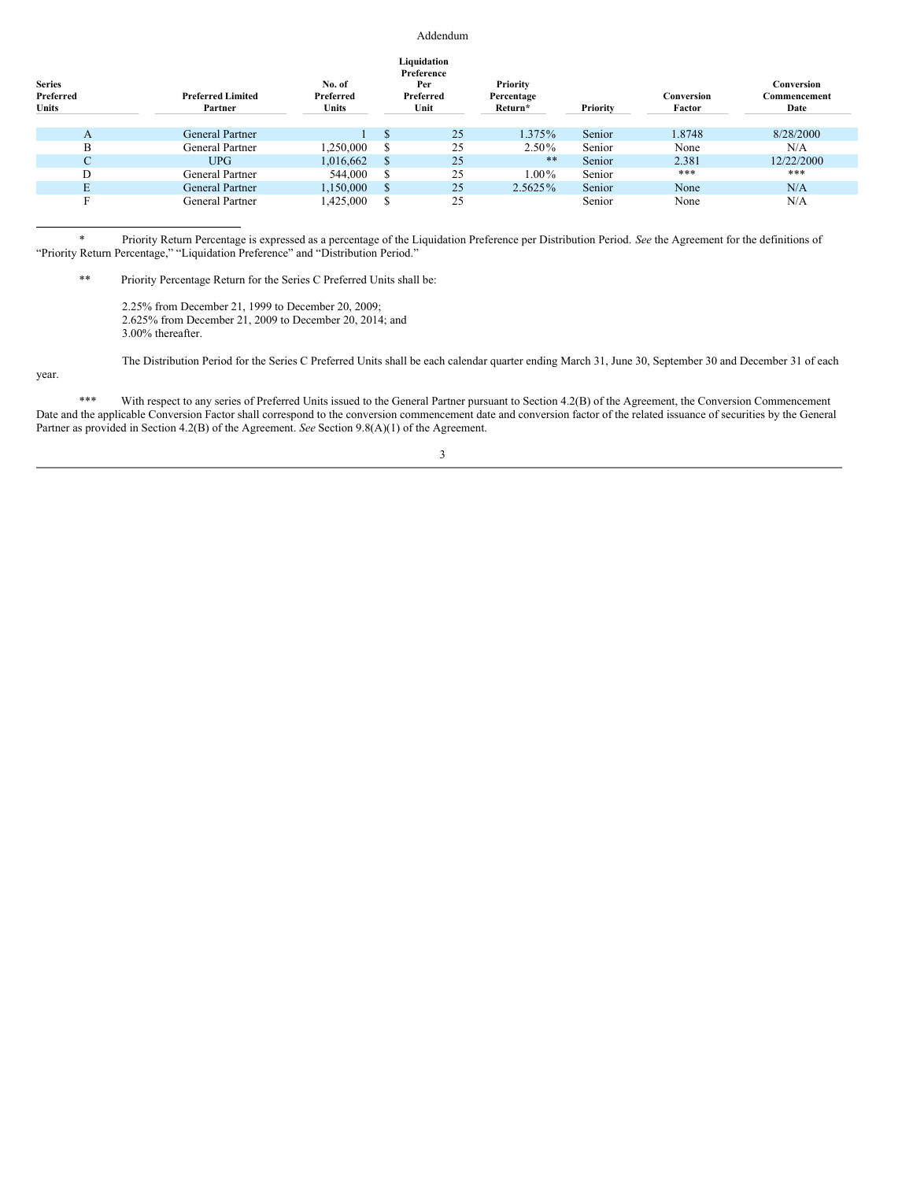Addendum

| Series Preferred Units | Preferred Limited Partner | No. of Preferred Units | Liquidation Preference Per Preferred Unit | Priority Percentage Return* | Priority | Conversion Factor | Conversion Commencement Date |
|---|---|---|---|---|---|---|---|
| A | General Partner | 1 | $ 25 | 1.375% | Senior | 1.8748 | 8/28/2000 |
| B | General Partner | 1,250,000 | $ 25 | 2.50% | Senior | None | N/A |
| C | UPG | 1,016,662 | $ 25 | ** | Senior | 2.381 | 12/22/2000 |
| D | General Partner | 544,000 | $ 25 | 1.00% | Senior | *** | *** |
| E | General Partner | 1,150,000 | $ 25 | 2.5625% | Senior | None | N/A |
| F | General Partner | 1,425,000 | $ 25 | | Senior | None | N/A |

\* Priority Return Percentage is expressed as a percentage of the Liquidation Preference per Distribution Period. *See* the Agreement for the definitions of "Priority Return Percentage," "Liquidation Preference" and "Distribution Period."

\*\* Priority Percentage Return for the Series C Preferred Units shall be:

2.25% from December 21, 1999 to December 20, 2009;
2.625% from December 21, 2009 to December 20, 2014; and
3.00% thereafter.

The Distribution Period for the Series C Preferred Units shall be each calendar quarter ending March 31, June 30, September 30 and December 31 of each year.

\*\*\* With respect to any series of Preferred Units issued to the General Partner pursuant to Section 4.2(B) of the Agreement, the Conversion Commencement Date and the applicable Conversion Factor shall correspond to the conversion commencement date and conversion factor of the related issuance of securities by the General Partner as provided in Section 4.2(B) of the Agreement. *See* Section 9.8(A)(1) of the Agreement.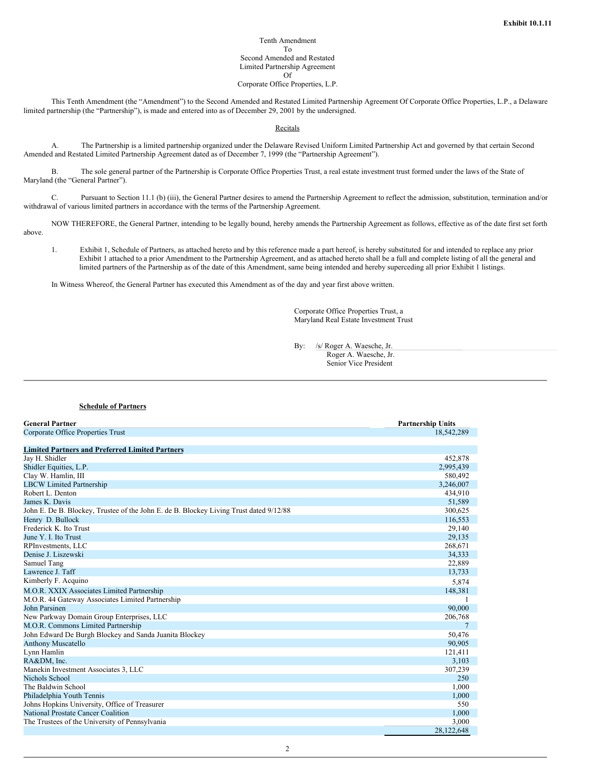**Exhibit 10.1.11**

Tenth Amendment
To
Second Amended and Restated
Limited Partnership Agreement
Of
Corporate Office Properties, L.P.

This Tenth Amendment (the "Amendment") to the Second Amended and Restated Limited Partnership Agreement Of Corporate Office Properties, L.P., a Delaware limited partnership (the "Partnership"), is made and entered into as of December 29, 2001 by the undersigned.

Recitals

A. The Partnership is a limited partnership organized under the Delaware Revised Uniform Limited Partnership Act and governed by that certain Second Amended and Restated Limited Partnership Agreement dated as of December 7, 1999 (the "Partnership Agreement").

B. The sole general partner of the Partnership is Corporate Office Properties Trust, a real estate investment trust formed under the laws of the State of Maryland (the "General Partner").

C. Pursuant to Section 11.1 (b) (iii), the General Partner desires to amend the Partnership Agreement to reflect the admission, substitution, termination and/or withdrawal of various limited partners in accordance with the terms of the Partnership Agreement.

NOW THEREFORE, the General Partner, intending to be legally bound, hereby amends the Partnership Agreement as follows, effective as of the date first set forth above.

1. Exhibit 1, Schedule of Partners, as attached hereto and by this reference made a part hereof, is hereby substituted for and intended to replace any prior Exhibit 1 attached to a prior Amendment to the Partnership Agreement, and as attached hereto shall be a full and complete listing of all the general and limited partners of the Partnership as of the date of this Amendment, same being intended and hereby superceding all prior Exhibit 1 listings.

In Witness Whereof, the General Partner has executed this Amendment as of the day and year first above written.

Corporate Office Properties Trust, a
Maryland Real Estate Investment Trust

By: /s/ Roger A. Waesche, Jr.
Roger A. Waesche, Jr.
Senior Vice President

---

**Schedule of Partners**

| **General Partner** | **Partnership Units** |
|---|---|
| Corporate Office Properties Trust | 18,542,289 |
| | |
| **Limited Partners and Preferred Limited Partners** | |
| Jay H. Shidler | 452,878 |
| Shidler Equities, L.P. | 2,995,439 |
| Clay W. Hamlin, III | 580,492 |
| LBCW Limited Partnership | 3,246,007 |
| Robert L. Denton | 434,910 |
| James K. Davis | 51,589 |
| John E. De B. Blockey, Trustee of the John E. de B. Blockey Living Trust dated 9/12/88 | 300,625 |
| Henry D. Bullock | 116,553 |
| Frederick K. Ito Trust | 29,140 |
| June Y. I. Ito Trust | 29,135 |
| RPInvestments, LLC | 268,671 |
| Denise J. Liszewski | 34,333 |
| Samuel Tang | 22,889 |
| Lawrence J. Taff | 13,733 |
| Kimberly F. Acquino | 5,874 |
| M.O.R. XXIX Associates Limited Partnership | 148,381 |
| M.O.R. 44 Gateway Associates Limited Partnership | 1 |
| John Parsinen | 90,000 |
| New Parkway Domain Group Enterprises, LLC | 206,768 |
| M.O.R. Commons Limited Partnership | 7 |
| John Edward De Burgh Blockey and Sanda Juanita Blockey | 50,476 |
| Anthony Muscatello | 90,905 |
| Lynn Hamlin | 121,411 |
| RA&DM, Inc. | 3,103 |
| Manekin Investment Associates 3, LLC | 307,239 |
| Nichols School | 250 |
| The Baldwin School | 1,000 |
| Philadelphia Youth Tennis | 1,000 |
| Johns Hopkins University, Office of Treasurer | 550 |
| National Prostate Cancer Coalition | 1,000 |
| The Trustees of the University of Pennsylvania | 3,000 |
| | 28,122,648 |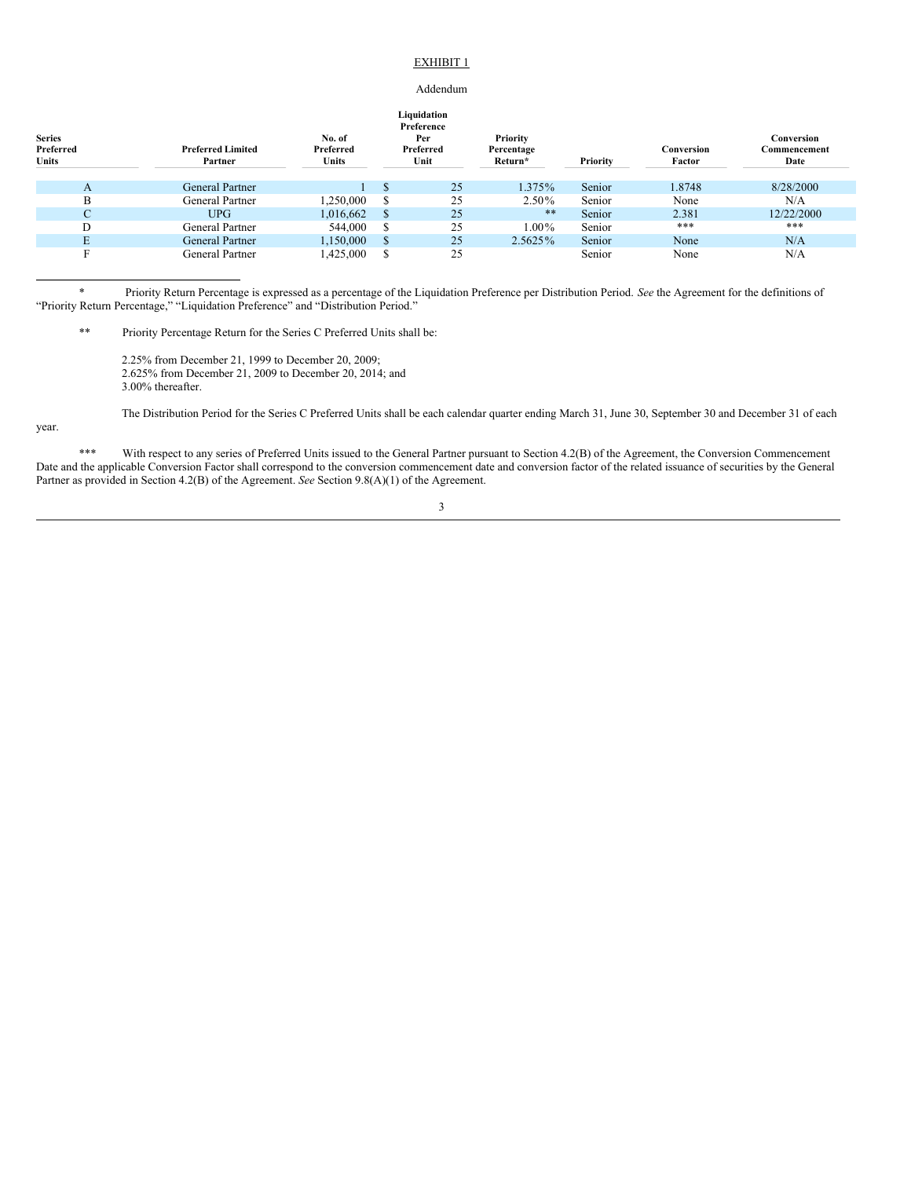EXHIBIT 1

Addendum

| Series Preferred Units | Preferred Limited Partner | No. of Preferred Units | Liquidation Preference Per Preferred Unit | Priority Percentage Return* | Priority | Conversion Factor | Conversion Commencement Date |
|---|---|---|---|---|---|---|---|
| A | General Partner | 1 | $ 25 | 1.375% | Senior | 1.8748 | 8/28/2000 |
| B | General Partner | 1,250,000 | $ 25 | 2.50% | Senior | None | N/A |
| C | UPG | 1,016,662 | $ 25 | ** | Senior | 2.381 | 12/22/2000 |
| D | General Partner | 544,000 | $ 25 | 1.00% | Senior | *** | *** |
| E | General Partner | 1,150,000 | $ 25 | 2.5625% | Senior | None | N/A |
| F | General Partner | 1,425,000 | $ 25 | | Senior | None | N/A |

\* Priority Return Percentage is expressed as a percentage of the Liquidation Preference per Distribution Period. *See* the Agreement for the definitions of "Priority Return Percentage," "Liquidation Preference" and "Distribution Period."

** Priority Percentage Return for the Series C Preferred Units shall be:

2.25% from December 21, 1999 to December 20, 2009;
2.625% from December 21, 2009 to December 20, 2014; and
3.00% thereafter.

The Distribution Period for the Series C Preferred Units shall be each calendar quarter ending March 31, June 30, September 30 and December 31 of each year.

*** With respect to any series of Preferred Units issued to the General Partner pursuant to Section 4.2(B) of the Agreement, the Conversion Commencement Date and the applicable Conversion Factor shall correspond to the conversion commencement date and conversion factor of the related issuance of securities by the General Partner as provided in Section 4.2(B) of the Agreement. *See* Section 9.8(A)(1) of the Agreement.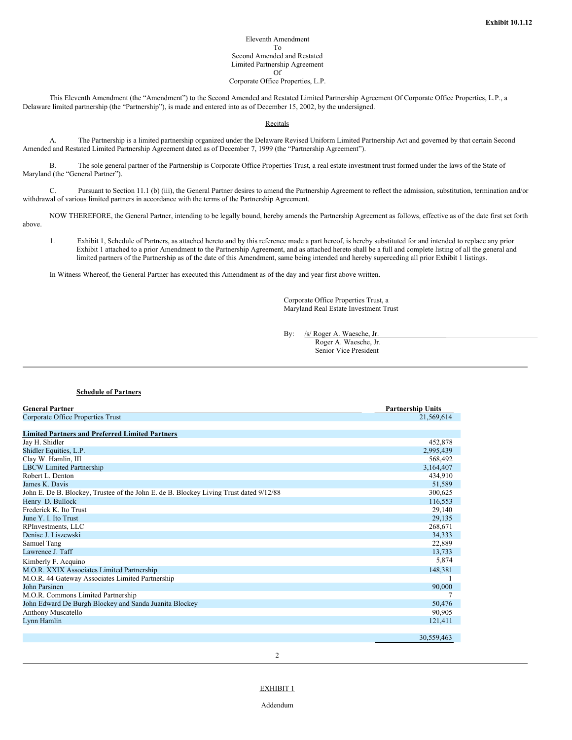**Exhibit 10.1.12**

Eleventh Amendment
To
Second Amended and Restated
Limited Partnership Agreement
Of
Corporate Office Properties, L.P.

This Eleventh Amendment (the "Amendment") to the Second Amended and Restated Limited Partnership Agreement Of Corporate Office Properties, L.P., a Delaware limited partnership (the "Partnership"), is made and entered into as of December 15, 2002, by the undersigned.

Recitals

A. The Partnership is a limited partnership organized under the Delaware Revised Uniform Limited Partnership Act and governed by that certain Second Amended and Restated Limited Partnership Agreement dated as of December 7, 1999 (the "Partnership Agreement").

B. The sole general partner of the Partnership is Corporate Office Properties Trust, a real estate investment trust formed under the laws of the State of Maryland (the "General Partner").

C. Pursuant to Section 11.1 (b) (iii), the General Partner desires to amend the Partnership Agreement to reflect the admission, substitution, termination and/or withdrawal of various limited partners in accordance with the terms of the Partnership Agreement.

NOW THEREFORE, the General Partner, intending to be legally bound, hereby amends the Partnership Agreement as follows, effective as of the date first set forth above.

1. Exhibit 1, Schedule of Partners, as attached hereto and by this reference made a part hereof, is hereby substituted for and intended to replace any prior Exhibit 1 attached to a prior Amendment to the Partnership Agreement, and as attached hereto shall be a full and complete listing of all the general and limited partners of the Partnership as of the date of this Amendment, same being intended and hereby superceding all prior Exhibit 1 listings.

In Witness Whereof, the General Partner has executed this Amendment as of the day and year first above written.

Corporate Office Properties Trust, a
Maryland Real Estate Investment Trust

By: /s/ Roger A. Waesche, Jr.
Roger A. Waesche, Jr.
Senior Vice President

---

**Schedule of Partners**

| **General Partner** | **Partnership Units** |
|---|---|
| Corporate Office Properties Trust | 21,569,614 |
| | |
| **Limited Partners and Preferred Limited Partners** | |
| Jay H. Shidler | 452,878 |
| Shidler Equities, L.P. | 2,995,439 |
| Clay W. Hamlin, III | 568,492 |
| LBCW Limited Partnership | 3,164,407 |
| Robert L. Denton | 434,910 |
| James K. Davis | 51,589 |
| John E. De B. Blockey, Trustee of the John E. de B. Blockey Living Trust dated 9/12/88 | 300,625 |
| Henry D. Bullock | 116,553 |
| Frederick K. Ito Trust | 29,140 |
| June Y. I. Ito Trust | 29,135 |
| RPInvestments, LLC | 268,671 |
| Denise J. Liszewski | 34,333 |
| Samuel Tang | 22,889 |
| Lawrence J. Taff | 13,733 |
| Kimberly F. Acquino | 5,874 |
| M.O.R. XXIX Associates Limited Partnership | 148,381 |
| M.O.R. 44 Gateway Associates Limited Partnership | 1 |
| John Parsinen | 90,000 |
| M.O.R. Commons Limited Partnership | 7 |
| John Edward De Burgh Blockey and Sanda Juanita Blockey | 50,476 |
| Anthony Muscatello | 90,905 |
| Lynn Hamlin | 121,411 |
| | |
| | 30,559,463 |

---

EXHIBIT 1

Addendum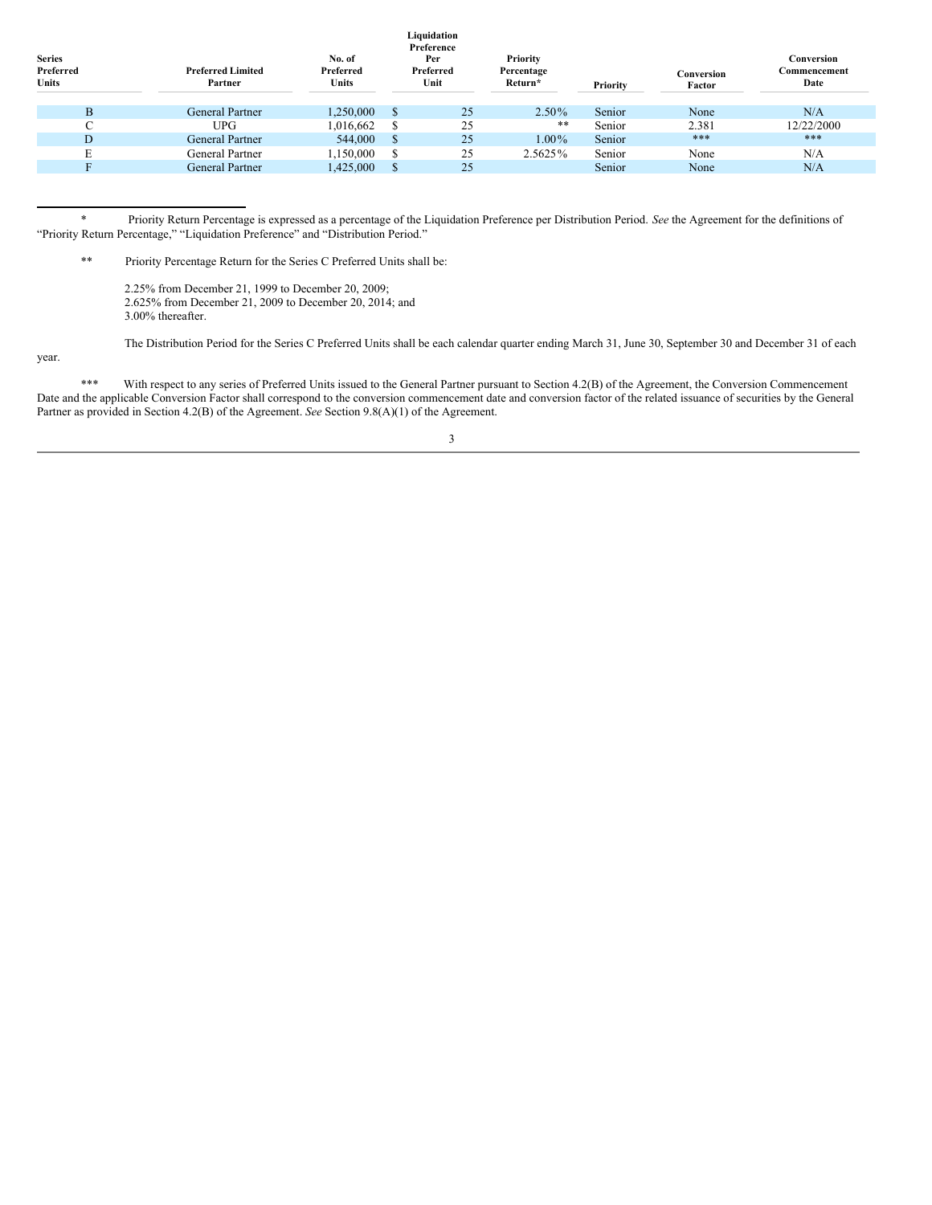| Series Preferred Units | Preferred Limited Partner | No. of Preferred Units | Liquidation Preference Per Preferred Unit | Priority Percentage Return* | Priority | Conversion Factor | Conversion Commencement Date |
| --- | --- | --- | --- | --- | --- | --- | --- |
| B | General Partner | 1,250,000 | $ 25 | 2.50% | Senior | None | N/A |
| C | UPG | 1,016,662 | $ 25 | ** | Senior | 2.381 | 12/22/2000 |
| D | General Partner | 544,000 | $ 25 | 1.00% | Senior | *** | *** |
| E | General Partner | 1,150,000 | $ 25 | 2.5625% | Senior | None | N/A |
| F | General Partner | 1,425,000 | $ 25 | | Senior | None | N/A |

\* Priority Return Percentage is expressed as a percentage of the Liquidation Preference per Distribution Period. *See* the Agreement for the definitions of "Priority Return Percentage," "Liquidation Preference" and "Distribution Period."

\*\* Priority Percentage Return for the Series C Preferred Units shall be:

2.25% from December 21, 1999 to December 20, 2009;
2.625% from December 21, 2009 to December 20, 2014; and
3.00% thereafter.

The Distribution Period for the Series C Preferred Units shall be each calendar quarter ending March 31, June 30, September 30 and December 31 of each year.

\*\*\* With respect to any series of Preferred Units issued to the General Partner pursuant to Section 4.2(B) of the Agreement, the Conversion Commencement Date and the applicable Conversion Factor shall correspond to the conversion commencement date and conversion factor of the related issuance of securities by the General Partner as provided in Section 4.2(B) of the Agreement. *See* Section 9.8(A)(1) of the Agreement.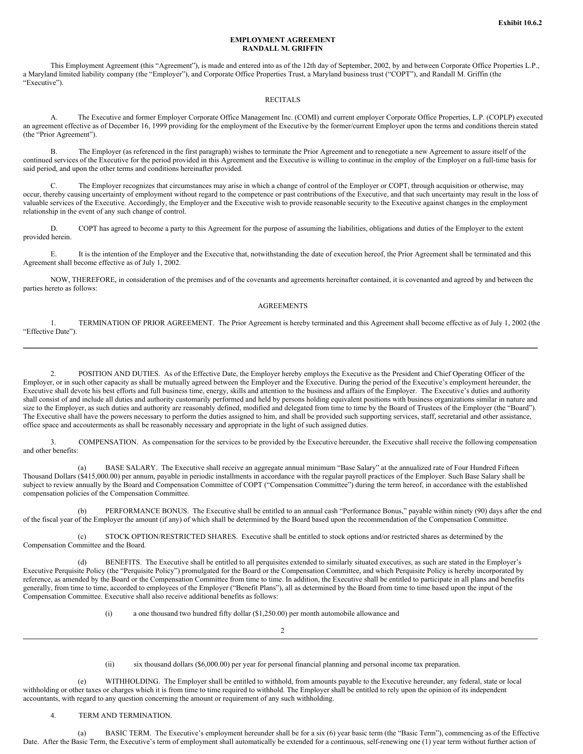**Exhibit 10.6.2**

**EMPLOYMENT AGREEMENT**
**RANDALL M. GRIFFIN**

This Employment Agreement (this "Agreement"), is made and entered into as of the 12th day of September, 2002, by and between Corporate Office Properties L.P., a Maryland limited liability company (the "Employer"), and Corporate Office Properties Trust, a Maryland business trust ("COPT"), and Randall M. Griffin (the "Executive").

RECITALS

A. The Executive and former Employer Corporate Office Management Inc. (COMI) and current employer Corporate Office Properties, L.P. (COPLP) executed an agreement effective as of December 16, 1999 providing for the employment of the Executive by the former/current Employer upon the terms and conditions therein stated (the "Prior Agreement").

B. The Employer (as referenced in the first paragraph) wishes to terminate the Prior Agreement and to renegotiate a new Agreement to assure itself of the continued services of the Executive for the period provided in this Agreement and the Executive is willing to continue in the employ of the Employer on a full-time basis for said period, and upon the other terms and conditions hereinafter provided.

C. The Employer recognizes that circumstances may arise in which a change of control of the Employer or COPT, through acquisition or otherwise, may occur, thereby causing uncertainty of employment without regard to the competence or past contributions of the Executive, and that such uncertainty may result in the loss of valuable services of the Executive. Accordingly, the Employer and the Executive wish to provide reasonable security to the Executive against changes in the employment relationship in the event of any such change of control.

D. COPT has agreed to become a party to this Agreement for the purpose of assuming the liabilities, obligations and duties of the Employer to the extent provided herein.

E. It is the intention of the Employer and the Executive that, notwithstanding the date of execution hereof, the Prior Agreement shall be terminated and this Agreement shall become effective as of July 1, 2002.

NOW, THEREFORE, in consideration of the premises and of the covenants and agreements hereinafter contained, it is covenanted and agreed by and between the parties hereto as follows:

AGREEMENTS

1. TERMINATION OF PRIOR AGREEMENT. The Prior Agreement is hereby terminated and this Agreement shall become effective as of July 1, 2002 (the "Effective Date").

2. POSITION AND DUTIES. As of the Effective Date, the Employer hereby employs the Executive as the President and Chief Operating Officer of the Employer, or in such other capacity as shall be mutually agreed between the Employer and the Executive. During the period of the Executive's employment hereunder, the Executive shall devote his best efforts and full business time, energy, skills and attention to the business and affairs of the Employer. The Executive's duties and authority shall consist of and include all duties and authority customarily performed and held by persons holding equivalent positions with business organizations similar in nature and size to the Employer, as such duties and authority are reasonably defined, modified and delegated from time to time by the Board of Trustees of the Employer (the "Board"). The Executive shall have the powers necessary to perform the duties assigned to him, and shall be provided such supporting services, staff, secretarial and other assistance, office space and accouterments as shall be reasonably necessary and appropriate in the light of such assigned duties.

3. COMPENSATION. As compensation for the services to be provided by the Executive hereunder, the Executive shall receive the following compensation and other benefits:

(a) BASE SALARY. The Executive shall receive an aggregate annual minimum "Base Salary" at the annualized rate of Four Hundred Fifteen Thousand Dollars ($415,000.00) per annum, payable in periodic installments in accordance with the regular payroll practices of the Employer. Such Base Salary shall be subject to review annually by the Board and Compensation Committee of COPT ("Compensation Committee") during the term hereof, in accordance with the established compensation policies of the Compensation Committee.

(b) PERFORMANCE BONUS. The Executive shall be entitled to an annual cash "Performance Bonus," payable within ninety (90) days after the end of the fiscal year of the Employer the amount (if any) of which shall be determined by the Board based upon the recommendation of the Compensation Committee.

(c) STOCK OPTION/RESTRICTED SHARES. Executive shall be entitled to stock options and/or restricted shares as determined by the Compensation Committee and the Board.

(d) BENEFITS. The Executive shall be entitled to all perquisites extended to similarly situated executives, as such are stated in the Employer's Executive Perquisite Policy (the "Perquisite Policy") promulgated for the Board or the Compensation Committee, and which Perquisite Policy is hereby incorporated by reference, as amended by the Board or the Compensation Committee from time to time. In addition, the Executive shall be entitled to participate in all plans and benefits generally, from time to time, accorded to employees of the Employer ("Benefit Plans"), all as determined by the Board from time to time based upon the input of the Compensation Committee. Executive shall also receive additional benefits as follows:

(i) a one thousand two hundred fifty dollar ($1,250.00) per month automobile allowance and

(ii) six thousand dollars ($6,000.00) per year for personal financial planning and personal income tax preparation.

(e) WITHHOLDING. The Employer shall be entitled to withhold, from amounts payable to the Executive hereunder, any federal, state or local withholding or other taxes or charges which it is from time to time required to withhold. The Employer shall be entitled to rely upon the opinion of its independent accountants, with regard to any question concerning the amount or requirement of any such withholding.

4. TERM AND TERMINATION.

(a) BASIC TERM. The Executive's employment hereunder shall be for a six (6) year basic term (the "Basic Term"), commencing as of the Effective Date. After the Basic Term, the Executive's term of employment shall automatically be extended for a continuous, self-renewing one (1) year term without further action of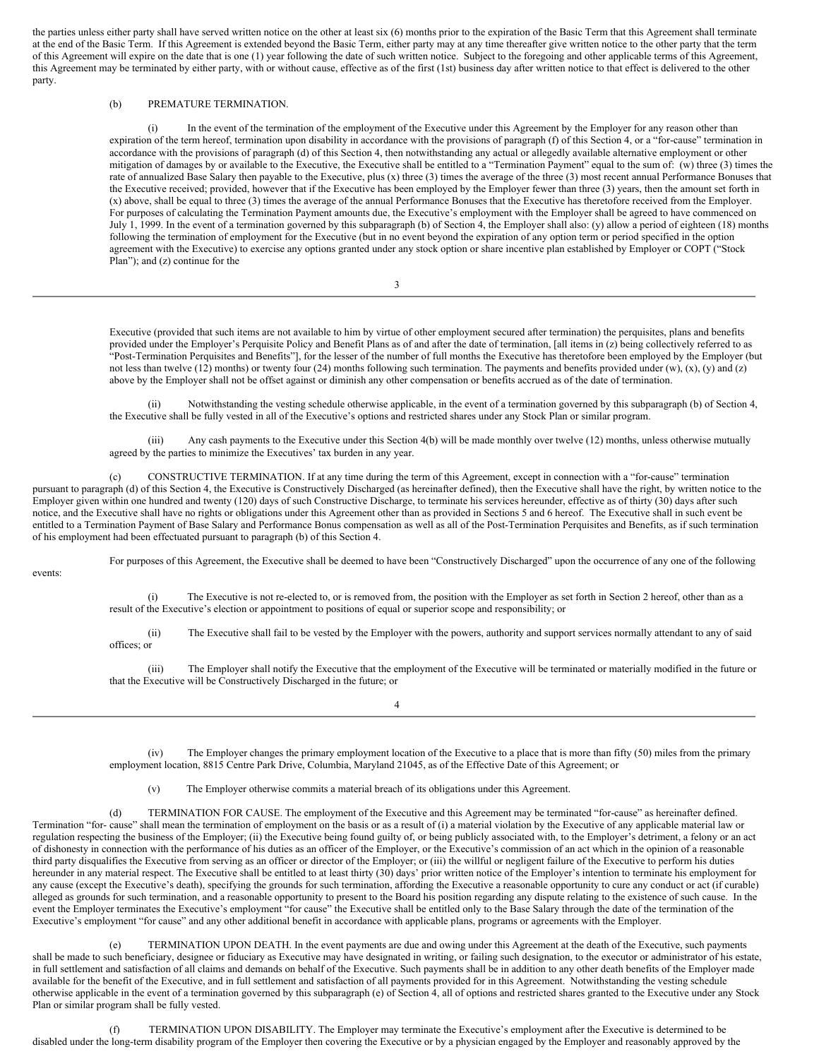the parties unless either party shall have served written notice on the other at least six (6) months prior to the expiration of the Basic Term that this Agreement shall terminate at the end of the Basic Term. If this Agreement is extended beyond the Basic Term, either party may at any time thereafter give written notice to the other party that the term of this Agreement will expire on the date that is one (1) year following the date of such written notice. Subject to the foregoing and other applicable terms of this Agreement, this Agreement may be terminated by either party, with or without cause, effective as of the first (1st) business day after written notice to that effect is delivered to the other party.

(b) PREMATURE TERMINATION.

(i) In the event of the termination of the employment of the Executive under this Agreement by the Employer for any reason other than expiration of the term hereof, termination upon disability in accordance with the provisions of paragraph (f) of this Section 4, or a "for-cause" termination in accordance with the provisions of paragraph (d) of this Section 4, then notwithstanding any actual or allegedly available alternative employment or other mitigation of damages by or available to the Executive, the Executive shall be entitled to a "Termination Payment" equal to the sum of: (w) three (3) times the rate of annualized Base Salary then payable to the Executive, plus (x) three (3) times the average of the three (3) most recent annual Performance Bonuses that the Executive received; provided, however that if the Executive has been employed by the Employer fewer than three (3) years, then the amount set forth in (x) above, shall be equal to three (3) times the average of the annual Performance Bonuses that the Executive has theretofore received from the Employer. For purposes of calculating the Termination Payment amounts due, the Executive's employment with the Employer shall be agreed to have commenced on July 1, 1999. In the event of a termination governed by this subparagraph (b) of Section 4, the Employer shall also: (y) allow a period of eighteen (18) months following the termination of employment for the Executive (but in no event beyond the expiration of any option term or period specified in the option agreement with the Executive) to exercise any options granted under any stock option or share incentive plan established by Employer or COPT ("Stock Plan"); and (z) continue for the Executive (provided that such items are not available to him by virtue of other employment secured after termination) the perquisites, plans and benefits provided under the Employer's Perquisite Policy and Benefit Plans as of and after the date of termination, [all items in (z) being collectively referred to as "Post-Termination Perquisites and Benefits"], for the lesser of the number of full months the Executive has theretofore been employed by the Employer (but not less than twelve (12) months) or twenty four (24) months following such termination. The payments and benefits provided under (w), (x), (y) and (z) above by the Employer shall not be offset against or diminish any other compensation or benefits accrued as of the date of termination.

(ii) Notwithstanding the vesting schedule otherwise applicable, in the event of a termination governed by this subparagraph (b) of Section 4, the Executive shall be fully vested in all of the Executive's options and restricted shares under any Stock Plan or similar program.

(iii) Any cash payments to the Executive under this Section 4(b) will be made monthly over twelve (12) months, unless otherwise mutually agreed by the parties to minimize the Executives' tax burden in any year.

(c) CONSTRUCTIVE TERMINATION. If at any time during the term of this Agreement, except in connection with a "for-cause" termination pursuant to paragraph (d) of this Section 4, the Executive is Constructively Discharged (as hereinafter defined), then the Executive shall have the right, by written notice to the Employer given within one hundred and twenty (120) days of such Constructive Discharge, to terminate his services hereunder, effective as of thirty (30) days after such notice, and the Executive shall have no rights or obligations under this Agreement other than as provided in Sections 5 and 6 hereof. The Executive shall in such event be entitled to a Termination Payment of Base Salary and Performance Bonus compensation as well as all of the Post-Termination Perquisites and Benefits, as if such termination of his employment had been effectuated pursuant to paragraph (b) of this Section 4.

For purposes of this Agreement, the Executive shall be deemed to have been "Constructively Discharged" upon the occurrence of any one of the following events:

(i) The Executive is not re-elected to, or is removed from, the position with the Employer as set forth in Section 2 hereof, other than as a result of the Executive's election or appointment to positions of equal or superior scope and responsibility; or

(ii) The Executive shall fail to be vested by the Employer with the powers, authority and support services normally attendant to any of said offices; or

(iii) The Employer shall notify the Executive that the employment of the Executive will be terminated or materially modified in the future or that the Executive will be Constructively Discharged in the future; or

(iv) The Employer changes the primary employment location of the Executive to a place that is more than fifty (50) miles from the primary employment location, 8815 Centre Park Drive, Columbia, Maryland 21045, as of the Effective Date of this Agreement; or

(v) The Employer otherwise commits a material breach of its obligations under this Agreement.

(d) TERMINATION FOR CAUSE. The employment of the Executive and this Agreement may be terminated "for-cause" as hereinafter defined. Termination "for- cause" shall mean the termination of employment on the basis or as a result of (i) a material violation by the Executive of any applicable material law or regulation respecting the business of the Employer; (ii) the Executive being found guilty of, or being publicly associated with, to the Employer's detriment, a felony or an act of dishonesty in connection with the performance of his duties as an officer of the Employer, or the Executive's commission of an act which in the opinion of a reasonable third party disqualifies the Executive from serving as an officer or director of the Employer; or (iii) the willful or negligent failure of the Executive to perform his duties hereunder in any material respect. The Executive shall be entitled to at least thirty (30) days' prior written notice of the Employer's intention to terminate his employment for any cause (except the Executive's death), specifying the grounds for such termination, affording the Executive a reasonable opportunity to cure any conduct or act (if curable) alleged as grounds for such termination, and a reasonable opportunity to present to the Board his position regarding any dispute relating to the existence of such cause. In the event the Employer terminates the Executive's employment "for cause" the Executive shall be entitled only to the Base Salary through the date of the termination of the Executive's employment "for cause" and any other additional benefit in accordance with applicable plans, programs or agreements with the Employer.

(e) TERMINATION UPON DEATH. In the event payments are due and owing under this Agreement at the death of the Executive, such payments shall be made to such beneficiary, designee or fiduciary as Executive may have designated in writing, or failing such designation, to the executor or administrator of his estate, in full settlement and satisfaction of all claims and demands on behalf of the Executive. Such payments shall be in addition to any other death benefits of the Employer made available for the benefit of the Executive, and in full settlement and satisfaction of all payments provided for in this Agreement. Notwithstanding the vesting schedule otherwise applicable in the event of a termination governed by this subparagraph (e) of Section 4, all of options and restricted shares granted to the Executive under any Stock Plan or similar program shall be fully vested.

(f) TERMINATION UPON DISABILITY. The Employer may terminate the Executive's employment after the Executive is determined to be disabled under the long-term disability program of the Employer then covering the Executive or by a physician engaged by the Employer and reasonably approved by the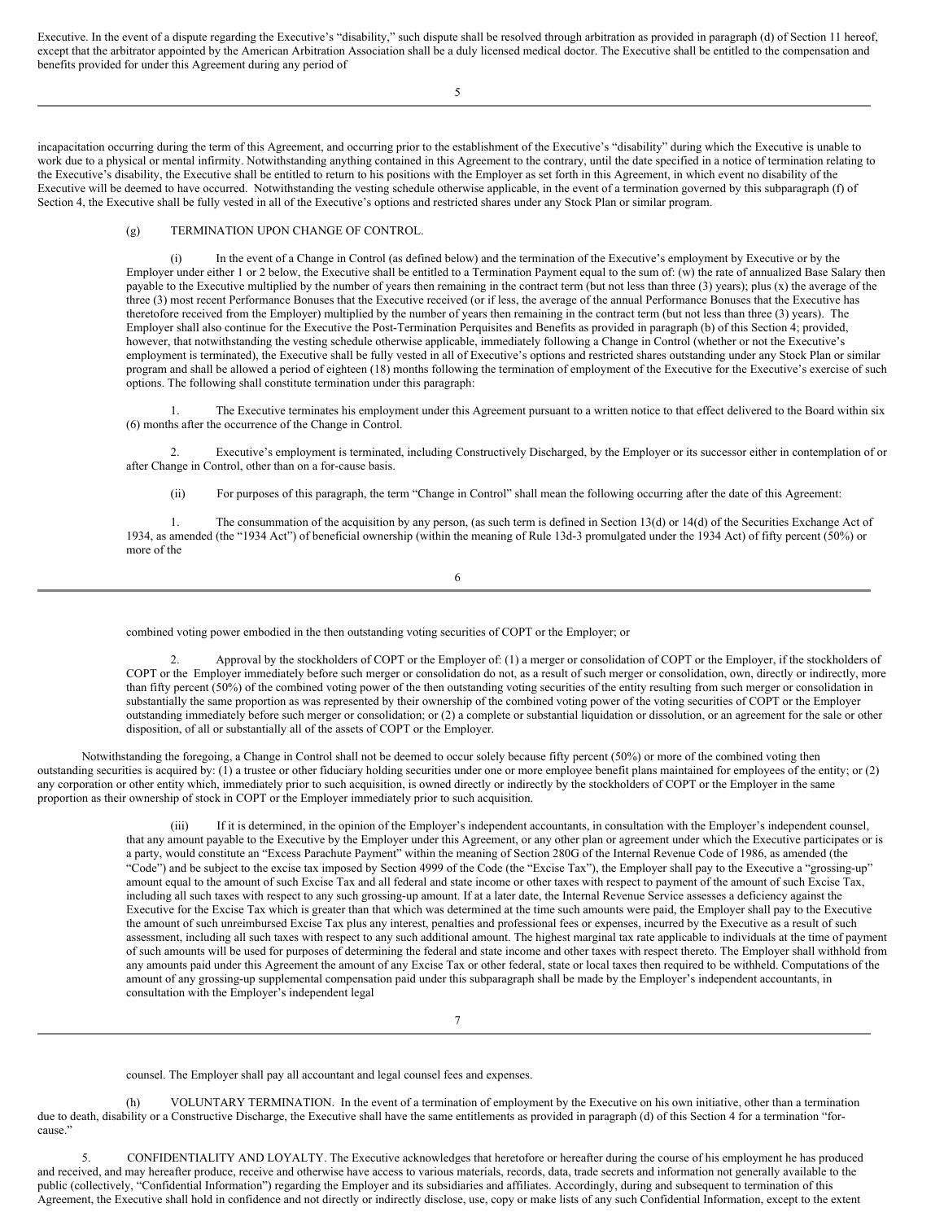Executive. In the event of a dispute regarding the Executive's "disability," such dispute shall be resolved through arbitration as provided in paragraph (d) of Section 11 hereof, except that the arbitrator appointed by the American Arbitration Association shall be a duly licensed medical doctor. The Executive shall be entitled to the compensation and benefits provided for under this Agreement during any period of incapacitation occurring during the term of this Agreement, and occurring prior to the establishment of the Executive's "disability" during which the Executive is unable to work due to a physical or mental infirmity. Notwithstanding anything contained in this Agreement to the contrary, until the date specified in a notice of termination relating to the Executive's disability, the Executive shall be entitled to return to his positions with the Employer as set forth in this Agreement, in which event no disability of the Executive will be deemed to have occurred. Notwithstanding the vesting schedule otherwise applicable, in the event of a termination governed by this subparagraph (f) of Section 4, the Executive shall be fully vested in all of the Executive's options and restricted shares under any Stock Plan or similar program.

(g) TERMINATION UPON CHANGE OF CONTROL.

(i) In the event of a Change in Control (as defined below) and the termination of the Executive's employment by Executive or by the Employer under either 1 or 2 below, the Executive shall be entitled to a Termination Payment equal to the sum of: (w) the rate of annualized Base Salary then payable to the Executive multiplied by the number of years then remaining in the contract term (but not less than three (3) years); plus (x) the average of the three (3) most recent Performance Bonuses that the Executive received (or if less, the average of the annual Performance Bonuses that the Executive has theretofore received from the Employer) multiplied by the number of years then remaining in the contract term (but not less than three (3) years). The Employer shall also continue for the Executive the Post-Termination Perquisites and Benefits as provided in paragraph (b) of this Section 4; provided, however, that notwithstanding the vesting schedule otherwise applicable, immediately following a Change in Control (whether or not the Executive's employment is terminated), the Executive shall be fully vested in all of Executive's options and restricted shares outstanding under any Stock Plan or similar program and shall be allowed a period of eighteen (18) months following the termination of employment of the Executive for the Executive's exercise of such options. The following shall constitute termination under this paragraph:

1. The Executive terminates his employment under this Agreement pursuant to a written notice to that effect delivered to the Board within six (6) months after the occurrence of the Change in Control.

2. Executive's employment is terminated, including Constructively Discharged, by the Employer or its successor either in contemplation of or after Change in Control, other than on a for-cause basis.

(ii) For purposes of this paragraph, the term "Change in Control" shall mean the following occurring after the date of this Agreement:

1. The consummation of the acquisition by any person, (as such term is defined in Section 13(d) or 14(d) of the Securities Exchange Act of 1934, as amended (the "1934 Act") of beneficial ownership (within the meaning of Rule 13d-3 promulgated under the 1934 Act) of fifty percent (50%) or more of the combined voting power embodied in the then outstanding voting securities of COPT or the Employer; or

2. Approval by the stockholders of COPT or the Employer of: (1) a merger or consolidation of COPT or the Employer, if the stockholders of COPT or the Employer immediately before such merger or consolidation do not, as a result of such merger or consolidation, own, directly or indirectly, more than fifty percent (50%) of the combined voting power of the then outstanding voting securities of the entity resulting from such merger or consolidation in substantially the same proportion as was represented by their ownership of the combined voting power of the voting securities of COPT or the Employer outstanding immediately before such merger or consolidation; or (2) a complete or substantial liquidation or dissolution, or an agreement for the sale or other disposition, of all or substantially all of the assets of COPT or the Employer.

Notwithstanding the foregoing, a Change in Control shall not be deemed to occur solely because fifty percent (50%) or more of the combined voting then outstanding securities is acquired by: (1) a trustee or other fiduciary holding securities under one or more employee benefit plans maintained for employees of the entity; or (2) any corporation or other entity which, immediately prior to such acquisition, is owned directly or indirectly by the stockholders of COPT or the Employer in the same proportion as their ownership of stock in COPT or the Employer immediately prior to such acquisition.

(iii) If it is determined, in the opinion of the Employer's independent accountants, in consultation with the Employer's independent counsel, that any amount payable to the Executive by the Employer under this Agreement, or any other plan or agreement under which the Executive participates or is a party, would constitute an "Excess Parachute Payment" within the meaning of Section 280G of the Internal Revenue Code of 1986, as amended (the "Code") and be subject to the excise tax imposed by Section 4999 of the Code (the "Excise Tax"), the Employer shall pay to the Executive a "grossing-up" amount equal to the amount of such Excise Tax and all federal and state income or other taxes with respect to payment of the amount of such Excise Tax, including all such taxes with respect to any such grossing-up amount. If at a later date, the Internal Revenue Service assesses a deficiency against the Executive for the Excise Tax which is greater than that which was determined at the time such amounts were paid, the Employer shall pay to the Executive the amount of such unreimbursed Excise Tax plus any interest, penalties and professional fees or expenses, incurred by the Executive as a result of such assessment, including all such taxes with respect to any such additional amount. The highest marginal tax rate applicable to individuals at the time of payment of such amounts will be used for purposes of determining the federal and state income and other taxes with respect thereto. The Employer shall withhold from any amounts paid under this Agreement the amount of any Excise Tax or other federal, state or local taxes then required to be withheld. Computations of the amount of any grossing-up supplemental compensation paid under this subparagraph shall be made by the Employer's independent accountants, in consultation with the Employer's independent legal counsel. The Employer shall pay all accountant and legal counsel fees and expenses.

(h) VOLUNTARY TERMINATION. In the event of a termination of employment by the Executive on his own initiative, other than a termination due to death, disability or a Constructive Discharge, the Executive shall have the same entitlements as provided in paragraph (d) of this Section 4 for a termination "for-cause."

5. CONFIDENTIALITY AND LOYALTY. The Executive acknowledges that heretofore or hereafter during the course of his employment he has produced and received, and may hereafter produce, receive and otherwise have access to various materials, records, data, trade secrets and information not generally available to the public (collectively, "Confidential Information") regarding the Employer and its subsidiaries and affiliates. Accordingly, during and subsequent to termination of this Agreement, the Executive shall hold in confidence and not directly or indirectly disclose, use, copy or make lists of any such Confidential Information, except to the extent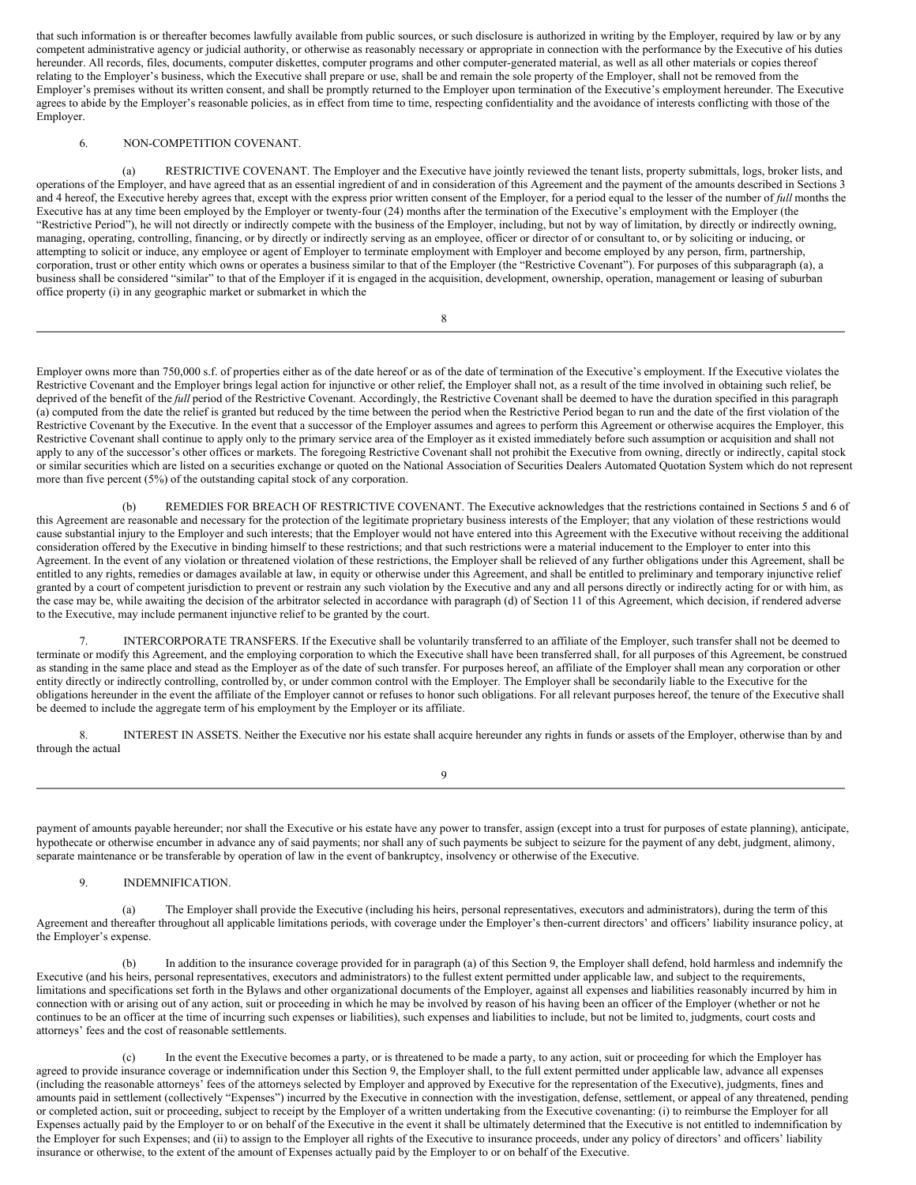that such information is or thereafter becomes lawfully available from public sources, or such disclosure is authorized in writing by the Employer, required by law or by any competent administrative agency or judicial authority, or otherwise as reasonably necessary or appropriate in connection with the performance by the Executive of his duties hereunder. All records, files, documents, computer diskettes, computer programs and other computer-generated material, as well as all other materials or copies thereof relating to the Employer's business, which the Executive shall prepare or use, shall be and remain the sole property of the Employer, shall not be removed from the Employer's premises without its written consent, and shall be promptly returned to the Employer upon termination of the Executive's employment hereunder. The Executive agrees to abide by the Employer's reasonable policies, as in effect from time to time, respecting confidentiality and the avoidance of interests conflicting with those of the Employer.

6. NON-COMPETITION COVENANT.

(a) RESTRICTIVE COVENANT. The Employer and the Executive have jointly reviewed the tenant lists, property submittals, logs, broker lists, and operations of the Employer, and have agreed that as an essential ingredient of and in consideration of this Agreement and the payment of the amounts described in Sections 3 and 4 hereof, the Executive hereby agrees that, except with the express prior written consent of the Employer, for a period equal to the lesser of the number of *full* months the Executive has at any time been employed by the Employer or twenty-four (24) months after the termination of the Executive's employment with the Employer (the "Restrictive Period"), he will not directly or indirectly compete with the business of the Employer, including, but not by way of limitation, by directly or indirectly owning, managing, operating, controlling, financing, or by directly or indirectly serving as an employee, officer or director of or consultant to, or by soliciting or inducing, or attempting to solicit or induce, any employee or agent of Employer to terminate employment with Employer and become employed by any person, firm, partnership, corporation, trust or other entity which owns or operates a business similar to that of the Employer (the "Restrictive Covenant"). For purposes of this subparagraph (a), a business shall be considered "similar" to that of the Employer if it is engaged in the acquisition, development, ownership, operation, management or leasing of suburban office property (i) in any geographic market or submarket in which the Employer owns more than 750,000 s.f. of properties either as of the date hereof or as of the date of termination of the Executive's employment. If the Executive violates the Restrictive Covenant and the Employer brings legal action for injunctive or other relief, the Employer shall not, as a result of the time involved in obtaining such relief, be deprived of the benefit of the *full* period of the Restrictive Covenant. Accordingly, the Restrictive Covenant shall be deemed to have the duration specified in this paragraph (a) computed from the date the relief is granted but reduced by the time between the period when the Restrictive Period began to run and the date of the first violation of the Restrictive Covenant by the Executive. In the event that a successor of the Employer assumes and agrees to perform this Agreement or otherwise acquires the Employer, this Restrictive Covenant shall continue to apply only to the primary service area of the Employer as it existed immediately before such assumption or acquisition and shall not apply to any of the successor's other offices or markets. The foregoing Restrictive Covenant shall not prohibit the Executive from owning, directly or indirectly, capital stock or similar securities which are listed on a securities exchange or quoted on the National Association of Securities Dealers Automated Quotation System which do not represent more than five percent (5%) of the outstanding capital stock of any corporation.

(b) REMEDIES FOR BREACH OF RESTRICTIVE COVENANT. The Executive acknowledges that the restrictions contained in Sections 5 and 6 of this Agreement are reasonable and necessary for the protection of the legitimate proprietary business interests of the Employer; that any violation of these restrictions would cause substantial injury to the Employer and such interests; that the Employer would not have entered into this Agreement with the Executive without receiving the additional consideration offered by the Executive in binding himself to these restrictions; and that such restrictions were a material inducement to the Employer to enter into this Agreement. In the event of any violation or threatened violation of these restrictions, the Employer shall be relieved of any further obligations under this Agreement, shall be entitled to any rights, remedies or damages available at law, in equity or otherwise under this Agreement, and shall be entitled to preliminary and temporary injunctive relief granted by a court of competent jurisdiction to prevent or restrain any such violation by the Executive and any and all persons directly or indirectly acting for or with him, as the case may be, while awaiting the decision of the arbitrator selected in accordance with paragraph (d) of Section 11 of this Agreement, which decision, if rendered adverse to the Executive, may include permanent injunctive relief to be granted by the court.

7. INTERCORPORATE TRANSFERS. If the Executive shall be voluntarily transferred to an affiliate of the Employer, such transfer shall not be deemed to terminate or modify this Agreement, and the employing corporation to which the Executive shall have been transferred shall, for all purposes of this Agreement, be construed as standing in the same place and stead as the Employer as of the date of such transfer. For purposes hereof, an affiliate of the Employer shall mean any corporation or other entity directly or indirectly controlling, controlled by, or under common control with the Employer. The Employer shall be secondarily liable to the Executive for the obligations hereunder in the event the affiliate of the Employer cannot or refuses to honor such obligations. For all relevant purposes hereof, the tenure of the Executive shall be deemed to include the aggregate term of his employment by the Employer or its affiliate.

8. INTEREST IN ASSETS. Neither the Executive nor his estate shall acquire hereunder any rights in funds or assets of the Employer, otherwise than by and through the actual payment of amounts payable hereunder; nor shall the Executive or his estate have any power to transfer, assign (except into a trust for purposes of estate planning), anticipate, hypothecate or otherwise encumber in advance any of said payments; nor shall any of such payments be subject to seizure for the payment of any debt, judgment, alimony, separate maintenance or be transferable by operation of law in the event of bankruptcy, insolvency or otherwise of the Executive.

9. INDEMNIFICATION.

(a) The Employer shall provide the Executive (including his heirs, personal representatives, executors and administrators), during the term of this Agreement and thereafter throughout all applicable limitations periods, with coverage under the Employer's then-current directors' and officers' liability insurance policy, at the Employer's expense.

(b) In addition to the insurance coverage provided for in paragraph (a) of this Section 9, the Employer shall defend, hold harmless and indemnify the Executive (and his heirs, personal representatives, executors and administrators) to the fullest extent permitted under applicable law, and subject to the requirements, limitations and specifications set forth in the Bylaws and other organizational documents of the Employer, against all expenses and liabilities reasonably incurred by him in connection with or arising out of any action, suit or proceeding in which he may be involved by reason of his having been an officer of the Employer (whether or not he continues to be an officer at the time of incurring such expenses or liabilities), such expenses and liabilities to include, but not be limited to, judgments, court costs and attorneys' fees and the cost of reasonable settlements.

(c) In the event the Executive becomes a party, or is threatened to be made a party, to any action, suit or proceeding for which the Employer has agreed to provide insurance coverage or indemnification under this Section 9, the Employer shall, to the full extent permitted under applicable law, advance all expenses (including the reasonable attorneys' fees of the attorneys selected by Employer and approved by Executive for the representation of the Executive), judgments, fines and amounts paid in settlement (collectively "Expenses") incurred by the Executive in connection with the investigation, defense, settlement, or appeal of any threatened, pending or completed action, suit or proceeding, subject to receipt by the Employer of a written undertaking from the Executive covenanting: (i) to reimburse the Employer for all Expenses actually paid by the Employer to or on behalf of the Executive in the event it shall be ultimately determined that the Executive is not entitled to indemnification by the Employer for such Expenses; and (ii) to assign to the Employer all rights of the Executive to insurance proceeds, under any policy of directors' and officers' liability insurance or otherwise, to the extent of the amount of Expenses actually paid by the Employer to or on behalf of the Executive.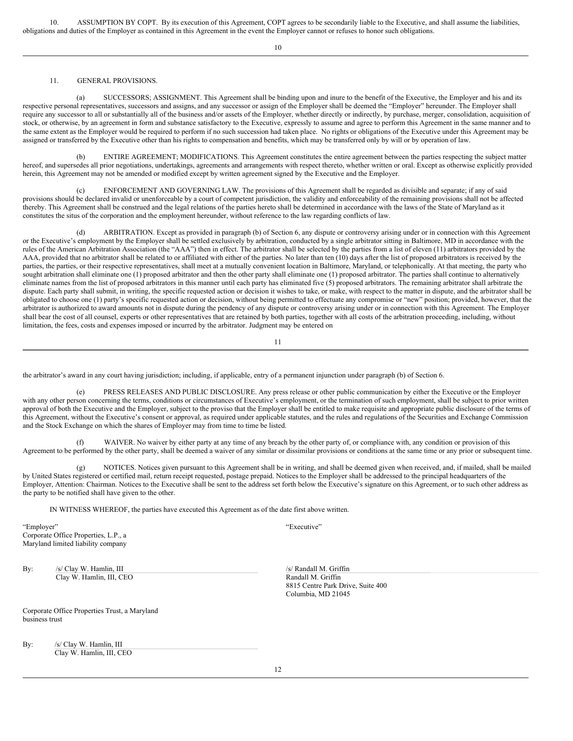10. ASSUMPTION BY COPT. By its execution of this Agreement, COPT agrees to be secondarily liable to the Executive, and shall assume the liabilities, obligations and duties of the Employer as contained in this Agreement in the event the Employer cannot or refuses to honor such obligations.

11. GENERAL PROVISIONS.

(a) SUCCESSORS; ASSIGNMENT. This Agreement shall be binding upon and inure to the benefit of the Executive, the Employer and his and its respective personal representatives, successors and assigns, and any successor or assign of the Employer shall be deemed the "Employer" hereunder. The Employer shall require any successor to all or substantially all of the business and/or assets of the Employer, whether directly or indirectly, by purchase, merger, consolidation, acquisition of stock, or otherwise, by an agreement in form and substance satisfactory to the Executive, expressly to assume and agree to perform this Agreement in the same manner and to the same extent as the Employer would be required to perform if no such succession had taken place. No rights or obligations of the Executive under this Agreement may be assigned or transferred by the Executive other than his rights to compensation and benefits, which may be transferred only by will or by operation of law.

(b) ENTIRE AGREEMENT; MODIFICATIONS. This Agreement constitutes the entire agreement between the parties respecting the subject matter hereof, and supersedes all prior negotiations, undertakings, agreements and arrangements with respect thereto, whether written or oral. Except as otherwise explicitly provided herein, this Agreement may not be amended or modified except by written agreement signed by the Executive and the Employer.

(c) ENFORCEMENT AND GOVERNING LAW. The provisions of this Agreement shall be regarded as divisible and separate; if any of said provisions should be declared invalid or unenforceable by a court of competent jurisdiction, the validity and enforceability of the remaining provisions shall not be affected thereby. This Agreement shall be construed and the legal relations of the parties hereto shall be determined in accordance with the laws of the State of Maryland as it constitutes the situs of the corporation and the employment hereunder, without reference to the law regarding conflicts of law.

(d) ARBITRATION. Except as provided in paragraph (b) of Section 6, any dispute or controversy arising under or in connection with this Agreement or the Executive's employment by the Employer shall be settled exclusively by arbitration, conducted by a single arbitrator sitting in Baltimore, MD in accordance with the rules of the American Arbitration Association (the "AAA") then in effect. The arbitrator shall be selected by the parties from a list of eleven (11) arbitrators provided by the AAA, provided that no arbitrator shall be related to or affiliated with either of the parties. No later than ten (10) days after the list of proposed arbitrators is received by the parties, the parties, or their respective representatives, shall meet at a mutually convenient location in Baltimore, Maryland, or telephonically. At that meeting, the party who sought arbitration shall eliminate one (1) proposed arbitrator and then the other party shall eliminate one (1) proposed arbitrator. The parties shall continue to alternatively eliminate names from the list of proposed arbitrators in this manner until each party has eliminated five (5) proposed arbitrators. The remaining arbitrator shall arbitrate the dispute. Each party shall submit, in writing, the specific requested action or decision it wishes to take, or make, with respect to the matter in dispute, and the arbitrator shall be obligated to choose one (1) party's specific requested action or decision, without being permitted to effectuate any compromise or "new" position; provided, however, that the arbitrator is authorized to award amounts not in dispute during the pendency of any dispute or controversy arising under or in connection with this Agreement. The Employer shall bear the cost of all counsel, experts or other representatives that are retained by both parties, together with all costs of the arbitration proceeding, including, without limitation, the fees, costs and expenses imposed or incurred by the arbitrator. Judgment may be entered on the arbitrator's award in any court having jurisdiction; including, if applicable, entry of a permanent injunction under paragraph (b) of Section 6.

(e) PRESS RELEASES AND PUBLIC DISCLOSURE. Any press release or other public communication by either the Executive or the Employer with any other person concerning the terms, conditions or circumstances of Executive's employment, or the termination of such employment, shall be subject to prior written approval of both the Executive and the Employer, subject to the proviso that the Employer shall be entitled to make requisite and appropriate public disclosure of the terms of this Agreement, without the Executive's consent or approval, as required under applicable statutes, and the rules and regulations of the Securities and Exchange Commission and the Stock Exchange on which the shares of Employer may from time to time be listed.

(f) WAIVER. No waiver by either party at any time of any breach by the other party of, or compliance with, any condition or provision of this Agreement to be performed by the other party, shall be deemed a waiver of any similar or dissimilar provisions or conditions at the same time or any prior or subsequent time.

(g) NOTICES. Notices given pursuant to this Agreement shall be in writing, and shall be deemed given when received, and, if mailed, shall be mailed by United States registered or certified mail, return receipt requested, postage prepaid. Notices to the Employer shall be addressed to the principal headquarters of the Employer, Attention: Chairman. Notices to the Executive shall be sent to the address set forth below the Executive's signature on this Agreement, or to such other address as the party to be notified shall have given to the other.

IN WITNESS WHEREOF, the parties have executed this Agreement as of the date first above written.

"Employer"
Corporate Office Properties, L.P., a
Maryland limited liability company

By: /s/ Clay W. Hamlin, III
Clay W. Hamlin, III, CEO

"Executive"

/s/ Randall M. Griffin
Randall M. Griffin
8815 Centre Park Drive, Suite 400
Columbia, MD 21045

Corporate Office Properties Trust, a Maryland business trust

By: /s/ Clay W. Hamlin, III
Clay W. Hamlin, III, CEO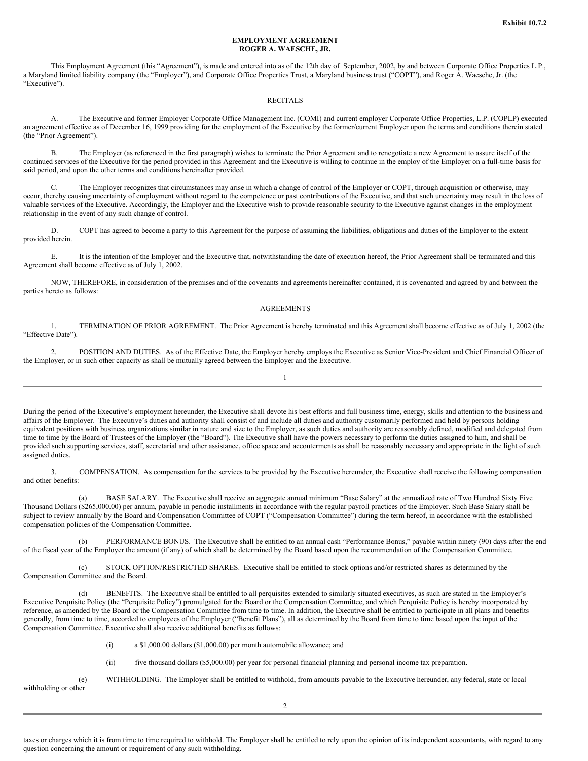**Exhibit 10.7.2**

**EMPLOYMENT AGREEMENT**
**ROGER A. WAESCHE, JR.**

This Employment Agreement (this "Agreement"), is made and entered into as of the 12th day of September, 2002, by and between Corporate Office Properties L.P., a Maryland limited liability company (the "Employer"), and Corporate Office Properties Trust, a Maryland business trust ("COPT"), and Roger A. Waesche, Jr. (the "Executive").

RECITALS

A. The Executive and former Employer Corporate Office Management Inc. (COMI) and current employer Corporate Office Properties, L.P. (COPLP) executed an agreement effective as of December 16, 1999 providing for the employment of the Executive by the former/current Employer upon the terms and conditions therein stated (the "Prior Agreement").

B. The Employer (as referenced in the first paragraph) wishes to terminate the Prior Agreement and to renegotiate a new Agreement to assure itself of the continued services of the Executive for the period provided in this Agreement and the Executive is willing to continue in the employ of the Employer on a full-time basis for said period, and upon the other terms and conditions hereinafter provided.

C. The Employer recognizes that circumstances may arise in which a change of control of the Employer or COPT, through acquisition or otherwise, may occur, thereby causing uncertainty of employment without regard to the competence or past contributions of the Executive, and that such uncertainty may result in the loss of valuable services of the Executive. Accordingly, the Employer and the Executive wish to provide reasonable security to the Executive against changes in the employment relationship in the event of any such change of control.

D. COPT has agreed to become a party to this Agreement for the purpose of assuming the liabilities, obligations and duties of the Employer to the extent provided herein.

E. It is the intention of the Employer and the Executive that, notwithstanding the date of execution hereof, the Prior Agreement shall be terminated and this Agreement shall become effective as of July 1, 2002.

NOW, THEREFORE, in consideration of the premises and of the covenants and agreements hereinafter contained, it is covenanted and agreed by and between the parties hereto as follows:

AGREEMENTS

1. TERMINATION OF PRIOR AGREEMENT. The Prior Agreement is hereby terminated and this Agreement shall become effective as of July 1, 2002 (the "Effective Date").

2. POSITION AND DUTIES. As of the Effective Date, the Employer hereby employs the Executive as Senior Vice-President and Chief Financial Officer of the Employer, or in such other capacity as shall be mutually agreed between the Employer and the Executive.

During the period of the Executive's employment hereunder, the Executive shall devote his best efforts and full business time, energy, skills and attention to the business and affairs of the Employer. The Executive's duties and authority shall consist of and include all duties and authority customarily performed and held by persons holding equivalent positions with business organizations similar in nature and size to the Employer, as such duties and authority are reasonably defined, modified and delegated from time to time by the Board of Trustees of the Employer (the "Board"). The Executive shall have the powers necessary to perform the duties assigned to him, and shall be provided such supporting services, staff, secretarial and other assistance, office space and accouterments as shall be reasonably necessary and appropriate in the light of such assigned duties.

3. COMPENSATION. As compensation for the services to be provided by the Executive hereunder, the Executive shall receive the following compensation and other benefits:

(a) BASE SALARY. The Executive shall receive an aggregate annual minimum "Base Salary" at the annualized rate of Two Hundred Sixty Five Thousand Dollars ($265,000.00) per annum, payable in periodic installments in accordance with the regular payroll practices of the Employer. Such Base Salary shall be subject to review annually by the Board and Compensation Committee of COPT ("Compensation Committee") during the term hereof, in accordance with the established compensation policies of the Compensation Committee.

(b) PERFORMANCE BONUS. The Executive shall be entitled to an annual cash "Performance Bonus," payable within ninety (90) days after the end of the fiscal year of the Employer the amount (if any) of which shall be determined by the Board based upon the recommendation of the Compensation Committee.

(c) STOCK OPTION/RESTRICTED SHARES. Executive shall be entitled to stock options and/or restricted shares as determined by the Compensation Committee and the Board.

(d) BENEFITS. The Executive shall be entitled to all perquisites extended to similarly situated executives, as such are stated in the Employer's Executive Perquisite Policy (the "Perquisite Policy") promulgated for the Board or the Compensation Committee, and which Perquisite Policy is hereby incorporated by reference, as amended by the Board or the Compensation Committee from time to time. In addition, the Executive shall be entitled to participate in all plans and benefits generally, from time to time, accorded to employees of the Employer ("Benefit Plans"), all as determined by the Board from time to time based upon the input of the Compensation Committee. Executive shall also receive additional benefits as follows:

(i) a $1,000.00 dollars ($1,000.00) per month automobile allowance; and

(ii) five thousand dollars ($5,000.00) per year for personal financial planning and personal income tax preparation.

(e) WITHHOLDING. The Employer shall be entitled to withhold, from amounts payable to the Executive hereunder, any federal, state or local withholding or other taxes or charges which it is from time to time required to withhold. The Employer shall be entitled to rely upon the opinion of its independent accountants, with regard to any question concerning the amount or requirement of any such withholding.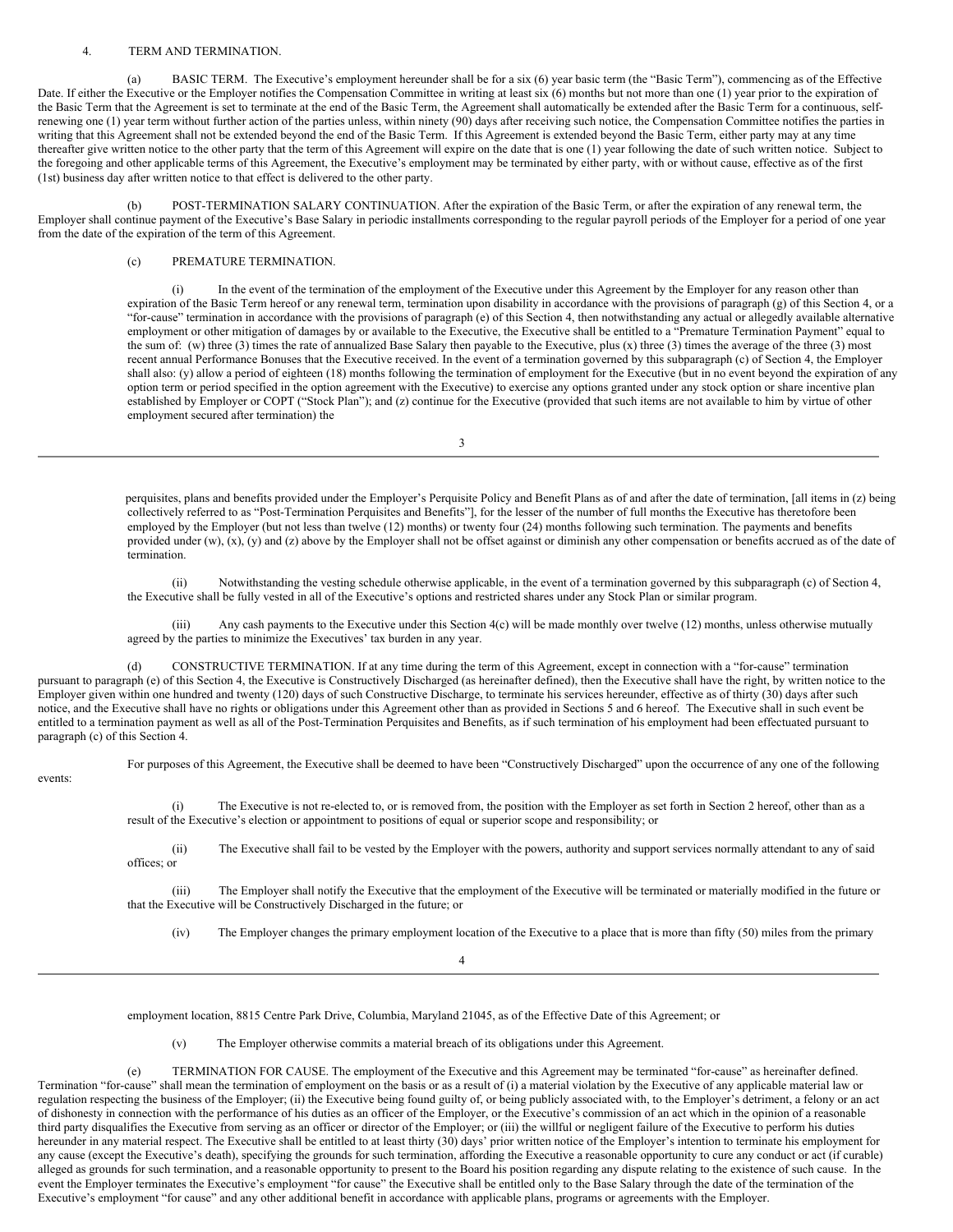4. TERM AND TERMINATION.

(a) BASIC TERM. The Executive's employment hereunder shall be for a six (6) year basic term (the "Basic Term"), commencing as of the Effective Date. If either the Executive or the Employer notifies the Compensation Committee in writing at least six (6) months but not more than one (1) year prior to the expiration of the Basic Term that the Agreement is set to terminate at the end of the Basic Term, the Agreement shall automatically be extended after the Basic Term for a continuous, self-renewing one (1) year term without further action of the parties unless, within ninety (90) days after receiving such notice, the Compensation Committee notifies the parties in writing that this Agreement shall not be extended beyond the end of the Basic Term. If this Agreement is extended beyond the Basic Term, either party may at any time thereafter give written notice to the other party that the term of this Agreement will expire on the date that is one (1) year following the date of such written notice. Subject to the foregoing and other applicable terms of this Agreement, the Executive's employment may be terminated by either party, with or without cause, effective as of the first (1st) business day after written notice to that effect is delivered to the other party.

(b) POST-TERMINATION SALARY CONTINUATION. After the expiration of the Basic Term, or after the expiration of any renewal term, the Employer shall continue payment of the Executive's Base Salary in periodic installments corresponding to the regular payroll periods of the Employer for a period of one year from the date of the expiration of the term of this Agreement.

(c) PREMATURE TERMINATION.

(i) In the event of the termination of the employment of the Executive under this Agreement by the Employer for any reason other than expiration of the Basic Term hereof or any renewal term, termination upon disability in accordance with the provisions of paragraph (g) of this Section 4, or a "for-cause" termination in accordance with the provisions of paragraph (e) of this Section 4, then notwithstanding any actual or allegedly available alternative employment or other mitigation of damages by or available to the Executive, the Executive shall be entitled to a "Premature Termination Payment" equal to the sum of: (w) three (3) times the rate of annualized Base Salary then payable to the Executive, plus (x) three (3) times the average of the three (3) most recent annual Performance Bonuses that the Executive received. In the event of a termination governed by this subparagraph (c) of Section 4, the Employer shall also: (y) allow a period of eighteen (18) months following the termination of employment for the Executive (but in no event beyond the expiration of any option term or period specified in the option agreement with the Executive) to exercise any options granted under any stock option or share incentive plan established by Employer or COPT ("Stock Plan"); and (z) continue for the Executive (provided that such items are not available to him by virtue of other employment secured after termination) the perquisites, plans and benefits provided under the Employer's Perquisite Policy and Benefit Plans as of and after the date of termination, [all items in (z) being collectively referred to as "Post-Termination Perquisites and Benefits"], for the lesser of the number of full months the Executive has theretofore been employed by the Employer (but not less than twelve (12) months) or twenty four (24) months following such termination. The payments and benefits provided under (w), (x), (y) and (z) above by the Employer shall not be offset against or diminish any other compensation or benefits accrued as of the date of termination.

(ii) Notwithstanding the vesting schedule otherwise applicable, in the event of a termination governed by this subparagraph (c) of Section 4, the Executive shall be fully vested in all of the Executive's options and restricted shares under any Stock Plan or similar program.

(iii) Any cash payments to the Executive under this Section 4(c) will be made monthly over twelve (12) months, unless otherwise mutually agreed by the parties to minimize the Executives' tax burden in any year.

(d) CONSTRUCTIVE TERMINATION. If at any time during the term of this Agreement, except in connection with a "for-cause" termination pursuant to paragraph (e) of this Section 4, the Executive is Constructively Discharged (as hereinafter defined), then the Executive shall have the right, by written notice to the Employer given within one hundred and twenty (120) days of such Constructive Discharge, to terminate his services hereunder, effective as of thirty (30) days after such notice, and the Executive shall have no rights or obligations under this Agreement other than as provided in Sections 5 and 6 hereof. The Executive shall in such event be entitled to a termination payment as well as all of the Post-Termination Perquisites and Benefits, as if such termination of his employment had been effectuated pursuant to paragraph (c) of this Section 4.

For purposes of this Agreement, the Executive shall be deemed to have been "Constructively Discharged" upon the occurrence of any one of the following events:

(i) The Executive is not re-elected to, or is removed from, the position with the Employer as set forth in Section 2 hereof, other than as a result of the Executive's election or appointment to positions of equal or superior scope and responsibility; or

(ii) The Executive shall fail to be vested by the Employer with the powers, authority and support services normally attendant to any of said offices; or

(iii) The Employer shall notify the Executive that the employment of the Executive will be terminated or materially modified in the future or that the Executive will be Constructively Discharged in the future; or

(iv) The Employer changes the primary employment location of the Executive to a place that is more than fifty (50) miles from the primary employment location, 8815 Centre Park Drive, Columbia, Maryland 21045, as of the Effective Date of this Agreement; or

(v) The Employer otherwise commits a material breach of its obligations under this Agreement.

(e) TERMINATION FOR CAUSE. The employment of the Executive and this Agreement may be terminated "for-cause" as hereinafter defined. Termination "for-cause" shall mean the termination of employment on the basis or as a result of (i) a material violation by the Executive of any applicable material law or regulation respecting the business of the Employer; (ii) the Executive being found guilty of, or being publicly associated with, to the Employer's detriment, a felony or an act of dishonesty in connection with the performance of his duties as an officer of the Employer, or the Executive's commission of an act which in the opinion of a reasonable third party disqualifies the Executive from serving as an officer or director of the Employer; or (iii) the willful or negligent failure of the Executive to perform his duties hereunder in any material respect. The Executive shall be entitled to at least thirty (30) days' prior written notice of the Employer's intention to terminate his employment for any cause (except the Executive's death), specifying the grounds for such termination, affording the Executive a reasonable opportunity to cure any conduct or act (if curable) alleged as grounds for such termination, and a reasonable opportunity to present to the Board his position regarding any dispute relating to the existence of such cause. In the event the Employer terminates the Executive's employment "for cause" the Executive shall be entitled only to the Base Salary through the date of the termination of the Executive's employment "for cause" and any other additional benefit in accordance with applicable plans, programs or agreements with the Employer.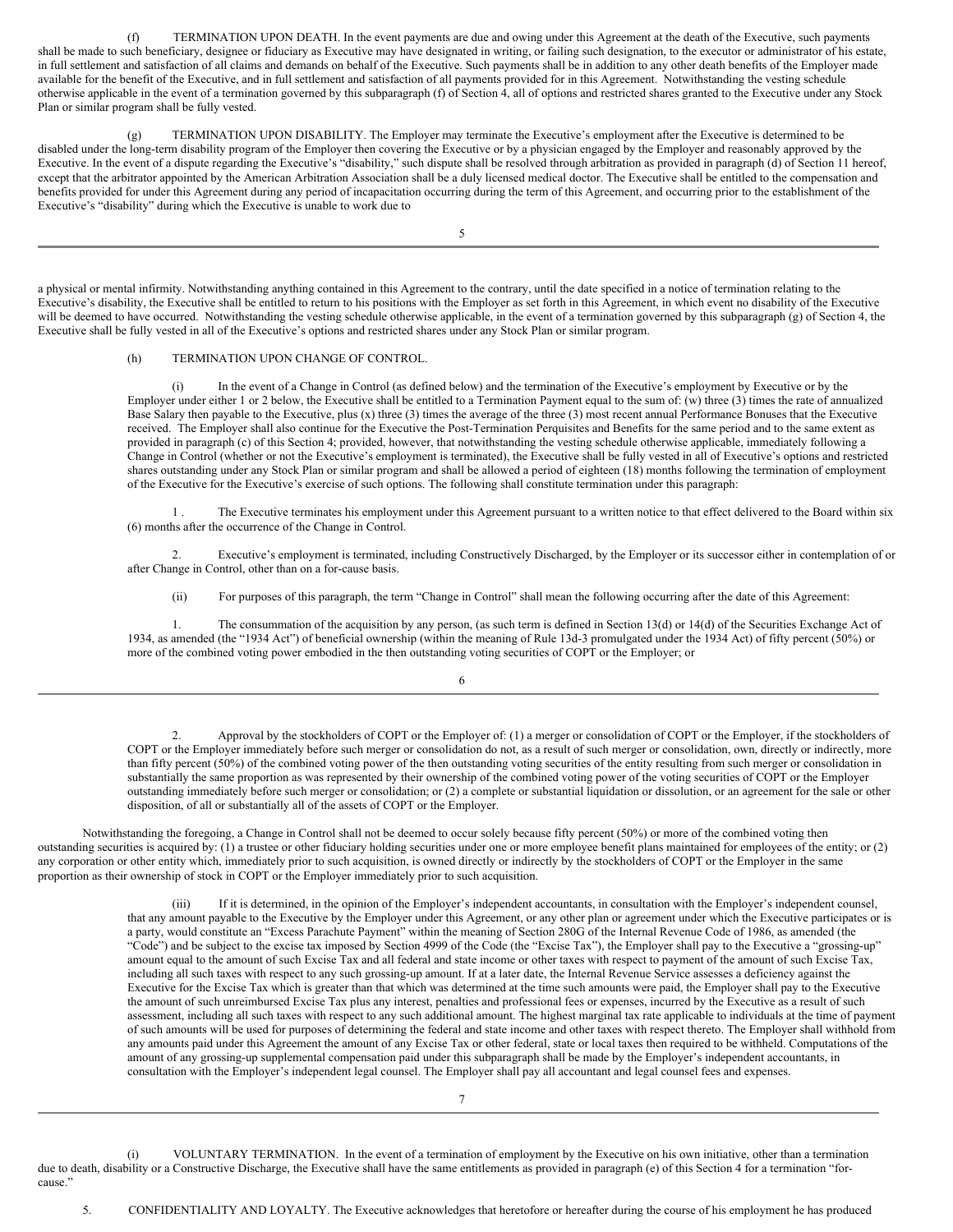(f) TERMINATION UPON DEATH. In the event payments are due and owing under this Agreement at the death of the Executive, such payments shall be made to such beneficiary, designee or fiduciary as Executive may have designated in writing, or failing such designation, to the executor or administrator of his estate, in full settlement and satisfaction of all claims and demands on behalf of the Executive. Such payments shall be in addition to any other death benefits of the Employer made available for the benefit of the Executive, and in full settlement and satisfaction of all payments provided for in this Agreement. Notwithstanding the vesting schedule otherwise applicable in the event of a termination governed by this subparagraph (f) of Section 4, all of options and restricted shares granted to the Executive under any Stock Plan or similar program shall be fully vested.

(g) TERMINATION UPON DISABILITY. The Employer may terminate the Executive's employment after the Executive is determined to be disabled under the long-term disability program of the Employer then covering the Executive or by a physician engaged by the Employer and reasonably approved by the Executive. In the event of a dispute regarding the Executive's "disability," such dispute shall be resolved through arbitration as provided in paragraph (d) of Section 11 hereof, except that the arbitrator appointed by the American Arbitration Association shall be a duly licensed medical doctor. The Executive shall be entitled to the compensation and benefits provided for under this Agreement during any period of incapacitation occurring during the term of this Agreement, and occurring prior to the establishment of the Executive's "disability" during which the Executive is unable to work due to a physical or mental infirmity. Notwithstanding anything contained in this Agreement to the contrary, until the date specified in a notice of termination relating to the Executive's disability, the Executive shall be entitled to return to his positions with the Employer as set forth in this Agreement, in which event no disability of the Executive will be deemed to have occurred. Notwithstanding the vesting schedule otherwise applicable, in the event of a termination governed by this subparagraph (g) of Section 4, the Executive shall be fully vested in all of the Executive's options and restricted shares under any Stock Plan or similar program.

(h) TERMINATION UPON CHANGE OF CONTROL.

(i) In the event of a Change in Control (as defined below) and the termination of the Executive's employment by Executive or by the Employer under either 1 or 2 below, the Executive shall be entitled to a Termination Payment equal to the sum of: (w) three (3) times the rate of annualized Base Salary then payable to the Executive, plus (x) three (3) times the average of the three (3) most recent annual Performance Bonuses that the Executive received. The Employer shall also continue for the Executive the Post-Termination Perquisites and Benefits for the same period and to the same extent as provided in paragraph (c) of this Section 4; provided, however, that notwithstanding the vesting schedule otherwise applicable, immediately following a Change in Control (whether or not the Executive's employment is terminated), the Executive shall be fully vested in all of Executive's options and restricted shares outstanding under any Stock Plan or similar program and shall be allowed a period of eighteen (18) months following the termination of employment of the Executive for the Executive's exercise of such options. The following shall constitute termination under this paragraph:

1 . The Executive terminates his employment under this Agreement pursuant to a written notice to that effect delivered to the Board within six (6) months after the occurrence of the Change in Control.

2. Executive's employment is terminated, including Constructively Discharged, by the Employer or its successor either in contemplation of or after Change in Control, other than on a for-cause basis.

(ii) For purposes of this paragraph, the term "Change in Control" shall mean the following occurring after the date of this Agreement:

1. The consummation of the acquisition by any person, (as such term is defined in Section 13(d) or 14(d) of the Securities Exchange Act of 1934, as amended (the "1934 Act") of beneficial ownership (within the meaning of Rule 13d-3 promulgated under the 1934 Act) of fifty percent (50%) or more of the combined voting power embodied in the then outstanding voting securities of COPT or the Employer; or

2. Approval by the stockholders of COPT or the Employer of: (1) a merger or consolidation of COPT or the Employer, if the stockholders of COPT or the Employer immediately before such merger or consolidation do not, as a result of such merger or consolidation, own, directly or indirectly, more than fifty percent (50%) of the combined voting power of the then outstanding voting securities of the entity resulting from such merger or consolidation in substantially the same proportion as was represented by their ownership of the combined voting power of the voting securities of COPT or the Employer outstanding immediately before such merger or consolidation; or (2) a complete or substantial liquidation or dissolution, or an agreement for the sale or other disposition, of all or substantially all of the assets of COPT or the Employer.

Notwithstanding the foregoing, a Change in Control shall not be deemed to occur solely because fifty percent (50%) or more of the combined voting then outstanding securities is acquired by: (1) a trustee or other fiduciary holding securities under one or more employee benefit plans maintained for employees of the entity; or (2) any corporation or other entity which, immediately prior to such acquisition, is owned directly or indirectly by the stockholders of COPT or the Employer in the same proportion as their ownership of stock in COPT or the Employer immediately prior to such acquisition.

(iii) If it is determined, in the opinion of the Employer's independent accountants, in consultation with the Employer's independent counsel, that any amount payable to the Executive by the Employer under this Agreement, or any other plan or agreement under which the Executive participates or is a party, would constitute an "Excess Parachute Payment" within the meaning of Section 280G of the Internal Revenue Code of 1986, as amended (the "Code") and be subject to the excise tax imposed by Section 4999 of the Code (the "Excise Tax"), the Employer shall pay to the Executive a "grossing-up" amount equal to the amount of such Excise Tax and all federal and state income or other taxes with respect to payment of the amount of such Excise Tax, including all such taxes with respect to any such grossing-up amount. If at a later date, the Internal Revenue Service assesses a deficiency against the Executive for the Excise Tax which is greater than that which was determined at the time such amounts were paid, the Employer shall pay to the Executive the amount of such unreimbursed Excise Tax plus any interest, penalties and professional fees or expenses, incurred by the Executive as a result of such assessment, including all such taxes with respect to any such additional amount. The highest marginal tax rate applicable to individuals at the time of payment of such amounts will be used for purposes of determining the federal and state income and other taxes with respect thereto. The Employer shall withhold from any amounts paid under this Agreement the amount of any Excise Tax or other federal, state or local taxes then required to be withheld. Computations of the amount of any grossing-up supplemental compensation paid under this subparagraph shall be made by the Employer's independent accountants, in consultation with the Employer's independent legal counsel. The Employer shall pay all accountant and legal counsel fees and expenses.

(i) VOLUNTARY TERMINATION. In the event of a termination of employment by the Executive on his own initiative, other than a termination due to death, disability or a Constructive Discharge, the Executive shall have the same entitlements as provided in paragraph (e) of this Section 4 for a termination "for-cause."

5. CONFIDENTIALITY AND LOYALTY. The Executive acknowledges that heretofore or hereafter during the course of his employment he has produced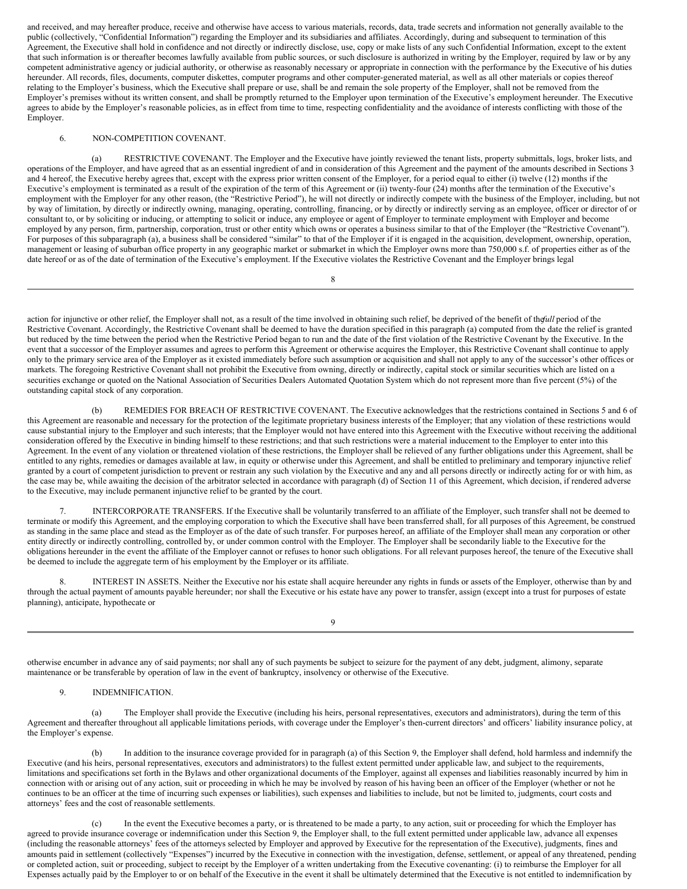and received, and may hereafter produce, receive and otherwise have access to various materials, records, data, trade secrets and information not generally available to the public (collectively, "Confidential Information") regarding the Employer and its subsidiaries and affiliates. Accordingly, during and subsequent to termination of this Agreement, the Executive shall hold in confidence and not directly or indirectly disclose, use, copy or make lists of any such Confidential Information, except to the extent that such information is or thereafter becomes lawfully available from public sources, or such disclosure is authorized in writing by the Employer, required by law or by any competent administrative agency or judicial authority, or otherwise as reasonably necessary or appropriate in connection with the performance by the Executive of his duties hereunder. All records, files, documents, computer diskettes, computer programs and other computer-generated material, as well as all other materials or copies thereof relating to the Employer's business, which the Executive shall prepare or use, shall be and remain the sole property of the Employer, shall not be removed from the Employer's premises without its written consent, and shall be promptly returned to the Employer upon termination of the Executive's employment hereunder. The Executive agrees to abide by the Employer's reasonable policies, as in effect from time to time, respecting confidentiality and the avoidance of interests conflicting with those of the Employer.

6. NON-COMPETITION COVENANT.

(a) RESTRICTIVE COVENANT. The Employer and the Executive have jointly reviewed the tenant lists, property submittals, logs, broker lists, and operations of the Employer, and have agreed that as an essential ingredient of and in consideration of this Agreement and the payment of the amounts described in Sections 3 and 4 hereof, the Executive hereby agrees that, except with the express prior written consent of the Employer, for a period equal to either (i) twelve (12) months if the Executive's employment is terminated as a result of the expiration of the term of this Agreement or (ii) twenty-four (24) months after the termination of the Executive's employment with the Employer for any other reason, (the "Restrictive Period"), he will not directly or indirectly compete with the business of the Employer, including, but not by way of limitation, by directly or indirectly owning, managing, operating, controlling, financing, or by directly or indirectly serving as an employee, officer or director of or consultant to, or by soliciting or inducing, or attempting to solicit or induce, any employee or agent of Employer to terminate employment with Employer and become employed by any person, firm, partnership, corporation, trust or other entity which owns or operates a business similar to that of the Employer (the "Restrictive Covenant"). For purposes of this subparagraph (a), a business shall be considered "similar" to that of the Employer if it is engaged in the acquisition, development, ownership, operation, management or leasing of suburban office property in any geographic market or submarket in which the Employer owns more than 750,000 s.f. of properties either as of the date hereof or as of the date of termination of the Executive's employment. If the Executive violates the Restrictive Covenant and the Employer brings legal action for injunctive or other relief, the Employer shall not, as a result of the time involved in obtaining such relief, be deprived of the benefit of the *full* period of the Restrictive Covenant. Accordingly, the Restrictive Covenant shall be deemed to have the duration specified in this paragraph (a) computed from the date the relief is granted but reduced by the time between the period when the Restrictive Period began to run and the date of the first violation of the Restrictive Covenant by the Executive. In the event that a successor of the Employer assumes and agrees to perform this Agreement or otherwise acquires the Employer, this Restrictive Covenant shall continue to apply only to the primary service area of the Employer as it existed immediately before such assumption or acquisition and shall not apply to any of the successor's other offices or markets. The foregoing Restrictive Covenant shall not prohibit the Executive from owning, directly or indirectly, capital stock or similar securities which are listed on a securities exchange or quoted on the National Association of Securities Dealers Automated Quotation System which do not represent more than five percent (5%) of the outstanding capital stock of any corporation.

(b) REMEDIES FOR BREACH OF RESTRICTIVE COVENANT. The Executive acknowledges that the restrictions contained in Sections 5 and 6 of this Agreement are reasonable and necessary for the protection of the legitimate proprietary business interests of the Employer; that any violation of these restrictions would cause substantial injury to the Employer and such interests; that the Employer would not have entered into this Agreement with the Executive without receiving the additional consideration offered by the Executive in binding himself to these restrictions; and that such restrictions were a material inducement to the Employer to enter into this Agreement. In the event of any violation or threatened violation of these restrictions, the Employer shall be relieved of any further obligations under this Agreement, shall be entitled to any rights, remedies or damages available at law, in equity or otherwise under this Agreement, and shall be entitled to preliminary and temporary injunctive relief granted by a court of competent jurisdiction to prevent or restrain any such violation by the Executive and any and all persons directly or indirectly acting for or with him, as the case may be, while awaiting the decision of the arbitrator selected in accordance with paragraph (d) of Section 11 of this Agreement, which decision, if rendered adverse to the Executive, may include permanent injunctive relief to be granted by the court.

7. INTERCORPORATE TRANSFERS. If the Executive shall be voluntarily transferred to an affiliate of the Employer, such transfer shall not be deemed to terminate or modify this Agreement, and the employing corporation to which the Executive shall have been transferred shall, for all purposes of this Agreement, be construed as standing in the same place and stead as the Employer as of the date of such transfer. For purposes hereof, an affiliate of the Employer shall mean any corporation or other entity directly or indirectly controlling, controlled by, or under common control with the Employer. The Employer shall be secondarily liable to the Executive for the obligations hereunder in the event the affiliate of the Employer cannot or refuses to honor such obligations. For all relevant purposes hereof, the tenure of the Executive shall be deemed to include the aggregate term of his employment by the Employer or its affiliate.

8. INTEREST IN ASSETS. Neither the Executive nor his estate shall acquire hereunder any rights in funds or assets of the Employer, otherwise than by and through the actual payment of amounts payable hereunder; nor shall the Executive or his estate have any power to transfer, assign (except into a trust for purposes of estate planning), anticipate, hypothecate or otherwise encumber in advance any of said payments; nor shall any of such payments be subject to seizure for the payment of any debt, judgment, alimony, separate maintenance or be transferable by operation of law in the event of bankruptcy, insolvency or otherwise of the Executive.

9. INDEMNIFICATION.

(a) The Employer shall provide the Executive (including his heirs, personal representatives, executors and administrators), during the term of this Agreement and thereafter throughout all applicable limitations periods, with coverage under the Employer's then-current directors' and officers' liability insurance policy, at the Employer's expense.

(b) In addition to the insurance coverage provided for in paragraph (a) of this Section 9, the Employer shall defend, hold harmless and indemnify the Executive (and his heirs, personal representatives, executors and administrators) to the fullest extent permitted under applicable law, and subject to the requirements, limitations and specifications set forth in the Bylaws and other organizational documents of the Employer, against all expenses and liabilities reasonably incurred by him in connection with or arising out of any action, suit or proceeding in which he may be involved by reason of his having been an officer of the Employer (whether or not he continues to be an officer at the time of incurring such expenses or liabilities), such expenses and liabilities to include, but not be limited to, judgments, court costs and attorneys' fees and the cost of reasonable settlements.

(c) In the event the Executive becomes a party, or is threatened to be made a party, to any action, suit or proceeding for which the Employer has agreed to provide insurance coverage or indemnification under this Section 9, the Employer shall, to the full extent permitted under applicable law, advance all expenses (including the reasonable attorneys' fees of the attorneys selected by Employer and approved by Executive for the representation of the Executive), judgments, fines and amounts paid in settlement (collectively "Expenses") incurred by the Executive in connection with the investigation, defense, settlement, or appeal of any threatened, pending or completed action, suit or proceeding, subject to receipt by the Employer of a written undertaking from the Executive covenanting: (i) to reimburse the Employer for all Expenses actually paid by the Employer to or on behalf of the Executive in the event it shall be ultimately determined that the Executive is not entitled to indemnification by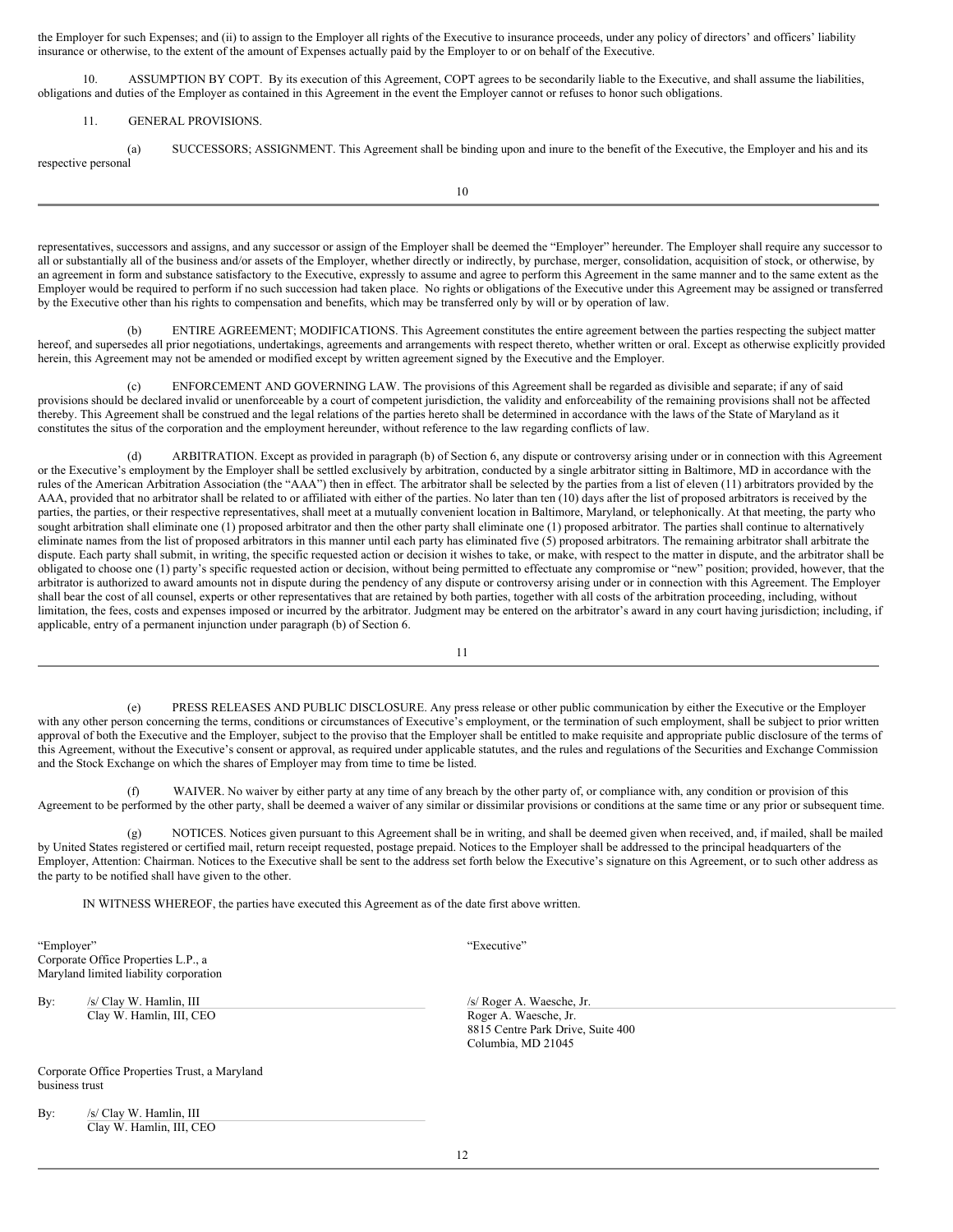the Employer for such Expenses; and (ii) to assign to the Employer all rights of the Executive to insurance proceeds, under any policy of directors' and officers' liability insurance or otherwise, to the extent of the amount of Expenses actually paid by the Employer to or on behalf of the Executive.

10. ASSUMPTION BY COPT. By its execution of this Agreement, COPT agrees to be secondarily liable to the Executive, and shall assume the liabilities, obligations and duties of the Employer as contained in this Agreement in the event the Employer cannot or refuses to honor such obligations.

11. GENERAL PROVISIONS.

(a) SUCCESSORS; ASSIGNMENT. This Agreement shall be binding upon and inure to the benefit of the Executive, the Employer and his and its respective personal representatives, successors and assigns, and any successor or assign of the Employer shall be deemed the "Employer" hereunder. The Employer shall require any successor to all or substantially all of the business and/or assets of the Employer, whether directly or indirectly, by purchase, merger, consolidation, acquisition of stock, or otherwise, by an agreement in form and substance satisfactory to the Executive, expressly to assume and agree to perform this Agreement in the same manner and to the same extent as the Employer would be required to perform if no such succession had taken place. No rights or obligations of the Executive under this Agreement may be assigned or transferred by the Executive other than his rights to compensation and benefits, which may be transferred only by will or by operation of law.

(b) ENTIRE AGREEMENT; MODIFICATIONS. This Agreement constitutes the entire agreement between the parties respecting the subject matter hereof, and supersedes all prior negotiations, undertakings, agreements and arrangements with respect thereto, whether written or oral. Except as otherwise explicitly provided herein, this Agreement may not be amended or modified except by written agreement signed by the Executive and the Employer.

(c) ENFORCEMENT AND GOVERNING LAW. The provisions of this Agreement shall be regarded as divisible and separate; if any of said provisions should be declared invalid or unenforceable by a court of competent jurisdiction, the validity and enforceability of the remaining provisions shall not be affected thereby. This Agreement shall be construed and the legal relations of the parties hereto shall be determined in accordance with the laws of the State of Maryland as it constitutes the situs of the corporation and the employment hereunder, without reference to the law regarding conflicts of law.

(d) ARBITRATION. Except as provided in paragraph (b) of Section 6, any dispute or controversy arising under or in connection with this Agreement or the Executive's employment by the Employer shall be settled exclusively by arbitration, conducted by a single arbitrator sitting in Baltimore, MD in accordance with the rules of the American Arbitration Association (the "AAA") then in effect. The arbitrator shall be selected by the parties from a list of eleven (11) arbitrators provided by the AAA, provided that no arbitrator shall be related to or affiliated with either of the parties. No later than ten (10) days after the list of proposed arbitrators is received by the parties, the parties, or their respective representatives, shall meet at a mutually convenient location in Baltimore, Maryland, or telephonically. At that meeting, the party who sought arbitration shall eliminate one (1) proposed arbitrator and then the other party shall eliminate one (1) proposed arbitrator. The parties shall continue to alternatively eliminate names from the list of proposed arbitrators in this manner until each party has eliminated five (5) proposed arbitrators. The remaining arbitrator shall arbitrate the dispute. Each party shall submit, in writing, the specific requested action or decision it wishes to take, or make, with respect to the matter in dispute, and the arbitrator shall be obligated to choose one (1) party's specific requested action or decision, without being permitted to effectuate any compromise or "new" position; provided, however, that the arbitrator is authorized to award amounts not in dispute during the pendency of any dispute or controversy arising under or in connection with this Agreement. The Employer shall bear the cost of all counsel, experts or other representatives that are retained by both parties, together with all costs of the arbitration proceeding, including, without limitation, the fees, costs and expenses imposed or incurred by the arbitrator. Judgment may be entered on the arbitrator's award in any court having jurisdiction; including, if applicable, entry of a permanent injunction under paragraph (b) of Section 6.

(e) PRESS RELEASES AND PUBLIC DISCLOSURE. Any press release or other public communication by either the Executive or the Employer with any other person concerning the terms, conditions or circumstances of Executive's employment, or the termination of such employment, shall be subject to prior written approval of both the Executive and the Employer, subject to the proviso that the Employer shall be entitled to make requisite and appropriate public disclosure of the terms of this Agreement, without the Executive's consent or approval, as required under applicable statutes, and the rules and regulations of the Securities and Exchange Commission and the Stock Exchange on which the shares of Employer may from time to time be listed.

(f) WAIVER. No waiver by either party at any time of any breach by the other party of, or compliance with, any condition or provision of this Agreement to be performed by the other party, shall be deemed a waiver of any similar or dissimilar provisions or conditions at the same time or any prior or subsequent time.

(g) NOTICES. Notices given pursuant to this Agreement shall be in writing, and shall be deemed given when received, and, if mailed, shall be mailed by United States registered or certified mail, return receipt requested, postage prepaid. Notices to the Employer shall be addressed to the principal headquarters of the Employer, Attention: Chairman. Notices to the Executive shall be sent to the address set forth below the Executive's signature on this Agreement, or to such other address as the party to be notified shall have given to the other.

IN WITNESS WHEREOF, the parties have executed this Agreement as of the date first above written.

"Employer"
Corporate Office Properties L.P., a
Maryland limited liability corporation

By: /s/ Clay W. Hamlin, III
Clay W. Hamlin, III, CEO

"Executive"

/s/ Roger A. Waesche, Jr.
Roger A. Waesche, Jr.
8815 Centre Park Drive, Suite 400
Columbia, MD 21045

Corporate Office Properties Trust, a Maryland
business trust

By: /s/ Clay W. Hamlin, III
Clay W. Hamlin, III, CEO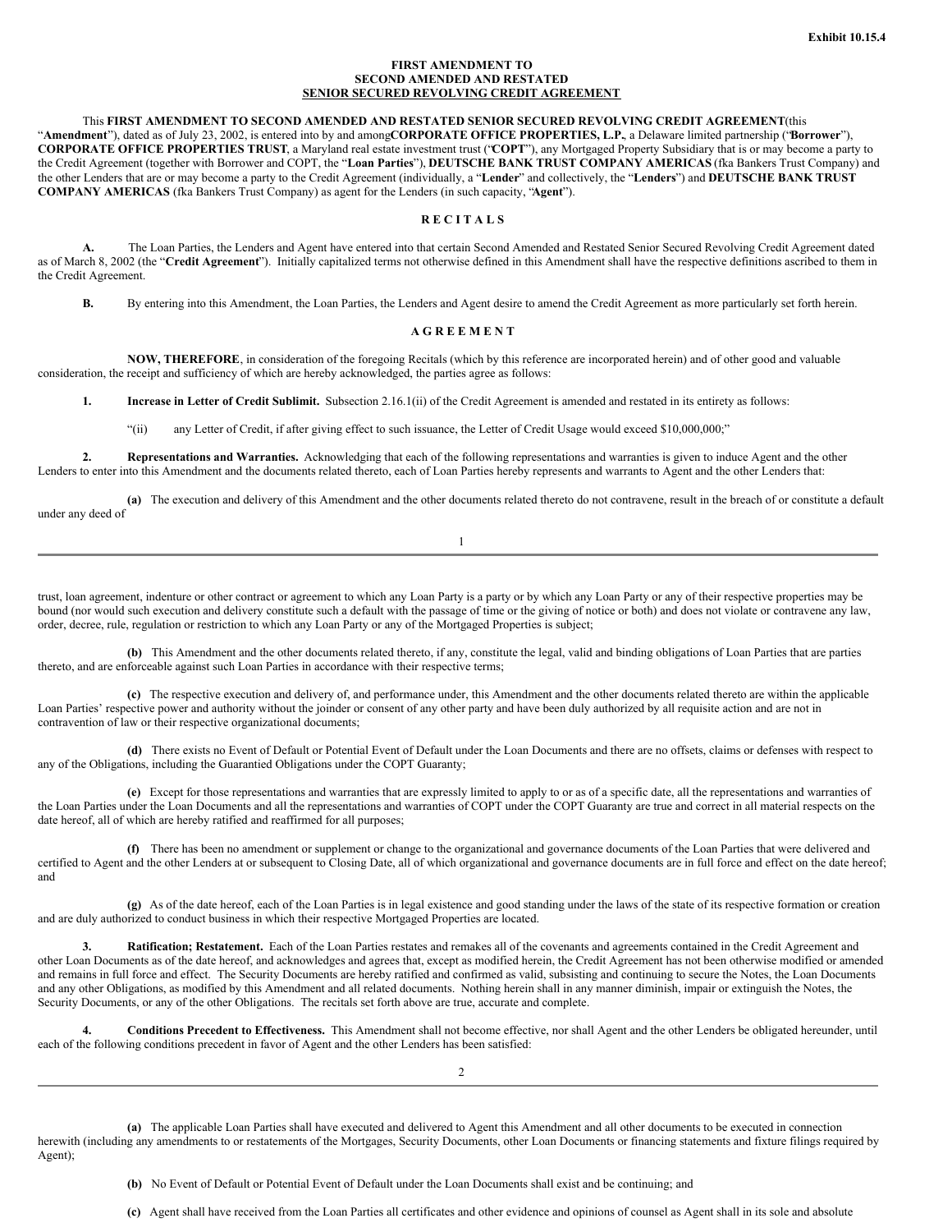**Exhibit 10.15.4**

**FIRST AMENDMENT TO**
**SECOND AMENDED AND RESTATED**
**SENIOR SECURED REVOLVING CREDIT AGREEMENT**

This **FIRST AMENDMENT TO SECOND AMENDED AND RESTATED SENIOR SECURED REVOLVING CREDIT AGREEMENT** (this "**Amendment**"), dated as of July 23, 2002, is entered into by and among **CORPORATE OFFICE PROPERTIES, L.P.**, a Delaware limited partnership ("**Borrower**"), **CORPORATE OFFICE PROPERTIES TRUST**, a Maryland real estate investment trust ("**COPT**"), any Mortgaged Property Subsidiary that is or may become a party to the Credit Agreement (together with Borrower and COPT, the "**Loan Parties**"), **DEUTSCHE BANK TRUST COMPANY AMERICAS** (fka Bankers Trust Company) and the other Lenders that are or may become a party to the Credit Agreement (individually, a "**Lender**" and collectively, the "**Lenders**") and **DEUTSCHE BANK TRUST COMPANY AMERICAS** (fka Bankers Trust Company) as agent for the Lenders (in such capacity, "**Agent**").

**R E C I T A L S**

**A.** The Loan Parties, the Lenders and Agent have entered into that certain Second Amended and Restated Senior Secured Revolving Credit Agreement dated as of March 8, 2002 (the "**Credit Agreement**"). Initially capitalized terms not otherwise defined in this Amendment shall have the respective definitions ascribed to them in the Credit Agreement.

**B.** By entering into this Amendment, the Loan Parties, the Lenders and Agent desire to amend the Credit Agreement as more particularly set forth herein.

**A G R E E M E N T**

**NOW, THEREFORE**, in consideration of the foregoing Recitals (which by this reference are incorporated herein) and of other good and valuable consideration, the receipt and sufficiency of which are hereby acknowledged, the parties agree as follows:

**1. Increase in Letter of Credit Sublimit.** Subsection 2.16.1(ii) of the Credit Agreement is amended and restated in its entirety as follows:

"(ii) any Letter of Credit, if after giving effect to such issuance, the Letter of Credit Usage would exceed $10,000,000;"

**2. Representations and Warranties.** Acknowledging that each of the following representations and warranties is given to induce Agent and the other Lenders to enter into this Amendment and the documents related thereto, each of Loan Parties hereby represents and warrants to Agent and the other Lenders that:

**(a)** The execution and delivery of this Amendment and the other documents related thereto do not contravene, result in the breach of or constitute a default under any deed of trust, loan agreement, indenture or other contract or agreement to which any Loan Party is a party or by which any Loan Party or any of their respective properties may be bound (nor would such execution and delivery constitute such a default with the passage of time or the giving of notice or both) and does not violate or contravene any law, order, decree, rule, regulation or restriction to which any Loan Party or any of the Mortgaged Properties is subject;

**(b)** This Amendment and the other documents related thereto, if any, constitute the legal, valid and binding obligations of Loan Parties that are parties thereto, and are enforceable against such Loan Parties in accordance with their respective terms;

**(c)** The respective execution and delivery of, and performance under, this Amendment and the other documents related thereto are within the applicable Loan Parties' respective power and authority without the joinder or consent of any other party and have been duly authorized by all requisite action and are not in contravention of law or their respective organizational documents;

**(d)** There exists no Event of Default or Potential Event of Default under the Loan Documents and there are no offsets, claims or defenses with respect to any of the Obligations, including the Guarantied Obligations under the COPT Guaranty;

**(e)** Except for those representations and warranties that are expressly limited to apply to or as of a specific date, all the representations and warranties of the Loan Parties under the Loan Documents and all the representations and warranties of COPT under the COPT Guaranty are true and correct in all material respects on the date hereof, all of which are hereby ratified and reaffirmed for all purposes;

**(f)** There has been no amendment or supplement or change to the organizational and governance documents of the Loan Parties that were delivered and certified to Agent and the other Lenders at or subsequent to Closing Date, all of which organizational and governance documents are in full force and effect on the date hereof; and

**(g)** As of the date hereof, each of the Loan Parties is in legal existence and good standing under the laws of the state of its respective formation or creation and are duly authorized to conduct business in which their respective Mortgaged Properties are located.

**3. Ratification; Restatement.** Each of the Loan Parties restates and remakes all of the covenants and agreements contained in the Credit Agreement and other Loan Documents as of the date hereof, and acknowledges and agrees that, except as modified herein, the Credit Agreement has not been otherwise modified or amended and remains in full force and effect. The Security Documents are hereby ratified and confirmed as valid, subsisting and continuing to secure the Notes, the Loan Documents and any other Obligations, as modified by this Amendment and all related documents. Nothing herein shall in any manner diminish, impair or extinguish the Notes, the Security Documents, or any of the other Obligations. The recitals set forth above are true, accurate and complete.

**4. Conditions Precedent to Effectiveness.** This Amendment shall not become effective, nor shall Agent and the other Lenders be obligated hereunder, until each of the following conditions precedent in favor of Agent and the other Lenders has been satisfied:

**(a)** The applicable Loan Parties shall have executed and delivered to Agent this Amendment and all other documents to be executed in connection herewith (including any amendments to or restatements of the Mortgages, Security Documents, other Loan Documents or financing statements and fixture filings required by Agent);

**(b)** No Event of Default or Potential Event of Default under the Loan Documents shall exist and be continuing; and

**(c)** Agent shall have received from the Loan Parties all certificates and other evidence and opinions of counsel as Agent shall in its sole and absolute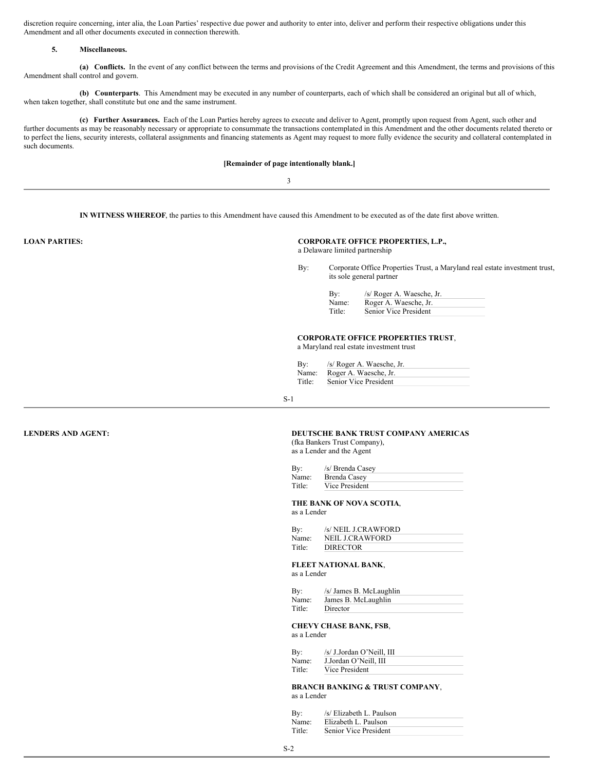discretion require concerning, inter alia, the Loan Parties' respective due power and authority to enter into, deliver and perform their respective obligations under this Amendment and all other documents executed in connection therewith.

**5. Miscellaneous.**

**(a) Conflicts.** In the event of any conflict between the terms and provisions of the Credit Agreement and this Amendment, the terms and provisions of this Amendment shall control and govern.

**(b) Counterparts**. This Amendment may be executed in any number of counterparts, each of which shall be considered an original but all of which, when taken together, shall constitute but one and the same instrument.

**(c) Further Assurances.** Each of the Loan Parties hereby agrees to execute and deliver to Agent, promptly upon request from Agent, such other and further documents as may be reasonably necessary or appropriate to consummate the transactions contemplated in this Amendment and the other documents related thereto or to perfect the liens, security interests, collateral assignments and financing statements as Agent may request to more fully evidence the security and collateral contemplated in such documents.

**[Remainder of page intentionally blank.]**

---

**IN WITNESS WHEREOF**, the parties to this Amendment have caused this Amendment to be executed as of the date first above written.

**LOAN PARTIES:**

**CORPORATE OFFICE PROPERTIES, L.P.,**
a Delaware limited partnership

By: Corporate Office Properties Trust, a Maryland real estate investment trust, its sole general partner

By: /s/ Roger A. Waesche, Jr.
Name: Roger A. Waesche, Jr.
Title: Senior Vice President

**CORPORATE OFFICE PROPERTIES TRUST**,
a Maryland real estate investment trust

By: /s/ Roger A. Waesche, Jr.
Name: Roger A. Waesche, Jr.
Title: Senior Vice President

S-1

---

**LENDERS AND AGENT:**

**DEUTSCHE BANK TRUST COMPANY AMERICAS**
(fka Bankers Trust Company),
as a Lender and the Agent

By: /s/ Brenda Casey
Name: Brenda Casey
Title: Vice President

**THE BANK OF NOVA SCOTIA**,
as a Lender

By: /s/ NEIL J.CRAWFORD
Name: NEIL J.CRAWFORD
Title: DIRECTOR

**FLEET NATIONAL BANK**,
as a Lender

By: /s/ James B. McLaughlin
Name: James B. McLaughlin
Title: Director

**CHEVY CHASE BANK, FSB**,
as a Lender

By: /s/ J.Jordan O'Neill, III
Name: J.Jordan O'Neill, III
Title: Vice President

**BRANCH BANKING & TRUST COMPANY**,
as a Lender

By: /s/ Elizabeth L. Paulson
Name: Elizabeth L. Paulson
Title: Senior Vice President

S-2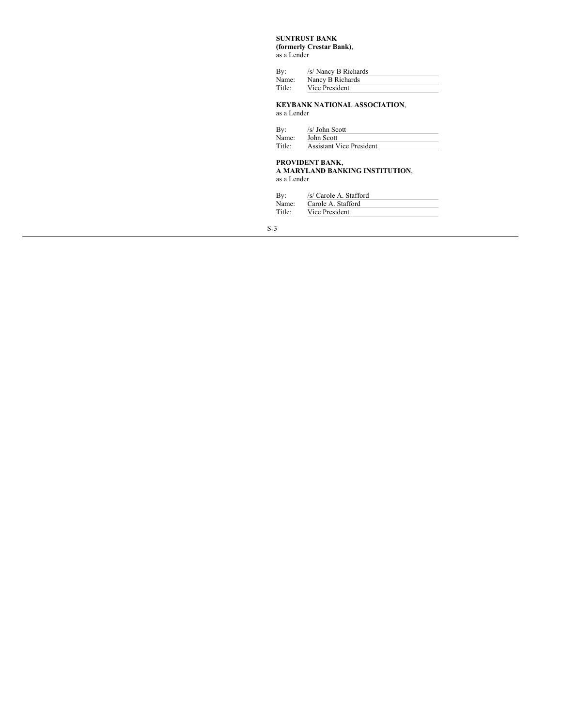**SUNTRUST BANK**
**(formerly Crestar Bank)**,
as a Lender

By: /s/ Nancy B Richards
Name: Nancy B Richards
Title: Vice President

**KEYBANK NATIONAL ASSOCIATION**,
as a Lender

By: /s/ John Scott
Name: John Scott
Title: Assistant Vice President

**PROVIDENT BANK**,
**A MARYLAND BANKING INSTITUTION**,
as a Lender

By: /s/ Carole A. Stafford
Name: Carole A. Stafford
Title: Vice President

S-3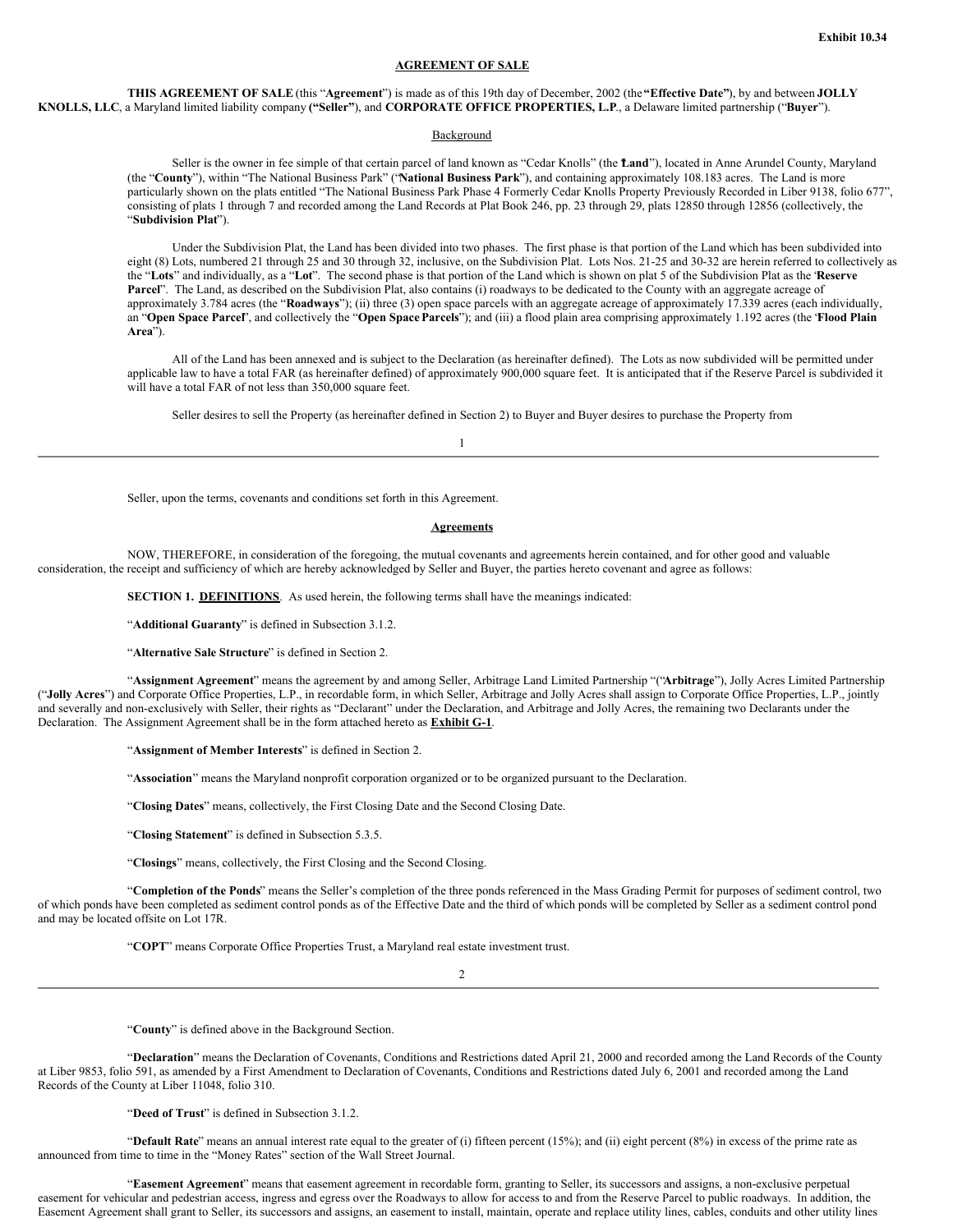Exhibit 10.34

## AGREEMENT OF SALE

**THIS AGREEMENT OF SALE** (this "**Agreement**") is made as of this 19th day of December, 2002 (the **"Effective Date"**), by and between **JOLLY KNOLLS, LLC**, a Maryland limited liability company **("Seller")**, and **CORPORATE OFFICE PROPERTIES, L.P.**, a Delaware limited partnership ("**Buyer**").

Background

Seller is the owner in fee simple of that certain parcel of land known as "Cedar Knolls" (the "**Land**"), located in Anne Arundel County, Maryland (the "**County**"), within "The National Business Park" ("**National Business Park**"), and containing approximately 108.183 acres. The Land is more particularly shown on the plats entitled "The National Business Park Phase 4 Formerly Cedar Knolls Property Previously Recorded in Liber 9138, folio 677", consisting of plats 1 through 7 and recorded among the Land Records at Plat Book 246, pp. 23 through 29, plats 12850 through 12856 (collectively, the "**Subdivision Plat**").

Under the Subdivision Plat, the Land has been divided into two phases. The first phase is that portion of the Land which has been subdivided into eight (8) Lots, numbered 21 through 25 and 30 through 32, inclusive, on the Subdivision Plat. Lots Nos. 21-25 and 30-32 are herein referred to collectively as the "**Lots**" and individually, as a "**Lot**". The second phase is that portion of the Land which is shown on plat 5 of the Subdivision Plat as the "**Reserve Parcel**". The Land, as described on the Subdivision Plat, also contains (i) roadways to be dedicated to the County with an aggregate acreage of approximately 3.784 acres (the "**Roadways**"); (ii) three (3) open space parcels with an aggregate acreage of approximately 17.339 acres (each individually, an "**Open Space Parcel**", and collectively the "**Open Space Parcels**"); and (iii) a flood plain area comprising approximately 1.192 acres (the "**Flood Plain Area**").

All of the Land has been annexed and is subject to the Declaration (as hereinafter defined). The Lots as now subdivided will be permitted under applicable law to have a total FAR (as hereinafter defined) of approximately 900,000 square feet. It is anticipated that if the Reserve Parcel is subdivided it will have a total FAR of not less than 350,000 square feet.

Seller desires to sell the Property (as hereinafter defined in Section 2) to Buyer and Buyer desires to purchase the Property from Seller, upon the terms, covenants and conditions set forth in this Agreement.

**Agreements**

NOW, THEREFORE, in consideration of the foregoing, the mutual covenants and agreements herein contained, and for other good and valuable consideration, the receipt and sufficiency of which are hereby acknowledged by Seller and Buyer, the parties hereto covenant and agree as follows:

**SECTION 1. DEFINITIONS**. As used herein, the following terms shall have the meanings indicated:

"**Additional Guaranty**" is defined in Subsection 3.1.2.

"**Alternative Sale Structure**" is defined in Section 2.

"**Assignment Agreement**" means the agreement by and among Seller, Arbitrage Land Limited Partnership "("**Arbitrage**"), Jolly Acres Limited Partnership ("**Jolly Acres**") and Corporate Office Properties, L.P., in recordable form, in which Seller, Arbitrage and Jolly Acres shall assign to Corporate Office Properties, L.P., jointly and severally and non-exclusively with Seller, their rights as "Declarant" under the Declaration, and Arbitrage and Jolly Acres, the remaining two Declarants under the Declaration. The Assignment Agreement shall be in the form attached hereto as **Exhibit G-1**.

"**Assignment of Member Interests**" is defined in Section 2.

"**Association**" means the Maryland nonprofit corporation organized or to be organized pursuant to the Declaration.

"**Closing Dates**" means, collectively, the First Closing Date and the Second Closing Date.

"**Closing Statement**" is defined in Subsection 5.3.5.

"**Closings**" means, collectively, the First Closing and the Second Closing.

"**Completion of the Ponds**" means the Seller's completion of the three ponds referenced in the Mass Grading Permit for purposes of sediment control, two of which ponds have been completed as sediment control ponds as of the Effective Date and the third of which ponds will be completed by Seller as a sediment control pond and may be located offsite on Lot 17R.

"**COPT**" means Corporate Office Properties Trust, a Maryland real estate investment trust.

"**County**" is defined above in the Background Section.

"**Declaration**" means the Declaration of Covenants, Conditions and Restrictions dated April 21, 2000 and recorded among the Land Records of the County at Liber 9853, folio 591, as amended by a First Amendment to Declaration of Covenants, Conditions and Restrictions dated July 6, 2001 and recorded among the Land Records of the County at Liber 11048, folio 310.

"**Deed of Trust**" is defined in Subsection 3.1.2.

"**Default Rate**" means an annual interest rate equal to the greater of (i) fifteen percent (15%); and (ii) eight percent (8%) in excess of the prime rate as announced from time to time in the "Money Rates" section of the Wall Street Journal.

"**Easement Agreement**" means that easement agreement in recordable form, granting to Seller, its successors and assigns, a non-exclusive perpetual easement for vehicular and pedestrian access, ingress and egress over the Roadways to allow for access to and from the Reserve Parcel to public roadways. In addition, the Easement Agreement shall grant to Seller, its successors and assigns, an easement to install, maintain, operate and replace utility lines, cables, conduits and other utility lines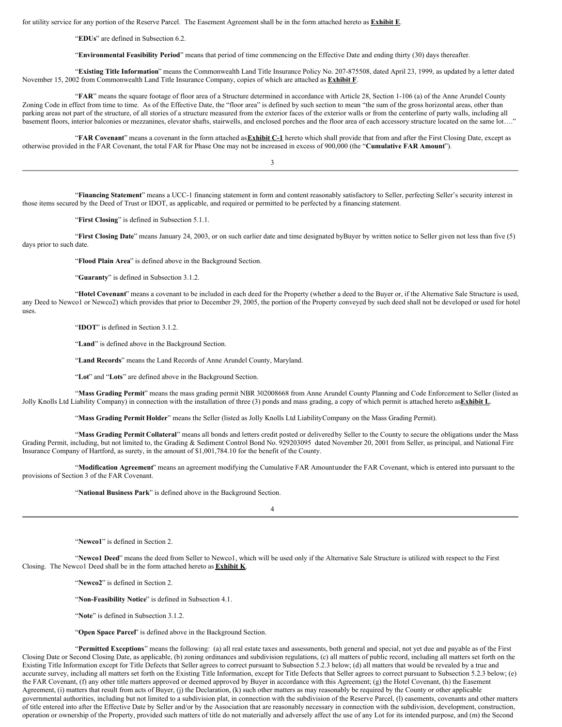for utility service for any portion of the Reserve Parcel. The Easement Agreement shall be in the form attached hereto as **Exhibit E**.

"**EDUs**" are defined in Subsection 6.2.

"**Environmental Feasibility Period**" means that period of time commencing on the Effective Date and ending thirty (30) days thereafter.

"**Existing Title Information**" means the Commonwealth Land Title Insurance Policy No. 207-875508, dated April 23, 1999, as updated by a letter dated November 15, 2002 from Commonwealth Land Title Insurance Company, copies of which are attached as **Exhibit F**.

"**FAR**" means the square footage of floor area of a Structure determined in accordance with Article 28, Section 1-106 (a) of the Anne Arundel County Zoning Code in effect from time to time. As of the Effective Date, the "floor area" is defined by such section to mean "the sum of the gross horizontal areas, other than parking areas not part of the structure, of all stories of a structure measured from the exterior faces of the exterior walls or from the centerline of party walls, including all basement floors, interior balconies or mezzanines, elevator shafts, stairwells, and enclosed porches and the floor area of each accessory structure located on the same lot…."

"**FAR Covenant**" means a covenant in the form attached as **Exhibit C-1** hereto which shall provide that from and after the First Closing Date, except as otherwise provided in the FAR Covenant, the total FAR for Phase One may not be increased in excess of 900,000 (the "**Cumulative FAR Amount**").

"**Financing Statement**" means a UCC-1 financing statement in form and content reasonably satisfactory to Seller, perfecting Seller's security interest in those items secured by the Deed of Trust or IDOT, as applicable, and required or permitted to be perfected by a financing statement.

"**First Closing**" is defined in Subsection 5.1.1.

"**First Closing Date**" means January 24, 2003, or on such earlier date and time designated byBuyer by written notice to Seller given not less than five (5) days prior to such date.

"**Flood Plain Area**" is defined above in the Background Section.

"**Guaranty**" is defined in Subsection 3.1.2.

"**Hotel Covenant**" means a covenant to be included in each deed for the Property (whether a deed to the Buyer or, if the Alternative Sale Structure is used, any Deed to Newco1 or Newco2) which provides that prior to December 29, 2005, the portion of the Property conveyed by such deed shall not be developed or used for hotel uses.

"**IDOT**" is defined in Section 3.1.2.

"**Land**" is defined above in the Background Section.

"**Land Records**" means the Land Records of Anne Arundel County, Maryland.

"**Lot**" and "**Lots**" are defined above in the Background Section.

"**Mass Grading Permit**" means the mass grading permit NBR 302008668 from Anne Arundel County Planning and Code Enforcement to Seller (listed as Jolly Knolls Ltd Liability Company) in connection with the installation of three (3) ponds and mass grading, a copy of which permit is attached hereto as **Exhibit L**.

"**Mass Grading Permit Holder**" means the Seller (listed as Jolly Knolls Ltd LiabilityCompany on the Mass Grading Permit).

"**Mass Grading Permit Collateral**" means all bonds and letters credit posted or deliveredby Seller to the County to secure the obligations under the Mass Grading Permit, including, but not limited to, the Grading & Sediment Control Bond No. 929203095 dated November 20, 2001 from Seller, as principal, and National Fire Insurance Company of Hartford, as surety, in the amount of $1,001,784.10 for the benefit of the County.

"**Modification Agreement**" means an agreement modifying the Cumulative FAR Amountunder the FAR Covenant, which is entered into pursuant to the provisions of Section 3 of the FAR Covenant.

"**National Business Park**" is defined above in the Background Section.

"**Newco1**" is defined in Section 2.

"**Newco1 Deed**" means the deed from Seller to Newco1, which will be used only if the Alternative Sale Structure is utilized with respect to the First Closing. The Newco1 Deed shall be in the form attached hereto as **Exhibit K**.

"**Newco2**" is defined in Section 2.

"**Non-Feasibility Notice**" is defined in Subsection 4.1.

"**Note**" is defined in Subsection 3.1.2.

"**Open Space Parcel**" is defined above in the Background Section.

"**Permitted Exceptions**" means the following: (a) all real estate taxes and assessments, both general and special, not yet due and payable as of the First Closing Date or Second Closing Date, as applicable, (b) zoning ordinances and subdivision regulations, (c) all matters of public record, including all matters set forth on the Existing Title Information except for Title Defects that Seller agrees to correct pursuant to Subsection 5.2.3 below; (d) all matters that would be revealed by a true and accurate survey, including all matters set forth on the Existing Title Information, except for Title Defects that Seller agrees to correct pursuant to Subsection 5.2.3 below; (e) the FAR Covenant, (f) any other title matters approved or deemed approved by Buyer in accordance with this Agreement; (g) the Hotel Covenant, (h) the Easement Agreement, (i) matters that result from acts of Buyer, (j) the Declaration, (k) such other matters as may reasonably be required by the County or other applicable governmental authorities, including but not limited to a subdivision plat, in connection with the subdivision of the Reserve Parcel, (l) easements, covenants and other matters of title entered into after the Effective Date by Seller and/or by the Association that are reasonably necessary in connection with the subdivision, development, construction, operation or ownership of the Property, provided such matters of title do not materially and adversely affect the use of any Lot for its intended purpose, and (m) the Second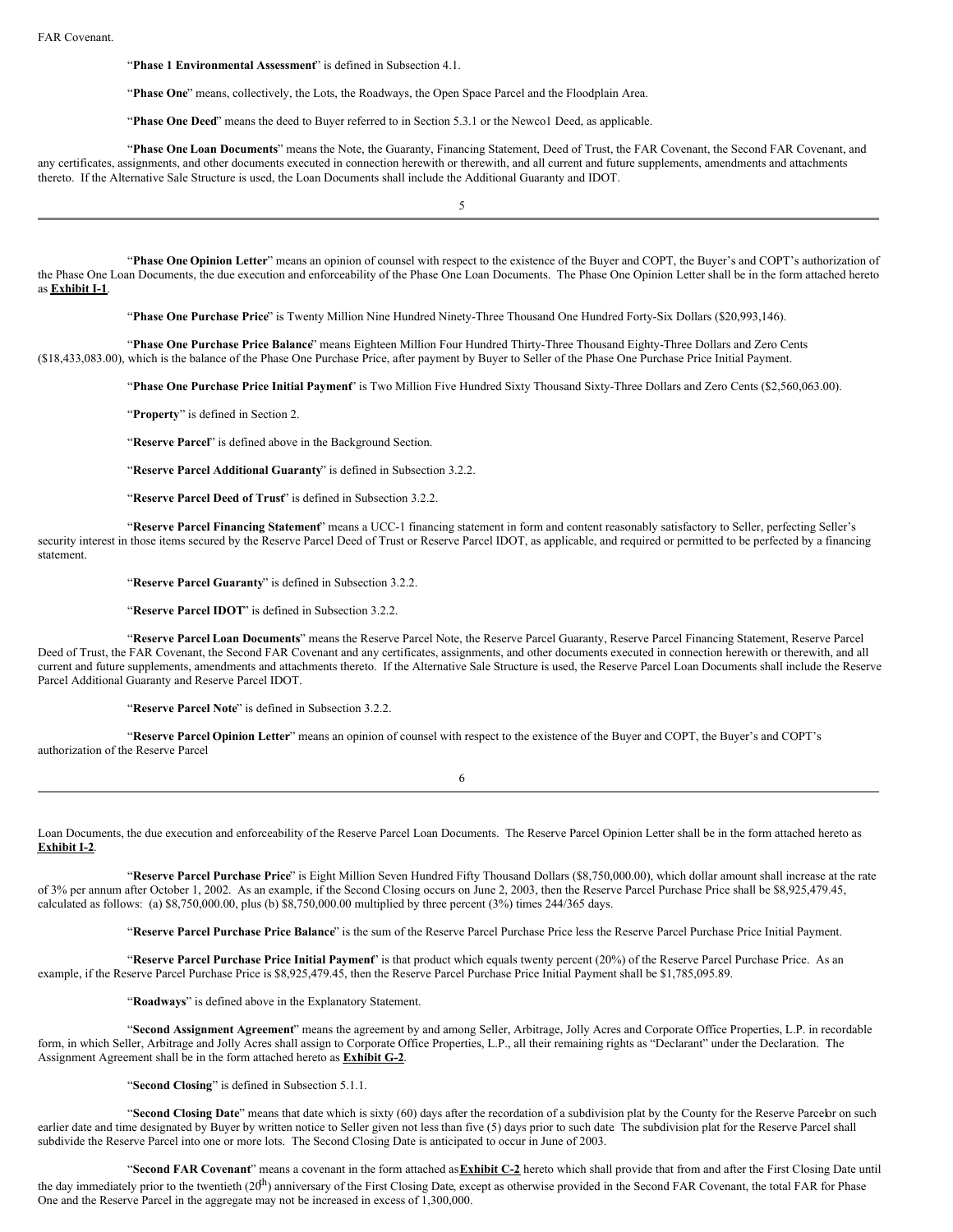FAR Covenant.

"**Phase 1 Environmental Assessment**" is defined in Subsection 4.1.

"**Phase One**" means, collectively, the Lots, the Roadways, the Open Space Parcel and the Floodplain Area.

"**Phase One Deed**" means the deed to Buyer referred to in Section 5.3.1 or the Newco1 Deed, as applicable.

"**Phase One Loan Documents**" means the Note, the Guaranty, Financing Statement, Deed of Trust, the FAR Covenant, the Second FAR Covenant, and any certificates, assignments, and other documents executed in connection herewith or therewith, and all current and future supplements, amendments and attachments thereto. If the Alternative Sale Structure is used, the Loan Documents shall include the Additional Guaranty and IDOT.

"**Phase One Opinion Letter**" means an opinion of counsel with respect to the existence of the Buyer and COPT, the Buyer's and COPT's authorization of the Phase One Loan Documents, the due execution and enforceability of the Phase One Loan Documents. The Phase One Opinion Letter shall be in the form attached hereto as **Exhibit I-1**.

"**Phase One Purchase Price**" is Twenty Million Nine Hundred Ninety-Three Thousand One Hundred Forty-Six Dollars ($20,993,146).

"**Phase One Purchase Price Balance**" means Eighteen Million Four Hundred Thirty-Three Thousand Eighty-Three Dollars and Zero Cents ($18,433,083.00), which is the balance of the Phase One Purchase Price, after payment by Buyer to Seller of the Phase One Purchase Price Initial Payment.

"**Phase One Purchase Price Initial Payment**" is Two Million Five Hundred Sixty Thousand Sixty-Three Dollars and Zero Cents ($2,560,063.00).

"**Property**" is defined in Section 2.

"**Reserve Parcel**" is defined above in the Background Section.

"**Reserve Parcel Additional Guaranty**" is defined in Subsection 3.2.2.

"**Reserve Parcel Deed of Trust**" is defined in Subsection 3.2.2.

"**Reserve Parcel Financing Statement**" means a UCC-1 financing statement in form and content reasonably satisfactory to Seller, perfecting Seller's security interest in those items secured by the Reserve Parcel Deed of Trust or Reserve Parcel IDOT, as applicable, and required or permitted to be perfected by a financing statement.

"**Reserve Parcel Guaranty**" is defined in Subsection 3.2.2.

"**Reserve Parcel IDOT**" is defined in Subsection 3.2.2.

"**Reserve Parcel Loan Documents**" means the Reserve Parcel Note, the Reserve Parcel Guaranty, Reserve Parcel Financing Statement, Reserve Parcel Deed of Trust, the FAR Covenant, the Second FAR Covenant and any certificates, assignments, and other documents executed in connection herewith or therewith, and all current and future supplements, amendments and attachments thereto. If the Alternative Sale Structure is used, the Reserve Parcel Loan Documents shall include the Reserve Parcel Additional Guaranty and Reserve Parcel IDOT.

"**Reserve Parcel Note**" is defined in Subsection 3.2.2.

"**Reserve Parcel Opinion Letter**" means an opinion of counsel with respect to the existence of the Buyer and COPT, the Buyer's and COPT's authorization of the Reserve Parcel Loan Documents, the due execution and enforceability of the Reserve Parcel Loan Documents. The Reserve Parcel Opinion Letter shall be in the form attached hereto as **Exhibit I-2**.

"**Reserve Parcel Purchase Price**" is Eight Million Seven Hundred Fifty Thousand Dollars ($8,750,000.00), which dollar amount shall increase at the rate of 3% per annum after October 1, 2002. As an example, if the Second Closing occurs on June 2, 2003, then the Reserve Parcel Purchase Price shall be $8,925,479.45, calculated as follows: (a) $8,750,000.00, plus (b) $8,750,000.00 multiplied by three percent (3%) times 244/365 days.

"**Reserve Parcel Purchase Price Balance**" is the sum of the Reserve Parcel Purchase Price less the Reserve Parcel Purchase Price Initial Payment.

"**Reserve Parcel Purchase Price Initial Payment**" is that product which equals twenty percent (20%) of the Reserve Parcel Purchase Price. As an example, if the Reserve Parcel Purchase Price is $8,925,479.45, then the Reserve Parcel Purchase Price Initial Payment shall be $1,785,095.89.

"**Roadways**" is defined above in the Explanatory Statement.

"**Second Assignment Agreement**" means the agreement by and among Seller, Arbitrage, Jolly Acres and Corporate Office Properties, L.P. in recordable form, in which Seller, Arbitrage and Jolly Acres shall assign to Corporate Office Properties, L.P., all their remaining rights as "Declarant" under the Declaration. The Assignment Agreement shall be in the form attached hereto as **Exhibit G-2**.

"**Second Closing**" is defined in Subsection 5.1.1.

"**Second Closing Date**" means that date which is sixty (60) days after the recordation of a subdivision plat by the County for the Reserve Parcel or on such earlier date and time designated by Buyer by written notice to Seller given not less than five (5) days prior to such date. The subdivision plat for the Reserve Parcel shall subdivide the Reserve Parcel into one or more lots. The Second Closing Date is anticipated to occur in June of 2003.

"**Second FAR Covenant**" means a covenant in the form attached as **Exhibit C-2** hereto which shall provide that from and after the First Closing Date until the day immediately prior to the twentieth (20th) anniversary of the First Closing Date, except as otherwise provided in the Second FAR Covenant, the total FAR for Phase One and the Reserve Parcel in the aggregate may not be increased in excess of 1,300,000.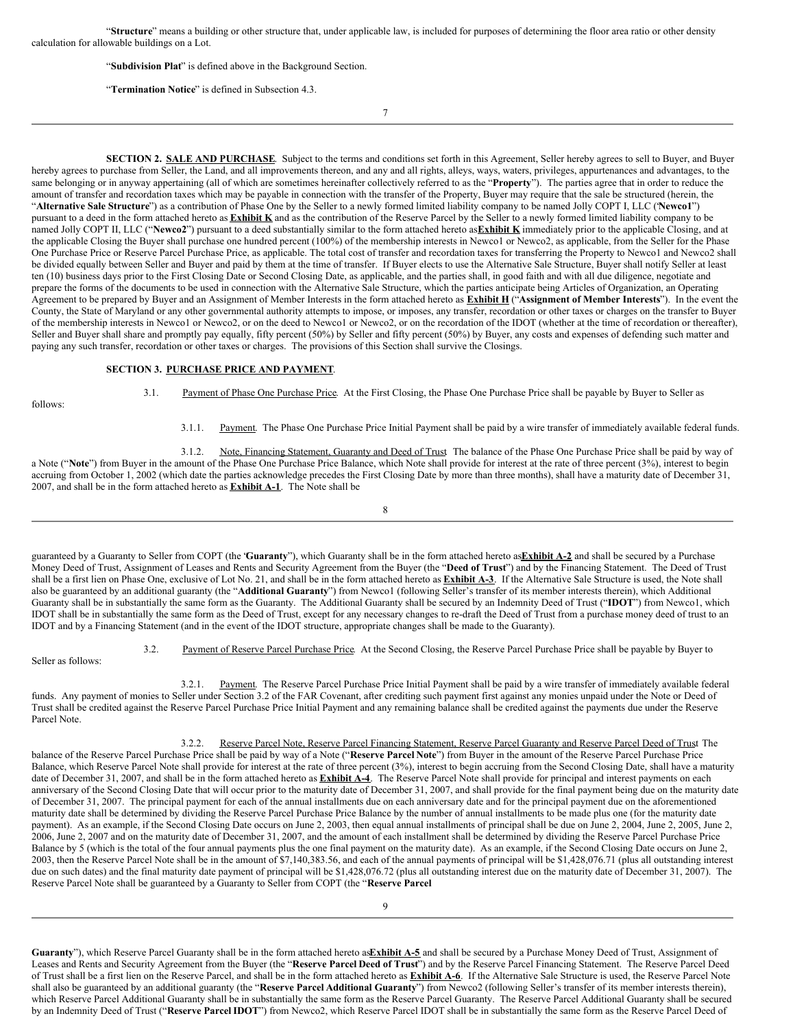"**Structure**" means a building or other structure that, under applicable law, is included for purposes of determining the floor area ratio or other density calculation for allowable buildings on a Lot.

"**Subdivision Plat**" is defined above in the Background Section.

"**Termination Notice**" is defined in Subsection 4.3.

**SECTION 2. SALE AND PURCHASE**. Subject to the terms and conditions set forth in this Agreement, Seller hereby agrees to sell to Buyer, and Buyer hereby agrees to purchase from Seller, the Land, and all improvements thereon, and any and all rights, alleys, ways, waters, privileges, appurtenances and advantages, to the same belonging or in anyway appertaining (all of which are sometimes hereinafter collectively referred to as the "**Property**"). The parties agree that in order to reduce the amount of transfer and recordation taxes which may be payable in connection with the transfer of the Property, Buyer may require that the sale be structured (herein, the "**Alternative Sale Structure**") as a contribution of Phase One by the Seller to a newly formed limited liability company to be named Jolly COPT I, LLC ("**Newco1**") pursuant to a deed in the form attached hereto as **Exhibit K** and as the contribution of the Reserve Parcel by the Seller to a newly formed limited liability company to be named Jolly COPT II, LLC ("**Newco2**") pursuant to a deed substantially similar to the form attached hereto as **Exhibit K** immediately prior to the applicable Closing, and at the applicable Closing the Buyer shall purchase one hundred percent (100%) of the membership interests in Newco1 or Newco2, as applicable, from the Seller for the Phase One Purchase Price or Reserve Parcel Purchase Price, as applicable. The total cost of transfer and recordation taxes for transferring the Property to Newco1 and Newco2 shall be divided equally between Seller and Buyer and paid by them at the time of transfer. If Buyer elects to use the Alternative Sale Structure, Buyer shall notify Seller at least ten (10) business days prior to the First Closing Date or Second Closing Date, as applicable, and the parties shall, in good faith and with all due diligence, negotiate and prepare the forms of the documents to be used in connection with the Alternative Sale Structure, which the parties anticipate being Articles of Organization, an Operating Agreement to be prepared by Buyer and an Assignment of Member Interests in the form attached hereto as **Exhibit H** ("**Assignment of Member Interests**"). In the event the County, the State of Maryland or any other governmental authority attempts to impose, or imposes, any transfer, recordation or other taxes or charges on the transfer to Buyer of the membership interests in Newco1 or Newco2, or on the deed to Newco1 or Newco2, or on the recordation of the IDOT (whether at the time of recordation or thereafter), Seller and Buyer shall share and promptly pay equally, fifty percent (50%) by Seller and fifty percent (50%) by Buyer, any costs and expenses of defending such matter and paying any such transfer, recordation or other taxes or charges. The provisions of this Section shall survive the Closings.

**SECTION 3. PURCHASE PRICE AND PAYMENT**.

3.1. Payment of Phase One Purchase Price. At the First Closing, the Phase One Purchase Price shall be payable by Buyer to Seller as follows:

3.1.1. Payment. The Phase One Purchase Price Initial Payment shall be paid by a wire transfer of immediately available federal funds.

3.1.2. Note, Financing Statement, Guaranty and Deed of Trust. The balance of the Phase One Purchase Price shall be paid by way of a Note ("**Note**") from Buyer in the amount of the Phase One Purchase Price Balance, which Note shall provide for interest at the rate of three percent (3%), interest to begin accruing from October 1, 2002 (which date the parties acknowledge precedes the First Closing Date by more than three months), shall have a maturity date of December 31, 2007, and shall be in the form attached hereto as **Exhibit A-1**. The Note shall be guaranteed by a Guaranty to Seller from COPT (the "**Guaranty**"), which Guaranty shall be in the form attached hereto as **Exhibit A-2** and shall be secured by a Purchase Money Deed of Trust, Assignment of Leases and Rents and Security Agreement from the Buyer (the "**Deed of Trust**") and by the Financing Statement. The Deed of Trust shall be a first lien on Phase One, exclusive of Lot No. 21, and shall be in the form attached hereto as **Exhibit A-3**. If the Alternative Sale Structure is used, the Note shall also be guaranteed by an additional guaranty (the "**Additional Guaranty**") from Newco1 (following Seller's transfer of its member interests therein), which Additional Guaranty shall be in substantially the same form as the Guaranty. The Additional Guaranty shall be secured by an Indemnity Deed of Trust ("**IDOT**") from Newco1, which IDOT shall be in substantially the same form as the Deed of Trust, except for any necessary changes to re-draft the Deed of Trust from a purchase money deed of trust to an IDOT and by a Financing Statement (and in the event of the IDOT structure, appropriate changes shall be made to the Guaranty).

3.2. Payment of Reserve Parcel Purchase Price. At the Second Closing, the Reserve Parcel Purchase Price shall be payable by Buyer to Seller as follows:

3.2.1. Payment. The Reserve Parcel Purchase Price Initial Payment shall be paid by a wire transfer of immediately available federal funds. Any payment of monies to Seller under Section 3.2 of the FAR Covenant, after crediting such payment first against any monies unpaid under the Note or Deed of Trust shall be credited against the Reserve Parcel Purchase Price Initial Payment and any remaining balance shall be credited against the payments due under the Reserve Parcel Note.

3.2.2. Reserve Parcel Note, Reserve Parcel Financing Statement, Reserve Parcel Guaranty and Reserve Parcel Deed of Trust. The balance of the Reserve Parcel Purchase Price shall be paid by way of a Note ("**Reserve Parcel Note**") from Buyer in the amount of the Reserve Parcel Purchase Price Balance, which Reserve Parcel Note shall provide for interest at the rate of three percent (3%), interest to begin accruing from the Second Closing Date, shall have a maturity date of December 31, 2007, and shall be in the form attached hereto as **Exhibit A-4**. The Reserve Parcel Note shall provide for principal and interest payments on each anniversary of the Second Closing Date that will occur prior to the maturity date of December 31, 2007, and shall provide for the final payment being due on the maturity date of December 31, 2007. The principal payment for each of the annual installments due on each anniversary date and for the principal payment due on the aforementioned maturity date shall be determined by dividing the Reserve Parcel Purchase Price Balance by the number of annual installments to be made plus one (for the maturity date payment). As an example, if the Second Closing Date occurs on June 2, 2003, then equal annual installments of principal shall be due on June 2, 2004, June 2, 2005, June 2, 2006, June 2, 2007 and on the maturity date of December 31, 2007, and the amount of each installment shall be determined by dividing the Reserve Parcel Purchase Price Balance by 5 (which is the total of the four annual payments plus the one final payment on the maturity date). As an example, if the Second Closing Date occurs on June 2, 2003, then the Reserve Parcel Note shall be in the amount of $7,140,383.56, and each of the annual payments of principal will be $1,428,076.71 (plus all outstanding interest due on such dates) and the final maturity date payment of principal will be $1,428,076.72 (plus all outstanding interest due on the maturity date of December 31, 2007). The Reserve Parcel Note shall be guaranteed by a Guaranty to Seller from COPT (the "**Reserve Parcel Guaranty**"), which Reserve Parcel Guaranty shall be in the form attached hereto as **Exhibit A-5** and shall be secured by a Purchase Money Deed of Trust, Assignment of Leases and Rents and Security Agreement from the Buyer (the "**Reserve Parcel Deed of Trust**") and by the Reserve Parcel Financing Statement. The Reserve Parcel Deed of Trust shall be a first lien on the Reserve Parcel, and shall be in the form attached hereto as **Exhibit A-6**. If the Alternative Sale Structure is used, the Reserve Parcel Note shall also be guaranteed by an additional guaranty (the "**Reserve Parcel Additional Guaranty**") from Newco2 (following Seller's transfer of its member interests therein), which Reserve Parcel Additional Guaranty shall be in substantially the same form as the Reserve Parcel Guaranty. The Reserve Parcel Additional Guaranty shall be secured by an Indemnity Deed of Trust ("**Reserve Parcel IDOT**") from Newco2, which Reserve Parcel IDOT shall be in substantially the same form as the Reserve Parcel Deed of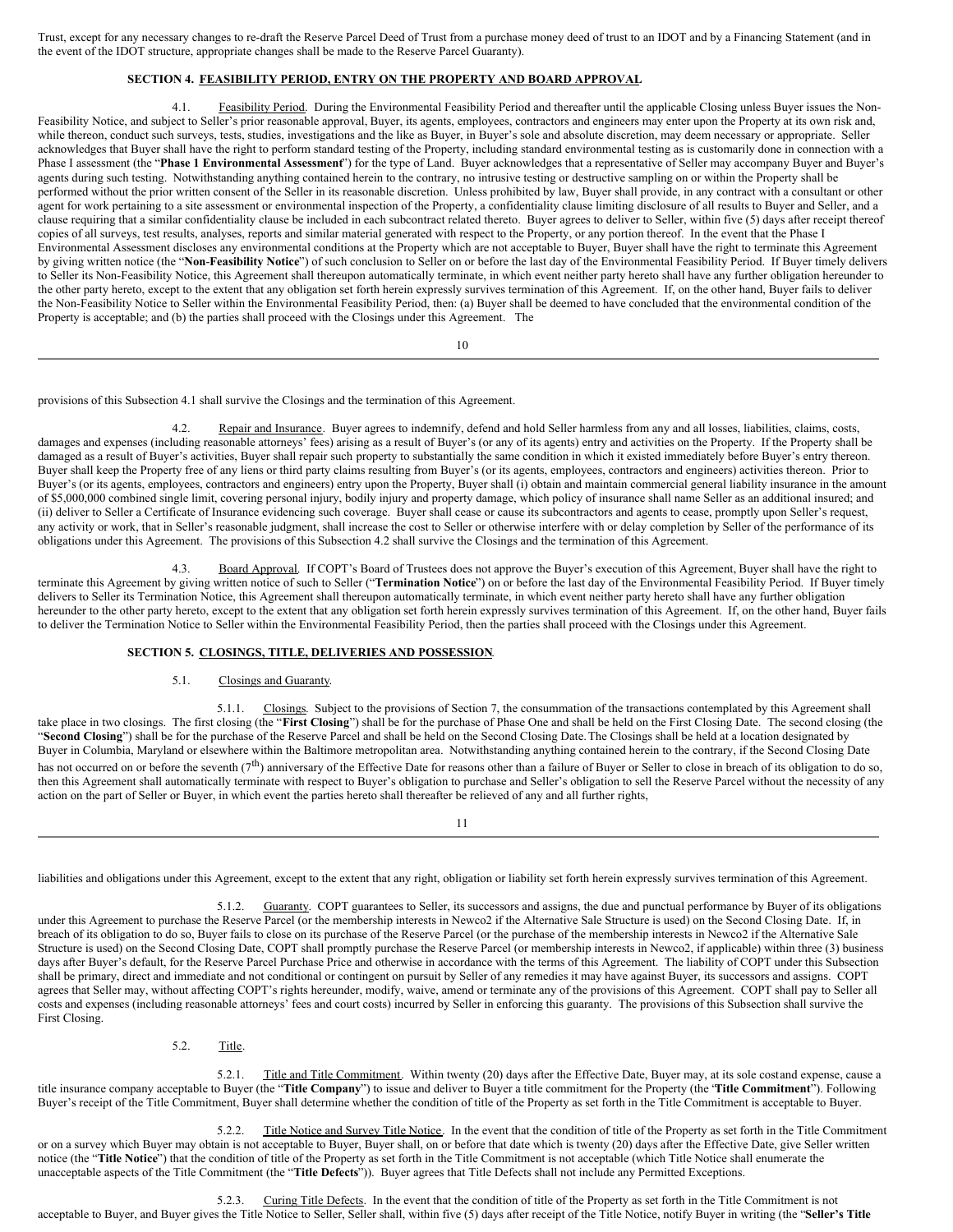Trust, except for any necessary changes to re-draft the Reserve Parcel Deed of Trust from a purchase money deed of trust to an IDOT and by a Financing Statement (and in the event of the IDOT structure, appropriate changes shall be made to the Reserve Parcel Guaranty).

### SECTION 4. FEASIBILITY PERIOD, ENTRY ON THE PROPERTY AND BOARD APPROVAL

4.1. Feasibility Period. During the Environmental Feasibility Period and thereafter until the applicable Closing unless Buyer issues the Non-Feasibility Notice, and subject to Seller's prior reasonable approval, Buyer, its agents, employees, contractors and engineers may enter upon the Property at its own risk and, while thereon, conduct such surveys, tests, studies, investigations and the like as Buyer, in Buyer's sole and absolute discretion, may deem necessary or appropriate. Seller acknowledges that Buyer shall have the right to perform standard testing of the Property, including standard environmental testing as is customarily done in connection with a Phase I assessment (the "**Phase 1 Environmental Assessment**") for the type of Land. Buyer acknowledges that a representative of Seller may accompany Buyer and Buyer's agents during such testing. Notwithstanding anything contained herein to the contrary, no intrusive testing or destructive sampling on or within the Property shall be performed without the prior written consent of the Seller in its reasonable discretion. Unless prohibited by law, Buyer shall provide, in any contract with a consultant or other agent for work pertaining to a site assessment or environmental inspection of the Property, a confidentiality clause limiting disclosure of all results to Buyer and Seller, and a clause requiring that a similar confidentiality clause be included in each subcontract related thereto. Buyer agrees to deliver to Seller, within five (5) days after receipt thereof copies of all surveys, test results, analyses, reports and similar material generated with respect to the Property, or any portion thereof. In the event that the Phase I Environmental Assessment discloses any environmental conditions at the Property which are not acceptable to Buyer, Buyer shall have the right to terminate this Agreement by giving written notice (the "**Non-Feasibility Notice**") of such conclusion to Seller on or before the last day of the Environmental Feasibility Period. If Buyer timely delivers to Seller its Non-Feasibility Notice, this Agreement shall thereupon automatically terminate, in which event neither party hereto shall have any further obligation hereunder to the other party hereto, except to the extent that any obligation set forth herein expressly survives termination of this Agreement. If, on the other hand, Buyer fails to deliver the Non-Feasibility Notice to Seller within the Environmental Feasibility Period, then: (a) Buyer shall be deemed to have concluded that the environmental condition of the Property is acceptable; and (b) the parties shall proceed with the Closings under this Agreement. The provisions of this Subsection 4.1 shall survive the Closings and the termination of this Agreement.

4.2. Repair and Insurance. Buyer agrees to indemnify, defend and hold Seller harmless from any and all losses, liabilities, claims, costs, damages and expenses (including reasonable attorneys' fees) arising as a result of Buyer's (or any of its agents) entry and activities on the Property. If the Property shall be damaged as a result of Buyer's activities, Buyer shall repair such property to substantially the same condition in which it existed immediately before Buyer's entry thereon. Buyer shall keep the Property free of any liens or third party claims resulting from Buyer's (or its agents, employees, contractors and engineers) activities thereon. Prior to Buyer's (or its agents, employees, contractors and engineers) entry upon the Property, Buyer shall (i) obtain and maintain commercial general liability insurance in the amount of $5,000,000 combined single limit, covering personal injury, bodily injury and property damage, which policy of insurance shall name Seller as an additional insured; and (ii) deliver to Seller a Certificate of Insurance evidencing such coverage. Buyer shall cease or cause its subcontractors and agents to cease, promptly upon Seller's request, any activity or work, that in Seller's reasonable judgment, shall increase the cost to Seller or otherwise interfere with or delay completion by Seller of the performance of its obligations under this Agreement. The provisions of this Subsection 4.2 shall survive the Closings and the termination of this Agreement.

4.3. Board Approval. If COPT's Board of Trustees does not approve the Buyer's execution of this Agreement, Buyer shall have the right to terminate this Agreement by giving written notice of such to Seller ("**Termination Notice**") on or before the last day of the Environmental Feasibility Period. If Buyer timely delivers to Seller its Termination Notice, this Agreement shall thereupon automatically terminate, in which event neither party hereto shall have any further obligation hereunder to the other party hereto, except to the extent that any obligation set forth herein expressly survives termination of this Agreement. If, on the other hand, Buyer fails to deliver the Termination Notice to Seller within the Environmental Feasibility Period, then the parties shall proceed with the Closings under this Agreement.

### SECTION 5. CLOSINGS, TITLE, DELIVERIES AND POSSESSION.

5.1. Closings and Guaranty.

5.1.1. Closings. Subject to the provisions of Section 7, the consummation of the transactions contemplated by this Agreement shall take place in two closings. The first closing (the "**First Closing**") shall be for the purchase of Phase One and shall be held on the First Closing Date. The second closing (the "**Second Closing**") shall be for the purchase of the Reserve Parcel and shall be held on the Second Closing Date. The Closings shall be held at a location designated by Buyer in Columbia, Maryland or elsewhere within the Baltimore metropolitan area. Notwithstanding anything contained herein to the contrary, if the Second Closing Date has not occurred on or before the seventh (7th) anniversary of the Effective Date for reasons other than a failure of Buyer or Seller to close in breach of its obligation to do so, then this Agreement shall automatically terminate with respect to Buyer's obligation to purchase and Seller's obligation to sell the Reserve Parcel without the necessity of any action on the part of Seller or Buyer, in which event the parties hereto shall thereafter be relieved of any and all further rights, liabilities and obligations under this Agreement, except to the extent that any right, obligation or liability set forth herein expressly survives termination of this Agreement.

5.1.2. Guaranty. COPT guarantees to Seller, its successors and assigns, the due and punctual performance by Buyer of its obligations under this Agreement to purchase the Reserve Parcel (or the membership interests in Newco2 if the Alternative Sale Structure is used) on the Second Closing Date. If, in breach of its obligation to do so, Buyer fails to close on its purchase of the Reserve Parcel (or the purchase of the membership interests in Newco2 if the Alternative Sale Structure is used) on the Second Closing Date, COPT shall promptly purchase the Reserve Parcel (or membership interests in Newco2, if applicable) within three (3) business days after Buyer's default, for the Reserve Parcel Purchase Price and otherwise in accordance with the terms of this Agreement. The liability of COPT under this Subsection shall be primary, direct and immediate and not conditional or contingent on pursuit by Seller of any remedies it may have against Buyer, its successors and assigns. COPT agrees that Seller may, without affecting COPT's rights hereunder, modify, waive, amend or terminate any of the provisions of this Agreement. COPT shall pay to Seller all costs and expenses (including reasonable attorneys' fees and court costs) incurred by Seller in enforcing this guaranty. The provisions of this Subsection shall survive the First Closing.

5.2. Title.

5.2.1. Title and Title Commitment. Within twenty (20) days after the Effective Date, Buyer may, at its sole cost and expense, cause a title insurance company acceptable to Buyer (the "**Title Company**") to issue and deliver to Buyer a title commitment for the Property (the "**Title Commitment**"). Following Buyer's receipt of the Title Commitment, Buyer shall determine whether the condition of title of the Property as set forth in the Title Commitment is acceptable to Buyer.

5.2.2. Title Notice and Survey Title Notice. In the event that the condition of title of the Property as set forth in the Title Commitment or on a survey which Buyer may obtain is not acceptable to Buyer, Buyer shall, on or before that date which is twenty (20) days after the Effective Date, give Seller written notice (the "**Title Notice**") that the condition of title of the Property as set forth in the Title Commitment is not acceptable (which Title Notice shall enumerate the unacceptable aspects of the Title Commitment (the "**Title Defects**")). Buyer agrees that Title Defects shall not include any Permitted Exceptions.

5.2.3. Curing Title Defects. In the event that the condition of title of the Property as set forth in the Title Commitment is not acceptable to Buyer, and Buyer gives the Title Notice to Seller, Seller shall, within five (5) days after receipt of the Title Notice, notify Buyer in writing (the "**Seller's Title**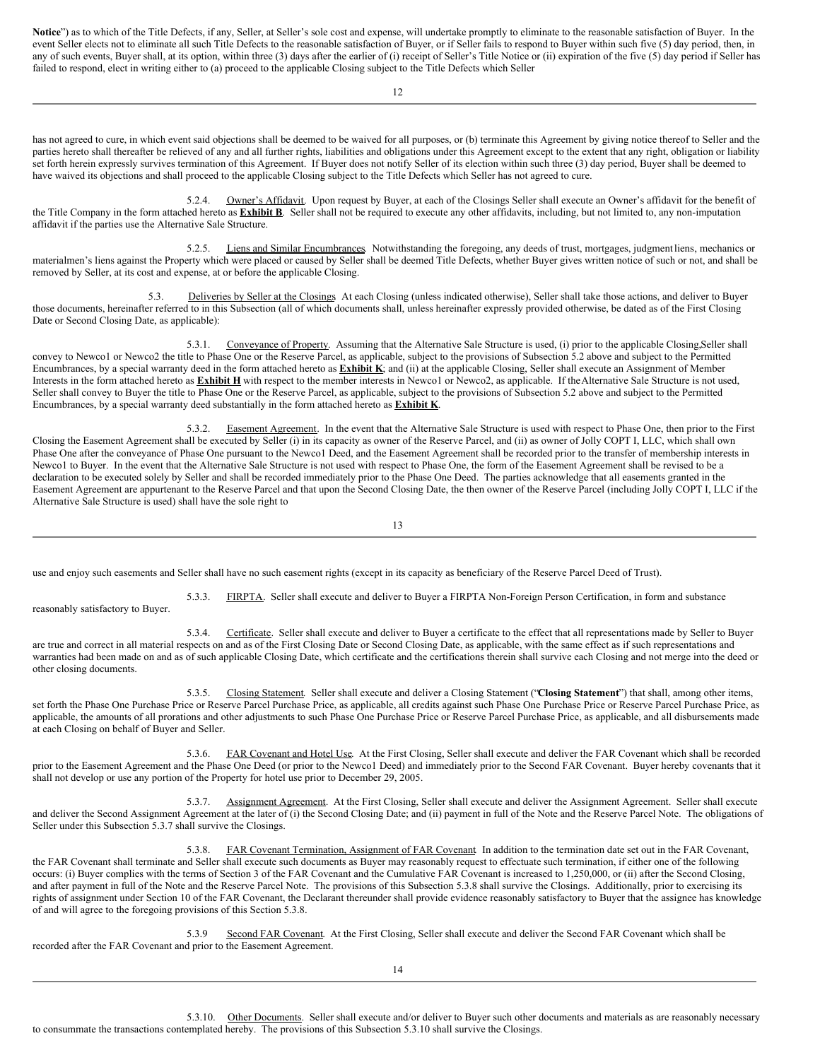**Notice**") as to which of the Title Defects, if any, Seller, at Seller's sole cost and expense, will undertake promptly to eliminate to the reasonable satisfaction of Buyer. In the event Seller elects not to eliminate all such Title Defects to the reasonable satisfaction of Buyer, or if Seller fails to respond to Buyer within such five (5) day period, then, in any of such events, Buyer shall, at its option, within three (3) days after the earlier of (i) receipt of Seller's Title Notice or (ii) expiration of the five (5) day period if Seller has failed to respond, elect in writing either to (a) proceed to the applicable Closing subject to the Title Defects which Seller has not agreed to cure, in which event said objections shall be deemed to be waived for all purposes, or (b) terminate this Agreement by giving notice thereof to Seller and the parties hereto shall thereafter be relieved of any and all further rights, liabilities and obligations under this Agreement except to the extent that any right, obligation or liability set forth herein expressly survives termination of this Agreement. If Buyer does not notify Seller of its election within such three (3) day period, Buyer shall be deemed to have waived its objections and shall proceed to the applicable Closing subject to the Title Defects which Seller has not agreed to cure.

5.2.4. Owner's Affidavit. Upon request by Buyer, at each of the Closings Seller shall execute an Owner's affidavit for the benefit of the Title Company in the form attached hereto as **Exhibit B**. Seller shall not be required to execute any other affidavits, including, but not limited to, any non-imputation affidavit if the parties use the Alternative Sale Structure.

5.2.5. Liens and Similar Encumbrances. Notwithstanding the foregoing, any deeds of trust, mortgages, judgment liens, mechanics or materialmen's liens against the Property which were placed or caused by Seller shall be deemed Title Defects, whether Buyer gives written notice of such or not, and shall be removed by Seller, at its cost and expense, at or before the applicable Closing.

5.3. Deliveries by Seller at the Closings. At each Closing (unless indicated otherwise), Seller shall take those actions, and deliver to Buyer those documents, hereinafter referred to in this Subsection (all of which documents shall, unless hereinafter expressly provided otherwise, be dated as of the First Closing Date or Second Closing Date, as applicable):

5.3.1. Conveyance of Property. Assuming that the Alternative Sale Structure is used, (i) prior to the applicable Closing, Seller shall convey to Newco1 or Newco2 the title to Phase One or the Reserve Parcel, as applicable, subject to the provisions of Subsection 5.2 above and subject to the Permitted Encumbrances, by a special warranty deed in the form attached hereto as **Exhibit K**; and (ii) at the applicable Closing, Seller shall execute an Assignment of Member Interests in the form attached hereto as **Exhibit H** with respect to the member interests in Newco1 or Newco2, as applicable. If the Alternative Sale Structure is not used, Seller shall convey to Buyer the title to Phase One or the Reserve Parcel, as applicable, subject to the provisions of Subsection 5.2 above and subject to the Permitted Encumbrances, by a special warranty deed substantially in the form attached hereto as **Exhibit K**.

5.3.2. Easement Agreement. In the event that the Alternative Sale Structure is used with respect to Phase One, then prior to the First Closing the Easement Agreement shall be executed by Seller (i) in its capacity as owner of the Reserve Parcel, and (ii) as owner of Jolly COPT I, LLC, which shall own Phase One after the conveyance of Phase One pursuant to the Newco1 Deed, and the Easement Agreement shall be recorded prior to the transfer of membership interests in Newco1 to Buyer. In the event that the Alternative Sale Structure is not used with respect to Phase One, the form of the Easement Agreement shall be revised to be a declaration to be executed solely by Seller and shall be recorded immediately prior to the Phase One Deed. The parties acknowledge that all easements granted in the Easement Agreement are appurtenant to the Reserve Parcel and that upon the Second Closing Date, the then owner of the Reserve Parcel (including Jolly COPT I, LLC if the Alternative Sale Structure is used) shall have the sole right to use and enjoy such easements and Seller shall have no such easement rights (except in its capacity as beneficiary of the Reserve Parcel Deed of Trust).

5.3.3. FIRPTA. Seller shall execute and deliver to Buyer a FIRPTA Non-Foreign Person Certification, in form and substance reasonably satisfactory to Buyer.

5.3.4. Certificate. Seller shall execute and deliver to Buyer a certificate to the effect that all representations made by Seller to Buyer are true and correct in all material respects on and as of the First Closing Date or Second Closing Date, as applicable, with the same effect as if such representations and warranties had been made on and as of such applicable Closing Date, which certificate and the certifications therein shall survive each Closing and not merge into the deed or other closing documents.

5.3.5. Closing Statement. Seller shall execute and deliver a Closing Statement ("**Closing Statement**") that shall, among other items, set forth the Phase One Purchase Price or Reserve Parcel Purchase Price, as applicable, all credits against such Phase One Purchase Price or Reserve Parcel Purchase Price, as applicable, the amounts of all prorations and other adjustments to such Phase One Purchase Price or Reserve Parcel Purchase Price, as applicable, and all disbursements made at each Closing on behalf of Buyer and Seller.

5.3.6. FAR Covenant and Hotel Use. At the First Closing, Seller shall execute and deliver the FAR Covenant which shall be recorded prior to the Easement Agreement and the Phase One Deed (or prior to the Newco1 Deed) and immediately prior to the Second FAR Covenant. Buyer hereby covenants that it shall not develop or use any portion of the Property for hotel use prior to December 29, 2005.

5.3.7. Assignment Agreement. At the First Closing, Seller shall execute and deliver the Assignment Agreement. Seller shall execute and deliver the Second Assignment Agreement at the later of (i) the Second Closing Date; and (ii) payment in full of the Note and the Reserve Parcel Note. The obligations of Seller under this Subsection 5.3.7 shall survive the Closings.

5.3.8. FAR Covenant Termination, Assignment of FAR Covenant. In addition to the termination date set out in the FAR Covenant, the FAR Covenant shall terminate and Seller shall execute such documents as Buyer may reasonably request to effectuate such termination, if either one of the following occurs: (i) Buyer complies with the terms of Section 3 of the FAR Covenant and the Cumulative FAR Covenant is increased to 1,250,000, or (ii) after the Second Closing, and after payment in full of the Note and the Reserve Parcel Note. The provisions of this Subsection 5.3.8 shall survive the Closings. Additionally, prior to exercising its rights of assignment under Section 10 of the FAR Covenant, the Declarant thereunder shall provide evidence reasonably satisfactory to Buyer that the assignee has knowledge of and will agree to the foregoing provisions of this Section 5.3.8.

5.3.9 Second FAR Covenant. At the First Closing, Seller shall execute and deliver the Second FAR Covenant which shall be recorded after the FAR Covenant and prior to the Easement Agreement.

5.3.10. Other Documents. Seller shall execute and/or deliver to Buyer such other documents and materials as are reasonably necessary to consummate the transactions contemplated hereby. The provisions of this Subsection 5.3.10 shall survive the Closings.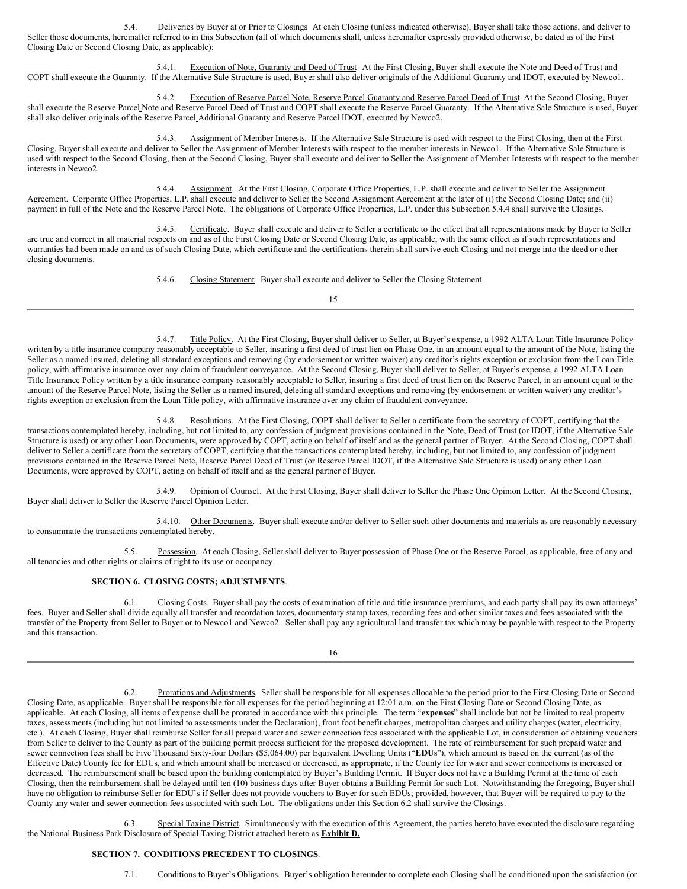5.4. Deliveries by Buyer at or Prior to Closings. At each Closing (unless indicated otherwise), Buyer shall take those actions, and deliver to Seller those documents, hereinafter referred to in this Subsection (all of which documents shall, unless hereinafter expressly provided otherwise, be dated as of the First Closing Date or Second Closing Date, as applicable):

5.4.1. Execution of Note, Guaranty and Deed of Trust. At the First Closing, Buyer shall execute the Note and Deed of Trust and COPT shall execute the Guaranty. If the Alternative Sale Structure is used, Buyer shall also deliver originals of the Additional Guaranty and IDOT, executed by Newco1.

5.4.2. Execution of Reserve Parcel Note, Reserve Parcel Guaranty and Reserve Parcel Deed of Trust. At the Second Closing, Buyer shall execute the Reserve Parcel Note and Reserve Parcel Deed of Trust and COPT shall execute the Reserve Parcel Guaranty. If the Alternative Sale Structure is used, Buyer shall also deliver originals of the Reserve Parcel Additional Guaranty and Reserve Parcel IDOT, executed by Newco2.

5.4.3. Assignment of Member Interests. If the Alternative Sale Structure is used with respect to the First Closing, then at the First Closing, Buyer shall execute and deliver to Seller the Assignment of Member Interests with respect to the member interests in Newco1. If the Alternative Sale Structure is used with respect to the Second Closing, then at the Second Closing, Buyer shall execute and deliver to Seller the Assignment of Member Interests with respect to the member interests in Newco2.

5.4.4. Assignment. At the First Closing, Corporate Office Properties, L.P. shall execute and deliver to Seller the Assignment Agreement. Corporate Office Properties, L.P. shall execute and deliver to Seller the Second Assignment Agreement at the later of (i) the Second Closing Date; and (ii) payment in full of the Note and the Reserve Parcel Note. The obligations of Corporate Office Properties, L.P. under this Subsection 5.4.4 shall survive the Closings.

5.4.5. Certificate. Buyer shall execute and deliver to Seller a certificate to the effect that all representations made by Buyer to Seller are true and correct in all material respects on and as of the First Closing Date or Second Closing Date, as applicable, with the same effect as if such representations and warranties had been made on and as of such Closing Date, which certificate and the certifications therein shall survive each Closing and not merge into the deed or other closing documents.

5.4.6. Closing Statement. Buyer shall execute and deliver to Seller the Closing Statement.

5.4.7. Title Policy. At the First Closing, Buyer shall deliver to Seller, at Buyer's expense, a 1992 ALTA Loan Title Insurance Policy written by a title insurance company reasonably acceptable to Seller, insuring a first deed of trust lien on Phase One, in an amount equal to the amount of the Note, listing the Seller as a named insured, deleting all standard exceptions and removing (by endorsement or written waiver) any creditor's rights exception or exclusion from the Loan Title policy, with affirmative insurance over any claim of fraudulent conveyance. At the Second Closing, Buyer shall deliver to Seller, at Buyer's expense, a 1992 ALTA Loan Title Insurance Policy written by a title insurance company reasonably acceptable to Seller, insuring a first deed of trust lien on the Reserve Parcel, in an amount equal to the amount of the Reserve Parcel Note, listing the Seller as a named insured, deleting all standard exceptions and removing (by endorsement or written waiver) any creditor's rights exception or exclusion from the Loan Title policy, with affirmative insurance over any claim of fraudulent conveyance.

5.4.8. Resolutions. At the First Closing, COPT shall deliver to Seller a certificate from the secretary of COPT, certifying that the transactions contemplated hereby, including, but not limited to, any confession of judgment provisions contained in the Note, Deed of Trust (or IDOT, if the Alternative Sale Structure is used) or any other Loan Documents, were approved by COPT, acting on behalf of itself and as the general partner of Buyer. At the Second Closing, COPT shall deliver to Seller a certificate from the secretary of COPT, certifying that the transactions contemplated hereby, including, but not limited to, any confession of judgment provisions contained in the Reserve Parcel Note, Reserve Parcel Deed of Trust (or Reserve Parcel IDOT, if the Alternative Sale Structure is used) or any other Loan Documents, were approved by COPT, acting on behalf of itself and as the general partner of Buyer.

5.4.9. Opinion of Counsel. At the First Closing, Buyer shall deliver to Seller the Phase One Opinion Letter. At the Second Closing, Buyer shall deliver to Seller the Reserve Parcel Opinion Letter.

5.4.10. Other Documents. Buyer shall execute and/or deliver to Seller such other documents and materials as are reasonably necessary to consummate the transactions contemplated hereby.

5.5. Possession. At each Closing, Seller shall deliver to Buyer possession of Phase One or the Reserve Parcel, as applicable, free of any and all tenancies and other rights or claims of right to its use or occupancy.

## SECTION 6. CLOSING COSTS; ADJUSTMENTS.

6.1. Closing Costs. Buyer shall pay the costs of examination of title and title insurance premiums, and each party shall pay its own attorneys' fees. Buyer and Seller shall divide equally all transfer and recordation taxes, documentary stamp taxes, recording fees and other similar taxes and fees associated with the transfer of the Property from Seller to Buyer or to Newco1 and Newco2. Seller shall pay any agricultural land transfer tax which may be payable with respect to the Property and this transaction.

6.2. Prorations and Adjustments. Seller shall be responsible for all expenses allocable to the period prior to the First Closing Date or Second Closing Date, as applicable. Buyer shall be responsible for all expenses for the period beginning at 12:01 a.m. on the First Closing Date or Second Closing Date, as applicable. At each Closing, all items of expense shall be prorated in accordance with this principle. The term "**expenses**" shall include but not be limited to real property taxes, assessments (including but not limited to assessments under the Declaration), front foot benefit charges, metropolitan charges and utility charges (water, electricity, etc.). At each Closing, Buyer shall reimburse Seller for all prepaid water and sewer connection fees associated with the applicable Lot, in consideration of obtaining vouchers from Seller to deliver to the County as part of the building permit process sufficient for the proposed development. The rate of reimbursement for such prepaid water and sewer connection fees shall be Five Thousand Sixty-four Dollars ($5,064.00) per Equivalent Dwelling Units ("**EDUs**"), which amount is based on the current (as of the Effective Date) County fee for EDUs, and which amount shall be increased or decreased, as appropriate, if the County fee for water and sewer connections is increased or decreased. The reimbursement shall be based upon the building contemplated by Buyer's Building Permit. If Buyer does not have a Building Permit at the time of each Closing, then the reimbursement shall be delayed until ten (10) business days after Buyer obtains a Building Permit for such Lot. Notwithstanding the foregoing, Buyer shall have no obligation to reimburse Seller for EDU's if Seller does not provide vouchers to Buyer for such EDUs; provided, however, that Buyer will be required to pay to the County any water and sewer connection fees associated with such Lot. The obligations under this Section 6.2 shall survive the Closings.

6.3. Special Taxing District. Simultaneously with the execution of this Agreement, the parties hereto have executed the disclosure regarding the National Business Park Disclosure of Special Taxing District attached hereto as **Exhibit D.**

## SECTION 7. CONDITIONS PRECEDENT TO CLOSINGS.

7.1. Conditions to Buyer's Obligations. Buyer's obligation hereunder to complete each Closing shall be conditioned upon the satisfaction (or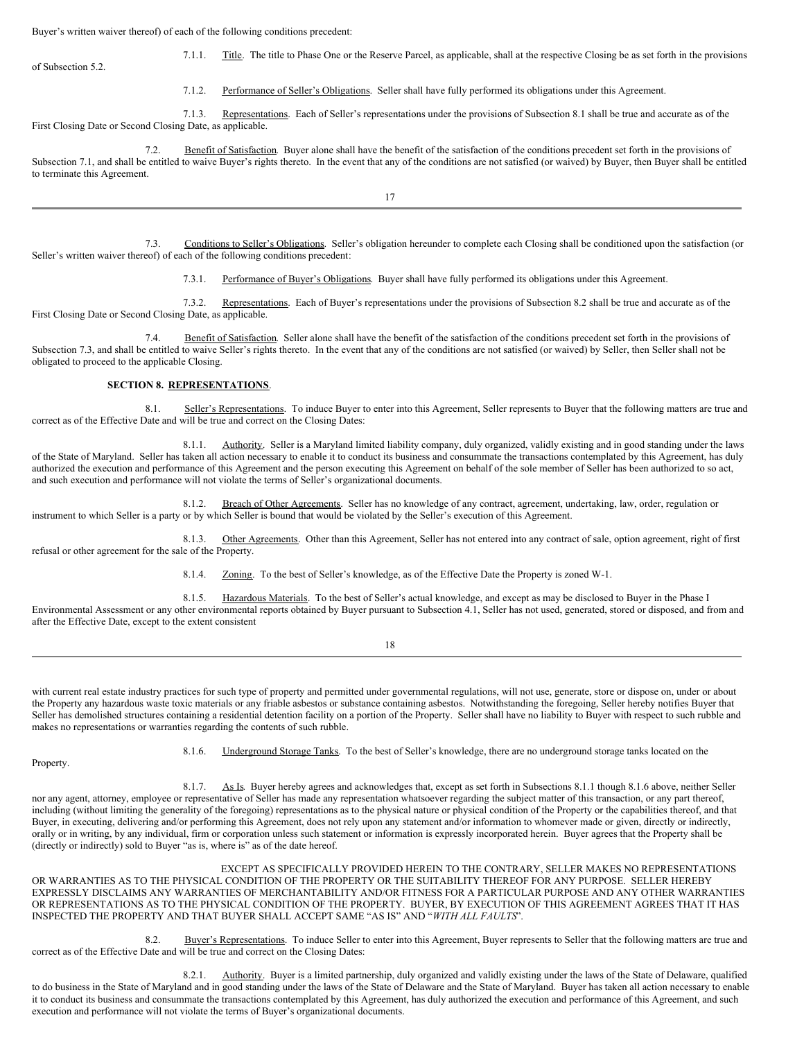Buyer's written waiver thereof) of each of the following conditions precedent:

7.1.1. Title. The title to Phase One or the Reserve Parcel, as applicable, shall at the respective Closing be as set forth in the provisions of Subsection 5.2.

7.1.2. Performance of Seller's Obligations. Seller shall have fully performed its obligations under this Agreement.

7.1.3. Representations. Each of Seller's representations under the provisions of Subsection 8.1 shall be true and accurate as of the First Closing Date or Second Closing Date, as applicable.

7.2. Benefit of Satisfaction. Buyer alone shall have the benefit of the satisfaction of the conditions precedent set forth in the provisions of Subsection 7.1, and shall be entitled to waive Buyer's rights thereto. In the event that any of the conditions are not satisfied (or waived) by Buyer, then Buyer shall be entitled to terminate this Agreement.

7.3. Conditions to Seller's Obligations. Seller's obligation hereunder to complete each Closing shall be conditioned upon the satisfaction (or Seller's written waiver thereof) of each of the following conditions precedent:

7.3.1. Performance of Buyer's Obligations. Buyer shall have fully performed its obligations under this Agreement.

7.3.2. Representations. Each of Buyer's representations under the provisions of Subsection 8.2 shall be true and accurate as of the First Closing Date or Second Closing Date, as applicable.

7.4. Benefit of Satisfaction. Seller alone shall have the benefit of the satisfaction of the conditions precedent set forth in the provisions of Subsection 7.3, and shall be entitled to waive Seller's rights thereto. In the event that any of the conditions are not satisfied (or waived) by Seller, then Seller shall not be obligated to proceed to the applicable Closing.

**SECTION 8. REPRESENTATIONS.**

8.1. Seller's Representations. To induce Buyer to enter into this Agreement, Seller represents to Buyer that the following matters are true and correct as of the Effective Date and will be true and correct on the Closing Dates:

8.1.1. Authority. Seller is a Maryland limited liability company, duly organized, validly existing and in good standing under the laws of the State of Maryland. Seller has taken all action necessary to enable it to conduct its business and consummate the transactions contemplated by this Agreement, has duly authorized the execution and performance of this Agreement and the person executing this Agreement on behalf of the sole member of Seller has been authorized to so act, and such execution and performance will not violate the terms of Seller's organizational documents.

8.1.2. Breach of Other Agreements. Seller has no knowledge of any contract, agreement, undertaking, law, order, regulation or instrument to which Seller is a party or by which Seller is bound that would be violated by the Seller's execution of this Agreement.

8.1.3. Other Agreements. Other than this Agreement, Seller has not entered into any contract of sale, option agreement, right of first refusal or other agreement for the sale of the Property.

8.1.4. Zoning. To the best of Seller's knowledge, as of the Effective Date the Property is zoned W-1.

8.1.5. Hazardous Materials. To the best of Seller's actual knowledge, and except as may be disclosed to Buyer in the Phase I Environmental Assessment or any other environmental reports obtained by Buyer pursuant to Subsection 4.1, Seller has not used, generated, stored or disposed, and from and after the Effective Date, except to the extent consistent with current real estate industry practices for such type of property and permitted under governmental regulations, will not use, generate, store or dispose on, under or about the Property any hazardous waste toxic materials or any friable asbestos or substance containing asbestos. Notwithstanding the foregoing, Seller hereby notifies Buyer that Seller has demolished structures containing a residential detention facility on a portion of the Property. Seller shall have no liability to Buyer with respect to such rubble and makes no representations or warranties regarding the contents of such rubble.

8.1.6. Underground Storage Tanks. To the best of Seller's knowledge, there are no underground storage tanks located on the Property.

8.1.7. As Is. Buyer hereby agrees and acknowledges that, except as set forth in Subsections 8.1.1 though 8.1.6 above, neither Seller nor any agent, attorney, employee or representative of Seller has made any representation whatsoever regarding the subject matter of this transaction, or any part thereof, including (without limiting the generality of the foregoing) representations as to the physical nature or physical condition of the Property or the capabilities thereof, and that Buyer, in executing, delivering and/or performing this Agreement, does not rely upon any statement and/or information to whomever made or given, directly or indirectly, orally or in writing, by any individual, firm or corporation unless such statement or information is expressly incorporated herein. Buyer agrees that the Property shall be (directly or indirectly) sold to Buyer "as is, where is" as of the date hereof.

EXCEPT AS SPECIFICALLY PROVIDED HEREIN TO THE CONTRARY, SELLER MAKES NO REPRESENTATIONS OR WARRANTIES AS TO THE PHYSICAL CONDITION OF THE PROPERTY OR THE SUITABILITY THEREOF FOR ANY PURPOSE. SELLER HEREBY EXPRESSLY DISCLAIMS ANY WARRANTIES OF MERCHANTABILITY AND/OR FITNESS FOR A PARTICULAR PURPOSE AND ANY OTHER WARRANTIES OR REPRESENTATIONS AS TO THE PHYSICAL CONDITION OF THE PROPERTY. BUYER, BY EXECUTION OF THIS AGREEMENT AGREES THAT IT HAS INSPECTED THE PROPERTY AND THAT BUYER SHALL ACCEPT SAME "AS IS" AND "*WITH ALL FAULTS*".

8.2. Buyer's Representations. To induce Seller to enter into this Agreement, Buyer represents to Seller that the following matters are true and correct as of the Effective Date and will be true and correct on the Closing Dates:

8.2.1. Authority. Buyer is a limited partnership, duly organized and validly existing under the laws of the State of Delaware, qualified to do business in the State of Maryland and in good standing under the laws of the State of Delaware and the State of Maryland. Buyer has taken all action necessary to enable it to conduct its business and consummate the transactions contemplated by this Agreement, has duly authorized the execution and performance of this Agreement, and such execution and performance will not violate the terms of Buyer's organizational documents.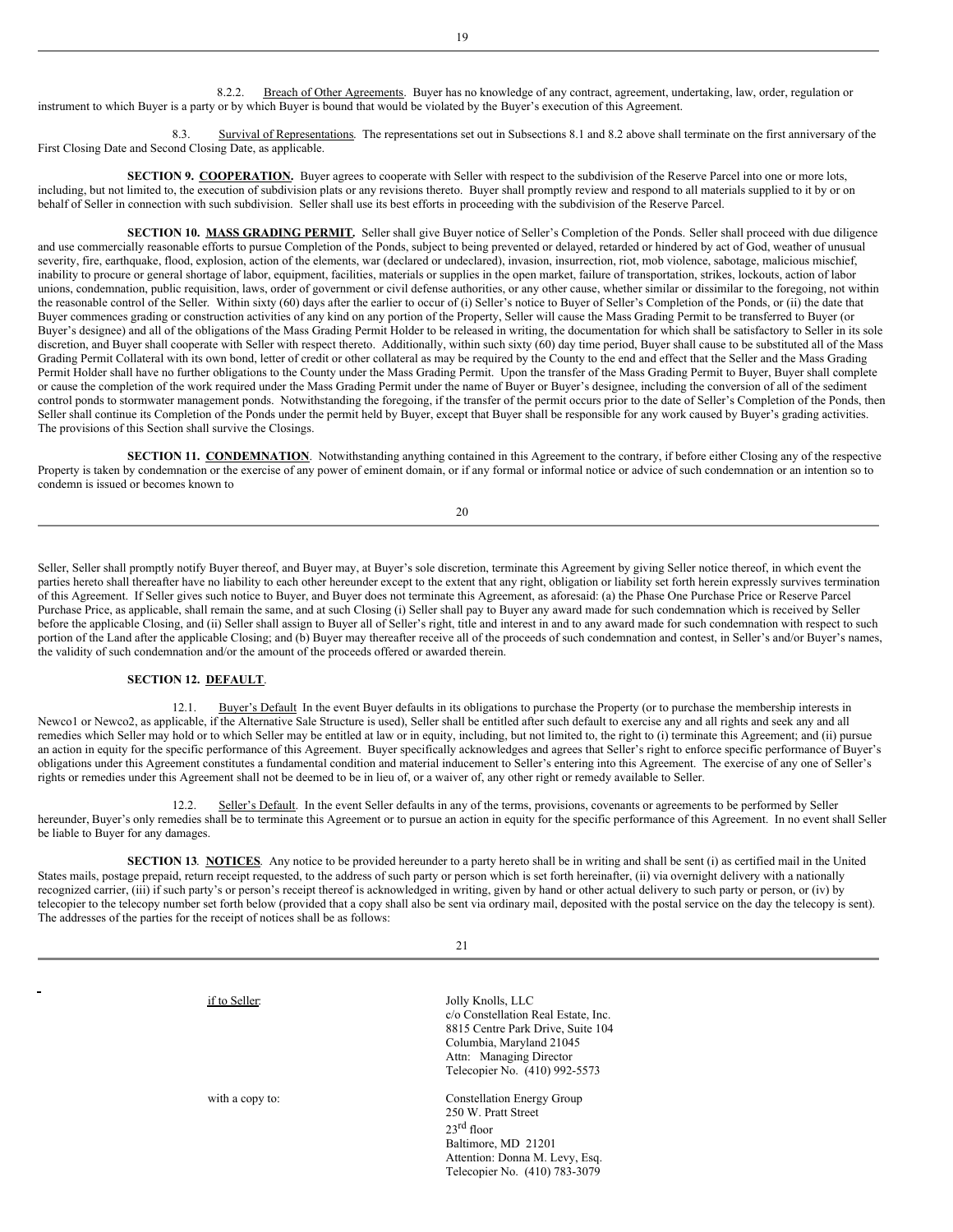8.2.2. Breach of Other Agreements. Buyer has no knowledge of any contract, agreement, undertaking, law, order, regulation or instrument to which Buyer is a party or by which Buyer is bound that would be violated by the Buyer's execution of this Agreement.

8.3. Survival of Representations. The representations set out in Subsections 8.1 and 8.2 above shall terminate on the first anniversary of the First Closing Date and Second Closing Date, as applicable.

**SECTION 9. COOPERATION.** Buyer agrees to cooperate with Seller with respect to the subdivision of the Reserve Parcel into one or more lots, including, but not limited to, the execution of subdivision plats or any revisions thereto. Buyer shall promptly review and respond to all materials supplied to it by or on behalf of Seller in connection with such subdivision. Seller shall use its best efforts in proceeding with the subdivision of the Reserve Parcel.

**SECTION 10. MASS GRADING PERMIT.** Seller shall give Buyer notice of Seller's Completion of the Ponds. Seller shall proceed with due diligence and use commercially reasonable efforts to pursue Completion of the Ponds, subject to being prevented or delayed, retarded or hindered by act of God, weather of unusual severity, fire, earthquake, flood, explosion, action of the elements, war (declared or undeclared), invasion, insurrection, riot, mob violence, sabotage, malicious mischief, inability to procure or general shortage of labor, equipment, facilities, materials or supplies in the open market, failure of transportation, strikes, lockouts, action of labor unions, condemnation, public requisition, laws, order of government or civil defense authorities, or any other cause, whether similar or dissimilar to the foregoing, not within the reasonable control of the Seller. Within sixty (60) days after the earlier to occur of (i) Seller's notice to Buyer of Seller's Completion of the Ponds, or (ii) the date that Buyer commences grading or construction activities of any kind on any portion of the Property, Seller will cause the Mass Grading Permit to be transferred to Buyer (or Buyer's designee) and all of the obligations of the Mass Grading Permit Holder to be released in writing, the documentation for which shall be satisfactory to Seller in its sole discretion, and Buyer shall cooperate with Seller with respect thereto. Additionally, within such sixty (60) day time period, Buyer shall cause to be substituted all of the Mass Grading Permit Collateral with its own bond, letter of credit or other collateral as may be required by the County to the end and effect that the Seller and the Mass Grading Permit Holder shall have no further obligations to the County under the Mass Grading Permit. Upon the transfer of the Mass Grading Permit to Buyer, Buyer shall complete or cause the completion of the work required under the Mass Grading Permit under the name of Buyer or Buyer's designee, including the conversion of all of the sediment control ponds to stormwater management ponds. Notwithstanding the foregoing, if the transfer of the permit occurs prior to the date of Seller's Completion of the Ponds, then Seller shall continue its Completion of the Ponds under the permit held by Buyer, except that Buyer shall be responsible for any work caused by Buyer's grading activities. The provisions of this Section shall survive the Closings.

**SECTION 11. CONDEMNATION**. Notwithstanding anything contained in this Agreement to the contrary, if before either Closing any of the respective Property is taken by condemnation or the exercise of any power of eminent domain, or if any formal or informal notice or advice of such condemnation or an intention so to condemn is issued or becomes known to Seller, Seller shall promptly notify Buyer thereof, and Buyer may, at Buyer's sole discretion, terminate this Agreement by giving Seller notice thereof, in which event the parties hereto shall thereafter have no liability to each other hereunder except to the extent that any right, obligation or liability set forth herein expressly survives termination of this Agreement. If Seller gives such notice to Buyer, and Buyer does not terminate this Agreement, as aforesaid: (a) the Phase One Purchase Price or Reserve Parcel Purchase Price, as applicable, shall remain the same, and at such Closing (i) Seller shall pay to Buyer any award made for such condemnation which is received by Seller before the applicable Closing, and (ii) Seller shall assign to Buyer all of Seller's right, title and interest in and to any award made for such condemnation with respect to such portion of the Land after the applicable Closing; and (b) Buyer may thereafter receive all of the proceeds of such condemnation and contest, in Seller's and/or Buyer's names, the validity of such condemnation and/or the amount of the proceeds offered or awarded therein.

**SECTION 12. DEFAULT**.

12.1. Buyer's Default In the event Buyer defaults in its obligations to purchase the Property (or to purchase the membership interests in Newco1 or Newco2, as applicable, if the Alternative Sale Structure is used), Seller shall be entitled after such default to exercise any and all rights and seek any and all remedies which Seller may hold or to which Seller may be entitled at law or in equity, including, but not limited to, the right to (i) terminate this Agreement; and (ii) pursue an action in equity for the specific performance of this Agreement. Buyer specifically acknowledges and agrees that Seller's right to enforce specific performance of Buyer's obligations under this Agreement constitutes a fundamental condition and material inducement to Seller's entering into this Agreement. The exercise of any one of Seller's rights or remedies under this Agreement shall not be deemed to be in lieu of, or a waiver of, any other right or remedy available to Seller.

12.2. Seller's Default. In the event Seller defaults in any of the terms, provisions, covenants or agreements to be performed by Seller hereunder, Buyer's only remedies shall be to terminate this Agreement or to pursue an action in equity for the specific performance of this Agreement. In no event shall Seller be liable to Buyer for any damages.

**SECTION 13**. **NOTICES**. Any notice to be provided hereunder to a party hereto shall be in writing and shall be sent (i) as certified mail in the United States mails, postage prepaid, return receipt requested, to the address of such party or person which is set forth hereinafter, (ii) via overnight delivery with a nationally recognized carrier, (iii) if such party's or person's receipt thereof is acknowledged in writing, given by hand or other actual delivery to such party or person, or (iv) by telecopier to the telecopy number set forth below (provided that a copy shall also be sent via ordinary mail, deposited with the postal service on the day the telecopy is sent). The addresses of the parties for the receipt of notices shall be as follows:

| | |
|---|---|
| if to Seller: | Jolly Knolls, LLC<br>c/o Constellation Real Estate, Inc.<br>8815 Centre Park Drive, Suite 104<br>Columbia, Maryland 21045<br>Attn: Managing Director<br>Telecopier No. (410) 992-5573 |
| with a copy to: | Constellation Energy Group<br>250 W. Pratt Street<br>23rd floor<br>Baltimore, MD 21201<br>Attention: Donna M. Levy, Esq.<br>Telecopier No. (410) 783-3079 |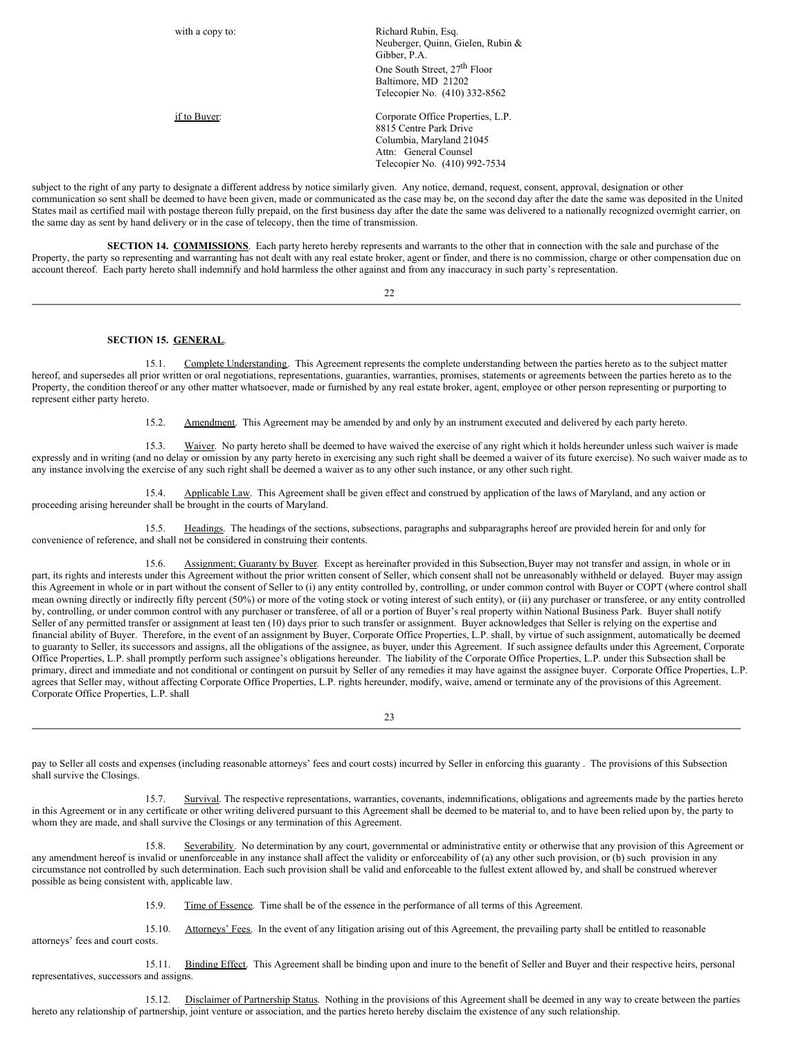with a copy to: Richard Rubin, Esq.
Neuberger, Quinn, Gielen, Rubin & Gibber, P.A.
One South Street, 27th Floor
Baltimore, MD 21202
Telecopier No. (410) 332-8562

if to Buyer: Corporate Office Properties, L.P.
8815 Centre Park Drive
Columbia, Maryland 21045
Attn: General Counsel
Telecopier No. (410) 992-7534

subject to the right of any party to designate a different address by notice similarly given. Any notice, demand, request, consent, approval, designation or other communication so sent shall be deemed to have been given, made or communicated as the case may be, on the second day after the date the same was deposited in the United States mail as certified mail with postage thereon fully prepaid, on the first business day after the date the same was delivered to a nationally recognized overnight carrier, on the same day as sent by hand delivery or in the case of telecopy, then the time of transmission.

**SECTION 14. COMMISSIONS**. Each party hereto hereby represents and warrants to the other that in connection with the sale and purchase of the Property, the party so representing and warranting has not dealt with any real estate broker, agent or finder, and there is no commission, charge or other compensation due on account thereof. Each party hereto shall indemnify and hold harmless the other against and from any inaccuracy in such party's representation.

**SECTION 15. GENERAL**.

15.1. Complete Understanding. This Agreement represents the complete understanding between the parties hereto as to the subject matter hereof, and supersedes all prior written or oral negotiations, representations, guaranties, warranties, promises, statements or agreements between the parties hereto as to the Property, the condition thereof or any other matter whatsoever, made or furnished by any real estate broker, agent, employee or other person representing or purporting to represent either party hereto.

15.2. Amendment. This Agreement may be amended by and only by an instrument executed and delivered by each party hereto.

15.3. Waiver. No party hereto shall be deemed to have waived the exercise of any right which it holds hereunder unless such waiver is made expressly and in writing (and no delay or omission by any party hereto in exercising any such right shall be deemed a waiver of its future exercise). No such waiver made as to any instance involving the exercise of any such right shall be deemed a waiver as to any other such instance, or any other such right.

15.4. Applicable Law. This Agreement shall be given effect and construed by application of the laws of Maryland, and any action or proceeding arising hereunder shall be brought in the courts of Maryland.

15.5. Headings. The headings of the sections, subsections, paragraphs and subparagraphs hereof are provided herein for and only for convenience of reference, and shall not be considered in construing their contents.

15.6. Assignment; Guaranty by Buyer. Except as hereinafter provided in this Subsection,Buyer may not transfer and assign, in whole or in part, its rights and interests under this Agreement without the prior written consent of Seller, which consent shall not be unreasonably withheld or delayed. Buyer may assign this Agreement in whole or in part without the consent of Seller to (i) any entity controlled by, controlling, or under common control with Buyer or COPT (where control shall mean owning directly or indirectly fifty percent (50%) or more of the voting stock or voting interest of such entity), or (ii) any purchaser or transferee, or any entity controlled by, controlling, or under common control with any purchaser or transferee, of all or a portion of Buyer's real property within National Business Park. Buyer shall notify Seller of any permitted transfer or assignment at least ten (10) days prior to such transfer or assignment. Buyer acknowledges that Seller is relying on the expertise and financial ability of Buyer. Therefore, in the event of an assignment by Buyer, Corporate Office Properties, L.P. shall, by virtue of such assignment, automatically be deemed to guaranty to Seller, its successors and assigns, all the obligations of the assignee, as buyer, under this Agreement. If such assignee defaults under this Agreement, Corporate Office Properties, L.P. shall promptly perform such assignee's obligations hereunder. The liability of the Corporate Office Properties, L.P. under this Subsection shall be primary, direct and immediate and not conditional or contingent on pursuit by Seller of any remedies it may have against the assignee buyer. Corporate Office Properties, L.P. agrees that Seller may, without affecting Corporate Office Properties, L.P. rights hereunder, modify, waive, amend or terminate any of the provisions of this Agreement. Corporate Office Properties, L.P. shall pay to Seller all costs and expenses (including reasonable attorneys' fees and court costs) incurred by Seller in enforcing this guaranty . The provisions of this Subsection shall survive the Closings.

15.7. Survival. The respective representations, warranties, covenants, indemnifications, obligations and agreements made by the parties hereto in this Agreement or in any certificate or other writing delivered pursuant to this Agreement shall be deemed to be material to, and to have been relied upon by, the party to whom they are made, and shall survive the Closings or any termination of this Agreement.

15.8. Severability. No determination by any court, governmental or administrative entity or otherwise that any provision of this Agreement or any amendment hereof is invalid or unenforceable in any instance shall affect the validity or enforceability of (a) any other such provision, or (b) such provision in any circumstance not controlled by such determination. Each such provision shall be valid and enforceable to the fullest extent allowed by, and shall be construed wherever possible as being consistent with, applicable law.

15.9. Time of Essence. Time shall be of the essence in the performance of all terms of this Agreement.

15.10. Attorneys' Fees. In the event of any litigation arising out of this Agreement, the prevailing party shall be entitled to reasonable attorneys' fees and court costs.

15.11. Binding Effect. This Agreement shall be binding upon and inure to the benefit of Seller and Buyer and their respective heirs, personal representatives, successors and assigns.

15.12. Disclaimer of Partnership Status. Nothing in the provisions of this Agreement shall be deemed in any way to create between the parties hereto any relationship of partnership, joint venture or association, and the parties hereto hereby disclaim the existence of any such relationship.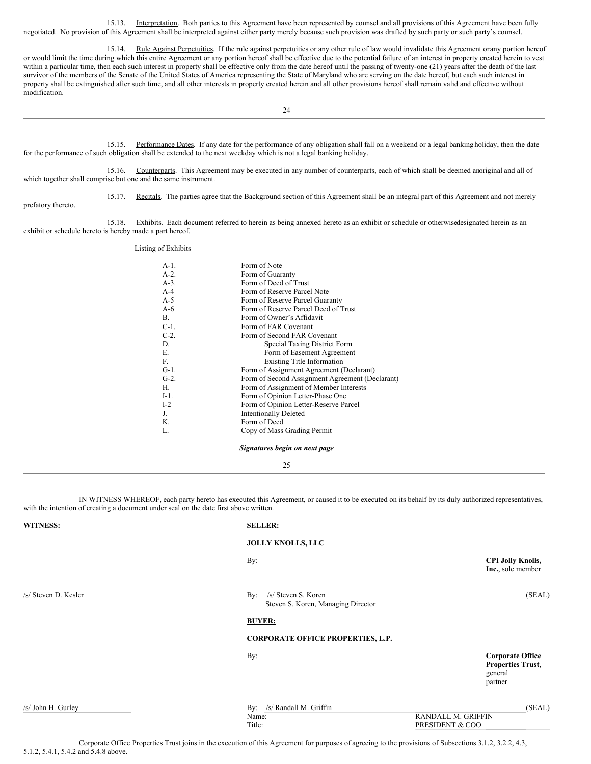15.13. Interpretation. Both parties to this Agreement have been represented by counsel and all provisions of this Agreement have been fully negotiated. No provision of this Agreement shall be interpreted against either party merely because such provision was drafted by such party or such party's counsel.

15.14. Rule Against Perpetuities. If the rule against perpetuities or any other rule of law would invalidate this Agreement or any portion hereof or would limit the time during which this entire Agreement or any portion hereof shall be effective due to the potential failure of an interest in property created herein to vest within a particular time, then each such interest in property shall be effective only from the date hereof until the passing of twenty-one (21) years after the death of the last survivor of the members of the Senate of the United States of America representing the State of Maryland who are serving on the date hereof, but each such interest in property shall be extinguished after such time, and all other interests in property created herein and all other provisions hereof shall remain valid and effective without modification.

15.15. Performance Dates. If any date for the performance of any obligation shall fall on a weekend or a legal banking holiday, then the date for the performance of such obligation shall be extended to the next weekday which is not a legal banking holiday.

15.16. Counterparts. This Agreement may be executed in any number of counterparts, each of which shall be deemed an original and all of which together shall comprise but one and the same instrument.

15.17. Recitals. The parties agree that the Background section of this Agreement shall be an integral part of this Agreement and not merely prefatory thereto.

15.18. Exhibits. Each document referred to herein as being annexed hereto as an exhibit or schedule or otherwise designated herein as an exhibit or schedule hereto is hereby made a part hereof.

Listing of Exhibits

| | |
|---|---|
| A-1. | Form of Note |
| A-2. | Form of Guaranty |
| A-3. | Form of Deed of Trust |
| A-4 | Form of Reserve Parcel Note |
| A-5 | Form of Reserve Parcel Guaranty |
| A-6 | Form of Reserve Parcel Deed of Trust |
| B. | Form of Owner's Affidavit |
| C-1. | Form of FAR Covenant |
| C-2. | Form of Second FAR Covenant |
| D. | Special Taxing District Form |
| E. | Form of Easement Agreement |
| F. | Existing Title Information |
| G-1. | Form of Assignment Agreement (Declarant) |
| G-2. | Form of Second Assignment Agreement (Declarant) |
| H. | Form of Assignment of Member Interests |
| I-1. | Form of Opinion Letter-Phase One |
| I-2 | Form of Opinion Letter-Reserve Parcel |
| J. | Intentionally Deleted |
| K. | Form of Deed |
| L. | Copy of Mass Grading Permit |

***Signatures begin on next page***

IN WITNESS WHEREOF, each party hereto has executed this Agreement, or caused it to be executed on its behalf by its duly authorized representatives, with the intention of creating a document under seal on the date first above written.

**WITNESS:**

**SELLER:**

**JOLLY KNOLLS, LLC**

By: **CPI Jolly Knolls, Inc.**, sole member

/s/ Steven D. Kesler

By: /s/ Steven S. Koren (SEAL)
Steven S. Koren, Managing Director

**BUYER:**

**CORPORATE OFFICE PROPERTIES, L.P.**

By: **Corporate Office Properties Trust**, general partner

/s/ John H. Gurley

By: /s/ Randall M. Griffin (SEAL)
Name: RANDALL M. GRIFFIN
Title: PRESIDENT & COO

Corporate Office Properties Trust joins in the execution of this Agreement for purposes of agreeing to the provisions of Subsections 3.1.2, 3.2.2, 4.3, 5.1.2, 5.4.1, 5.4.2 and 5.4.8 above.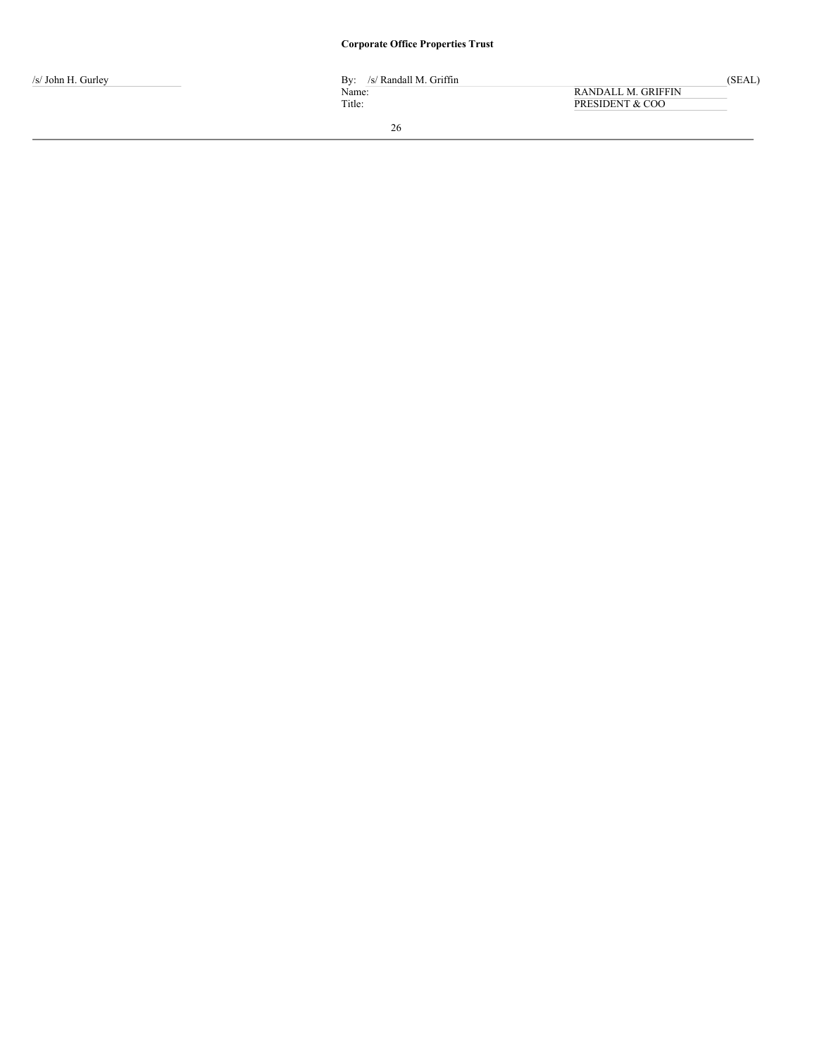**Corporate Office Properties Trust**

| /s/ John H. Gurley | By: /s/ Randall M. Griffin | (SEAL) |
|---|---|---|
| | Name: RANDALL M. GRIFFIN | |
| | Title: PRESIDENT & COO | |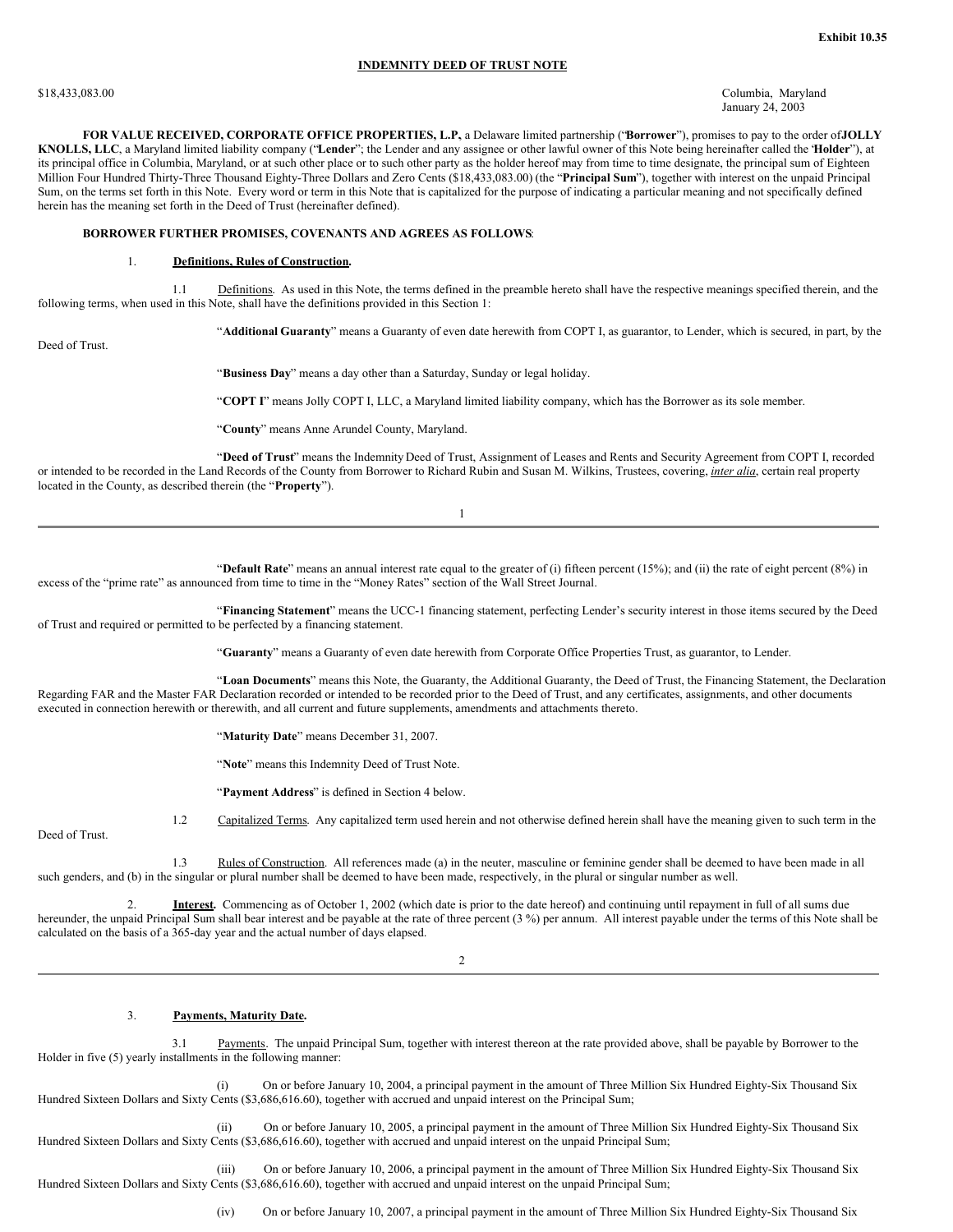Exhibit 10.35

**INDEMNITY DEED OF TRUST NOTE**

$18,433,083.00

Columbia, Maryland
January 24, 2003

**FOR VALUE RECEIVED, CORPORATE OFFICE PROPERTIES, L.P.,** a Delaware limited partnership ("**Borrower**"), promises to pay to the order of **JOLLY KNOLLS, LLC**, a Maryland limited liability company ("**Lender**"; the Lender and any assignee or other lawful owner of this Note being hereinafter called the "**Holder**"), at its principal office in Columbia, Maryland, or at such other place or to such other party as the holder hereof may from time to time designate, the principal sum of Eighteen Million Four Hundred Thirty-Three Thousand Eighty-Three Dollars and Zero Cents ($18,433,083.00) (the "**Principal Sum**"), together with interest on the unpaid Principal Sum, on the terms set forth in this Note. Every word or term in this Note that is capitalized for the purpose of indicating a particular meaning and not specifically defined herein has the meaning set forth in the Deed of Trust (hereinafter defined).

**BORROWER FURTHER PROMISES, COVENANTS AND AGREES AS FOLLOWS**:

1. **Definitions, Rules of Construction.**

1.1 Definitions. As used in this Note, the terms defined in the preamble hereto shall have the respective meanings specified therein, and the following terms, when used in this Note, shall have the definitions provided in this Section 1:

"**Additional Guaranty**" means a Guaranty of even date herewith from COPT I, as guarantor, to Lender, which is secured, in part, by the Deed of Trust.

"**Business Day**" means a day other than a Saturday, Sunday or legal holiday.

"**COPT I**" means Jolly COPT I, LLC, a Maryland limited liability company, which has the Borrower as its sole member.

"**County**" means Anne Arundel County, Maryland.

"**Deed of Trust**" means the Indemnity Deed of Trust, Assignment of Leases and Rents and Security Agreement from COPT I, recorded or intended to be recorded in the Land Records of the County from Borrower to Richard Rubin and Susan M. Wilkins, Trustees, covering, *inter alia*, certain real property located in the County, as described therein (the "**Property**").

"**Default Rate**" means an annual interest rate equal to the greater of (i) fifteen percent (15%); and (ii) the rate of eight percent (8%) in excess of the "prime rate" as announced from time to time in the "Money Rates" section of the Wall Street Journal.

"**Financing Statement**" means the UCC-1 financing statement, perfecting Lender's security interest in those items secured by the Deed of Trust and required or permitted to be perfected by a financing statement.

"**Guaranty**" means a Guaranty of even date herewith from Corporate Office Properties Trust, as guarantor, to Lender.

"**Loan Documents**" means this Note, the Guaranty, the Additional Guaranty, the Deed of Trust, the Financing Statement, the Declaration Regarding FAR and the Master FAR Declaration recorded or intended to be recorded prior to the Deed of Trust, and any certificates, assignments, and other documents executed in connection herewith or therewith, and all current and future supplements, amendments and attachments thereto.

"**Maturity Date**" means December 31, 2007.

"**Note**" means this Indemnity Deed of Trust Note.

"**Payment Address**" is defined in Section 4 below.

1.2 Capitalized Terms. Any capitalized term used herein and not otherwise defined herein shall have the meaning given to such term in the Deed of Trust.

1.3 Rules of Construction. All references made (a) in the neuter, masculine or feminine gender shall be deemed to have been made in all such genders, and (b) in the singular or plural number shall be deemed to have been made, respectively, in the plural or singular number as well.

2. **Interest.** Commencing as of October 1, 2002 (which date is prior to the date hereof) and continuing until repayment in full of all sums due hereunder, the unpaid Principal Sum shall bear interest and be payable at the rate of three percent (3 %) per annum. All interest payable under the terms of this Note shall be calculated on the basis of a 365-day year and the actual number of days elapsed.

3. **Payments, Maturity Date.**

3.1 Payments. The unpaid Principal Sum, together with interest thereon at the rate provided above, shall be payable by Borrower to the Holder in five (5) yearly installments in the following manner:

(i) On or before January 10, 2004, a principal payment in the amount of Three Million Six Hundred Eighty-Six Thousand Six Hundred Sixteen Dollars and Sixty Cents ($3,686,616.60), together with accrued and unpaid interest on the Principal Sum;

(ii) On or before January 10, 2005, a principal payment in the amount of Three Million Six Hundred Eighty-Six Thousand Six Hundred Sixteen Dollars and Sixty Cents ($3,686,616.60), together with accrued and unpaid interest on the unpaid Principal Sum;

(iii) On or before January 10, 2006, a principal payment in the amount of Three Million Six Hundred Eighty-Six Thousand Six Hundred Sixteen Dollars and Sixty Cents ($3,686,616.60), together with accrued and unpaid interest on the unpaid Principal Sum;

(iv) On or before January 10, 2007, a principal payment in the amount of Three Million Six Hundred Eighty-Six Thousand Six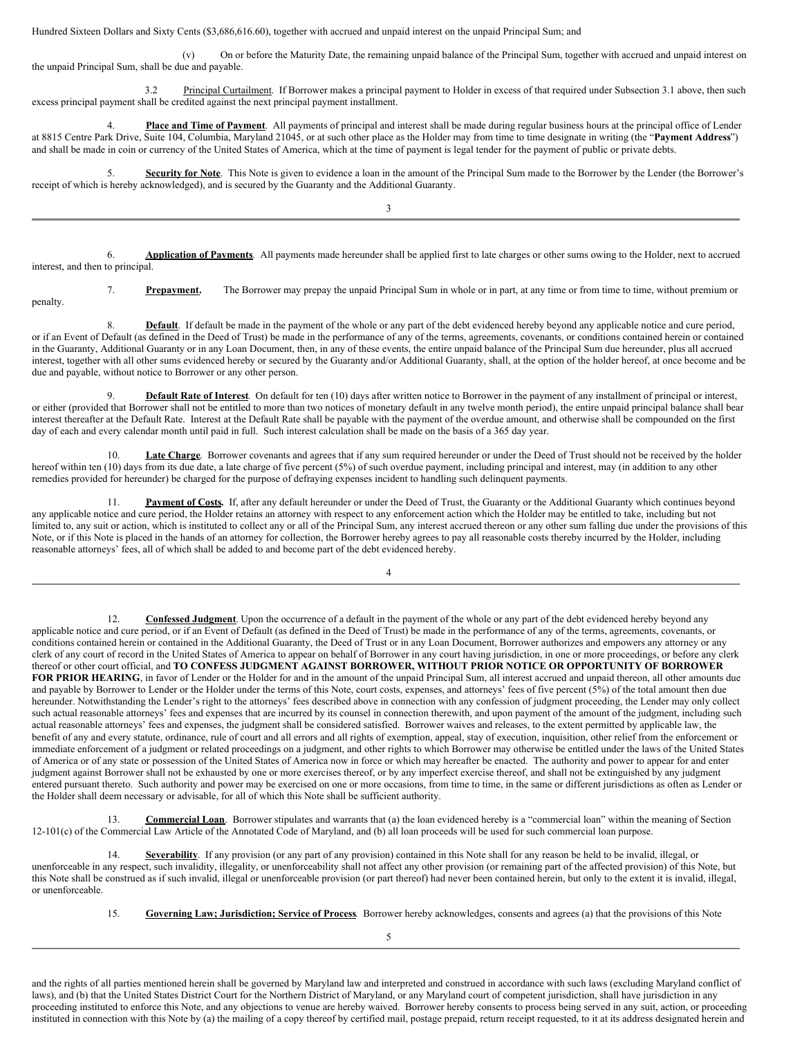Hundred Sixteen Dollars and Sixty Cents ($3,686,616.60), together with accrued and unpaid interest on the unpaid Principal Sum; and

(v) On or before the Maturity Date, the remaining unpaid balance of the Principal Sum, together with accrued and unpaid interest on the unpaid Principal Sum, shall be due and payable.

3.2 Principal Curtailment. If Borrower makes a principal payment to Holder in excess of that required under Subsection 3.1 above, then such excess principal payment shall be credited against the next principal payment installment.

4. **Place and Time of Payment**. All payments of principal and interest shall be made during regular business hours at the principal office of Lender at 8815 Centre Park Drive, Suite 104, Columbia, Maryland 21045, or at such other place as the Holder may from time to time designate in writing (the "**Payment Address**") and shall be made in coin or currency of the United States of America, which at the time of payment is legal tender for the payment of public or private debts.

5. **Security for Note**. This Note is given to evidence a loan in the amount of the Principal Sum made to the Borrower by the Lender (the Borrower's receipt of which is hereby acknowledged), and is secured by the Guaranty and the Additional Guaranty.

6. **Application of Payments**. All payments made hereunder shall be applied first to late charges or other sums owing to the Holder, next to accrued interest, and then to principal.

7. **Prepayment.** The Borrower may prepay the unpaid Principal Sum in whole or in part, at any time or from time to time, without premium or penalty.

8. **Default**. If default be made in the payment of the whole or any part of the debt evidenced hereby beyond any applicable notice and cure period, or if an Event of Default (as defined in the Deed of Trust) be made in the performance of any of the terms, agreements, covenants, or conditions contained herein or contained in the Guaranty, Additional Guaranty or in any Loan Document, then, in any of these events, the entire unpaid balance of the Principal Sum due hereunder, plus all accrued interest, together with all other sums evidenced hereby or secured by the Guaranty and/or Additional Guaranty, shall, at the option of the holder hereof, at once become and be due and payable, without notice to Borrower or any other person.

9. **Default Rate of Interest**. On default for ten (10) days after written notice to Borrower in the payment of any installment of principal or interest, or either (provided that Borrower shall not be entitled to more than two notices of monetary default in any twelve month period), the entire unpaid principal balance shall bear interest thereafter at the Default Rate. Interest at the Default Rate shall be payable with the payment of the overdue amount, and otherwise shall be compounded on the first day of each and every calendar month until paid in full. Such interest calculation shall be made on the basis of a 365 day year.

10. **Late Charge**. Borrower covenants and agrees that if any sum required hereunder or under the Deed of Trust should not be received by the holder hereof within ten (10) days from its due date, a late charge of five percent (5%) of such overdue payment, including principal and interest, may (in addition to any other remedies provided for hereunder) be charged for the purpose of defraying expenses incident to handling such delinquent payments.

11. **Payment of Costs.** If, after any default hereunder or under the Deed of Trust, the Guaranty or the Additional Guaranty which continues beyond any applicable notice and cure period, the Holder retains an attorney with respect to any enforcement action which the Holder may be entitled to take, including but not limited to, any suit or action, which is instituted to collect any or all of the Principal Sum, any interest accrued thereon or any other sum falling due under the provisions of this Note, or if this Note is placed in the hands of an attorney for collection, the Borrower hereby agrees to pay all reasonable costs thereby incurred by the Holder, including reasonable attorneys' fees, all of which shall be added to and become part of the debt evidenced hereby.

12. **Confessed Judgment**. Upon the occurrence of a default in the payment of the whole or any part of the debt evidenced hereby beyond any applicable notice and cure period, or if an Event of Default (as defined in the Deed of Trust) be made in the performance of any of the terms, agreements, covenants, or conditions contained herein or contained in the Additional Guaranty, the Deed of Trust or in any Loan Document, Borrower authorizes and empowers any attorney or any clerk of any court of record in the United States of America to appear on behalf of Borrower in any court having jurisdiction, in one or more proceedings, or before any clerk thereof or other court official, and **TO CONFESS JUDGMENT AGAINST BORROWER, WITHOUT PRIOR NOTICE OR OPPORTUNITY OF BORROWER FOR PRIOR HEARING**, in favor of Lender or the Holder for and in the amount of the unpaid Principal Sum, all interest accrued and unpaid thereon, all other amounts due and payable by Borrower to Lender or the Holder under the terms of this Note, court costs, expenses, and attorneys' fees of five percent (5%) of the total amount then due hereunder. Notwithstanding the Lender's right to the attorneys' fees described above in connection with any confession of judgment proceeding, the Lender may only collect such actual reasonable attorneys' fees and expenses that are incurred by its counsel in connection therewith, and upon payment of the amount of the judgment, including such actual reasonable attorneys' fees and expenses, the judgment shall be considered satisfied. Borrower waives and releases, to the extent permitted by applicable law, the benefit of any and every statute, ordinance, rule of court and all errors and all rights of exemption, appeal, stay of execution, inquisition, other relief from the enforcement or immediate enforcement of a judgment or related proceedings on a judgment, and other rights to which Borrower may otherwise be entitled under the laws of the United States of America or of any state or possession of the United States of America now in force or which may hereafter be enacted. The authority and power to appear for and enter judgment against Borrower shall not be exhausted by one or more exercises thereof, or by any imperfect exercise thereof, and shall not be extinguished by any judgment entered pursuant thereto. Such authority and power may be exercised on one or more occasions, from time to time, in the same or different jurisdictions as often as Lender or the Holder shall deem necessary or advisable, for all of which this Note shall be sufficient authority.

13. **Commercial Loan**. Borrower stipulates and warrants that (a) the loan evidenced hereby is a "commercial loan" within the meaning of Section 12-101(c) of the Commercial Law Article of the Annotated Code of Maryland, and (b) all loan proceeds will be used for such commercial loan purpose.

14. **Severability**. If any provision (or any part of any provision) contained in this Note shall for any reason be held to be invalid, illegal, or unenforceable in any respect, such invalidity, illegality, or unenforceability shall not affect any other provision (or remaining part of the affected provision) of this Note, but this Note shall be construed as if such invalid, illegal or unenforceable provision (or part thereof) had never been contained herein, but only to the extent it is invalid, illegal, or unenforceable.

15. **Governing Law; Jurisdiction; Service of Process**. Borrower hereby acknowledges, consents and agrees (a) that the provisions of this Note and the rights of all parties mentioned herein shall be governed by Maryland law and interpreted and construed in accordance with such laws (excluding Maryland conflict of laws), and (b) that the United States District Court for the Northern District of Maryland, or any Maryland court of competent jurisdiction, shall have jurisdiction in any proceeding instituted to enforce this Note, and any objections to venue are hereby waived. Borrower hereby consents to process being served in any suit, action, or proceeding instituted in connection with this Note by (a) the mailing of a copy thereof by certified mail, postage prepaid, return receipt requested, to it at its address designated herein and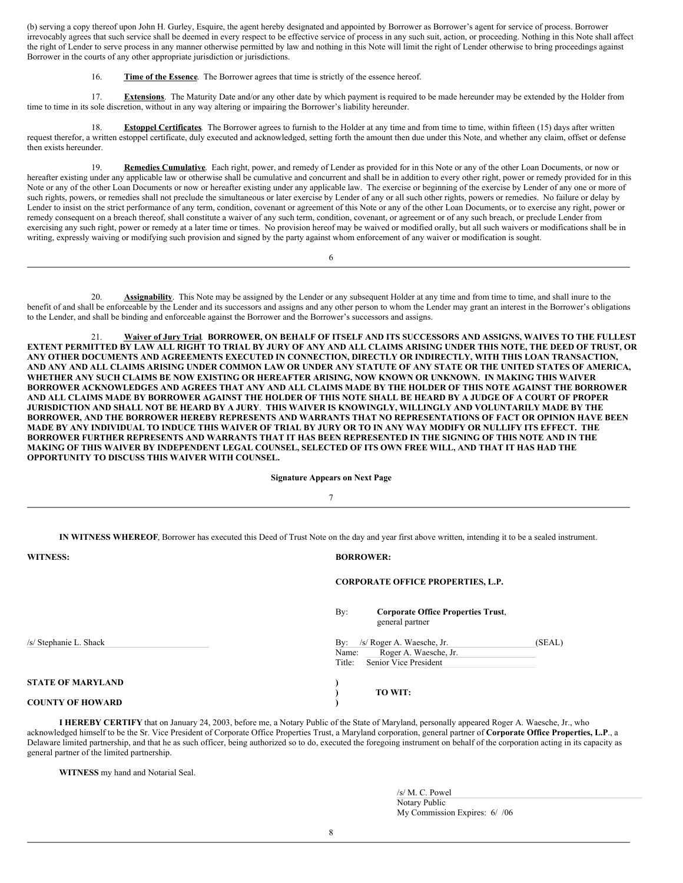(b) serving a copy thereof upon John H. Gurley, Esquire, the agent hereby designated and appointed by Borrower as Borrower's agent for service of process. Borrower irrevocably agrees that such service shall be deemed in every respect to be effective service of process in any such suit, action, or proceeding. Nothing in this Note shall affect the right of Lender to serve process in any manner otherwise permitted by law and nothing in this Note will limit the right of Lender otherwise to bring proceedings against Borrower in the courts of any other appropriate jurisdiction or jurisdictions.

16. **Time of the Essence**. The Borrower agrees that time is strictly of the essence hereof.

17. **Extensions**. The Maturity Date and/or any other date by which payment is required to be made hereunder may be extended by the Holder from time to time in its sole discretion, without in any way altering or impairing the Borrower's liability hereunder.

18. **Estoppel Certificates**. The Borrower agrees to furnish to the Holder at any time and from time to time, within fifteen (15) days after written request therefor, a written estoppel certificate, duly executed and acknowledged, setting forth the amount then due under this Note, and whether any claim, offset or defense then exists hereunder.

19. **Remedies Cumulative**. Each right, power, and remedy of Lender as provided for in this Note or any of the other Loan Documents, or now or hereafter existing under any applicable law or otherwise shall be cumulative and concurrent and shall be in addition to every other right, power or remedy provided for in this Note or any of the other Loan Documents or now or hereafter existing under any applicable law. The exercise or beginning of the exercise by Lender of any one or more of such rights, powers, or remedies shall not preclude the simultaneous or later exercise by Lender of any or all such other rights, powers or remedies. No failure or delay by Lender to insist on the strict performance of any term, condition, covenant or agreement of this Note or any of the other Loan Documents, or to exercise any right, power or remedy consequent on a breach thereof, shall constitute a waiver of any such term, condition, covenant, or agreement or of any such breach, or preclude Lender from exercising any such right, power or remedy at a later time or times. No provision hereof may be waived or modified orally, but all such waivers or modifications shall be in writing, expressly waiving or modifying such provision and signed by the party against whom enforcement of any waiver or modification is sought.

20. **Assignability**. This Note may be assigned by the Lender or any subsequent Holder at any time and from time to time, and shall inure to the benefit of and shall be enforceable by the Lender and its successors and assigns and any other person to whom the Lender may grant an interest in the Borrower's obligations to the Lender, and shall be binding and enforceable against the Borrower and the Borrower's successors and assigns.

21. **Waiver of Jury Trial**. **BORROWER, ON BEHALF OF ITSELF AND ITS SUCCESSORS AND ASSIGNS, WAIVES TO THE FULLEST EXTENT PERMITTED BY LAW ALL RIGHT TO TRIAL BY JURY OF ANY AND ALL CLAIMS ARISING UNDER THIS NOTE, THE DEED OF TRUST, OR ANY OTHER DOCUMENTS AND AGREEMENTS EXECUTED IN CONNECTION, DIRECTLY OR INDIRECTLY, WITH THIS LOAN TRANSACTION, AND ANY AND ALL CLAIMS ARISING UNDER COMMON LAW OR UNDER ANY STATUTE OF ANY STATE OR THE UNITED STATES OF AMERICA, WHETHER ANY SUCH CLAIMS BE NOW EXISTING OR HEREAFTER ARISING, NOW KNOWN OR UNKNOWN. IN MAKING THIS WAIVER BORROWER ACKNOWLEDGES AND AGREES THAT ANY AND ALL CLAIMS MADE BY THE HOLDER OF THIS NOTE AGAINST THE BORROWER AND ALL CLAIMS MADE BY BORROWER AGAINST THE HOLDER OF THIS NOTE SHALL BE HEARD BY A JUDGE OF A COURT OF PROPER JURISDICTION AND SHALL NOT BE HEARD BY A JURY. THIS WAIVER IS KNOWINGLY, WILLINGLY AND VOLUNTARILY MADE BY THE BORROWER, AND THE BORROWER HEREBY REPRESENTS AND WARRANTS THAT NO REPRESENTATIONS OF FACT OR OPINION HAVE BEEN MADE BY ANY INDIVIDUAL TO INDUCE THIS WAIVER OF TRIAL BY JURY OR TO IN ANY WAY MODIFY OR NULLIFY ITS EFFECT. THE BORROWER FURTHER REPRESENTS AND WARRANTS THAT IT HAS BEEN REPRESENTED IN THE SIGNING OF THIS NOTE AND IN THE MAKING OF THIS WAIVER BY INDEPENDENT LEGAL COUNSEL, SELECTED OF ITS OWN FREE WILL, AND THAT IT HAS HAD THE OPPORTUNITY TO DISCUSS THIS WAIVER WITH COUNSEL.**

**Signature Appears on Next Page**

**IN WITNESS WHEREOF**, Borrower has executed this Deed of Trust Note on the day and year first above written, intending it to be a sealed instrument.

**WITNESS:**

/s/ Stephanie L. Shack

**BORROWER:**

**CORPORATE OFFICE PROPERTIES, L.P.**

By: **Corporate Office Properties Trust**, general partner

By: /s/ Roger A. Waesche, Jr. (SEAL)
Name: Roger A. Waesche, Jr.
Title: Senior Vice President

**STATE OF MARYLAND** )
) **TO WIT:**
**COUNTY OF HOWARD** )

**I HEREBY CERTIFY** that on January 24, 2003, before me, a Notary Public of the State of Maryland, personally appeared Roger A. Waesche, Jr., who acknowledged himself to be the Sr. Vice President of Corporate Office Properties Trust, a Maryland corporation, general partner of **Corporate Office Properties, L.P**., a Delaware limited partnership, and that he as such officer, being authorized so to do, executed the foregoing instrument on behalf of the corporation acting in its capacity as general partner of the limited partnership.

**WITNESS** my hand and Notarial Seal.

/s/ M. C. Powel
Notary Public
My Commission Expires: 6/ /06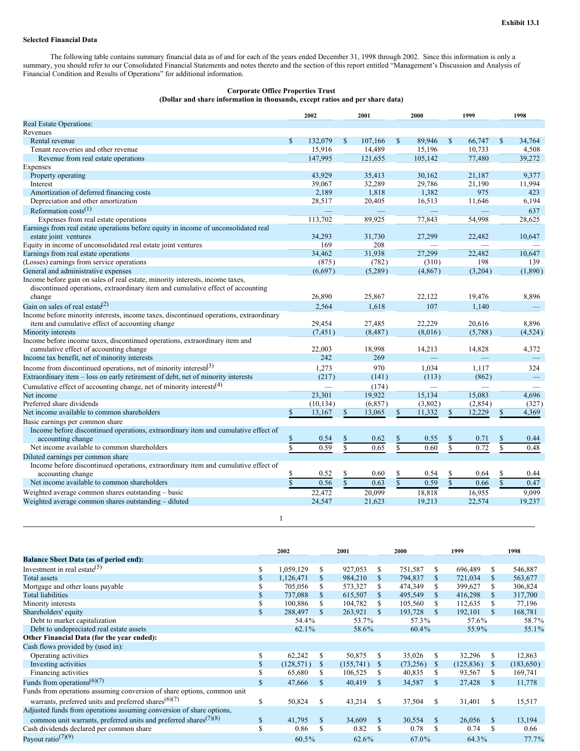**Exhibit 13.1**

**Selected Financial Data**

The following table contains summary financial data as of and for each of the years ended December 31, 1998 through 2002. Since this information is only a summary, you should refer to our Consolidated Financial Statements and notes thereto and the section of this report entitled "Management's Discussion and Analysis of Financial Condition and Results of Operations" for additional information.

**Corporate Office Properties Trust**
**(Dollar and share information in thousands, except ratios and per share data)**

| | 2002 | 2001 | 2000 | 1999 | 1998 |
|---|---|---|---|---|---|
| Real Estate Operations: | | | | | |
| Revenues | | | | | |
| Rental revenue | $ 132,079 | $ 107,166 | $ 89,946 | $ 66,747 | $ 34,764 |
| Tenant recoveries and other revenue | 15,916 | 14,489 | 15,196 | 10,733 | 4,508 |
| Revenue from real estate operations | 147,995 | 121,655 | 105,142 | 77,480 | 39,272 |
| Expenses | | | | | |
| Property operating | 43,929 | 35,413 | 30,162 | 21,187 | 9,377 |
| Interest | 39,067 | 32,289 | 29,786 | 21,190 | 11,994 |
| Amortization of deferred financing costs | 2,189 | 1,818 | 1,382 | 975 | 423 |
| Depreciation and other amortization | 28,517 | 20,405 | 16,513 | 11,646 | 6,194 |
| Reformation costs(1) | — | — | — | — | 637 |
| Expenses from real estate operations | 113,702 | 89,925 | 77,843 | 54,998 | 28,625 |
| Earnings from real estate operations before equity in income of unconsolidated real estate joint ventures | 34,293 | 31,730 | 27,299 | 22,482 | 10,647 |
| Equity in income of unconsolidated real estate joint ventures | 169 | 208 | — | — | — |
| Earnings from real estate operations | 34,462 | 31,938 | 27,299 | 22,482 | 10,647 |
| (Losses) earnings from service operations | (875) | (782) | (310) | 198 | 139 |
| General and administrative expenses | (6,697) | (5,289) | (4,867) | (3,204) | (1,890) |
| Income before gain on sales of real estate, minority interests, income taxes, discontinued operations, extraordinary item and cumulative effect of accounting change | 26,890 | 25,867 | 22,122 | 19,476 | 8,896 |
| Gain on sales of real estate(2) | 2,564 | 1,618 | 107 | 1,140 | — |
| Income before minority interests, income taxes, discontinued operations, extraordinary item and cumulative effect of accounting change | 29,454 | 27,485 | 22,229 | 20,616 | 8,896 |
| Minority interests | (7,451) | (8,487) | (8,016) | (5,788) | (4,524) |
| Income before income taxes, discontinued operations, extraordinary item and cumulative effect of accounting change | 22,003 | 18,998 | 14,213 | 14,828 | 4,372 |
| Income tax benefit, net of minority interests | 242 | 269 | — | — | — |
| Income from discontinued operations, net of minority interests(3) | 1,273 | 970 | 1,034 | 1,117 | 324 |
| Extraordinary item – loss on early retirement of debt, net of minority interests | (217) | (141) | (113) | (862) | — |
| Cumulative effect of accounting change, net of minority interests(4) | — | (174) | — | — | — |
| Net income | 23,301 | 19,922 | 15,134 | 15,083 | 4,696 |
| Preferred share dividends | (10,134) | (6,857) | (3,802) | (2,854) | (327) |
| Net income available to common shareholders | $ 13,167 | $ 13,065 | $ 11,332 | $ 12,229 | $ 4,369 |
| Basic earnings per common share | | | | | |
| Income before discontinued operations, extraordinary item and cumulative effect of accounting change | $ 0.54 | $ 0.62 | $ 0.55 | $ 0.71 | $ 0.44 |
| Net income available to common shareholders | $ 0.59 | $ 0.65 | $ 0.60 | $ 0.72 | $ 0.48 |
| Diluted earnings per common share | | | | | |
| Income before discontinued operations, extraordinary item and cumulative effect of accounting change | $ 0.52 | $ 0.60 | $ 0.54 | $ 0.64 | $ 0.44 |
| Net income available to common shareholders | $ 0.56 | $ 0.63 | $ 0.59 | $ 0.66 | $ 0.47 |
| Weighted average common shares outstanding – basic | 22,472 | 20,099 | 18,818 | 16,955 | 9,099 |
| Weighted average common shares outstanding – diluted | 24,547 | 21,623 | 19,213 | 22,574 | 19,237 |

| | 2002 | 2001 | 2000 | 1999 | 1998 |
|---|---|---|---|---|---|
| **Balance Sheet Data (as of period end):** | | | | | |
| Investment in real estate(5) | $ 1,059,129 | $ 927,053 | $ 751,587 | $ 696,489 | $ 546,887 |
| Total assets | $ 1,126,471 | $ 984,210 | $ 794,837 | $ 721,034 | $ 563,677 |
| Mortgage and other loans payable | $ 705,056 | $ 573,327 | $ 474,349 | $ 399,627 | $ 306,824 |
| Total liabilities | $ 737,088 | $ 615,507 | $ 495,549 | $ 416,298 | $ 317,700 |
| Minority interests | $ 100,886 | $ 104,782 | $ 105,560 | $ 112,635 | $ 77,196 |
| Shareholders' equity | $ 288,497 | $ 263,921 | $ 193,728 | $ 192,101 | $ 168,781 |
| Debt to market capitalization | 54.4% | 53.7% | 57.3% | 57.6% | 58.7% |
| Debt to undepreciated real estate assets | 62.1% | 58.6% | 60.4% | 55.9% | 55.1% |
| **Other Financial Data (for the year ended):** | | | | | |
| Cash flows provided by (used in): | | | | | |
| Operating activities | $ 62,242 | $ 50,875 | $ 35,026 | $ 32,296 | $ 12,863 |
| Investing activities | $ (128,571) | $ (155,741) | $ (73,256) | $ (125,836) | $ (183,650) |
| Financing activities | $ 65,680 | $ 106,525 | $ 40,835 | $ 93,567 | $ 169,741 |
| Funds from operations(6)(7) | $ 47,666 | $ 40,419 | $ 34,587 | $ 27,428 | $ 11,778 |
| Funds from operations assuming conversion of share options, common unit warrants, preferred units and preferred shares(6)(7) | $ 50,824 | $ 43,214 | $ 37,504 | $ 31,401 | $ 15,517 |
| Adjusted funds from operations assuming conversion of share options, common unit warrants, preferred units and preferred shares(7)(8) | $ 41,795 | $ 34,609 | $ 30,554 | $ 26,056 | $ 13,194 |
| Cash dividends declared per common share | $ 0.86 | $ 0.82 | $ 0.78 | $ 0.74 | $ 0.66 |
| Payout ratio(7)(9) | 60.5% | 62.6% | 67.0% | 64.3% | 77.7% |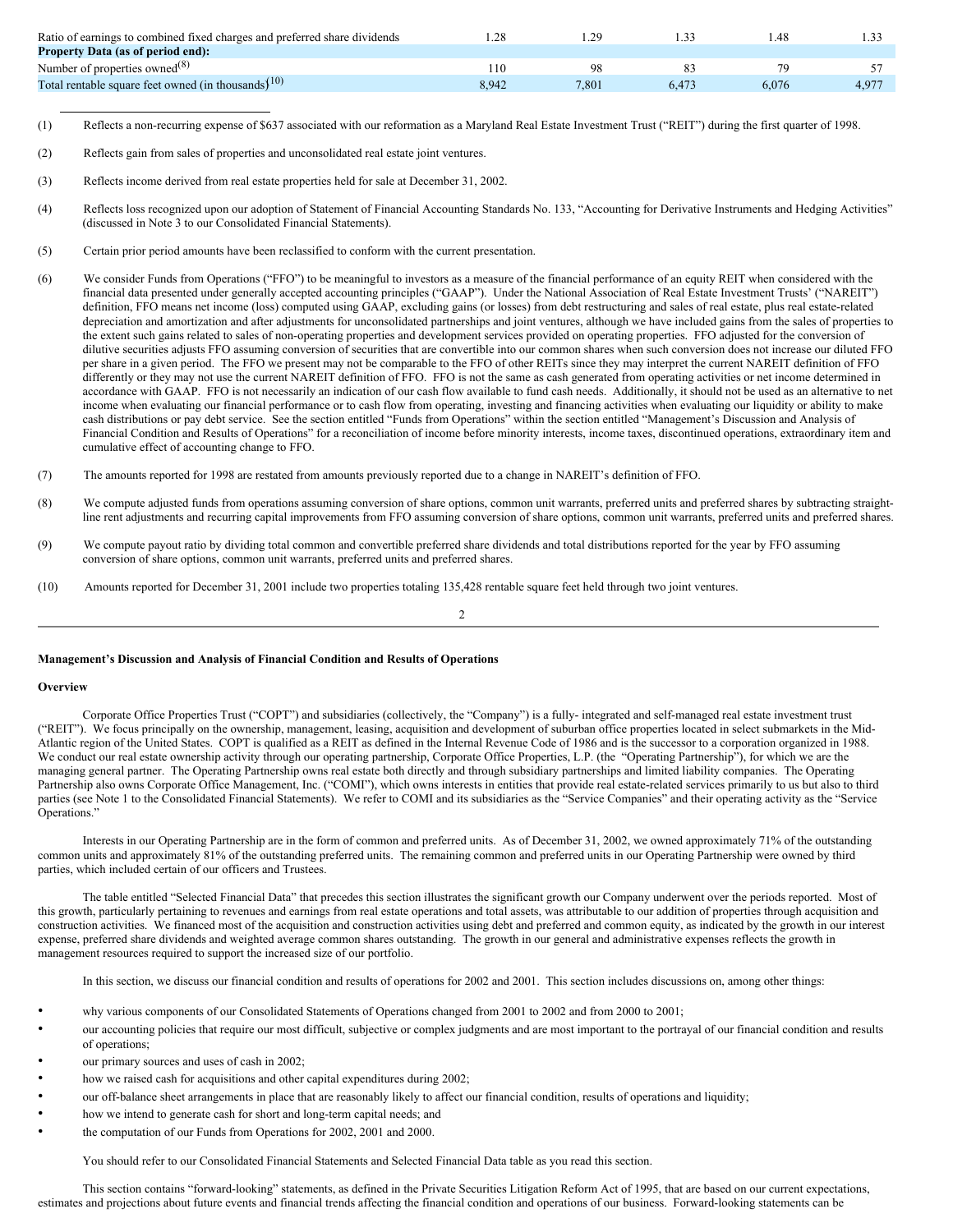| | | | | | |
|---|---|---|---|---|---|
| Ratio of earnings to combined fixed charges and preferred share dividends | 1.28 | 1.29 | 1.33 | 1.48 | 1.33 |
| **Property Data (as of period end):** | | | | | |
| Number of properties owned[8] | 110 | 98 | 83 | 79 | 57 |
| Total rentable square feet owned (in thousands)[10] | 8,942 | 7,801 | 6,473 | 6,076 | 4,977 |

(1) Reflects a non-recurring expense of $637 associated with our reformation as a Maryland Real Estate Investment Trust ("REIT") during the first quarter of 1998.

(2) Reflects gain from sales of properties and unconsolidated real estate joint ventures.

(3) Reflects income derived from real estate properties held for sale at December 31, 2002.

(4) Reflects loss recognized upon our adoption of Statement of Financial Accounting Standards No. 133, "Accounting for Derivative Instruments and Hedging Activities" (discussed in Note 3 to our Consolidated Financial Statements).

(5) Certain prior period amounts have been reclassified to conform with the current presentation.

(6) We consider Funds from Operations ("FFO") to be meaningful to investors as a measure of the financial performance of an equity REIT when considered with the financial data presented under generally accepted accounting principles ("GAAP"). Under the National Association of Real Estate Investment Trusts' ("NAREIT") definition, FFO means net income (loss) computed using GAAP, excluding gains (or losses) from debt restructuring and sales of real estate, plus real estate-related depreciation and amortization and after adjustments for unconsolidated partnerships and joint ventures, although we have included gains from the sales of properties to the extent such gains related to sales of non-operating properties and development services provided on operating properties. FFO adjusted for the conversion of dilutive securities adjusts FFO assuming conversion of securities that are convertible into our common shares when such conversion does not increase our diluted FFO per share in a given period. The FFO we present may not be comparable to the FFO of other REITs since they may interpret the current NAREIT definition of FFO differently or they may not use the current NAREIT definition of FFO. FFO is not the same as cash generated from operating activities or net income determined in accordance with GAAP. FFO is not necessarily an indication of our cash flow available to fund cash needs. Additionally, it should not be used as an alternative to net income when evaluating our financial performance or to cash flow from operating, investing and financing activities when evaluating our liquidity or ability to make cash distributions or pay debt service. See the section entitled "Funds from Operations" within the section entitled "Management's Discussion and Analysis of Financial Condition and Results of Operations" for a reconciliation of income before minority interests, income taxes, discontinued operations, extraordinary item and cumulative effect of accounting change to FFO.

(7) The amounts reported for 1998 are restated from amounts previously reported due to a change in NAREIT's definition of FFO.

(8) We compute adjusted funds from operations assuming conversion of share options, common unit warrants, preferred units and preferred shares by subtracting straight-line rent adjustments and recurring capital improvements from FFO assuming conversion of share options, common unit warrants, preferred units and preferred shares.

(9) We compute payout ratio by dividing total common and convertible preferred share dividends and total distributions reported for the year by FFO assuming conversion of share options, common unit warrants, preferred units and preferred shares.

(10) Amounts reported for December 31, 2001 include two properties totaling 135,428 rentable square feet held through two joint ventures.

## Management's Discussion and Analysis of Financial Condition and Results of Operations

### Overview

Corporate Office Properties Trust ("COPT") and subsidiaries (collectively, the "Company") is a fully- integrated and self-managed real estate investment trust ("REIT"). We focus principally on the ownership, management, leasing, acquisition and development of suburban office properties located in select submarkets in the Mid-Atlantic region of the United States. COPT is qualified as a REIT as defined in the Internal Revenue Code of 1986 and is the successor to a corporation organized in 1988. We conduct our real estate ownership activity through our operating partnership, Corporate Office Properties, L.P. (the "Operating Partnership"), for which we are the managing general partner. The Operating Partnership owns real estate both directly and through subsidiary partnerships and limited liability companies. The Operating Partnership also owns Corporate Office Management, Inc. ("COMI"), which owns interests in entities that provide real estate-related services primarily to us but also to third parties (see Note 1 to the Consolidated Financial Statements). We refer to COMI and its subsidiaries as the "Service Companies" and their operating activity as the "Service Operations."

Interests in our Operating Partnership are in the form of common and preferred units. As of December 31, 2002, we owned approximately 71% of the outstanding common units and approximately 81% of the outstanding preferred units. The remaining common and preferred units in our Operating Partnership were owned by third parties, which included certain of our officers and Trustees.

The table entitled "Selected Financial Data" that precedes this section illustrates the significant growth our Company underwent over the periods reported. Most of this growth, particularly pertaining to revenues and earnings from real estate operations and total assets, was attributable to our addition of properties through acquisition and construction activities. We financed most of the acquisition and construction activities using debt and preferred and common equity, as indicated by the growth in our interest expense, preferred share dividends and weighted average common shares outstanding. The growth in our general and administrative expenses reflects the growth in management resources required to support the increased size of our portfolio.

In this section, we discuss our financial condition and results of operations for 2002 and 2001. This section includes discussions on, among other things:

- why various components of our Consolidated Statements of Operations changed from 2001 to 2002 and from 2000 to 2001;
- our accounting policies that require our most difficult, subjective or complex judgments and are most important to the portrayal of our financial condition and results of operations;
- our primary sources and uses of cash in 2002;
- how we raised cash for acquisitions and other capital expenditures during 2002;
- our off-balance sheet arrangements in place that are reasonably likely to affect our financial condition, results of operations and liquidity;
- how we intend to generate cash for short and long-term capital needs; and
- the computation of our Funds from Operations for 2002, 2001 and 2000.

You should refer to our Consolidated Financial Statements and Selected Financial Data table as you read this section.

This section contains "forward-looking" statements, as defined in the Private Securities Litigation Reform Act of 1995, that are based on our current expectations, estimates and projections about future events and financial trends affecting the financial condition and operations of our business. Forward-looking statements can be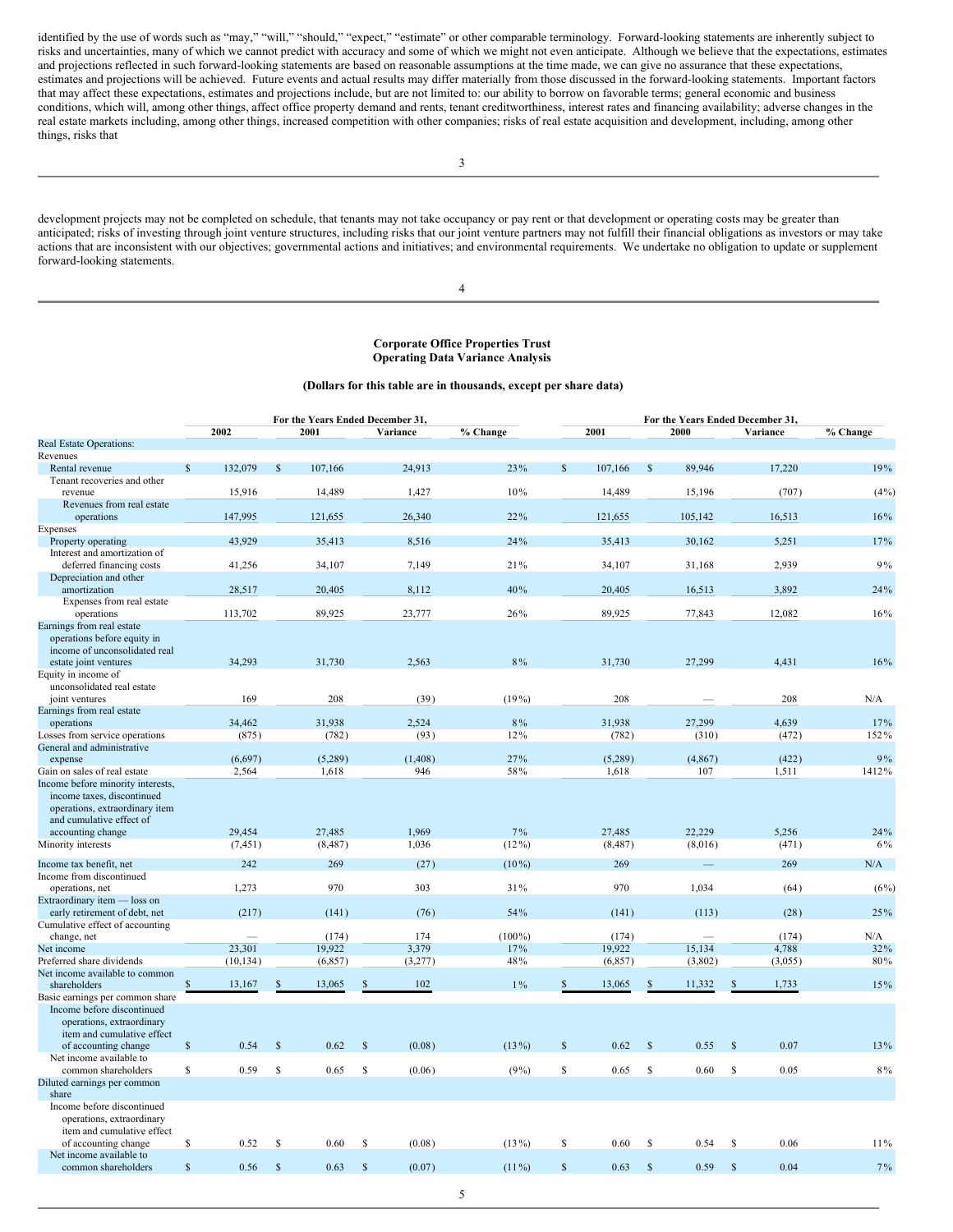identified by the use of words such as "may," "will," "should," "expect," "estimate" or other comparable terminology. Forward-looking statements are inherently subject to risks and uncertainties, many of which we cannot predict with accuracy and some of which we might not even anticipate. Although we believe that the expectations, estimates and projections reflected in such forward-looking statements are based on reasonable assumptions at the time made, we can give no assurance that these expectations, estimates and projections will be achieved. Future events and actual results may differ materially from those discussed in the forward-looking statements. Important factors that may affect these expectations, estimates and projections include, but are not limited to: our ability to borrow on favorable terms; general economic and business conditions, which will, among other things, affect office property demand and rents, tenant creditworthiness, interest rates and financing availability; adverse changes in the real estate markets including, among other things, increased competition with other companies; risks of real estate acquisition and development, including, among other things, risks that

development projects may not be completed on schedule, that tenants may not take occupancy or pay rent or that development or operating costs may be greater than anticipated; risks of investing through joint venture structures, including risks that our joint venture partners may not fulfill their financial obligations as investors or may take actions that are inconsistent with our objectives; governmental actions and initiatives; and environmental requirements. We undertake no obligation to update or supplement forward-looking statements.

**Corporate Office Properties Trust**
**Operating Data Variance Analysis**

**(Dollars for this table are in thousands, except per share data)**

| | For the Years Ended December 31, | | | | For the Years Ended December 31, | | | |
|---|---|---|---|---|---|---|---|---|
| | 2002 | 2001 | Variance | % Change | 2001 | 2000 | Variance | % Change |
| Real Estate Operations: | | | | | | | | |
| Revenues | | | | | | | | |
| Rental revenue | $ 132,079 | $ 107,166 | 24,913 | 23% | $ 107,166 | $ 89,946 | 17,220 | 19% |
| Tenant recoveries and other revenue | 15,916 | 14,489 | 1,427 | 10% | 14,489 | 15,196 | (707) | (4%) |
| Revenues from real estate operations | 147,995 | 121,655 | 26,340 | 22% | 121,655 | 105,142 | 16,513 | 16% |
| Expenses | | | | | | | | |
| Property operating | 43,929 | 35,413 | 8,516 | 24% | 35,413 | 30,162 | 5,251 | 17% |
| Interest and amortization of deferred financing costs | 41,256 | 34,107 | 7,149 | 21% | 34,107 | 31,168 | 2,939 | 9% |
| Depreciation and other amortization | 28,517 | 20,405 | 8,112 | 40% | 20,405 | 16,513 | 3,892 | 24% |
| Expenses from real estate operations | 113,702 | 89,925 | 23,777 | 26% | 89,925 | 77,843 | 12,082 | 16% |
| Earnings from real estate operations before equity in income of unconsolidated real estate joint ventures | 34,293 | 31,730 | 2,563 | 8% | 31,730 | 27,299 | 4,431 | 16% |
| Equity in income of unconsolidated real estate joint ventures | 169 | 208 | (39) | (19%) | 208 | — | 208 | N/A |
| Earnings from real estate operations | 34,462 | 31,938 | 2,524 | 8% | 31,938 | 27,299 | 4,639 | 17% |
| Losses from service operations | (875) | (782) | (93) | 12% | (782) | (310) | (472) | 152% |
| General and administrative expense | (6,697) | (5,289) | (1,408) | 27% | (5,289) | (4,867) | (422) | 9% |
| Gain on sales of real estate | 2,564 | 1,618 | 946 | 58% | 1,618 | 107 | 1,511 | 1412% |
| Income before minority interests, income taxes, discontinued operations, extraordinary item and cumulative effect of accounting change | 29,454 | 27,485 | 1,969 | 7% | 27,485 | 22,229 | 5,256 | 24% |
| Minority interests | (7,451) | (8,487) | 1,036 | (12%) | (8,487) | (8,016) | (471) | 6% |
| Income tax benefit, net | 242 | 269 | (27) | (10%) | 269 | — | 269 | N/A |
| Income from discontinued operations, net | 1,273 | 970 | 303 | 31% | 970 | 1,034 | (64) | (6%) |
| Extraordinary item — loss on early retirement of debt, net | (217) | (141) | (76) | 54% | (141) | (113) | (28) | 25% |
| Cumulative effect of accounting change, net | — | (174) | 174 | (100%) | (174) | — | (174) | N/A |
| Net income | 23,301 | 19,922 | 3,379 | 17% | 19,922 | 15,134 | 4,788 | 32% |
| Preferred share dividends | (10,134) | (6,857) | (3,277) | 48% | (6,857) | (3,802) | (3,055) | 80% |
| Net income available to common shareholders | $ 13,167 | $ 13,065 | $ 102 | 1% | $ 13,065 | $ 11,332 | $ 1,733 | 15% |
| Basic earnings per common share | | | | | | | | |
| Income before discontinued operations, extraordinary item and cumulative effect of accounting change | $ 0.54 | $ 0.62 | $ (0.08) | (13%) | $ 0.62 | $ 0.55 | $ 0.07 | 13% |
| Net income available to common shareholders | $ 0.59 | $ 0.65 | $ (0.06) | (9%) | $ 0.65 | $ 0.60 | $ 0.05 | 8% |
| Diluted earnings per common share | | | | | | | | |
| Income before discontinued operations, extraordinary item and cumulative effect of accounting change | $ 0.52 | $ 0.60 | $ (0.08) | (13%) | $ 0.60 | $ 0.54 | $ 0.06 | 11% |
| Net income available to common shareholders | $ 0.56 | $ 0.63 | $ (0.07) | (11%) | $ 0.63 | $ 0.59 | $ 0.04 | 7% |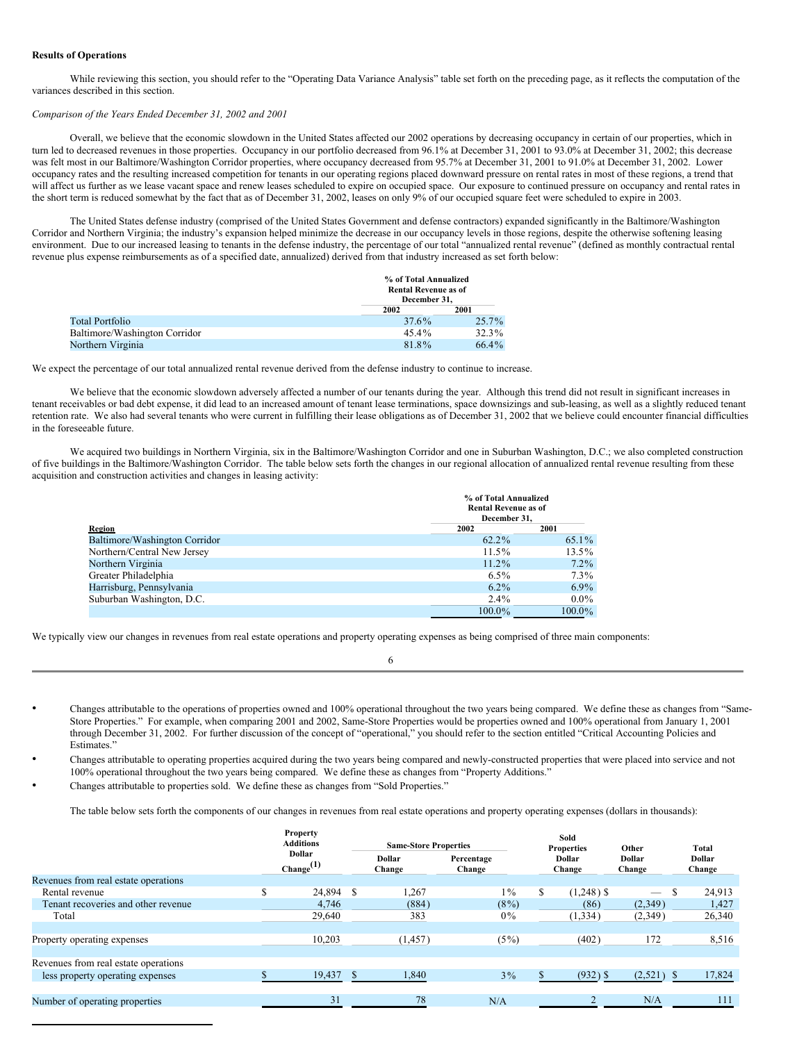**Results of Operations**

While reviewing this section, you should refer to the "Operating Data Variance Analysis" table set forth on the preceding page, as it reflects the computation of the variances described in this section.

*Comparison of the Years Ended December 31, 2002 and 2001*

Overall, we believe that the economic slowdown in the United States affected our 2002 operations by decreasing occupancy in certain of our properties, which in turn led to decreased revenues in those properties. Occupancy in our portfolio decreased from 96.1% at December 31, 2001 to 93.0% at December 31, 2002; this decrease was felt most in our Baltimore/Washington Corridor properties, where occupancy decreased from 95.7% at December 31, 2001 to 91.0% at December 31, 2002. Lower occupancy rates and the resulting increased competition for tenants in our operating regions placed downward pressure on rental rates in most of these regions, a trend that will affect us further as we lease vacant space and renew leases scheduled to expire on occupied space. Our exposure to continued pressure on occupancy and rental rates in the short term is reduced somewhat by the fact that as of December 31, 2002, leases on only 9% of our occupied square feet were scheduled to expire in 2003.

The United States defense industry (comprised of the United States Government and defense contractors) expanded significantly in the Baltimore/Washington Corridor and Northern Virginia; the industry's expansion helped minimize the decrease in our occupancy levels in those regions, despite the otherwise softening leasing environment. Due to our increased leasing to tenants in the defense industry, the percentage of our total "annualized rental revenue" (defined as monthly contractual rental revenue plus expense reimbursements as of a specified date, annualized) derived from that industry increased as set forth below:

| | % of Total Annualized Rental Revenue as of December 31, | |
|---|---|---|
| | 2002 | 2001 |
| Total Portfolio | 37.6% | 25.7% |
| Baltimore/Washington Corridor | 45.4% | 32.3% |
| Northern Virginia | 81.8% | 66.4% |

We expect the percentage of our total annualized rental revenue derived from the defense industry to continue to increase.

We believe that the economic slowdown adversely affected a number of our tenants during the year. Although this trend did not result in significant increases in tenant receivables or bad debt expense, it did lead to an increased amount of tenant lease terminations, space downsizings and sub-leasing, as well as a slightly reduced tenant retention rate. We also had several tenants who were current in fulfilling their lease obligations as of December 31, 2002 that we believe could encounter financial difficulties in the foreseeable future.

We acquired two buildings in Northern Virginia, six in the Baltimore/Washington Corridor and one in Suburban Washington, D.C.; we also completed construction of five buildings in the Baltimore/Washington Corridor. The table below sets forth the changes in our regional allocation of annualized rental revenue resulting from these acquisition and construction activities and changes in leasing activity:

| | % of Total Annualized Rental Revenue as of December 31, | |
|---|---|---|
| Region | 2002 | 2001 |
| Baltimore/Washington Corridor | 62.2% | 65.1% |
| Northern/Central New Jersey | 11.5% | 13.5% |
| Northern Virginia | 11.2% | 7.2% |
| Greater Philadelphia | 6.5% | 7.3% |
| Harrisburg, Pennsylvania | 6.2% | 6.9% |
| Suburban Washington, D.C. | 2.4% | 0.0% |
| | 100.0% | 100.0% |

We typically view our changes in revenues from real estate operations and property operating expenses as being comprised of three main components:

- Changes attributable to the operations of properties owned and 100% operational throughout the two years being compared. We define these as changes from "Same-Store Properties." For example, when comparing 2001 and 2002, Same-Store Properties would be properties owned and 100% operational from January 1, 2001 through December 31, 2002. For further discussion of the concept of "operational," you should refer to the section entitled "Critical Accounting Policies and Estimates."
- Changes attributable to operating properties acquired during the two years being compared and newly-constructed properties that were placed into service and not 100% operational throughout the two years being compared. We define these as changes from "Property Additions."
- Changes attributable to properties sold. We define these as changes from "Sold Properties."

The table below sets forth the components of our changes in revenues from real estate operations and property operating expenses (dollars in thousands):

| | Property Additions Dollar Change[(1)] | Same-Store Properties | | Sold Properties Dollar Change | Other Dollar Change | Total Dollar Change |
|---|---|---|---|---|---|---|
| | | Dollar Change | Percentage Change | | | |
| Revenues from real estate operations | | | | | | |
| Rental revenue | $ 24,894 | $ 1,267 | 1% | $ (1,248) | $ — | $ 24,913 |
| Tenant recoveries and other revenue | 4,746 | (884) | (8%) | (86) | (2,349) | 1,427 |
| Total | 29,640 | 383 | 0% | (1,334) | (2,349) | 26,340 |
| | | | | | | |
| Property operating expenses | 10,203 | (1,457) | (5%) | (402) | 172 | 8,516 |
| | | | | | | |
| Revenues from real estate operations less property operating expenses | $ 19,437 | $ 1,840 | 3% | $ (932) | $ (2,521) | $ 17,824 |
| | | | | | | |
| Number of operating properties | 31 | 78 | N/A | 2 | N/A | 111 |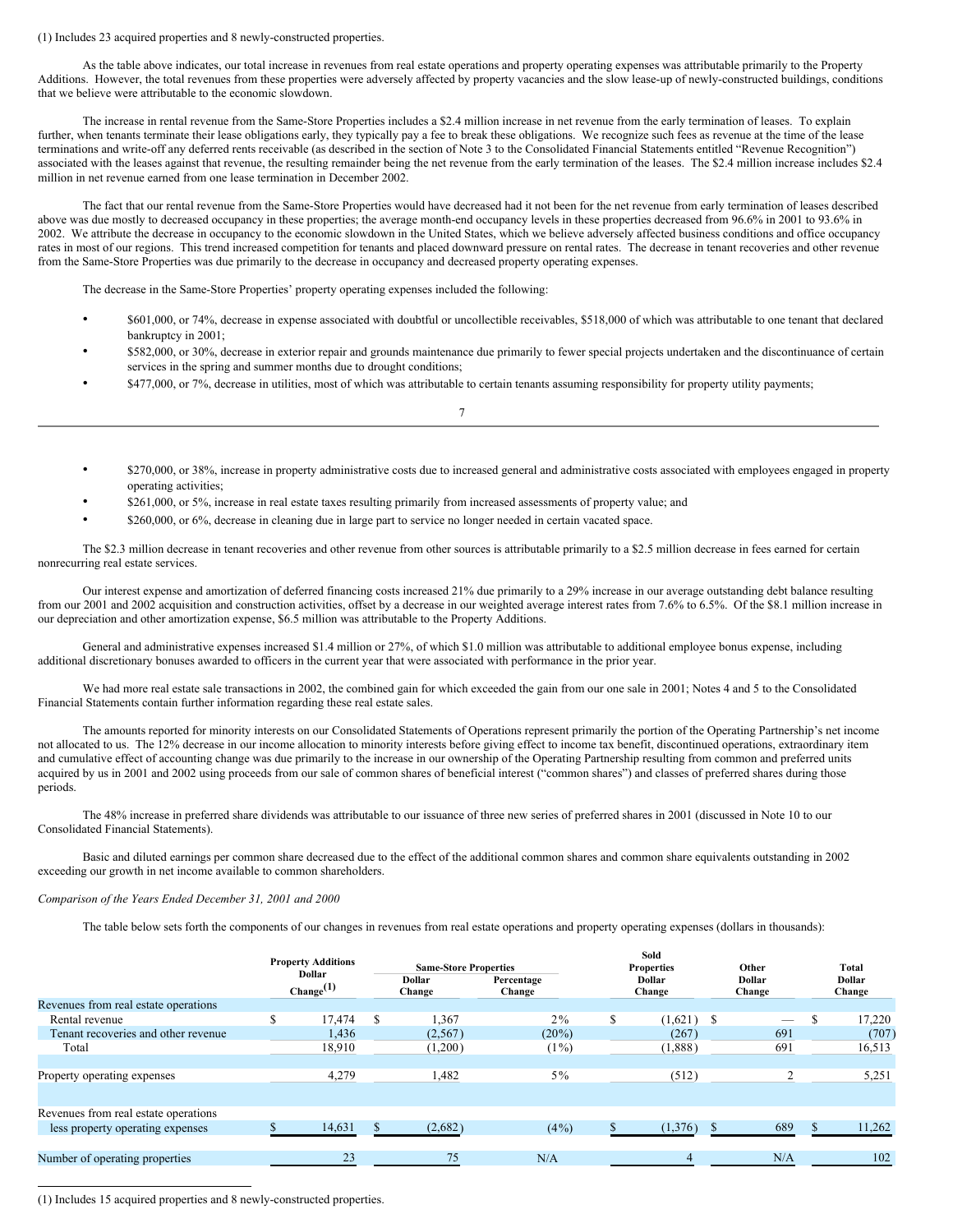(1) Includes 23 acquired properties and 8 newly-constructed properties.

As the table above indicates, our total increase in revenues from real estate operations and property operating expenses was attributable primarily to the Property Additions. However, the total revenues from these properties were adversely affected by property vacancies and the slow lease-up of newly-constructed buildings, conditions that we believe were attributable to the economic slowdown.

The increase in rental revenue from the Same-Store Properties includes a $2.4 million increase in net revenue from the early termination of leases. To explain further, when tenants terminate their lease obligations early, they typically pay a fee to break these obligations. We recognize such fees as revenue at the time of the lease terminations and write-off any deferred rents receivable (as described in the section of Note 3 to the Consolidated Financial Statements entitled "Revenue Recognition") associated with the leases against that revenue, the resulting remainder being the net revenue from the early termination of the leases. The $2.4 million increase includes $2.4 million in net revenue earned from one lease termination in December 2002.

The fact that our rental revenue from the Same-Store Properties would have decreased had it not been for the net revenue from early termination of leases described above was due mostly to decreased occupancy in these properties; the average month-end occupancy levels in these properties decreased from 96.6% in 2001 to 93.6% in 2002. We attribute the decrease in occupancy to the economic slowdown in the United States, which we believe adversely affected business conditions and office occupancy rates in most of our regions. This trend increased competition for tenants and placed downward pressure on rental rates. The decrease in tenant recoveries and other revenue from the Same-Store Properties was due primarily to the decrease in occupancy and decreased property operating expenses.

The decrease in the Same-Store Properties' property operating expenses included the following:

- $601,000, or 74%, decrease in expense associated with doubtful or uncollectible receivables, $518,000 of which was attributable to one tenant that declared bankruptcy in 2001;
- $582,000, or 30%, decrease in exterior repair and grounds maintenance due primarily to fewer special projects undertaken and the discontinuance of certain services in the spring and summer months due to drought conditions;
- $477,000, or 7%, decrease in utilities, most of which was attributable to certain tenants assuming responsibility for property utility payments;
- $270,000, or 38%, increase in property administrative costs due to increased general and administrative costs associated with employees engaged in property operating activities;
- $261,000, or 5%, increase in real estate taxes resulting primarily from increased assessments of property value; and
- $260,000, or 6%, decrease in cleaning due in large part to service no longer needed in certain vacated space.

The $2.3 million decrease in tenant recoveries and other revenue from other sources is attributable primarily to a $2.5 million decrease in fees earned for certain nonrecurring real estate services.

Our interest expense and amortization of deferred financing costs increased 21% due primarily to a 29% increase in our average outstanding debt balance resulting from our 2001 and 2002 acquisition and construction activities, offset by a decrease in our weighted average interest rates from 7.6% to 6.5%. Of the $8.1 million increase in our depreciation and other amortization expense, $6.5 million was attributable to the Property Additions.

General and administrative expenses increased $1.4 million or 27%, of which $1.0 million was attributable to additional employee bonus expense, including additional discretionary bonuses awarded to officers in the current year that were associated with performance in the prior year.

We had more real estate sale transactions in 2002, the combined gain for which exceeded the gain from our one sale in 2001; Notes 4 and 5 to the Consolidated Financial Statements contain further information regarding these real estate sales.

The amounts reported for minority interests on our Consolidated Statements of Operations represent primarily the portion of the Operating Partnership's net income not allocated to us. The 12% decrease in our income allocation to minority interests before giving effect to income tax benefit, discontinued operations, extraordinary item and cumulative effect of accounting change was due primarily to the increase in our ownership of the Operating Partnership resulting from common and preferred units acquired by us in 2001 and 2002 using proceeds from our sale of common shares of beneficial interest ("common shares") and classes of preferred shares during those periods.

The 48% increase in preferred share dividends was attributable to our issuance of three new series of preferred shares in 2001 (discussed in Note 10 to our Consolidated Financial Statements).

Basic and diluted earnings per common share decreased due to the effect of the additional common shares and common share equivalents outstanding in 2002 exceeding our growth in net income available to common shareholders.

*Comparison of the Years Ended December 31, 2001 and 2000*

The table below sets forth the components of our changes in revenues from real estate operations and property operating expenses (dollars in thousands):

| | Property Additions Dollar Change(1) | Same-Store Properties | | Sold Properties Dollar Change | Other Dollar Change | Total Dollar Change |
|---|---|---|---|---|---|---|
| | | Dollar Change | Percentage Change | | | |
| Revenues from real estate operations | | | | | | |
| Rental revenue | $ 17,474 | $ 1,367 | 2% | $ (1,621) | $ — | $ 17,220 |
| Tenant recoveries and other revenue | 1,436 | (2,567) | (20%) | (267) | 691 | (707) |
| Total | 18,910 | (1,200) | (1%) | (1,888) | 691 | 16,513 |
| Property operating expenses | 4,279 | 1,482 | 5% | (512) | 2 | 5,251 |
| Revenues from real estate operations less property operating expenses | $ 14,631 | $ (2,682) | (4%) | $ (1,376) | $ 689 | $ 11,262 |
| Number of operating properties | 23 | 75 | N/A | 4 | N/A | 102 |

(1) Includes 15 acquired properties and 8 newly-constructed properties.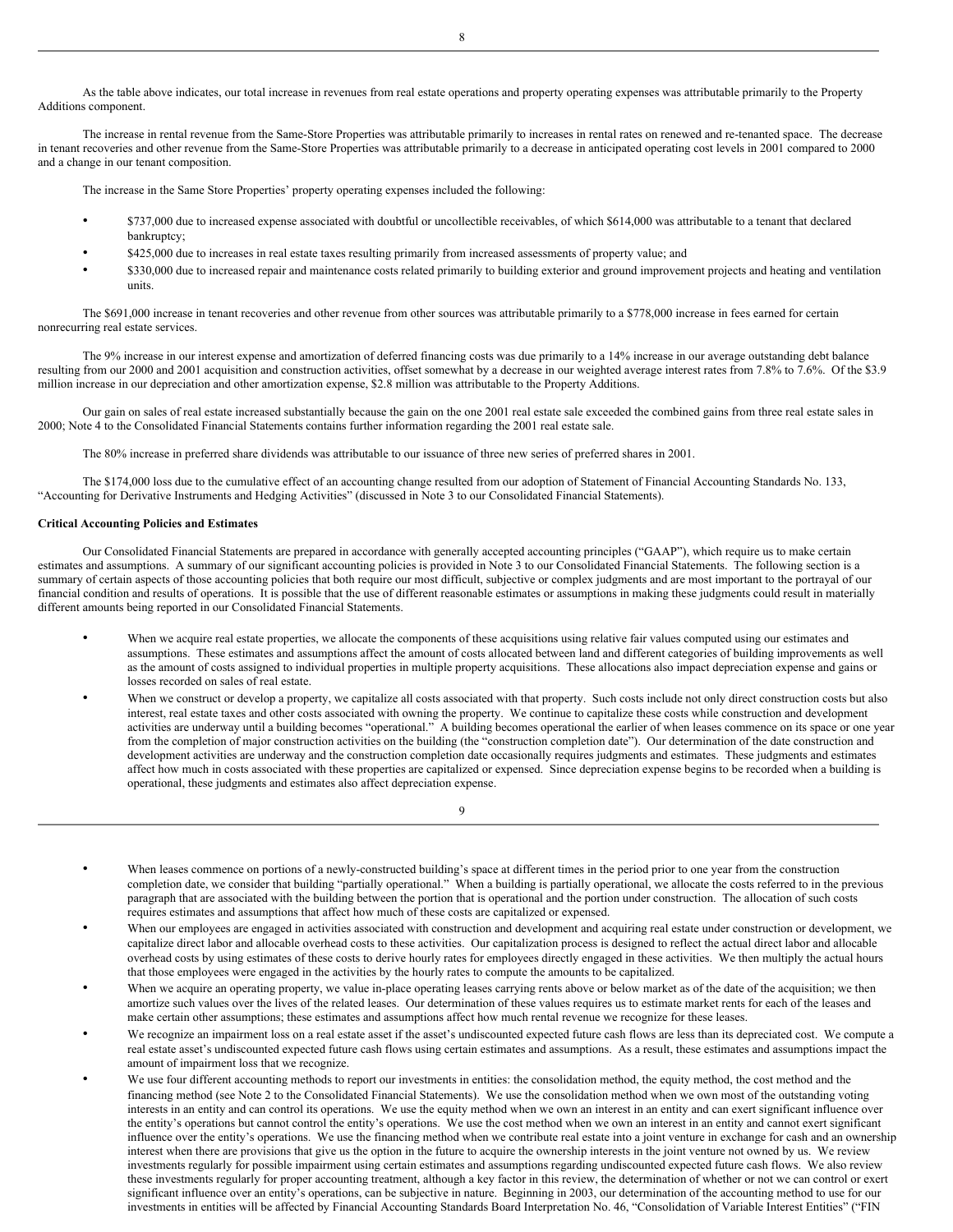As the table above indicates, our total increase in revenues from real estate operations and property operating expenses was attributable primarily to the Property Additions component.

The increase in rental revenue from the Same-Store Properties was attributable primarily to increases in rental rates on renewed and re-tenanted space. The decrease in tenant recoveries and other revenue from the Same-Store Properties was attributable primarily to a decrease in anticipated operating cost levels in 2001 compared to 2000 and a change in our tenant composition.

The increase in the Same Store Properties' property operating expenses included the following:

- $737,000 due to increased expense associated with doubtful or uncollectible receivables, of which $614,000 was attributable to a tenant that declared bankruptcy;
- $425,000 due to increases in real estate taxes resulting primarily from increased assessments of property value; and
- $330,000 due to increased repair and maintenance costs related primarily to building exterior and ground improvement projects and heating and ventilation units.

The $691,000 increase in tenant recoveries and other revenue from other sources was attributable primarily to a $778,000 increase in fees earned for certain nonrecurring real estate services.

The 9% increase in our interest expense and amortization of deferred financing costs was due primarily to a 14% increase in our average outstanding debt balance resulting from our 2000 and 2001 acquisition and construction activities, offset somewhat by a decrease in our weighted average interest rates from 7.8% to 7.6%. Of the $3.9 million increase in our depreciation and other amortization expense, $2.8 million was attributable to the Property Additions.

Our gain on sales of real estate increased substantially because the gain on the one 2001 real estate sale exceeded the combined gains from three real estate sales in 2000; Note 4 to the Consolidated Financial Statements contains further information regarding the 2001 real estate sale.

The 80% increase in preferred share dividends was attributable to our issuance of three new series of preferred shares in 2001.

The $174,000 loss due to the cumulative effect of an accounting change resulted from our adoption of Statement of Financial Accounting Standards No. 133, "Accounting for Derivative Instruments and Hedging Activities" (discussed in Note 3 to our Consolidated Financial Statements).

**Critical Accounting Policies and Estimates**

Our Consolidated Financial Statements are prepared in accordance with generally accepted accounting principles ("GAAP"), which require us to make certain estimates and assumptions. A summary of our significant accounting policies is provided in Note 3 to our Consolidated Financial Statements. The following section is a summary of certain aspects of those accounting policies that both require our most difficult, subjective or complex judgments and are most important to the portrayal of our financial condition and results of operations. It is possible that the use of different reasonable estimates or assumptions in making these judgments could result in materially different amounts being reported in our Consolidated Financial Statements.

- When we acquire real estate properties, we allocate the components of these acquisitions using relative fair values computed using our estimates and assumptions. These estimates and assumptions affect the amount of costs allocated between land and different categories of building improvements as well as the amount of costs assigned to individual properties in multiple property acquisitions. These allocations also impact depreciation expense and gains or losses recorded on sales of real estate.
- When we construct or develop a property, we capitalize all costs associated with that property. Such costs include not only direct construction costs but also interest, real estate taxes and other costs associated with owning the property. We continue to capitalize these costs while construction and development activities are underway until a building becomes "operational." A building becomes operational the earlier of when leases commence on its space or one year from the completion of major construction activities on the building (the "construction completion date"). Our determination of the date construction and development activities are underway and the construction completion date occasionally requires judgments and estimates. These judgments and estimates affect how much in costs associated with these properties are capitalized or expensed. Since depreciation expense begins to be recorded when a building is operational, these judgments and estimates also affect depreciation expense.
- When leases commence on portions of a newly-constructed building's space at different times in the period prior to one year from the construction completion date, we consider that building "partially operational." When a building is partially operational, we allocate the costs referred to in the previous paragraph that are associated with the building between the portion that is operational and the portion under construction. The allocation of such costs requires estimates and assumptions that affect how much of these costs are capitalized or expensed.
- When our employees are engaged in activities associated with construction and development and acquiring real estate under construction or development, we capitalize direct labor and allocable overhead costs to these activities. Our capitalization process is designed to reflect the actual direct labor and allocable overhead costs by using estimates of these costs to derive hourly rates for employees directly engaged in these activities. We then multiply the actual hours that those employees were engaged in the activities by the hourly rates to compute the amounts to be capitalized.
- When we acquire an operating property, we value in-place operating leases carrying rents above or below market as of the date of the acquisition; we then amortize such values over the lives of the related leases. Our determination of these values requires us to estimate market rents for each of the leases and make certain other assumptions; these estimates and assumptions affect how much rental revenue we recognize for these leases.
- We recognize an impairment loss on a real estate asset if the asset's undiscounted expected future cash flows are less than its depreciated cost. We compute a real estate asset's undiscounted expected future cash flows using certain estimates and assumptions. As a result, these estimates and assumptions impact the amount of impairment loss that we recognize.
- We use four different accounting methods to report our investments in entities: the consolidation method, the equity method, the cost method and the financing method (see Note 2 to the Consolidated Financial Statements). We use the consolidation method when we own most of the outstanding voting interests in an entity and can control its operations. We use the equity method when we own an interest in an entity and can exert significant influence over the entity's operations but cannot control the entity's operations. We use the cost method when we own an interest in an entity and cannot exert significant influence over the entity's operations. We use the financing method when we contribute real estate into a joint venture in exchange for cash and an ownership interest when there are provisions that give us the option in the future to acquire the ownership interests in the joint venture not owned by us. We review investments regularly for possible impairment using certain estimates and assumptions regarding undiscounted expected future cash flows. We also review these investments regularly for proper accounting treatment, although a key factor in this review, the determination of whether or not we can control or exert significant influence over an entity's operations, can be subjective in nature. Beginning in 2003, our determination of the accounting method to use for our investments in entities will be affected by Financial Accounting Standards Board Interpretation No. 46, "Consolidation of Variable Interest Entities" ("FIN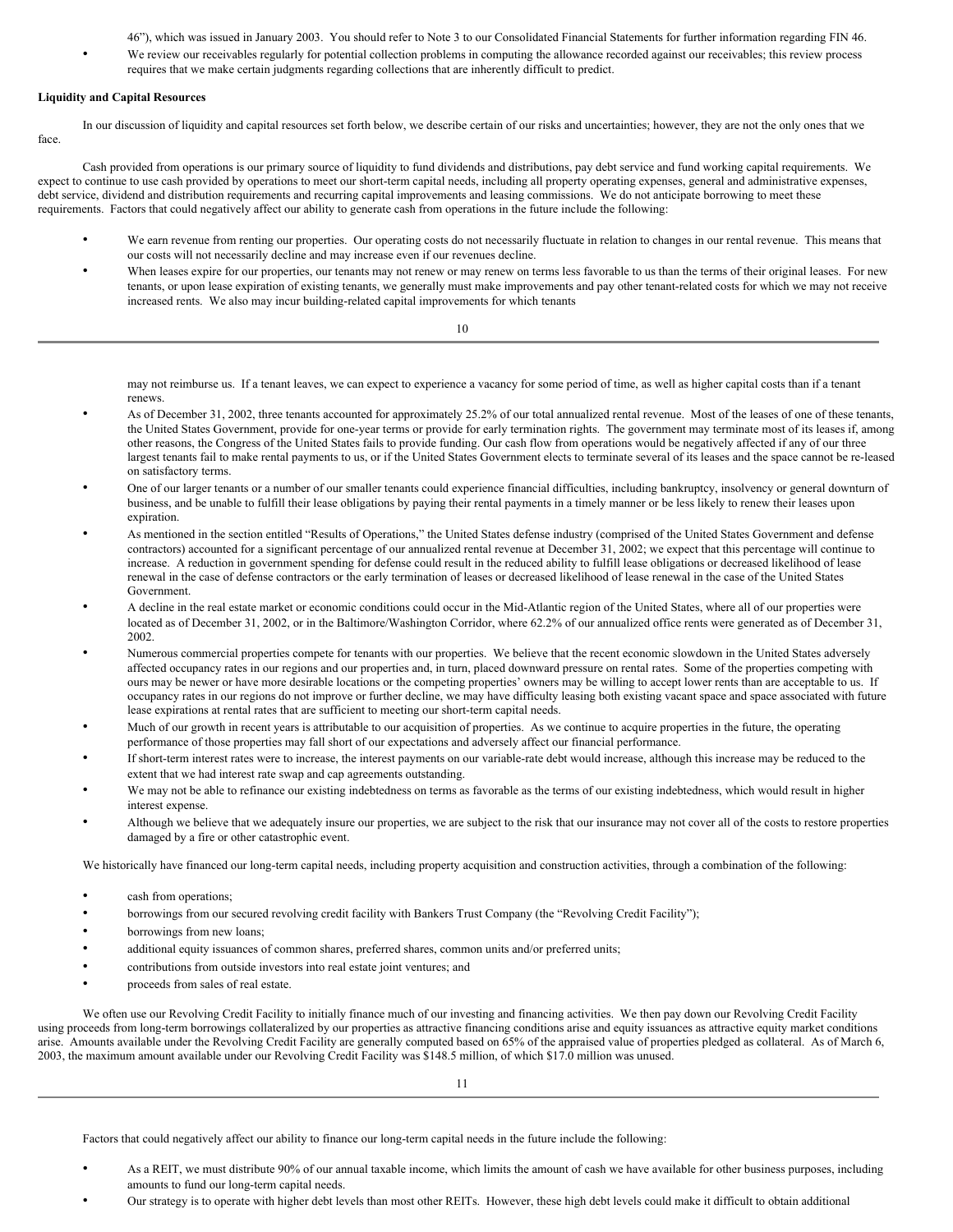46"), which was issued in January 2003. You should refer to Note 3 to our Consolidated Financial Statements for further information regarding FIN 46.

- We review our receivables regularly for potential collection problems in computing the allowance recorded against our receivables; this review process requires that we make certain judgments regarding collections that are inherently difficult to predict.

**Liquidity and Capital Resources**

In our discussion of liquidity and capital resources set forth below, we describe certain of our risks and uncertainties; however, they are not the only ones that we face.

Cash provided from operations is our primary source of liquidity to fund dividends and distributions, pay debt service and fund working capital requirements. We expect to continue to use cash provided by operations to meet our short-term capital needs, including all property operating expenses, general and administrative expenses, debt service, dividend and distribution requirements and recurring capital improvements and leasing commissions. We do not anticipate borrowing to meet these requirements. Factors that could negatively affect our ability to generate cash from operations in the future include the following:

- We earn revenue from renting our properties. Our operating costs do not necessarily fluctuate in relation to changes in our rental revenue. This means that our costs will not necessarily decline and may increase even if our revenues decline.
- When leases expire for our properties, our tenants may not renew or may renew on terms less favorable to us than the terms of their original leases. For new tenants, or upon lease expiration of existing tenants, we generally must make improvements and pay other tenant-related costs for which we may not receive increased rents. We also may incur building-related capital improvements for which tenants may not reimburse us. If a tenant leaves, we can expect to experience a vacancy for some period of time, as well as higher capital costs than if a tenant renews.
- As of December 31, 2002, three tenants accounted for approximately 25.2% of our total annualized rental revenue. Most of the leases of one of these tenants, the United States Government, provide for one-year terms or provide for early termination rights. The government may terminate most of its leases if, among other reasons, the Congress of the United States fails to provide funding. Our cash flow from operations would be negatively affected if any of our three largest tenants fail to make rental payments to us, or if the United States Government elects to terminate several of its leases and the space cannot be re-leased on satisfactory terms.
- One of our larger tenants or a number of our smaller tenants could experience financial difficulties, including bankruptcy, insolvency or general downturn of business, and be unable to fulfill their lease obligations by paying their rental payments in a timely manner or be less likely to renew their leases upon expiration.
- As mentioned in the section entitled "Results of Operations," the United States defense industry (comprised of the United States Government and defense contractors) accounted for a significant percentage of our annualized rental revenue at December 31, 2002; we expect that this percentage will continue to increase. A reduction in government spending for defense could result in the reduced ability to fulfill lease obligations or decreased likelihood of lease renewal in the case of defense contractors or the early termination of leases or decreased likelihood of lease renewal in the case of the United States Government.
- A decline in the real estate market or economic conditions could occur in the Mid-Atlantic region of the United States, where all of our properties were located as of December 31, 2002, or in the Baltimore/Washington Corridor, where 62.2% of our annualized office rents were generated as of December 31, 2002.
- Numerous commercial properties compete for tenants with our properties. We believe that the recent economic slowdown in the United States adversely affected occupancy rates in our regions and our properties and, in turn, placed downward pressure on rental rates. Some of the properties competing with ours may be newer or have more desirable locations or the competing properties' owners may be willing to accept lower rents than are acceptable to us. If occupancy rates in our regions do not improve or further decline, we may have difficulty leasing both existing vacant space and space associated with future lease expirations at rental rates that are sufficient to meeting our short-term capital needs.
- Much of our growth in recent years is attributable to our acquisition of properties. As we continue to acquire properties in the future, the operating performance of those properties may fall short of our expectations and adversely affect our financial performance.
- If short-term interest rates were to increase, the interest payments on our variable-rate debt would increase, although this increase may be reduced to the extent that we had interest rate swap and cap agreements outstanding.
- We may not be able to refinance our existing indebtedness on terms as favorable as the terms of our existing indebtedness, which would result in higher interest expense.
- Although we believe that we adequately insure our properties, we are subject to the risk that our insurance may not cover all of the costs to restore properties damaged by a fire or other catastrophic event.

We historically have financed our long-term capital needs, including property acquisition and construction activities, through a combination of the following:

- cash from operations;
- borrowings from our secured revolving credit facility with Bankers Trust Company (the "Revolving Credit Facility");
- borrowings from new loans;
- additional equity issuances of common shares, preferred shares, common units and/or preferred units;
- contributions from outside investors into real estate joint ventures; and
- proceeds from sales of real estate.

We often use our Revolving Credit Facility to initially finance much of our investing and financing activities. We then pay down our Revolving Credit Facility using proceeds from long-term borrowings collateralized by our properties as attractive financing conditions arise and equity issuances as attractive equity market conditions arise. Amounts available under the Revolving Credit Facility are generally computed based on 65% of the appraised value of properties pledged as collateral. As of March 6, 2003, the maximum amount available under our Revolving Credit Facility was $148.5 million, of which $17.0 million was unused.

Factors that could negatively affect our ability to finance our long-term capital needs in the future include the following:

- As a REIT, we must distribute 90% of our annual taxable income, which limits the amount of cash we have available for other business purposes, including amounts to fund our long-term capital needs.
- Our strategy is to operate with higher debt levels than most other REITs. However, these high debt levels could make it difficult to obtain additional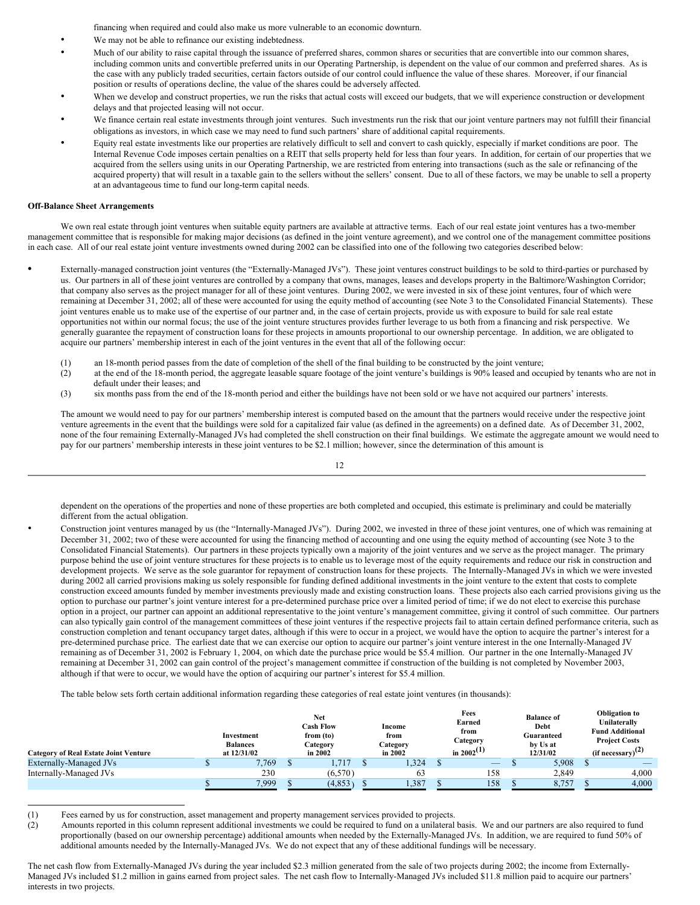financing when required and could also make us more vulnerable to an economic downturn.

- We may not be able to refinance our existing indebtedness.
- Much of our ability to raise capital through the issuance of preferred shares, common shares or securities that are convertible into our common shares, including common units and convertible preferred units in our Operating Partnership, is dependent on the value of our common and preferred shares. As is the case with any publicly traded securities, certain factors outside of our control could influence the value of these shares. Moreover, if our financial position or results of operations decline, the value of the shares could be adversely affected.
- When we develop and construct properties, we run the risks that actual costs will exceed our budgets, that we will experience construction or development delays and that projected leasing will not occur.
- We finance certain real estate investments through joint ventures. Such investments run the risk that our joint venture partners may not fulfill their financial obligations as investors, in which case we may need to fund such partners' share of additional capital requirements.
- Equity real estate investments like our properties are relatively difficult to sell and convert to cash quickly, especially if market conditions are poor. The Internal Revenue Code imposes certain penalties on a REIT that sells property held for less than four years. In addition, for certain of our properties that we acquired from the sellers using units in our Operating Partnership, we are restricted from entering into transactions (such as the sale or refinancing of the acquired property) that will result in a taxable gain to the sellers without the sellers' consent. Due to all of these factors, we may be unable to sell a property at an advantageous time to fund our long-term capital needs.

**Off-Balance Sheet Arrangements**

We own real estate through joint ventures when suitable equity partners are available at attractive terms. Each of our real estate joint ventures has a two-member management committee that is responsible for making major decisions (as defined in the joint venture agreement), and we control one of the management committee positions in each case. All of our real estate joint venture investments owned during 2002 can be classified into one of the following two categories described below:

- Externally-managed construction joint ventures (the "Externally-Managed JVs"). These joint ventures construct buildings to be sold to third-parties or purchased by us. Our partners in all of these joint ventures are controlled by a company that owns, manages, leases and develops property in the Baltimore/Washington Corridor; that company also serves as the project manager for all of these joint ventures. During 2002, we were invested in six of these joint ventures, four of which were remaining at December 31, 2002; all of these were accounted for using the equity method of accounting (see Note 3 to the Consolidated Financial Statements). These joint ventures enable us to make use of the expertise of our partner and, in the case of certain projects, provide us with exposure to build for sale real estate opportunities not within our normal focus; the use of the joint venture structures provides further leverage to us both from a financing and risk perspective. We generally guarantee the repayment of construction loans for these projects in amounts proportional to our ownership percentage. In addition, we are obligated to acquire our partners' membership interest in each of the joint ventures in the event that all of the following occur:

    (1) an 18-month period passes from the date of completion of the shell of the final building to be constructed by the joint venture;
    (2) at the end of the 18-month period, the aggregate leasable square footage of the joint venture's buildings is 90% leased and occupied by tenants who are not in default under their leases; and
    (3) six months pass from the end of the 18-month period and either the buildings have not been sold or we have not acquired our partners' interests.

    The amount we would need to pay for our partners' membership interest is computed based on the amount that the partners would receive under the respective joint venture agreements in the event that the buildings were sold for a capitalized fair value (as defined in the agreements) on a defined date. As of December 31, 2002, none of the four remaining Externally-Managed JVs had completed the shell construction on their final buildings. We estimate the aggregate amount we would need to pay for our partners' membership interests in these joint ventures to be $2.1 million; however, since the determination of this amount is dependent on the operations of the properties and none of these properties are both completed and occupied, this estimate is preliminary and could be materially different from the actual obligation.

- Construction joint ventures managed by us (the "Internally-Managed JVs"). During 2002, we invested in three of these joint ventures, one of which was remaining at December 31, 2002; two of these were accounted for using the financing method of accounting and one using the equity method of accounting (see Note 3 to the Consolidated Financial Statements). Our partners in these projects typically own a majority of the joint ventures and we serve as the project manager. The primary purpose behind the use of joint venture structures for these projects is to enable us to leverage most of the equity requirements and reduce our risk in construction and development projects. We serve as the sole guarantor for repayment of construction loans for these projects. The Internally-Managed JVs in which we were invested during 2002 all carried provisions making us solely responsible for funding defined additional investments in the joint venture to the extent that costs to complete construction exceed amounts funded by member investments previously made and existing construction loans. These projects also each carried provisions giving us the option to purchase our partner's joint venture interest for a pre-determined purchase price over a limited period of time; if we do not elect to exercise this purchase option in a project, our partner can appoint an additional representative to the joint venture's management committee, giving it control of such committee. Our partners can also typically gain control of the management committees of these joint ventures if the respective projects fail to attain certain defined performance criteria, such as construction completion and tenant occupancy target dates, although if this were to occur in a project, we would have the option to acquire the partner's interest for a pre-determined purchase price. The earliest date that we can exercise our option to acquire our partner's joint venture interest in the one Internally-Managed JV remaining as of December 31, 2002 is February 1, 2004, on which date the purchase price would be $5.4 million. Our partner in the one Internally-Managed JV remaining at December 31, 2002 can gain control of the project's management committee if construction of the building is not completed by November 2003, although if that were to occur, we would have the option of acquiring our partner's interest for $5.4 million.

The table below sets forth certain additional information regarding these categories of real estate joint ventures (in thousands):

| Category of Real Estate Joint Venture | Investment Balances at 12/31/02 | Net Cash Flow from (to) Category in 2002 | Income from Category in 2002 | Fees Earned from Category in 2002[(1)] | Balance of Debt Guaranteed by Us at 12/31/02 | Obligation to Unilaterally Fund Additional Project Costs (if necessary)[(2)] |
|---|---|---|---|---|---|---|
| Externally-Managed JVs | $ 7,769 | $ 1,717 | $ 1,324 | $ — | $ 5,908 | $ — |
| Internally-Managed JVs | 230 | (6,570) | 63 | 158 | 2,849 | 4,000 |
| | $ 7,999 | $ (4,853) | $ 1,387 | $ 158 | $ 8,757 | $ 4,000 |

(1) Fees earned by us for construction, asset management and property management services provided to projects.

(2) Amounts reported in this column represent additional investments we could be required to fund on a unilateral basis. We and our partners are also required to fund proportionally (based on our ownership percentage) additional amounts when needed by the Externally-Managed JVs. In addition, we are required to fund 50% of additional amounts needed by the Internally-Managed JVs. We do not expect that any of these additional fundings will be necessary.

The net cash flow from Externally-Managed JVs during the year included $2.3 million generated from the sale of two projects during 2002; the income from Externally-Managed JVs included $1.2 million in gains earned from project sales. The net cash flow to Internally-Managed JVs included $11.8 million paid to acquire our partners' interests in two projects.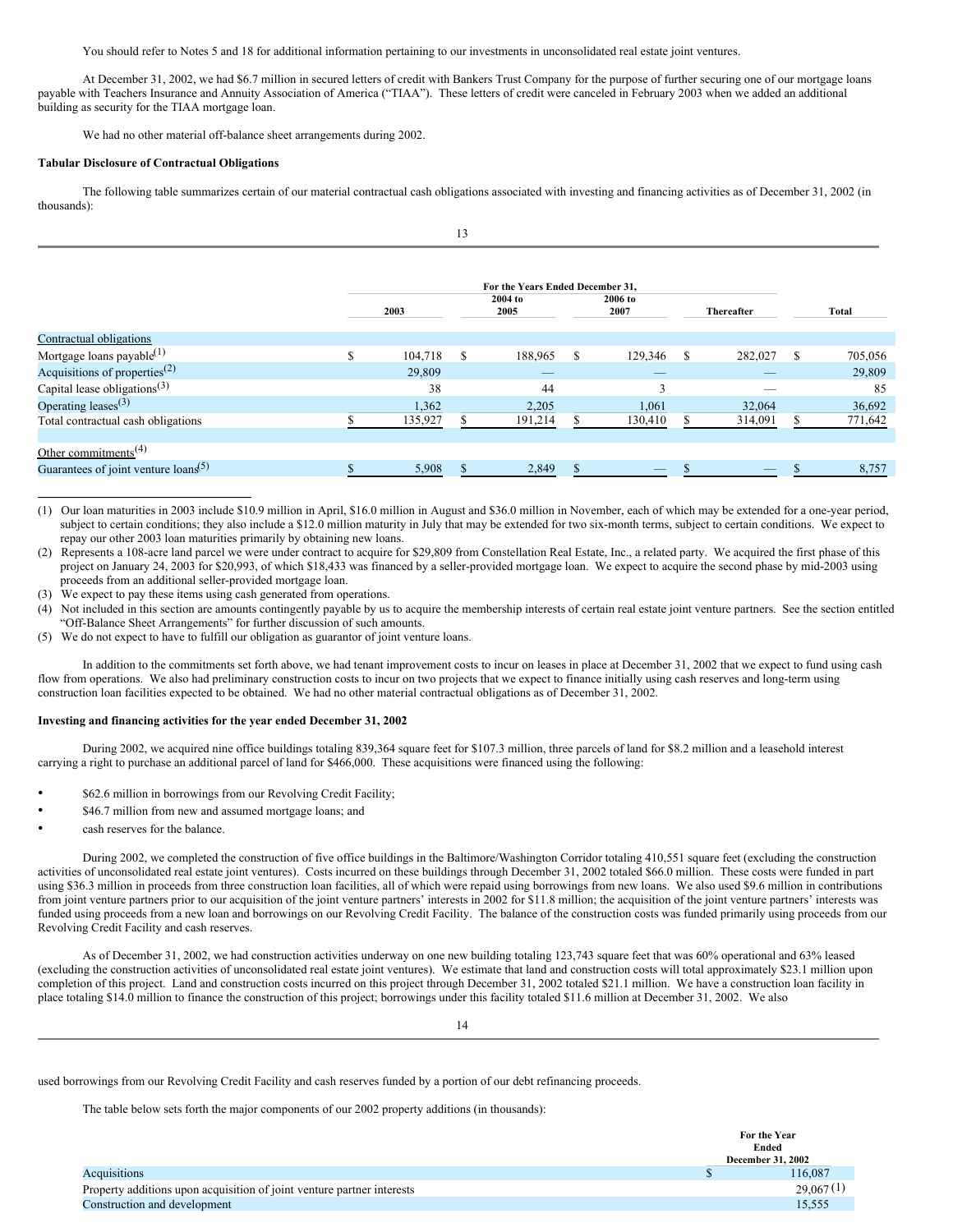You should refer to Notes 5 and 18 for additional information pertaining to our investments in unconsolidated real estate joint ventures.

At December 31, 2002, we had $6.7 million in secured letters of credit with Bankers Trust Company for the purpose of further securing one of our mortgage loans payable with Teachers Insurance and Annuity Association of America ("TIAA"). These letters of credit were canceled in February 2003 when we added an additional building as security for the TIAA mortgage loan.

We had no other material off-balance sheet arrangements during 2002.

**Tabular Disclosure of Contractual Obligations**

The following table summarizes certain of our material contractual cash obligations associated with investing and financing activities as of December 31, 2002 (in thousands):

| | For the Years Ended December 31, | | | | |
|---|---|---|---|---|---|
| | 2003 | 2004 to 2005 | 2006 to 2007 | Thereafter | Total |
| Contractual obligations | | | | | |
| Mortgage loans payable[1] | $ 104,718 | $ 188,965 | $ 129,346 | $ 282,027 | $ 705,056 |
| Acquisitions of properties[2] | 29,809 | — | — | — | 29,809 |
| Capital lease obligations[3] | 38 | 44 | 3 | — | 85 |
| Operating leases[3] | 1,362 | 2,205 | 1,061 | 32,064 | 36,692 |
| Total contractual cash obligations | $ 135,927 | $ 191,214 | $ 130,410 | $ 314,091 | $ 771,642 |
| | | | | | |
| Other commitments[4] | | | | | |
| Guarantees of joint venture loans[5] | $ 5,908 | $ 2,849 | $ — | $ — | $ 8,757 |

(1) Our loan maturities in 2003 include $10.9 million in April, $16.0 million in August and $36.0 million in November, each of which may be extended for a one-year period, subject to certain conditions; they also include a $12.0 million maturity in July that may be extended for two six-month terms, subject to certain conditions. We expect to repay our other 2003 loan maturities primarily by obtaining new loans.

(2) Represents a 108-acre land parcel we were under contract to acquire for $29,809 from Constellation Real Estate, Inc., a related party. We acquired the first phase of this project on January 24, 2003 for $20,993, of which $18,433 was financed by a seller-provided mortgage loan. We expect to acquire the second phase by mid-2003 using proceeds from an additional seller-provided mortgage loan.

(3) We expect to pay these items using cash generated from operations.

(4) Not included in this section are amounts contingently payable by us to acquire the membership interests of certain real estate joint venture partners. See the section entitled "Off-Balance Sheet Arrangements" for further discussion of such amounts.

(5) We do not expect to have to fulfill our obligation as guarantor of joint venture loans.

In addition to the commitments set forth above, we had tenant improvement costs to incur on leases in place at December 31, 2002 that we expect to fund using cash flow from operations. We also had preliminary construction costs to incur on two projects that we expect to finance initially using cash reserves and long-term using construction loan facilities expected to be obtained. We had no other material contractual obligations as of December 31, 2002.

**Investing and financing activities for the year ended December 31, 2002**

During 2002, we acquired nine office buildings totaling 839,364 square feet for $107.3 million, three parcels of land for $8.2 million and a leasehold interest carrying a right to purchase an additional parcel of land for $466,000. These acquisitions were financed using the following:

- $62.6 million in borrowings from our Revolving Credit Facility;
- $46.7 million from new and assumed mortgage loans; and
- cash reserves for the balance.

During 2002, we completed the construction of five office buildings in the Baltimore/Washington Corridor totaling 410,551 square feet (excluding the construction activities of unconsolidated real estate joint ventures). Costs incurred on these buildings through December 31, 2002 totaled $66.0 million. These costs were funded in part using $36.3 million in proceeds from three construction loan facilities, all of which were repaid using borrowings from new loans. We also used $9.6 million in contributions from joint venture partners prior to our acquisition of the joint venture partners' interests in 2002 for $11.8 million; the acquisition of the joint venture partners' interests was funded using proceeds from a new loan and borrowings on our Revolving Credit Facility. The balance of the construction costs was funded primarily using proceeds from our Revolving Credit Facility and cash reserves.

As of December 31, 2002, we had construction activities underway on one new building totaling 123,743 square feet that was 60% operational and 63% leased (excluding the construction activities of unconsolidated real estate joint ventures). We estimate that land and construction costs will total approximately $23.1 million upon completion of this project. Land and construction costs incurred on this project through December 31, 2002 totaled $21.1 million. We have a construction loan facility in place totaling $14.0 million to finance the construction of this project; borrowings under this facility totaled $11.6 million at December 31, 2002. We also used borrowings from our Revolving Credit Facility and cash reserves funded by a portion of our debt refinancing proceeds.

The table below sets forth the major components of our 2002 property additions (in thousands):

| | For the Year Ended December 31, 2002 |
|---|---|
| Acquisitions | $ 116,087 |
| Property additions upon acquisition of joint venture partner interests | 29,067 (1) |
| Construction and development | 15,555 |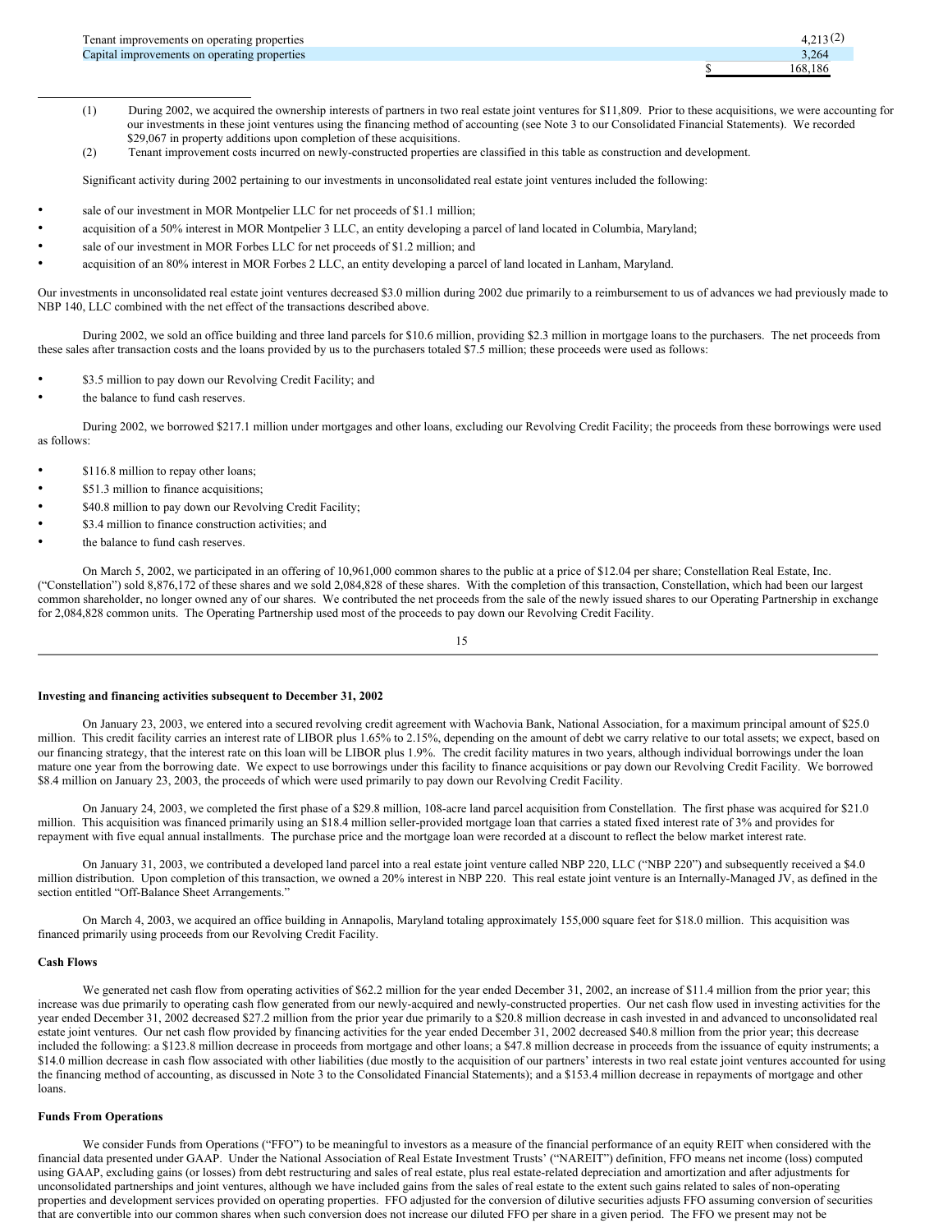| | |
|---|---|
| Tenant improvements on operating properties | 4,213 (2) |
| Capital improvements on operating properties | 3,264 |
| | $ 168,186 |

(1) During 2002, we acquired the ownership interests of partners in two real estate joint ventures for $11,809. Prior to these acquisitions, we were accounting for our investments in these joint ventures using the financing method of accounting (see Note 3 to our Consolidated Financial Statements). We recorded $29,067 in property additions upon completion of these acquisitions.

(2) Tenant improvement costs incurred on newly-constructed properties are classified in this table as construction and development.

Significant activity during 2002 pertaining to our investments in unconsolidated real estate joint ventures included the following:

- sale of our investment in MOR Montpelier LLC for net proceeds of $1.1 million;
- acquisition of a 50% interest in MOR Montpelier 3 LLC, an entity developing a parcel of land located in Columbia, Maryland;
- sale of our investment in MOR Forbes LLC for net proceeds of $1.2 million; and
- acquisition of an 80% interest in MOR Forbes 2 LLC, an entity developing a parcel of land located in Lanham, Maryland.

Our investments in unconsolidated real estate joint ventures decreased $3.0 million during 2002 due primarily to a reimbursement to us of advances we had previously made to NBP 140, LLC combined with the net effect of the transactions described above.

During 2002, we sold an office building and three land parcels for $10.6 million, providing $2.3 million in mortgage loans to the purchasers. The net proceeds from these sales after transaction costs and the loans provided by us to the purchasers totaled $7.5 million; these proceeds were used as follows:

- $3.5 million to pay down our Revolving Credit Facility; and
- the balance to fund cash reserves.

During 2002, we borrowed $217.1 million under mortgages and other loans, excluding our Revolving Credit Facility; the proceeds from these borrowings were used as follows:

- $116.8 million to repay other loans;
- $51.3 million to finance acquisitions;
- $40.8 million to pay down our Revolving Credit Facility;
- $3.4 million to finance construction activities; and
- the balance to fund cash reserves.

On March 5, 2002, we participated in an offering of 10,961,000 common shares to the public at a price of $12.04 per share; Constellation Real Estate, Inc. ("Constellation") sold 8,876,172 of these shares and we sold 2,084,828 of these shares. With the completion of this transaction, Constellation, which had been our largest common shareholder, no longer owned any of our shares. We contributed the net proceeds from the sale of the newly issued shares to our Operating Partnership in exchange for 2,084,828 common units. The Operating Partnership used most of the proceeds to pay down our Revolving Credit Facility.

**Investing and financing activities subsequent to December 31, 2002**

On January 23, 2003, we entered into a secured revolving credit agreement with Wachovia Bank, National Association, for a maximum principal amount of $25.0 million. This credit facility carries an interest rate of LIBOR plus 1.65% to 2.15%, depending on the amount of debt we carry relative to our total assets; we expect, based on our financing strategy, that the interest rate on this loan will be LIBOR plus 1.9%. The credit facility matures in two years, although individual borrowings under the loan mature one year from the borrowing date. We expect to use borrowings under this facility to finance acquisitions or pay down our Revolving Credit Facility. We borrowed $8.4 million on January 23, 2003, the proceeds of which were used primarily to pay down our Revolving Credit Facility.

On January 24, 2003, we completed the first phase of a $29.8 million, 108-acre land parcel acquisition from Constellation. The first phase was acquired for $21.0 million. This acquisition was financed primarily using an $18.4 million seller-provided mortgage loan that carries a stated fixed interest rate of 3% and provides for repayment with five equal annual installments. The purchase price and the mortgage loan were recorded at a discount to reflect the below market interest rate.

On January 31, 2003, we contributed a developed land parcel into a real estate joint venture called NBP 220, LLC ("NBP 220") and subsequently received a $4.0 million distribution. Upon completion of this transaction, we owned a 20% interest in NBP 220. This real estate joint venture is an Internally-Managed JV, as defined in the section entitled "Off-Balance Sheet Arrangements."

On March 4, 2003, we acquired an office building in Annapolis, Maryland totaling approximately 155,000 square feet for $18.0 million. This acquisition was financed primarily using proceeds from our Revolving Credit Facility.

**Cash Flows**

We generated net cash flow from operating activities of $62.2 million for the year ended December 31, 2002, an increase of $11.4 million from the prior year; this increase was due primarily to operating cash flow generated from our newly-acquired and newly-constructed properties. Our net cash flow used in investing activities for the year ended December 31, 2002 decreased $27.2 million from the prior year due primarily to a $20.8 million decrease in cash invested in and advanced to unconsolidated real estate joint ventures. Our net cash flow provided by financing activities for the year ended December 31, 2002 decreased $40.8 million from the prior year; this decrease included the following: a $123.8 million decrease in proceeds from mortgage and other loans; a $47.8 million decrease in proceeds from the issuance of equity instruments; a $14.0 million decrease in cash flow associated with other liabilities (due mostly to the acquisition of our partners' interests in two real estate joint ventures accounted for using the financing method of accounting, as discussed in Note 3 to the Consolidated Financial Statements); and a $153.4 million decrease in repayments of mortgage and other loans.

**Funds From Operations**

We consider Funds from Operations ("FFO") to be meaningful to investors as a measure of the financial performance of an equity REIT when considered with the financial data presented under GAAP. Under the National Association of Real Estate Investment Trusts' ("NAREIT") definition, FFO means net income (loss) computed using GAAP, excluding gains (or losses) from debt restructuring and sales of real estate, plus real estate-related depreciation and amortization and after adjustments for unconsolidated partnerships and joint ventures, although we have included gains from the sales of real estate to the extent such gains related to sales of non-operating properties and development services provided on operating properties. FFO adjusted for the conversion of dilutive securities adjusts FFO assuming conversion of securities that are convertible into our common shares when such conversion does not increase our diluted FFO per share in a given period. The FFO we present may not be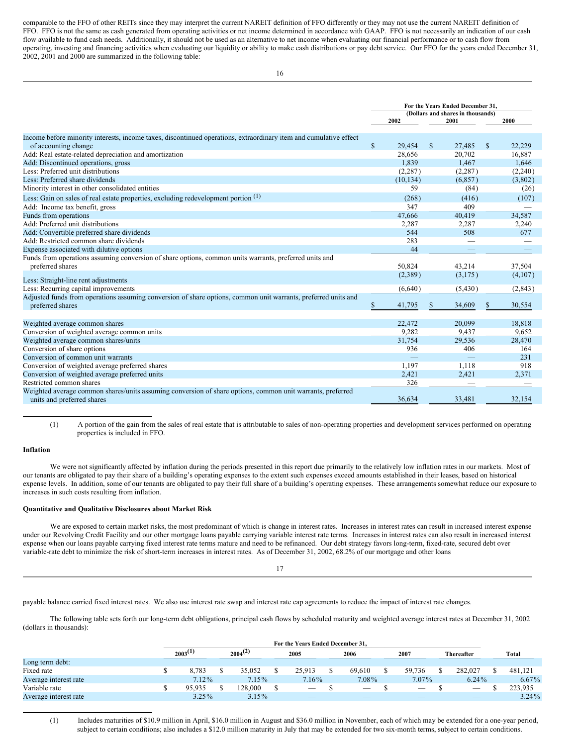comparable to the FFO of other REITs since they may interpret the current NAREIT definition of FFO differently or they may not use the current NAREIT definition of FFO. FFO is not the same as cash generated from operating activities or net income determined in accordance with GAAP. FFO is not necessarily an indication of our cash flow available to fund cash needs. Additionally, it should not be used as an alternative to net income when evaluating our financial performance or to cash flow from operating, investing and financing activities when evaluating our liquidity or ability to make cash distributions or pay debt service. Our FFO for the years ended December 31, 2002, 2001 and 2000 are summarized in the following table:

| | For the Years Ended December 31, (Dollars and shares in thousands) | | |
|---|---|---|---|
| | 2002 | 2001 | 2000 |
| Income before minority interests, income taxes, discontinued operations, extraordinary item and cumulative effect of accounting change | $ 29,454 | $ 27,485 | $ 22,229 |
| Add: Real estate-related depreciation and amortization | 28,656 | 20,702 | 16,887 |
| Add: Discontinued operations, gross | 1,839 | 1,467 | 1,646 |
| Less: Preferred unit distributions | (2,287) | (2,287) | (2,240) |
| Less: Preferred share dividends | (10,134) | (6,857) | (3,802) |
| Minority interest in other consolidated entities | 59 | (84) | (26) |
| Less: Gain on sales of real estate properties, excluding redevelopment portion (1) | (268) | (416) | (107) |
| Add: Income tax benefit, gross | 347 | 409 | — |
| Funds from operations | 47,666 | 40,419 | 34,587 |
| Add: Preferred unit distributions | 2,287 | 2,287 | 2,240 |
| Add: Convertible preferred share dividends | 544 | 508 | 677 |
| Add: Restricted common share dividends | 283 | — | — |
| Expense associated with dilutive options | 44 | — | — |
| Funds from operations assuming conversion of share options, common units warrants, preferred units and preferred shares | 50,824 | 43,214 | 37,504 |
| Less: Straight-line rent adjustments | (2,389) | (3,175) | (4,107) |
| Less: Recurring capital improvements | (6,640) | (5,430) | (2,843) |
| Adjusted funds from operations assuming conversion of share options, common unit warrants, preferred units and preferred shares | $ 41,795 | $ 34,609 | $ 30,554 |
| | | | |
| Weighted average common shares | 22,472 | 20,099 | 18,818 |
| Conversion of weighted average common units | 9,282 | 9,437 | 9,652 |
| Weighted average common shares/units | 31,754 | 29,536 | 28,470 |
| Conversion of share options | 936 | 406 | 164 |
| Conversion of common unit warrants | — | — | 231 |
| Conversion of weighted average preferred shares | 1,197 | 1,118 | 918 |
| Conversion of weighted average preferred units | 2,421 | 2,421 | 2,371 |
| Restricted common shares | 326 | — | — |
| Weighted average common shares/units assuming conversion of share options, common unit warrants, preferred units and preferred shares | 36,634 | 33,481 | 32,154 |

(1) A portion of the gain from the sales of real estate that is attributable to sales of non-operating properties and development services performed on operating properties is included in FFO.

**Inflation**

We were not significantly affected by inflation during the periods presented in this report due primarily to the relatively low inflation rates in our markets. Most of our tenants are obligated to pay their share of a building's operating expenses to the extent such expenses exceed amounts established in their leases, based on historical expense levels. In addition, some of our tenants are obligated to pay their full share of a building's operating expenses. These arrangements somewhat reduce our exposure to increases in such costs resulting from inflation.

**Quantitative and Qualitative Disclosures about Market Risk**

We are exposed to certain market risks, the most predominant of which is change in interest rates. Increases in interest rates can result in increased interest expense under our Revolving Credit Facility and our other mortgage loans payable carrying variable interest rate terms. Increases in interest rates can also result in increased interest expense when our loans payable carrying fixed interest rate terms mature and need to be refinanced. Our debt strategy favors long-term, fixed-rate, secured debt over variable-rate debt to minimize the risk of short-term increases in interest rates. As of December 31, 2002, 68.2% of our mortgage and other loans payable balance carried fixed interest rates. We also use interest rate swap and interest rate cap agreements to reduce the impact of interest rate changes.

The following table sets forth our long-term debt obligations, principal cash flows by scheduled maturity and weighted average interest rates at December 31, 2002 (dollars in thousands):

| | For the Years Ended December 31, | | | | | | |
|---|---|---|---|---|---|---|---|
| | 2003 (1) | 2004 (2) | 2005 | 2006 | 2007 | Thereafter | Total |
| Long term debt: | | | | | | | |
| Fixed rate | $ 8,783 | $ 35,052 | $ 25,913 | $ 69,610 | $ 59,736 | $ 282,027 | $ 481,121 |
| Average interest rate | 7.12% | 7.15% | 7.16% | 7.08% | 7.07% | 6.24% | 6.67% |
| Variable rate | $ 95,935 | $ 128,000 | $ — | $ — | $ — | $ — | $ 223,935 |
| Average interest rate | 3.25% | 3.15% | — | — | — | — | 3.24% |

(1) Includes maturities of $10.9 million in April, $16.0 million in August and $36.0 million in November, each of which may be extended for a one-year period, subject to certain conditions; also includes a $12.0 million maturity in July that may be extended for two six-month terms, subject to certain conditions.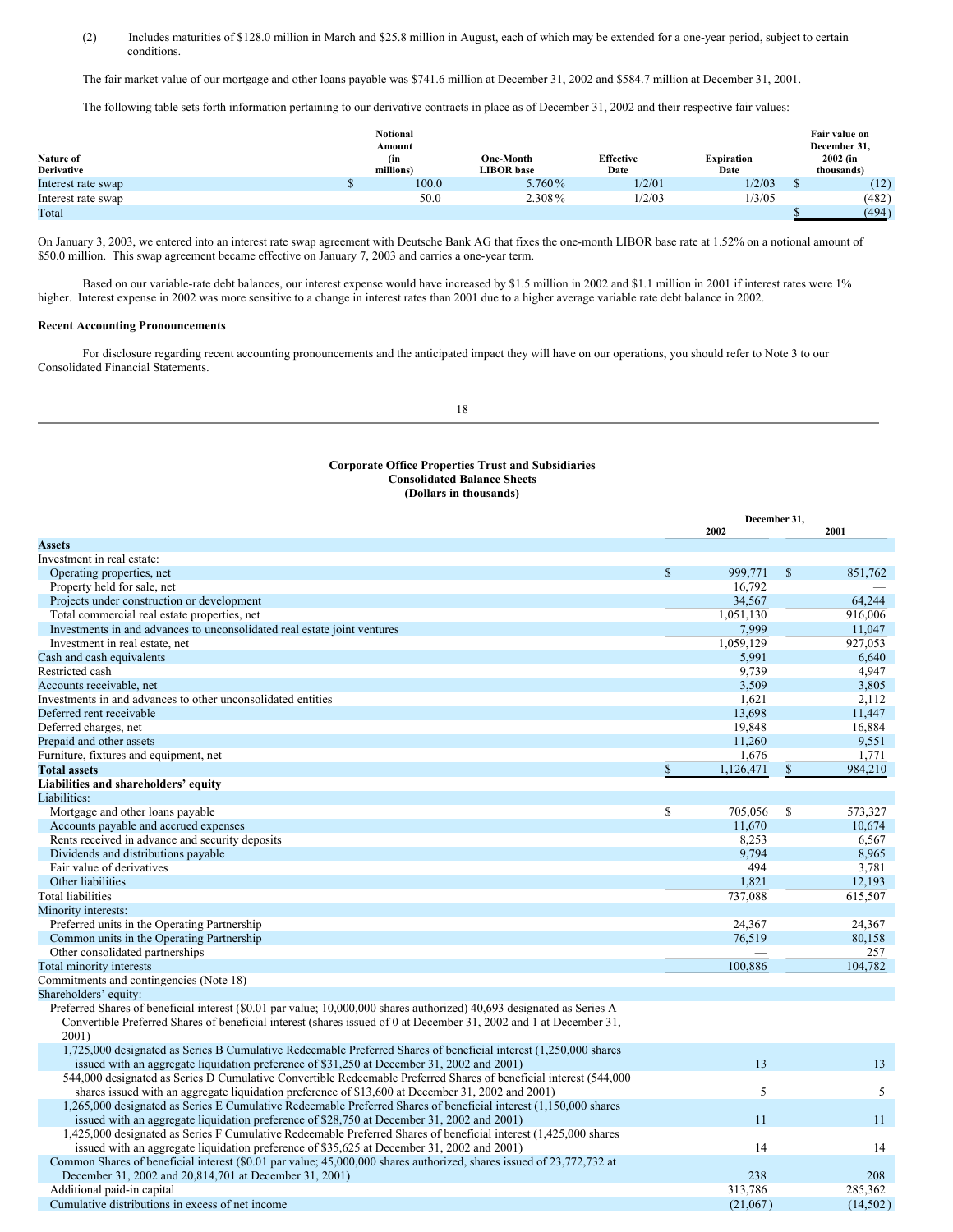(2) Includes maturities of $128.0 million in March and $25.8 million in August, each of which may be extended for a one-year period, subject to certain conditions.

The fair market value of our mortgage and other loans payable was $741.6 million at December 31, 2002 and $584.7 million at December 31, 2001.

The following table sets forth information pertaining to our derivative contracts in place as of December 31, 2002 and their respective fair values:

| Nature of Derivative | Notional Amount (in millions) | One-Month LIBOR base | Effective Date | Expiration Date | Fair value on December 31, 2002 (in thousands) |
|---|---|---|---|---|---|
| Interest rate swap | $ 100.0 | 5.760% | 1/2/01 | 1/2/03 | $ (12) |
| Interest rate swap | 50.0 | 2.308% | 1/2/03 | 1/3/05 | (482) |
| Total | | | | | $ (494) |

On January 3, 2003, we entered into an interest rate swap agreement with Deutsche Bank AG that fixes the one-month LIBOR base rate at 1.52% on a notional amount of $50.0 million. This swap agreement became effective on January 7, 2003 and carries a one-year term.

Based on our variable-rate debt balances, our interest expense would have increased by $1.5 million in 2002 and $1.1 million in 2001 if interest rates were 1% higher. Interest expense in 2002 was more sensitive to a change in interest rates than 2001 due to a higher average variable rate debt balance in 2002.

**Recent Accounting Pronouncements**

For disclosure regarding recent accounting pronouncements and the anticipated impact they will have on our operations, you should refer to Note 3 to our Consolidated Financial Statements.

**Corporate Office Properties Trust and Subsidiaries**
**Consolidated Balance Sheets**
**(Dollars in thousands)**

| | December 31, 2002 | December 31, 2001 |
|---|---|---|
| **Assets** | | |
| Investment in real estate: | | |
| Operating properties, net | $ 999,771 | $ 851,762 |
| Property held for sale, net | 16,792 | — |
| Projects under construction or development | 34,567 | 64,244 |
| Total commercial real estate properties, net | 1,051,130 | 916,006 |
| Investments in and advances to unconsolidated real estate joint ventures | 7,999 | 11,047 |
| Investment in real estate, net | 1,059,129 | 927,053 |
| Cash and cash equivalents | 5,991 | 6,640 |
| Restricted cash | 9,739 | 4,947 |
| Accounts receivable, net | 3,509 | 3,805 |
| Investments in and advances to other unconsolidated entities | 1,621 | 2,112 |
| Deferred rent receivable | 13,698 | 11,447 |
| Deferred charges, net | 19,848 | 16,884 |
| Prepaid and other assets | 11,260 | 9,551 |
| Furniture, fixtures and equipment, net | 1,676 | 1,771 |
| **Total assets** | $ 1,126,471 | $ 984,210 |
| **Liabilities and shareholders' equity** | | |
| Liabilities: | | |
| Mortgage and other loans payable | $ 705,056 | $ 573,327 |
| Accounts payable and accrued expenses | 11,670 | 10,674 |
| Rents received in advance and security deposits | 8,253 | 6,567 |
| Dividends and distributions payable | 9,794 | 8,965 |
| Fair value of derivatives | 494 | 3,781 |
| Other liabilities | 1,821 | 12,193 |
| Total liabilities | 737,088 | 615,507 |
| Minority interests: | | |
| Preferred units in the Operating Partnership | 24,367 | 24,367 |
| Common units in the Operating Partnership | 76,519 | 80,158 |
| Other consolidated partnerships | — | 257 |
| Total minority interests | 100,886 | 104,782 |
| Commitments and contingencies (Note 18) | | |
| Shareholders' equity: | | |
| Preferred Shares of beneficial interest ($0.01 par value; 10,000,000 shares authorized) 40,693 designated as Series A Convertible Preferred Shares of beneficial interest (shares issued of 0 at December 31, 2002 and 1 at December 31, 2001) | — | — |
| 1,725,000 designated as Series B Cumulative Redeemable Preferred Shares of beneficial interest (1,250,000 shares issued with an aggregate liquidation preference of $31,250 at December 31, 2002 and 2001) | 13 | 13 |
| 544,000 designated as Series D Cumulative Convertible Redeemable Preferred Shares of beneficial interest (544,000 shares issued with an aggregate liquidation preference of $13,600 at December 31, 2002 and 2001) | 5 | 5 |
| 1,265,000 designated as Series E Cumulative Redeemable Preferred Shares of beneficial interest (1,150,000 shares issued with an aggregate liquidation preference of $28,750 at December 31, 2002 and 2001) | 11 | 11 |
| 1,425,000 designated as Series F Cumulative Redeemable Preferred Shares of beneficial interest (1,425,000 shares issued with an aggregate liquidation preference of $35,625 at December 31, 2002 and 2001) | 14 | 14 |
| Common Shares of beneficial interest ($0.01 par value; 45,000,000 shares authorized, shares issued of 23,772,732 at December 31, 2002 and 20,814,701 at December 31, 2001) | 238 | 208 |
| Additional paid-in capital | 313,786 | 285,362 |
| Cumulative distributions in excess of net income | (21,067) | (14,502) |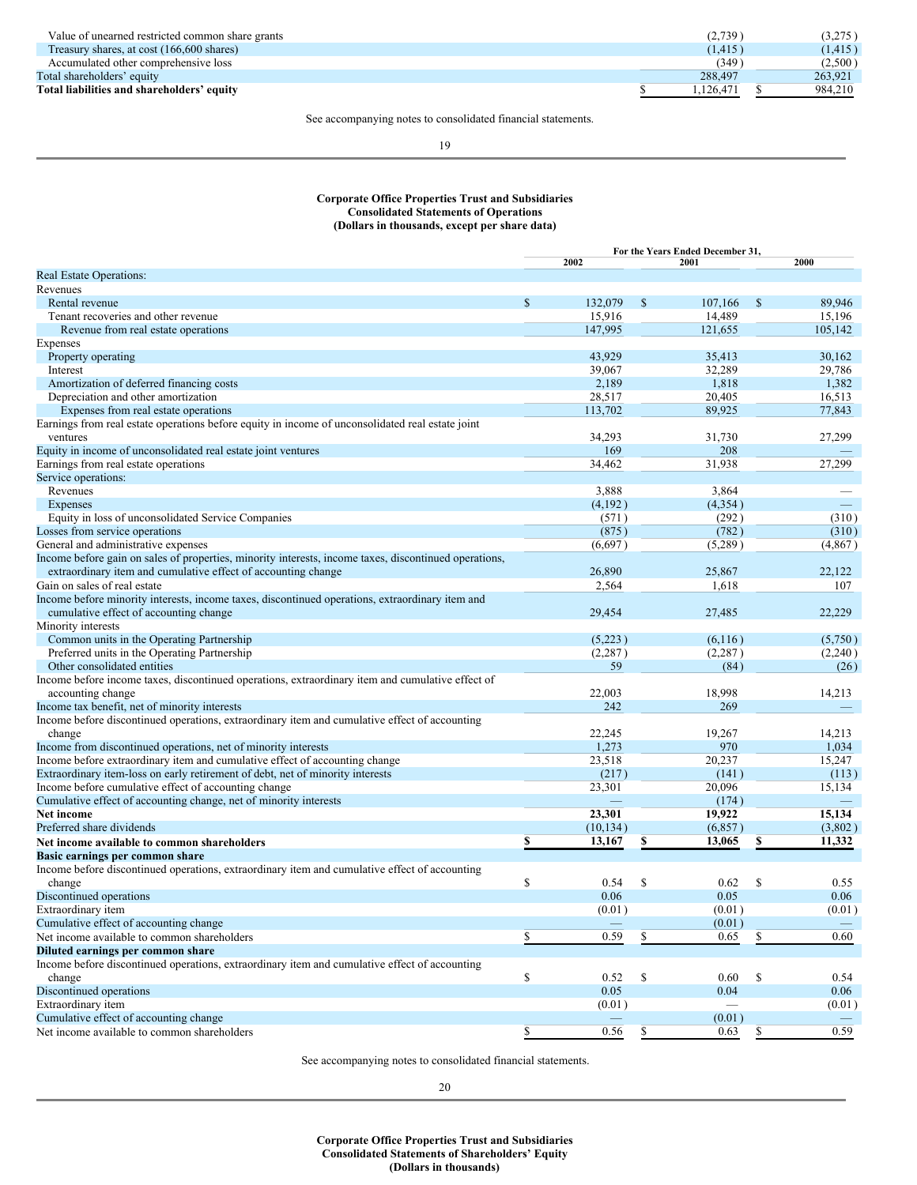| | | |
|---|---|---|
| Value of unearned restricted common share grants | (2,739) | (3,275) |
| Treasury shares, at cost (166,600 shares) | (1,415) | (1,415) |
| Accumulated other comprehensive loss | (349) | (2,500) |
| Total shareholders' equity | 288,497 | 263,921 |
| **Total liabilities and shareholders' equity** | $ 1,126,471 | $ 984,210 |

See accompanying notes to consolidated financial statements.

**Corporate Office Properties Trust and Subsidiaries**
**Consolidated Statements of Operations**
**(Dollars in thousands, except per share data)**

| | For the Years Ended December 31, | | |
|---|---|---|---|
| | 2002 | 2001 | 2000 |
| Real Estate Operations: | | | |
| Revenues | | | |
| Rental revenue | $ 132,079 | $ 107,166 | $ 89,946 |
| Tenant recoveries and other revenue | 15,916 | 14,489 | 15,196 |
| Revenue from real estate operations | 147,995 | 121,655 | 105,142 |
| Expenses | | | |
| Property operating | 43,929 | 35,413 | 30,162 |
| Interest | 39,067 | 32,289 | 29,786 |
| Amortization of deferred financing costs | 2,189 | 1,818 | 1,382 |
| Depreciation and other amortization | 28,517 | 20,405 | 16,513 |
| Expenses from real estate operations | 113,702 | 89,925 | 77,843 |
| Earnings from real estate operations before equity in income of unconsolidated real estate joint ventures | 34,293 | 31,730 | 27,299 |
| Equity in income of unconsolidated real estate joint ventures | 169 | 208 | — |
| Earnings from real estate operations | 34,462 | 31,938 | 27,299 |
| Service operations: | | | |
| Revenues | 3,888 | 3,864 | — |
| Expenses | (4,192) | (4,354) | — |
| Equity in loss of unconsolidated Service Companies | (571) | (292) | (310) |
| Losses from service operations | (875) | (782) | (310) |
| General and administrative expenses | (6,697) | (5,289) | (4,867) |
| Income before gain on sales of properties, minority interests, income taxes, discontinued operations, extraordinary item and cumulative effect of accounting change | 26,890 | 25,867 | 22,122 |
| Gain on sales of real estate | 2,564 | 1,618 | 107 |
| Income before minority interests, income taxes, discontinued operations, extraordinary item and cumulative effect of accounting change | 29,454 | 27,485 | 22,229 |
| Minority interests | | | |
| Common units in the Operating Partnership | (5,223) | (6,116) | (5,750) |
| Preferred units in the Operating Partnership | (2,287) | (2,287) | (2,240) |
| Other consolidated entities | 59 | (84) | (26) |
| Income before income taxes, discontinued operations, extraordinary item and cumulative effect of accounting change | 22,003 | 18,998 | 14,213 |
| Income tax benefit, net of minority interests | 242 | 269 | — |
| Income before discontinued operations, extraordinary item and cumulative effect of accounting change | 22,245 | 19,267 | 14,213 |
| Income from discontinued operations, net of minority interests | 1,273 | 970 | 1,034 |
| Income before extraordinary item and cumulative effect of accounting change | 23,518 | 20,237 | 15,247 |
| Extraordinary item-loss on early retirement of debt, net of minority interests | (217) | (141) | (113) |
| Income before cumulative effect of accounting change | 23,301 | 20,096 | 15,134 |
| Cumulative effect of accounting change, net of minority interests | — | (174) | — |
| **Net income** | **23,301** | **19,922** | **15,134** |
| Preferred share dividends | (10,134) | (6,857) | (3,802) |
| **Net income available to common shareholders** | **$ 13,167** | **$ 13,065** | **$ 11,332** |
| **Basic earnings per common share** | | | |
| Income before discontinued operations, extraordinary item and cumulative effect of accounting change | $ 0.54 | $ 0.62 | $ 0.55 |
| Discontinued operations | 0.06 | 0.05 | 0.06 |
| Extraordinary item | (0.01) | (0.01) | (0.01) |
| Cumulative effect of accounting change | — | (0.01) | — |
| Net income available to common shareholders | $ 0.59 | $ 0.65 | $ 0.60 |
| **Diluted earnings per common share** | | | |
| Income before discontinued operations, extraordinary item and cumulative effect of accounting change | $ 0.52 | $ 0.60 | $ 0.54 |
| Discontinued operations | 0.05 | 0.04 | 0.06 |
| Extraordinary item | (0.01) | — | (0.01) |
| Cumulative effect of accounting change | — | (0.01) | — |
| Net income available to common shareholders | $ 0.56 | $ 0.63 | $ 0.59 |

See accompanying notes to consolidated financial statements.

**Corporate Office Properties Trust and Subsidiaries**
**Consolidated Statements of Shareholders' Equity**
**(Dollars in thousands)**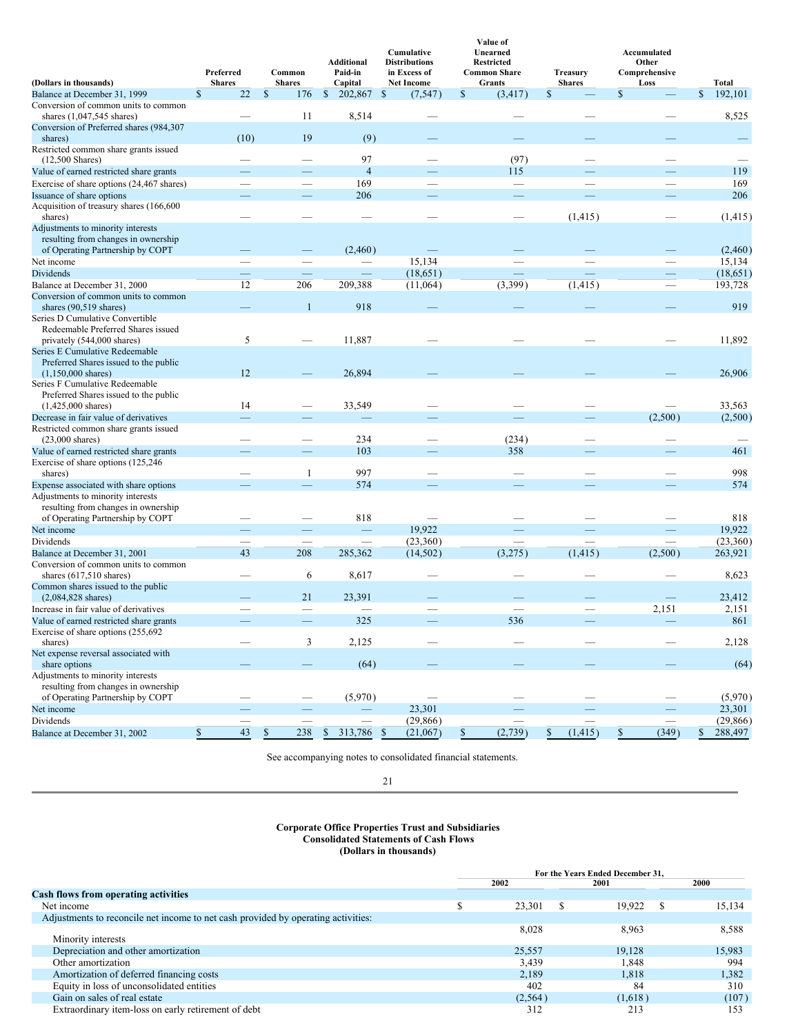| (Dollars in thousands) | Preferred Shares | Common Shares | Additional Paid-in Capital | Cumulative Distributions in Excess of Net Income | Value of Unearned Restricted Common Share Grants | Treasury Shares | Accumulated Other Comprehensive Loss | Total |
|---|---|---|---|---|---|---|---|---|
| Balance at December 31, 1999 | $ 22 | $ 176 | $ 202,867 | $ (7,547) | $ (3,417) | $ — | $ — | $ 192,101 |
| Conversion of common units to common shares (1,047,545 shares) | — | 11 | 8,514 | — | — | — | — | 8,525 |
| Conversion of Preferred shares (984,307 shares) | (10) | 19 | (9) | — | — | — | — | — |
| Restricted common share grants issued (12,500 Shares) | — | — | 97 | — | (97) | — | — | — |
| Value of earned restricted share grants | — | — | 4 | — | 115 | — | — | 119 |
| Exercise of share options (24,467 shares) | — | — | 169 | — | — | — | — | 169 |
| Issuance of share options | — | — | 206 | — | — | — | — | 206 |
| Acquisition of treasury shares (166,600 shares) | — | — | — | — | — | (1,415) | — | (1,415) |
| Adjustments to minority interests resulting from changes in ownership of Operating Partnership by COPT | — | — | (2,460) | — | — | — | — | (2,460) |
| Net income | — | — | — | 15,134 | — | — | — | 15,134 |
| Dividends | — | — | — | (18,651) | — | — | — | (18,651) |
| Balance at December 31, 2000 | 12 | 206 | 209,388 | (11,064) | (3,399) | (1,415) | — | 193,728 |
| Conversion of common units to common shares (90,519 shares) | — | 1 | 918 | — | — | — | — | 919 |
| Series D Cumulative Convertible Redeemable Preferred Shares issued privately (544,000 shares) | 5 | — | 11,887 | — | — | — | — | 11,892 |
| Series E Cumulative Redeemable Preferred Shares issued to the public (1,150,000 shares) | 12 | — | 26,894 | — | — | — | — | 26,906 |
| Series F Cumulative Redeemable Preferred Shares issued to the public (1,425,000 shares) | 14 | — | 33,549 | — | — | — | — | 33,563 |
| Decrease in fair value of derivatives | — | — | — | — | — | — | (2,500) | (2,500) |
| Restricted common share grants issued (23,000 shares) | — | — | 234 | — | (234) | — | — | — |
| Value of earned restricted share grants | — | — | 103 | — | 358 | — | — | 461 |
| Exercise of share options (125,246 shares) | — | 1 | 997 | — | — | — | — | 998 |
| Expense associated with share options | — | — | 574 | — | — | — | — | 574 |
| Adjustments to minority interests resulting from changes in ownership of Operating Partnership by COPT | — | — | 818 | — | — | — | — | 818 |
| Net income | — | — | — | 19,922 | — | — | — | 19,922 |
| Dividends | — | — | — | (23,360) | — | — | — | (23,360) |
| Balance at December 31, 2001 | 43 | 208 | 285,362 | (14,502) | (3,275) | (1,415) | (2,500) | 263,921 |
| Conversion of common units to common shares (617,510 shares) | — | 6 | 8,617 | — | — | — | — | 8,623 |
| Common shares issued to the public (2,084,828 shares) | — | 21 | 23,391 | — | — | — | — | 23,412 |
| Increase in fair value of derivatives | — | — | — | — | — | — | 2,151 | 2,151 |
| Value of earned restricted share grants | — | — | 325 | — | 536 | — | — | 861 |
| Exercise of share options (255,692 shares) | — | 3 | 2,125 | — | — | — | — | 2,128 |
| Net expense reversal associated with share options | — | — | (64) | — | — | — | — | (64) |
| Adjustments to minority interests resulting from changes in ownership of Operating Partnership by COPT | — | — | (5,970) | — | — | — | — | (5,970) |
| Net income | — | — | — | 23,301 | — | — | — | 23,301 |
| Dividends | — | — | — | (29,866) | — | — | — | (29,866) |
| Balance at December 31, 2002 | $ 43 | $ 238 | $ 313,786 | $ (21,067) | $ (2,739) | $ (1,415) | $ (349) | $ 288,497 |

See accompanying notes to consolidated financial statements.

## Corporate Office Properties Trust and Subsidiaries
## Consolidated Statements of Cash Flows
## (Dollars in thousands)

| | For the Years Ended December 31, | | |
|---|---|---|---|
| | 2002 | 2001 | 2000 |
| **Cash flows from operating activities** | | | |
| Net income | $ 23,301 | $ 19,922 | $ 15,134 |
| Adjustments to reconcile net income to net cash provided by operating activities: | | | |
| Minority interests | 8,028 | 8,963 | 8,588 |
| Depreciation and other amortization | 25,557 | 19,128 | 15,983 |
| Other amortization | 3,439 | 1,848 | 994 |
| Amortization of deferred financing costs | 2,189 | 1,818 | 1,382 |
| Equity in loss of unconsolidated entities | 402 | 84 | 310 |
| Gain on sales of real estate | (2,564) | (1,618) | (107) |
| Extraordinary item-loss on early retirement of debt | 312 | 213 | 153 |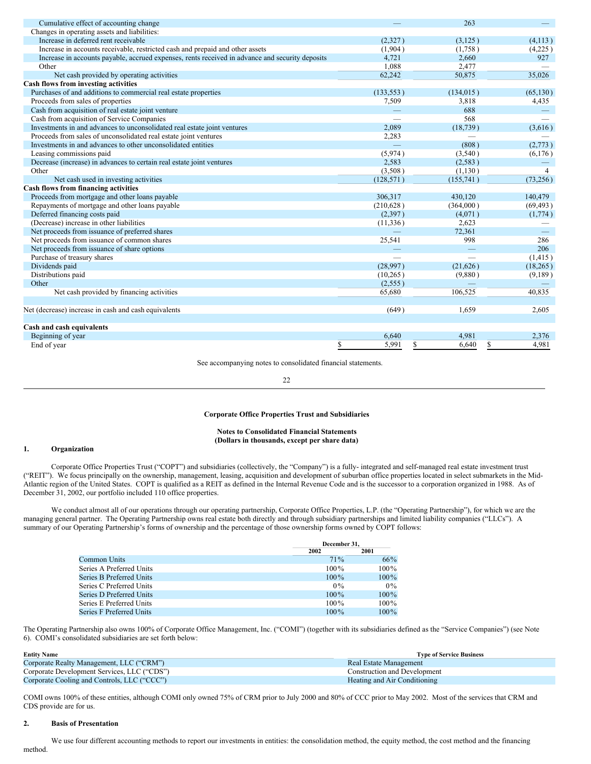| | | | |
|---|---|---|---|
| Cumulative effect of accounting change | — | 263 | — |
| Changes in operating assets and liabilities: | | | |
| Increase in deferred rent receivable | (2,327) | (3,125) | (4,113) |
| Increase in accounts receivable, restricted cash and prepaid and other assets | (1,904) | (1,758) | (4,225) |
| Increase in accounts payable, accrued expenses, rents received in advance and security deposits | 4,721 | 2,660 | 927 |
| Other | 1,088 | 2,477 | — |
| Net cash provided by operating activities | 62,242 | 50,875 | 35,026 |
| **Cash flows from investing activities** | | | |
| Purchases of and additions to commercial real estate properties | (133,553) | (134,015) | (65,130) |
| Proceeds from sales of properties | 7,509 | 3,818 | 4,435 |
| Cash from acquisition of real estate joint venture | — | 688 | — |
| Cash from acquisition of Service Companies | — | 568 | — |
| Investments in and advances to unconsolidated real estate joint ventures | 2,089 | (18,739) | (3,616) |
| Proceeds from sales of unconsolidated real estate joint ventures | 2,283 | — | — |
| Investments in and advances to other unconsolidated entities | — | (808) | (2,773) |
| Leasing commissions paid | (5,974) | (3,540) | (6,176) |
| Decrease (increase) in advances to certain real estate joint ventures | 2,583 | (2,583) | — |
| Other | (3,508) | (1,130) | 4 |
| Net cash used in investing activities | (128,571) | (155,741) | (73,256) |
| **Cash flows from financing activities** | | | |
| Proceeds from mortgage and other loans payable | 306,317 | 430,120 | 140,479 |
| Repayments of mortgage and other loans payable | (210,628) | (364,000) | (69,493) |
| Deferred financing costs paid | (2,397) | (4,071) | (1,774) |
| (Decrease) increase in other liabilities | (11,336) | 2,623 | — |
| Net proceeds from issuance of preferred shares | — | 72,361 | — |
| Net proceeds from issuance of common shares | 25,541 | 998 | 286 |
| Net proceeds from issuance of share options | — | — | 206 |
| Purchase of treasury shares | — | — | (1,415) |
| Dividends paid | (28,997) | (21,626) | (18,265) |
| Distributions paid | (10,265) | (9,880) | (9,189) |
| Other | (2,555) | — | — |
| Net cash provided by financing activities | 65,680 | 106,525 | 40,835 |
| | | | |
| Net (decrease) increase in cash and cash equivalents | (649) | 1,659 | 2,605 |
| | | | |
| **Cash and cash equivalents** | | | |
| Beginning of year | 6,640 | 4,981 | 2,376 |
| End of year | $ 5,991 | $ 6,640 | $ 4,981 |

See accompanying notes to consolidated financial statements.

**Corporate Office Properties Trust and Subsidiaries**

**Notes to Consolidated Financial Statements**
**(Dollars in thousands, except per share data)**

## 1. Organization

Corporate Office Properties Trust ("COPT") and subsidiaries (collectively, the "Company") is a fully- integrated and self-managed real estate investment trust ("REIT"). We focus principally on the ownership, management, leasing, acquisition and development of suburban office properties located in select submarkets in the Mid-Atlantic region of the United States. COPT is qualified as a REIT as defined in the Internal Revenue Code and is the successor to a corporation organized in 1988. As of December 31, 2002, our portfolio included 110 office properties.

We conduct almost all of our operations through our operating partnership, Corporate Office Properties, L.P. (the "Operating Partnership"), for which we are the managing general partner. The Operating Partnership owns real estate both directly and through subsidiary partnerships and limited liability companies ("LLCs"). A summary of our Operating Partnership's forms of ownership and the percentage of those ownership forms owned by COPT follows:

| | December 31, | |
|---|---|---|
| | 2002 | 2001 |
| Common Units | 71% | 66% |
| Series A Preferred Units | 100% | 100% |
| Series B Preferred Units | 100% | 100% |
| Series C Preferred Units | 0% | 0% |
| Series D Preferred Units | 100% | 100% |
| Series E Preferred Units | 100% | 100% |
| Series F Preferred Units | 100% | 100% |

The Operating Partnership also owns 100% of Corporate Office Management, Inc. ("COMI") (together with its subsidiaries defined as the "Service Companies") (see Note 6). COMI's consolidated subsidiaries are set forth below:

| Entity Name | Type of Service Business |
|---|---|
| Corporate Realty Management, LLC ("CRM") | Real Estate Management |
| Corporate Development Services, LLC ("CDS") | Construction and Development |
| Corporate Cooling and Controls, LLC ("CCC") | Heating and Air Conditioning |

COMI owns 100% of these entities, although COMI only owned 75% of CRM prior to July 2000 and 80% of CCC prior to May 2002. Most of the services that CRM and CDS provide are for us.

## 2. Basis of Presentation

We use four different accounting methods to report our investments in entities: the consolidation method, the equity method, the cost method and the financing method.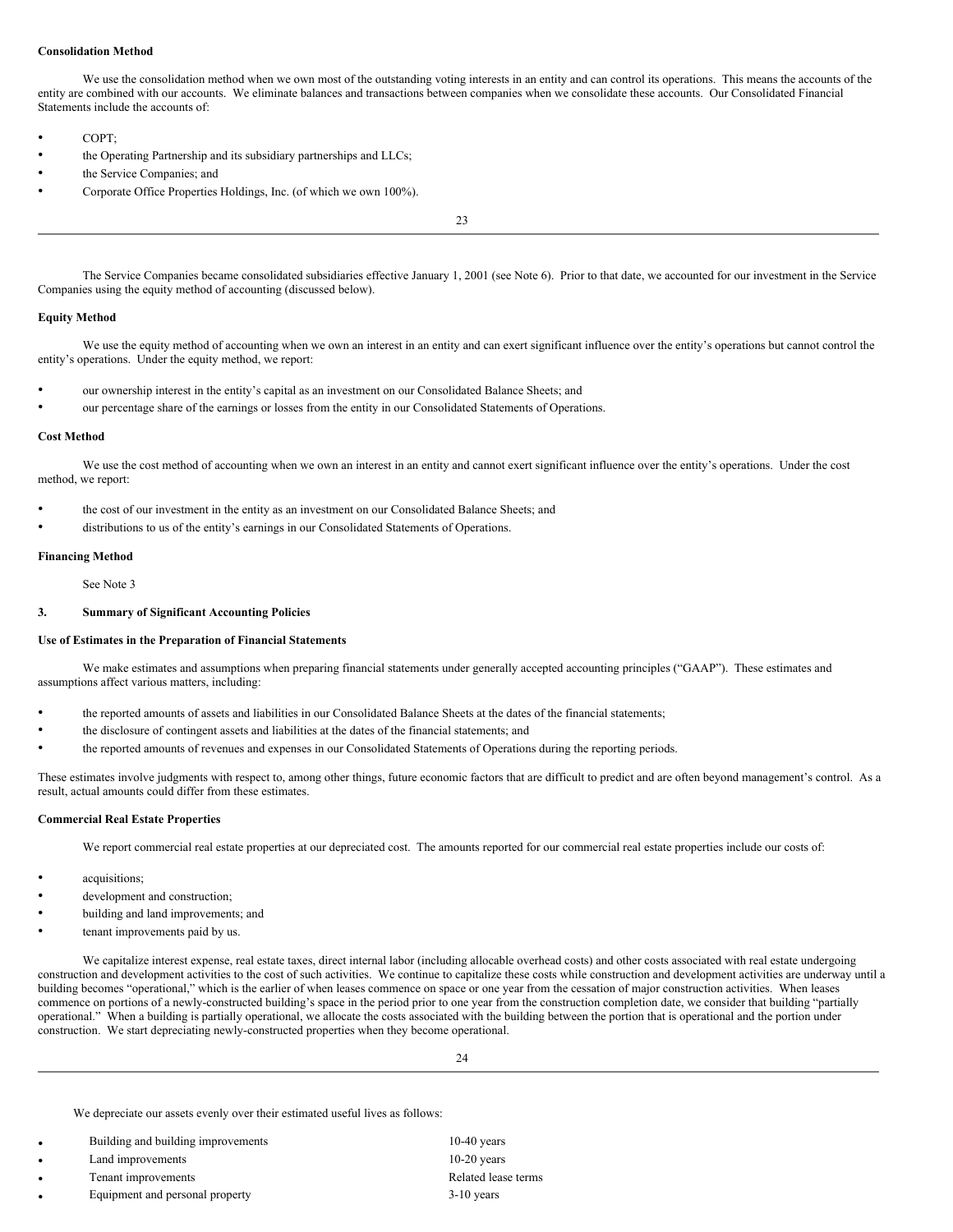**Consolidation Method**

We use the consolidation method when we own most of the outstanding voting interests in an entity and can control its operations. This means the accounts of the entity are combined with our accounts. We eliminate balances and transactions between companies when we consolidate these accounts. Our Consolidated Financial Statements include the accounts of:

- COPT;
- the Operating Partnership and its subsidiary partnerships and LLCs;
- the Service Companies; and
- Corporate Office Properties Holdings, Inc. (of which we own 100%).

The Service Companies became consolidated subsidiaries effective January 1, 2001 (see Note 6). Prior to that date, we accounted for our investment in the Service Companies using the equity method of accounting (discussed below).

**Equity Method**

We use the equity method of accounting when we own an interest in an entity and can exert significant influence over the entity's operations but cannot control the entity's operations. Under the equity method, we report:

- our ownership interest in the entity's capital as an investment on our Consolidated Balance Sheets; and
- our percentage share of the earnings or losses from the entity in our Consolidated Statements of Operations.

**Cost Method**

We use the cost method of accounting when we own an interest in an entity and cannot exert significant influence over the entity's operations. Under the cost method, we report:

- the cost of our investment in the entity as an investment on our Consolidated Balance Sheets; and
- distributions to us of the entity's earnings in our Consolidated Statements of Operations.

**Financing Method**

See Note 3

## 3. Summary of Significant Accounting Policies

**Use of Estimates in the Preparation of Financial Statements**

We make estimates and assumptions when preparing financial statements under generally accepted accounting principles ("GAAP"). These estimates and assumptions affect various matters, including:

- the reported amounts of assets and liabilities in our Consolidated Balance Sheets at the dates of the financial statements;
- the disclosure of contingent assets and liabilities at the dates of the financial statements; and
- the reported amounts of revenues and expenses in our Consolidated Statements of Operations during the reporting periods.

These estimates involve judgments with respect to, among other things, future economic factors that are difficult to predict and are often beyond management's control. As a result, actual amounts could differ from these estimates.

**Commercial Real Estate Properties**

We report commercial real estate properties at our depreciated cost. The amounts reported for our commercial real estate properties include our costs of:

- acquisitions;
- development and construction;
- building and land improvements; and
- tenant improvements paid by us.

We capitalize interest expense, real estate taxes, direct internal labor (including allocable overhead costs) and other costs associated with real estate undergoing construction and development activities to the cost of such activities. We continue to capitalize these costs while construction and development activities are underway until a building becomes "operational," which is the earlier of when leases commence on space or one year from the cessation of major construction activities. When leases commence on portions of a newly-constructed building's space in the period prior to one year from the construction completion date, we consider that building "partially operational." When a building is partially operational, we allocate the costs associated with the building between the portion that is operational and the portion under construction. We start depreciating newly-constructed properties when they become operational.

We depreciate our assets evenly over their estimated useful lives as follows:

| | |
|---|---|
| • Building and building improvements | 10-40 years |
| • Land improvements | 10-20 years |
| • Tenant improvements | Related lease terms |
| • Equipment and personal property | 3-10 years |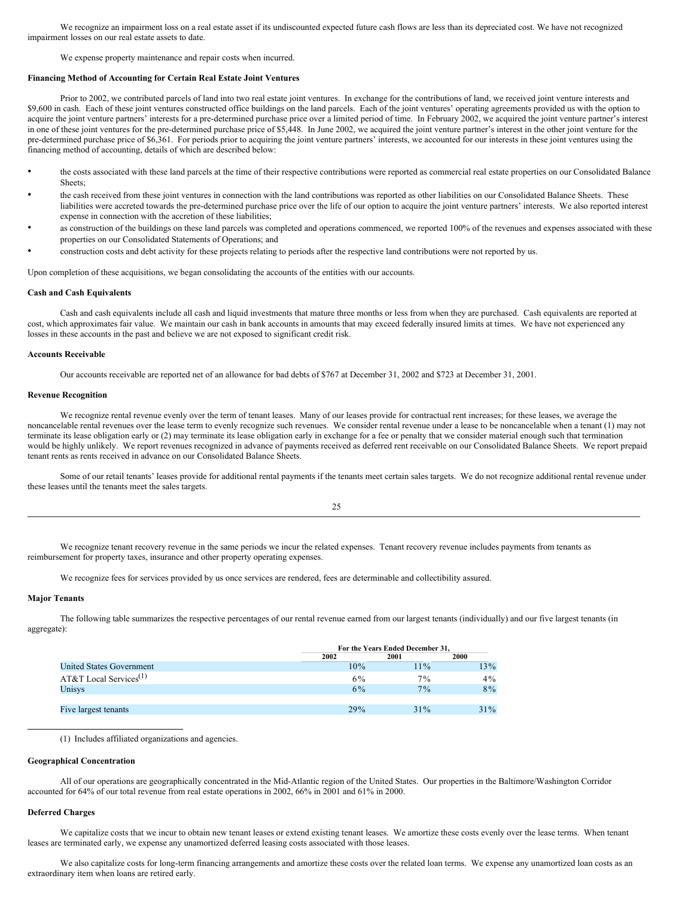We recognize an impairment loss on a real estate asset if its undiscounted expected future cash flows are less than its depreciated cost. We have not recognized impairment losses on our real estate assets to date.

We expense property maintenance and repair costs when incurred.

**Financing Method of Accounting for Certain Real Estate Joint Ventures**

Prior to 2002, we contributed parcels of land into two real estate joint ventures. In exchange for the contributions of land, we received joint venture interests and $9,600 in cash. Each of these joint ventures constructed office buildings on the land parcels. Each of the joint ventures' operating agreements provided us with the option to acquire the joint venture partners' interests for a pre-determined purchase price over a limited period of time. In February 2002, we acquired the joint venture partner's interest in one of these joint ventures for the pre-determined purchase price of $5,448. In June 2002, we acquired the joint venture partner's interest in the other joint venture for the pre-determined purchase price of $6,361. For periods prior to acquiring the joint venture partners' interests, we accounted for our interests in these joint ventures using the financing method of accounting, details of which are described below:

- the costs associated with these land parcels at the time of their respective contributions were reported as commercial real estate properties on our Consolidated Balance Sheets;
- the cash received from these joint ventures in connection with the land contributions was reported as other liabilities on our Consolidated Balance Sheets. These liabilities were accreted towards the pre-determined purchase price over the life of our option to acquire the joint venture partners' interests. We also reported interest expense in connection with the accretion of these liabilities;
- as construction of the buildings on these land parcels was completed and operations commenced, we reported 100% of the revenues and expenses associated with these properties on our Consolidated Statements of Operations; and
- construction costs and debt activity for these projects relating to periods after the respective land contributions were not reported by us.

Upon completion of these acquisitions, we began consolidating the accounts of the entities with our accounts.

**Cash and Cash Equivalents**

Cash and cash equivalents include all cash and liquid investments that mature three months or less from when they are purchased. Cash equivalents are reported at cost, which approximates fair value. We maintain our cash in bank accounts in amounts that may exceed federally insured limits at times. We have not experienced any losses in these accounts in the past and believe we are not exposed to significant credit risk.

**Accounts Receivable**

Our accounts receivable are reported net of an allowance for bad debts of $767 at December 31, 2002 and $723 at December 31, 2001.

**Revenue Recognition**

We recognize rental revenue evenly over the term of tenant leases. Many of our leases provide for contractual rent increases; for these leases, we average the noncancelable rental revenues over the lease term to evenly recognize such revenues. We consider rental revenue under a lease to be noncancelable when a tenant (1) may not terminate its lease obligation early or (2) may terminate its lease obligation early in exchange for a fee or penalty that we consider material enough such that termination would be highly unlikely. We report revenues recognized in advance of payments received as deferred rent receivable on our Consolidated Balance Sheets. We report prepaid tenant rents as rents received in advance on our Consolidated Balance Sheets.

Some of our retail tenants' leases provide for additional rental payments if the tenants meet certain sales targets. We do not recognize additional rental revenue under these leases until the tenants meet the sales targets.

We recognize tenant recovery revenue in the same periods we incur the related expenses. Tenant recovery revenue includes payments from tenants as reimbursement for property taxes, insurance and other property operating expenses.

We recognize fees for services provided by us once services are rendered, fees are determinable and collectibility assured.

**Major Tenants**

The following table summarizes the respective percentages of our rental revenue earned from our largest tenants (individually) and our five largest tenants (in aggregate):

| | For the Years Ended December 31, | | |
|---|---|---|---|
| | 2002 | 2001 | 2000 |
| United States Government | 10% | 11% | 13% |
| AT&T Local Services[1] | 6% | 7% | 4% |
| Unisys | 6% | 7% | 8% |
| Five largest tenants | 29% | 31% | 31% |

(1) Includes affiliated organizations and agencies.

**Geographical Concentration**

All of our operations are geographically concentrated in the Mid-Atlantic region of the United States. Our properties in the Baltimore/Washington Corridor accounted for 64% of our total revenue from real estate operations in 2002, 66% in 2001 and 61% in 2000.

**Deferred Charges**

We capitalize costs that we incur to obtain new tenant leases or extend existing tenant leases. We amortize these costs evenly over the lease terms. When tenant leases are terminated early, we expense any unamortized deferred leasing costs associated with those leases.

We also capitalize costs for long-term financing arrangements and amortize these costs over the related loan terms. We expense any unamortized loan costs as an extraordinary item when loans are retired early.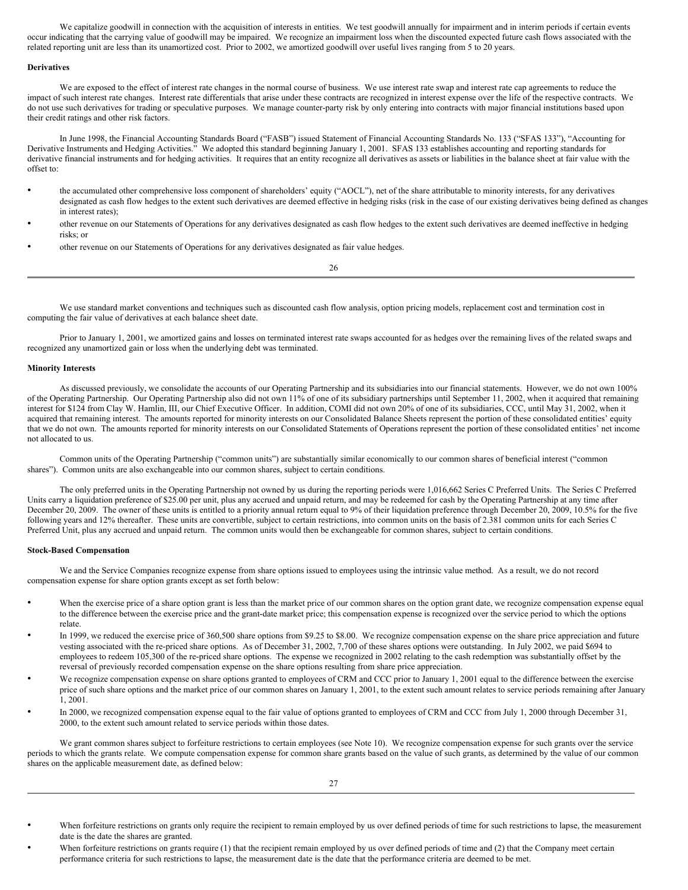We capitalize goodwill in connection with the acquisition of interests in entities. We test goodwill annually for impairment and in interim periods if certain events occur indicating that the carrying value of goodwill may be impaired. We recognize an impairment loss when the discounted expected future cash flows associated with the related reporting unit are less than its unamortized cost. Prior to 2002, we amortized goodwill over useful lives ranging from 5 to 20 years.

**Derivatives**

We are exposed to the effect of interest rate changes in the normal course of business. We use interest rate swap and interest rate cap agreements to reduce the impact of such interest rate changes. Interest rate differentials that arise under these contracts are recognized in interest expense over the life of the respective contracts. We do not use such derivatives for trading or speculative purposes. We manage counter-party risk by only entering into contracts with major financial institutions based upon their credit ratings and other risk factors.

In June 1998, the Financial Accounting Standards Board ("FASB") issued Statement of Financial Accounting Standards No. 133 ("SFAS 133"), "Accounting for Derivative Instruments and Hedging Activities." We adopted this standard beginning January 1, 2001. SFAS 133 establishes accounting and reporting standards for derivative financial instruments and for hedging activities. It requires that an entity recognize all derivatives as assets or liabilities in the balance sheet at fair value with the offset to:

- the accumulated other comprehensive loss component of shareholders' equity ("AOCL"), net of the share attributable to minority interests, for any derivatives designated as cash flow hedges to the extent such derivatives are deemed effective in hedging risks (risk in the case of our existing derivatives being defined as changes in interest rates);
- other revenue on our Statements of Operations for any derivatives designated as cash flow hedges to the extent such derivatives are deemed ineffective in hedging risks; or
- other revenue on our Statements of Operations for any derivatives designated as fair value hedges.

We use standard market conventions and techniques such as discounted cash flow analysis, option pricing models, replacement cost and termination cost in computing the fair value of derivatives at each balance sheet date.

Prior to January 1, 2001, we amortized gains and losses on terminated interest rate swaps accounted for as hedges over the remaining lives of the related swaps and recognized any unamortized gain or loss when the underlying debt was terminated.

**Minority Interests**

As discussed previously, we consolidate the accounts of our Operating Partnership and its subsidiaries into our financial statements. However, we do not own 100% of the Operating Partnership. Our Operating Partnership also did not own 11% of one of its subsidiary partnerships until September 11, 2002, when it acquired that remaining interest for $124 from Clay W. Hamlin, III, our Chief Executive Officer. In addition, COMI did not own 20% of one of its subsidiaries, CCC, until May 31, 2002, when it acquired that remaining interest. The amounts reported for minority interests on our Consolidated Balance Sheets represent the portion of these consolidated entities' equity that we do not own. The amounts reported for minority interests on our Consolidated Statements of Operations represent the portion of these consolidated entities' net income not allocated to us.

Common units of the Operating Partnership ("common units") are substantially similar economically to our common shares of beneficial interest ("common shares"). Common units are also exchangeable into our common shares, subject to certain conditions.

The only preferred units in the Operating Partnership not owned by us during the reporting periods were 1,016,662 Series C Preferred Units. The Series C Preferred Units carry a liquidation preference of $25.00 per unit, plus any accrued and unpaid return, and may be redeemed for cash by the Operating Partnership at any time after December 20, 2009. The owner of these units is entitled to a priority annual return equal to 9% of their liquidation preference through December 20, 2009, 10.5% for the five following years and 12% thereafter. These units are convertible, subject to certain restrictions, into common units on the basis of 2.381 common units for each Series C Preferred Unit, plus any accrued and unpaid return. The common units would then be exchangeable for common shares, subject to certain conditions.

**Stock-Based Compensation**

We and the Service Companies recognize expense from share options issued to employees using the intrinsic value method. As a result, we do not record compensation expense for share option grants except as set forth below:

- When the exercise price of a share option grant is less than the market price of our common shares on the option grant date, we recognize compensation expense equal to the difference between the exercise price and the grant-date market price; this compensation expense is recognized over the service period to which the options relate.
- In 1999, we reduced the exercise price of 360,500 share options from $9.25 to $8.00. We recognize compensation expense on the share price appreciation and future vesting associated with the re-priced share options. As of December 31, 2002, 7,700 of these shares options were outstanding. In July 2002, we paid $694 to employees to redeem 105,300 of the re-priced share options. The expense we recognized in 2002 relating to the cash redemption was substantially offset by the reversal of previously recorded compensation expense on the share options resulting from share price appreciation.
- We recognize compensation expense on share options granted to employees of CRM and CCC prior to January 1, 2001 equal to the difference between the exercise price of such share options and the market price of our common shares on January 1, 2001, to the extent such amount relates to service periods remaining after January 1, 2001.
- In 2000, we recognized compensation expense equal to the fair value of options granted to employees of CRM and CCC from July 1, 2000 through December 31, 2000, to the extent such amount related to service periods within those dates.

We grant common shares subject to forfeiture restrictions to certain employees (see Note 10). We recognize compensation expense for such grants over the service periods to which the grants relate. We compute compensation expense for common share grants based on the value of such grants, as determined by the value of our common shares on the applicable measurement date, as defined below:

- When forfeiture restrictions on grants only require the recipient to remain employed by us over defined periods of time for such restrictions to lapse, the measurement date is the date the shares are granted.
- When forfeiture restrictions on grants require (1) that the recipient remain employed by us over defined periods of time and (2) that the Company meet certain performance criteria for such restrictions to lapse, the measurement date is the date that the performance criteria are deemed to be met.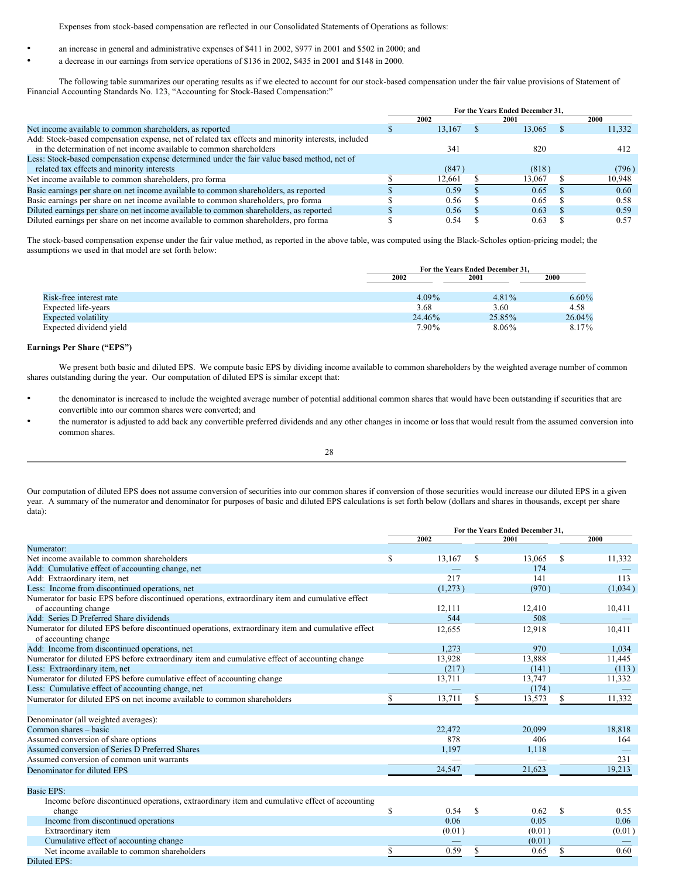Expenses from stock-based compensation are reflected in our Consolidated Statements of Operations as follows:

- an increase in general and administrative expenses of $411 in 2002, $977 in 2001 and $502 in 2000; and
- a decrease in our earnings from service operations of $136 in 2002, $435 in 2001 and $148 in 2000.

The following table summarizes our operating results as if we elected to account for our stock-based compensation under the fair value provisions of Statement of Financial Accounting Standards No. 123, "Accounting for Stock-Based Compensation:"

| | For the Years Ended December 31, | | |
|---|---|---|---|
| | 2002 | 2001 | 2000 |
| Net income available to common shareholders, as reported | $ 13,167 | $ 13,065 | $ 11,332 |
| Add: Stock-based compensation expense, net of related tax effects and minority interests, included in the determination of net income available to common shareholders | 341 | 820 | 412 |
| Less: Stock-based compensation expense determined under the fair value based method, net of related tax effects and minority interests | (847) | (818) | (796) |
| Net income available to common shareholders, pro forma | $ 12,661 | $ 13,067 | $ 10,948 |
| Basic earnings per share on net income available to common shareholders, as reported | $ 0.59 | $ 0.65 | $ 0.60 |
| Basic earnings per share on net income available to common shareholders, pro forma | $ 0.56 | $ 0.65 | $ 0.58 |
| Diluted earnings per share on net income available to common shareholders, as reported | $ 0.56 | $ 0.63 | $ 0.59 |
| Diluted earnings per share on net income available to common shareholders, pro forma | $ 0.54 | $ 0.63 | $ 0.57 |

The stock-based compensation expense under the fair value method, as reported in the above table, was computed using the Black-Scholes option-pricing model; the assumptions we used in that model are set forth below:

| | For the Years Ended December 31, | | |
|---|---|---|---|
| | 2002 | 2001 | 2000 |
| Risk-free interest rate | 4.09% | 4.81% | 6.60% |
| Expected life-years | 3.68 | 3.60 | 4.58 |
| Expected volatility | 24.46% | 25.85% | 26.04% |
| Expected dividend yield | 7.90% | 8.06% | 8.17% |

**Earnings Per Share ("EPS")**

We present both basic and diluted EPS. We compute basic EPS by dividing income available to common shareholders by the weighted average number of common shares outstanding during the year. Our computation of diluted EPS is similar except that:

- the denominator is increased to include the weighted average number of potential additional common shares that would have been outstanding if securities that are convertible into our common shares were converted; and
- the numerator is adjusted to add back any convertible preferred dividends and any other changes in income or loss that would result from the assumed conversion into common shares.

Our computation of diluted EPS does not assume conversion of securities into our common shares if conversion of those securities would increase our diluted EPS in a given year. A summary of the numerator and denominator for purposes of basic and diluted EPS calculations is set forth below (dollars and shares in thousands, except per share data):

| | For the Years Ended December 31, | | |
|---|---|---|---|
| | 2002 | 2001 | 2000 |
| Numerator: | | | |
| Net income available to common shareholders | $ 13,167 | $ 13,065 | $ 11,332 |
| Add: Cumulative effect of accounting change, net | — | 174 | — |
| Add: Extraordinary item, net | 217 | 141 | 113 |
| Less: Income from discontinued operations, net | (1,273) | (970) | (1,034) |
| Numerator for basic EPS before discontinued operations, extraordinary item and cumulative effect of accounting change | 12,111 | 12,410 | 10,411 |
| Add: Series D Preferred Share dividends | 544 | 508 | — |
| Numerator for diluted EPS before discontinued operations, extraordinary item and cumulative effect of accounting change | 12,655 | 12,918 | 10,411 |
| Add: Income from discontinued operations, net | 1,273 | 970 | 1,034 |
| Numerator for diluted EPS before extraordinary item and cumulative effect of accounting change | 13,928 | 13,888 | 11,445 |
| Less: Extraordinary item, net | (217) | (141) | (113) |
| Numerator for diluted EPS before cumulative effect of accounting change | 13,711 | 13,747 | 11,332 |
| Less: Cumulative effect of accounting change, net | — | (174) | — |
| Numerator for diluted EPS on net income available to common shareholders | $ 13,711 | $ 13,573 | $ 11,332 |
| | | | |
| Denominator (all weighted averages): | | | |
| Common shares – basic | 22,472 | 20,099 | 18,818 |
| Assumed conversion of share options | 878 | 406 | 164 |
| Assumed conversion of Series D Preferred Shares | 1,197 | 1,118 | — |
| Assumed conversion of common unit warrants | — | — | 231 |
| Denominator for diluted EPS | 24,547 | 21,623 | 19,213 |
| | | | |
| Basic EPS: | | | |
| Income before discontinued operations, extraordinary item and cumulative effect of accounting change | $ 0.54 | $ 0.62 | $ 0.55 |
| Income from discontinued operations | 0.06 | 0.05 | 0.06 |
| Extraordinary item | (0.01) | (0.01) | (0.01) |
| Cumulative effect of accounting change | — | (0.01) | — |
| Net income available to common shareholders | $ 0.59 | $ 0.65 | $ 0.60 |
| Diluted EPS: | | | |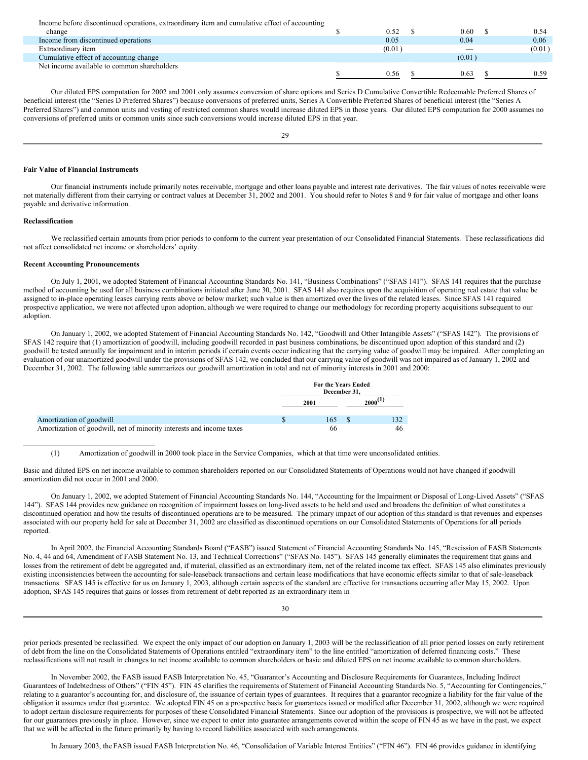| | | | |
|---|---|---|---|
| Income before discontinued operations, extraordinary item and cumulative effect of accounting change | $ 0.52 | $ 0.60 | $ 0.54 |
| Income from discontinued operations | 0.05 | 0.04 | 0.06 |
| Extraordinary item | (0.01 ) | — | (0.01 ) |
| Cumulative effect of accounting change | — | (0.01 ) | — |
| Net income available to common shareholders | $ 0.56 | $ 0.63 | $ 0.59 |

Our diluted EPS computation for 2002 and 2001 only assumes conversion of share options and Series D Cumulative Convertible Redeemable Preferred Shares of beneficial interest (the "Series D Preferred Shares") because conversions of preferred units, Series A Convertible Preferred Shares of beneficial interest (the "Series A Preferred Shares") and common units and vesting of restricted common shares would increase diluted EPS in those years. Our diluted EPS computation for 2000 assumes no conversions of preferred units or common units since such conversions would increase diluted EPS in that year.

**Fair Value of Financial Instruments**

Our financial instruments include primarily notes receivable, mortgage and other loans payable and interest rate derivatives. The fair values of notes receivable were not materially different from their carrying or contract values at December 31, 2002 and 2001. You should refer to Notes 8 and 9 for fair value of mortgage and other loans payable and derivative information.

**Reclassification**

We reclassified certain amounts from prior periods to conform to the current year presentation of our Consolidated Financial Statements. These reclassifications did not affect consolidated net income or shareholders' equity.

**Recent Accounting Pronouncements**

On July 1, 2001, we adopted Statement of Financial Accounting Standards No. 141, "Business Combinations" ("SFAS 141"). SFAS 141 requires that the purchase method of accounting be used for all business combinations initiated after June 30, 2001. SFAS 141 also requires upon the acquisition of operating real estate that value be assigned to in-place operating leases carrying rents above or below market; such value is then amortized over the lives of the related leases. Since SFAS 141 required prospective application, we were not affected upon adoption, although we were required to change our methodology for recording property acquisitions subsequent to our adoption.

On January 1, 2002, we adopted Statement of Financial Accounting Standards No. 142, "Goodwill and Other Intangible Assets" ("SFAS 142"). The provisions of SFAS 142 require that (1) amortization of goodwill, including goodwill recorded in past business combinations, be discontinued upon adoption of this standard and (2) goodwill be tested annually for impairment and in interim periods if certain events occur indicating that the carrying value of goodwill may be impaired. After completing an evaluation of our unamortized goodwill under the provisions of SFAS 142, we concluded that our carrying value of goodwill was not impaired as of January 1, 2002 and December 31, 2002. The following table summarizes our goodwill amortization in total and net of minority interests in 2001 and 2000:

| | For the Years Ended December 31, | |
|---|---|---|
| | 2001 | 2000[(1)] |
| Amortization of goodwill | $ 165 | $ 132 |
| Amortization of goodwill, net of minority interests and income taxes | 66 | 46 |

(1) Amortization of goodwill in 2000 took place in the Service Companies, which at that time were unconsolidated entities.

Basic and diluted EPS on net income available to common shareholders reported on our Consolidated Statements of Operations would not have changed if goodwill amortization did not occur in 2001 and 2000.

On January 1, 2002, we adopted Statement of Financial Accounting Standards No. 144, "Accounting for the Impairment or Disposal of Long-Lived Assets" ("SFAS 144"). SFAS 144 provides new guidance on recognition of impairment losses on long-lived assets to be held and used and broadens the definition of what constitutes a discontinued operation and how the results of discontinued operations are to be measured. The primary impact of our adoption of this standard is that revenues and expenses associated with our property held for sale at December 31, 2002 are classified as discontinued operations on our Consolidated Statements of Operations for all periods reported.

In April 2002, the Financial Accounting Standards Board ("FASB") issued Statement of Financial Accounting Standards No. 145, "Rescission of FASB Statements No. 4, 44 and 64, Amendment of FASB Statement No. 13, and Technical Corrections" ("SFAS No. 145"). SFAS 145 generally eliminates the requirement that gains and losses from the retirement of debt be aggregated and, if material, classified as an extraordinary item, net of the related income tax effect. SFAS 145 also eliminates previously existing inconsistencies between the accounting for sale-leaseback transactions and certain lease modifications that have economic effects similar to that of sale-leaseback transactions. SFAS 145 is effective for us on January 1, 2003, although certain aspects of the standard are effective for transactions occurring after May 15, 2002. Upon adoption, SFAS 145 requires that gains or losses from retirement of debt reported as an extraordinary item in prior periods presented be reclassified. We expect the only impact of our adoption on January 1, 2003 will be the reclassification of all prior period losses on early retirement of debt from the line on the Consolidated Statements of Operations entitled "extraordinary item" to the line entitled "amortization of deferred financing costs." These reclassifications will not result in changes to net income available to common shareholders or basic and diluted EPS on net income available to common shareholders.

In November 2002, the FASB issued FASB Interpretation No. 45, "Guarantor's Accounting and Disclosure Requirements for Guarantees, Including Indirect Guarantees of Indebtedness of Others" ("FIN 45"). FIN 45 clarifies the requirements of Statement of Financial Accounting Standards No. 5, "Accounting for Contingencies," relating to a guarantor's accounting for, and disclosure of, the issuance of certain types of guarantees. It requires that a guarantor recognize a liability for the fair value of the obligation it assumes under that guarantee. We adopted FIN 45 on a prospective basis for guarantees issued or modified after December 31, 2002, although we were required to adopt certain disclosure requirements for purposes of these Consolidated Financial Statements. Since our adoption of the provisions is prospective, we will not be affected for our guarantees previously in place. However, since we expect to enter into guarantee arrangements covered within the scope of FIN 45 as we have in the past, we expect that we will be affected in the future primarily by having to record liabilities associated with such arrangements.

In January 2003, the FASB issued FASB Interpretation No. 46, "Consolidation of Variable Interest Entities" ("FIN 46"). FIN 46 provides guidance in identifying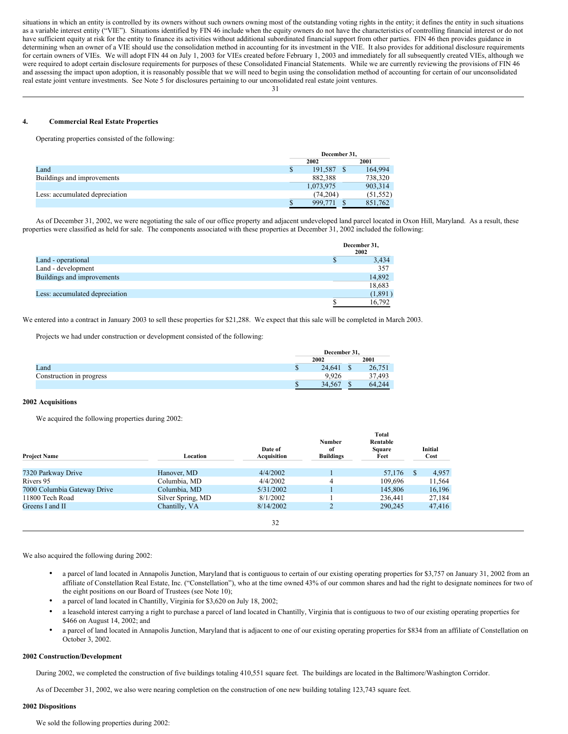situations in which an entity is controlled by its owners without such owners owning most of the outstanding voting rights in the entity; it defines the entity in such situations as a variable interest entity ("VIE"). Situations identified by FIN 46 include when the equity owners do not have the characteristics of controlling financial interest or do not have sufficient equity at risk for the entity to finance its activities without additional subordinated financial support from other parties. FIN 46 then provides guidance in determining when an owner of a VIE should use the consolidation method in accounting for its investment in the VIE. It also provides for additional disclosure requirements for certain owners of VIEs. We will adopt FIN 44 on July 1, 2003 for VIEs created before February 1, 2003 and immediately for all subsequently created VIEs, although we were required to adopt certain disclosure requirements for purposes of these Consolidated Financial Statements. While we are currently reviewing the provisions of FIN 46 and assessing the impact upon adoption, it is reasonably possible that we will need to begin using the consolidation method of accounting for certain of our unconsolidated real estate joint venture investments. See Note 5 for disclosures pertaining to our unconsolidated real estate joint ventures.

## 4. Commercial Real Estate Properties

Operating properties consisted of the following:

| | December 31, 2002 | December 31, 2001 |
|---|---|---|
| Land | $ 191,587 | $ 164,994 |
| Buildings and improvements | 882,388 | 738,320 |
| | 1,073,975 | 903,314 |
| Less: accumulated depreciation | (74,204) | (51,552) |
| | $ 999,771 | $ 851,762 |

As of December 31, 2002, we were negotiating the sale of our office property and adjacent undeveloped land parcel located in Oxon Hill, Maryland. As a result, these properties were classified as held for sale. The components associated with these properties at December 31, 2002 included the following:

| | December 31, 2002 |
|---|---|
| Land - operational | $ 3,434 |
| Land - development | 357 |
| Buildings and improvements | 14,892 |
| | 18,683 |
| Less: accumulated depreciation | (1,891) |
| | $ 16,792 |

We entered into a contract in January 2003 to sell these properties for $21,288. We expect that this sale will be completed in March 2003.

Projects we had under construction or development consisted of the following:

| | December 31, 2002 | December 31, 2001 |
|---|---|---|
| Land | $ 24,641 | $ 26,751 |
| Construction in progress | 9,926 | 37,493 |
| | $ 34,567 | $ 64,244 |

### 2002 Acquisitions

We acquired the following properties during 2002:

| Project Name | Location | Date of Acquisition | Number of Buildings | Total Rentable Square Feet | Initial Cost |
|---|---|---|---|---|---|
| 7320 Parkway Drive | Hanover, MD | 4/4/2002 | 1 | 57,176 | $ 4,957 |
| Rivers 95 | Columbia, MD | 4/4/2002 | 4 | 109,696 | 11,564 |
| 7000 Columbia Gateway Drive | Columbia, MD | 5/31/2002 | 1 | 145,806 | 16,196 |
| 11800 Tech Road | Silver Spring, MD | 8/1/2002 | 1 | 236,441 | 27,184 |
| Greens I and II | Chantilly, VA | 8/14/2002 | 2 | 290,245 | 47,416 |

We also acquired the following during 2002:

- a parcel of land located in Annapolis Junction, Maryland that is contiguous to certain of our existing operating properties for $3,757 on January 31, 2002 from an affiliate of Constellation Real Estate, Inc. ("Constellation"), who at the time owned 43% of our common shares and had the right to designate nominees for two of the eight positions on our Board of Trustees (see Note 10);
- a parcel of land located in Chantilly, Virginia for $3,620 on July 18, 2002;
- a leasehold interest carrying a right to purchase a parcel of land located in Chantilly, Virginia that is contiguous to two of our existing operating properties for $466 on August 14, 2002; and
- a parcel of land located in Annapolis Junction, Maryland that is adjacent to one of our existing operating properties for $834 from an affiliate of Constellation on October 3, 2002.

### 2002 Construction/Development

During 2002, we completed the construction of five buildings totaling 410,551 square feet. The buildings are located in the Baltimore/Washington Corridor.

As of December 31, 2002, we also were nearing completion on the construction of one new building totaling 123,743 square feet.

### 2002 Dispositions

We sold the following properties during 2002: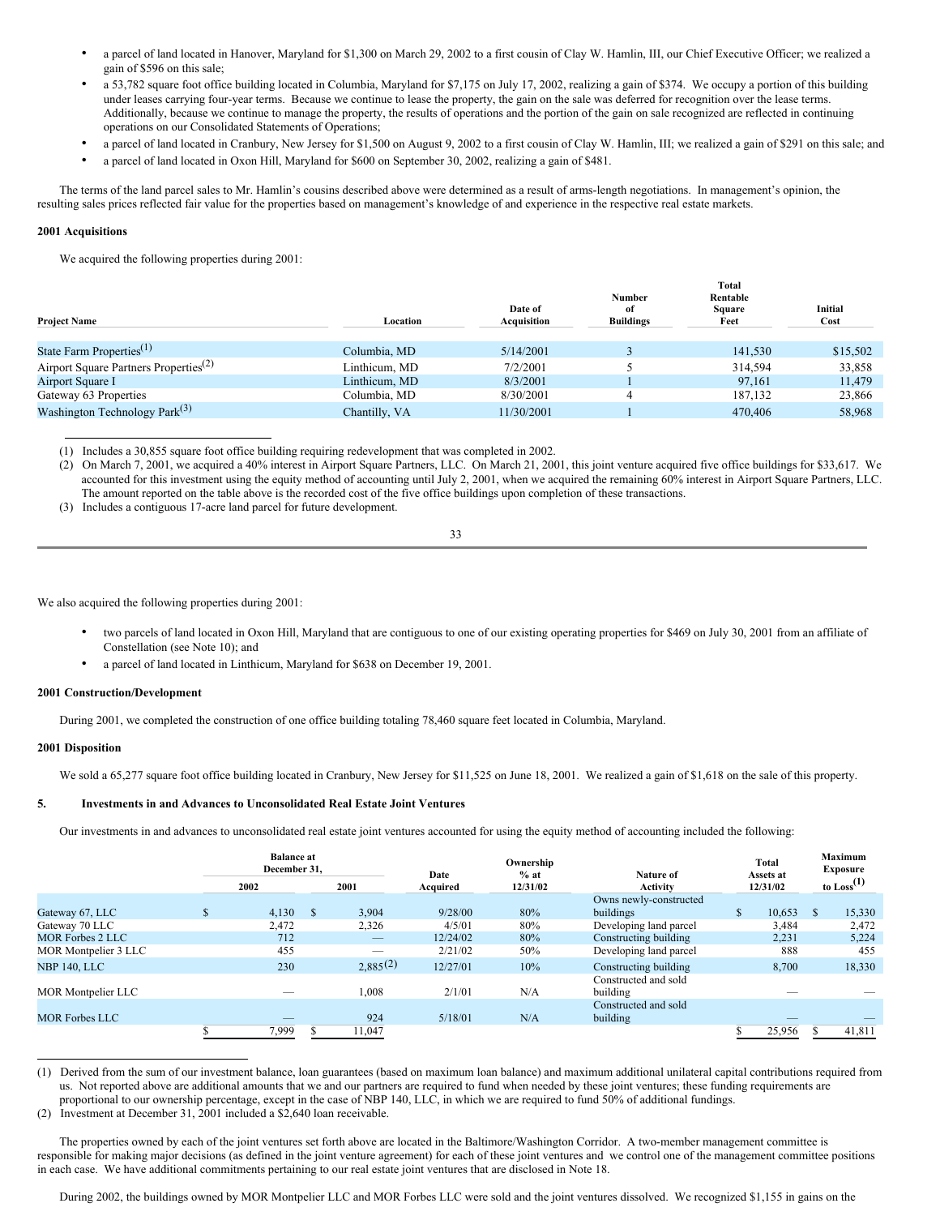- a parcel of land located in Hanover, Maryland for $1,300 on March 29, 2002 to a first cousin of Clay W. Hamlin, III, our Chief Executive Officer; we realized a gain of $596 on this sale;
- a 53,782 square foot office building located in Columbia, Maryland for $7,175 on July 17, 2002, realizing a gain of $374. We occupy a portion of this building under leases carrying four-year terms. Because we continue to lease the property, the gain on the sale was deferred for recognition over the lease terms. Additionally, because we continue to manage the property, the results of operations and the portion of the gain on sale recognized are reflected in continuing operations on our Consolidated Statements of Operations;
- a parcel of land located in Cranbury, New Jersey for $1,500 on August 9, 2002 to a first cousin of Clay W. Hamlin, III; we realized a gain of $291 on this sale; and
- a parcel of land located in Oxon Hill, Maryland for $600 on September 30, 2002, realizing a gain of $481.

The terms of the land parcel sales to Mr. Hamlin's cousins described above were determined as a result of arms-length negotiations. In management's opinion, the resulting sales prices reflected fair value for the properties based on management's knowledge of and experience in the respective real estate markets.

**2001 Acquisitions**

We acquired the following properties during 2001:

| Project Name | Location | Date of Acquisition | Number of Buildings | Total Rentable Square Feet | Initial Cost |
|---|---|---|---|---|---|
| State Farm Properties[1] | Columbia, MD | 5/14/2001 | 3 | 141,530 | $15,502 |
| Airport Square Partners Properties[2] | Linthicum, MD | 7/2/2001 | 5 | 314,594 | 33,858 |
| Airport Square I | Linthicum, MD | 8/3/2001 | 1 | 97,161 | 11,479 |
| Gateway 63 Properties | Columbia, MD | 8/30/2001 | 4 | 187,132 | 23,866 |
| Washington Technology Park[3] | Chantilly, VA | 11/30/2001 | 1 | 470,406 | 58,968 |

(1) Includes a 30,855 square foot office building requiring redevelopment that was completed in 2002.

(2) On March 7, 2001, we acquired a 40% interest in Airport Square Partners, LLC. On March 21, 2001, this joint venture acquired five office buildings for $33,617. We accounted for this investment using the equity method of accounting until July 2, 2001, when we acquired the remaining 60% interest in Airport Square Partners, LLC. The amount reported on the table above is the recorded cost of the five office buildings upon completion of these transactions.

(3) Includes a contiguous 17-acre land parcel for future development.

We also acquired the following properties during 2001:

- two parcels of land located in Oxon Hill, Maryland that are contiguous to one of our existing operating properties for $469 on July 30, 2001 from an affiliate of Constellation (see Note 10); and
- a parcel of land located in Linthicum, Maryland for $638 on December 19, 2001.

**2001 Construction/Development**

During 2001, we completed the construction of one office building totaling 78,460 square feet located in Columbia, Maryland.

**2001 Disposition**

We sold a 65,277 square foot office building located in Cranbury, New Jersey for $11,525 on June 18, 2001. We realized a gain of $1,618 on the sale of this property.

**5. Investments in and Advances to Unconsolidated Real Estate Joint Ventures**

Our investments in and advances to unconsolidated real estate joint ventures accounted for using the equity method of accounting included the following:

| | Balance at December 31, 2002 | Balance at December 31, 2001 | Date Acquired | Ownership % at 12/31/02 | Nature of Activity | Total Assets at 12/31/02 | Maximum Exposure to Loss[1] |
|---|---|---|---|---|---|---|---|
| Gateway 67, LLC | $ 4,130 | $ 3,904 | 9/28/00 | 80% | Owns newly-constructed buildings | $ 10,653 | $ 15,330 |
| Gateway 70 LLC | 2,472 | 2,326 | 4/5/01 | 80% | Developing land parcel | 3,484 | 2,472 |
| MOR Forbes 2 LLC | 712 | — | 12/24/02 | 80% | Constructing building | 2,231 | 5,224 |
| MOR Montpelier 3 LLC | 455 | — | 2/21/02 | 50% | Developing land parcel | 888 | 455 |
| NBP 140, LLC | 230 | 2,885[2] | 12/27/01 | 10% | Constructing building | 8,700 | 18,330 |
| MOR Montpelier LLC | — | 1,008 | 2/1/01 | N/A | Constructed and sold building | — | — |
| MOR Forbes LLC | — | 924 | 5/18/01 | N/A | Constructed and sold building | — | — |
| | $ 7,999 | $ 11,047 | | | | $ 25,956 | $ 41,811 |

(1) Derived from the sum of our investment balance, loan guarantees (based on maximum loan balance) and maximum additional unilateral capital contributions required from us. Not reported above are additional amounts that we and our partners are required to fund when needed by these joint ventures; these funding requirements are proportional to our ownership percentage, except in the case of NBP 140, LLC, in which we are required to fund 50% of additional fundings.

(2) Investment at December 31, 2001 included a $2,640 loan receivable.

The properties owned by each of the joint ventures set forth above are located in the Baltimore/Washington Corridor. A two-member management committee is responsible for making major decisions (as defined in the joint venture agreement) for each of these joint ventures and we control one of the management committee positions in each case. We have additional commitments pertaining to our real estate joint ventures that are disclosed in Note 18.

During 2002, the buildings owned by MOR Montpelier LLC and MOR Forbes LLC were sold and the joint ventures dissolved. We recognized $1,155 in gains on the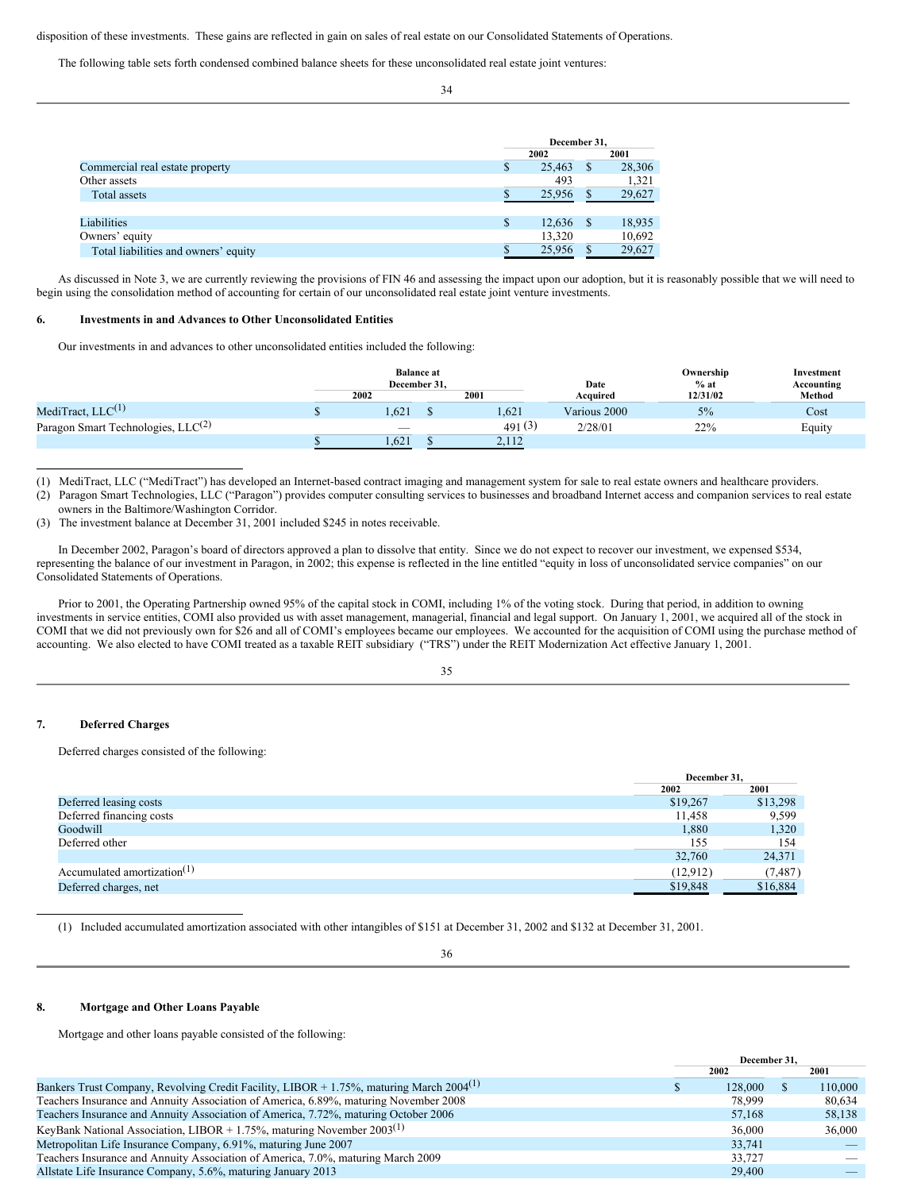disposition of these investments. These gains are reflected in gain on sales of real estate on our Consolidated Statements of Operations.

The following table sets forth condensed combined balance sheets for these unconsolidated real estate joint ventures:

| | December 31, 2002 | December 31, 2001 |
|---|---|---|
| Commercial real estate property | $ 25,463 | $ 28,306 |
| Other assets | 493 | 1,321 |
| Total assets | $ 25,956 | $ 29,627 |
| | | |
| Liabilities | $ 12,636 | $ 18,935 |
| Owners' equity | 13,320 | 10,692 |
| Total liabilities and owners' equity | $ 25,956 | $ 29,627 |

As discussed in Note 3, we are currently reviewing the provisions of FIN 46 and assessing the impact upon our adoption, but it is reasonably possible that we will need to begin using the consolidation method of accounting for certain of our unconsolidated real estate joint venture investments.

## 6. Investments in and Advances to Other Unconsolidated Entities

Our investments in and advances to other unconsolidated entities included the following:

| | Balance at December 31, 2002 | Balance at December 31, 2001 | Date Acquired | Ownership % at 12/31/02 | Investment Accounting Method |
|---|---|---|---|---|---|
| MediTract, LLC[1] | $ 1,621 | $ 1,621 | Various 2000 | 5% | Cost |
| Paragon Smart Technologies, LLC[2] | — | 491 [3] | 2/28/01 | 22% | Equity |
| | $ 1,621 | $ 2,112 | | | |

(1) MediTract, LLC ("MediTract") has developed an Internet-based contract imaging and management system for sale to real estate owners and healthcare providers.
(2) Paragon Smart Technologies, LLC ("Paragon") provides computer consulting services to businesses and broadband Internet access and companion services to real estate owners in the Baltimore/Washington Corridor.
(3) The investment balance at December 31, 2001 included $245 in notes receivable.

In December 2002, Paragon's board of directors approved a plan to dissolve that entity. Since we do not expect to recover our investment, we expensed $534, representing the balance of our investment in Paragon, in 2002; this expense is reflected in the line entitled "equity in loss of unconsolidated service companies" on our Consolidated Statements of Operations.

Prior to 2001, the Operating Partnership owned 95% of the capital stock in COMI, including 1% of the voting stock. During that period, in addition to owning investments in service entities, COMI also provided us with asset management, managerial, financial and legal support. On January 1, 2001, we acquired all of the stock in COMI that we did not previously own for $26 and all of COMI's employees became our employees. We accounted for the acquisition of COMI using the purchase method of accounting. We also elected to have COMI treated as a taxable REIT subsidiary ("TRS") under the REIT Modernization Act effective January 1, 2001.

## 7. Deferred Charges

Deferred charges consisted of the following:

| | December 31, 2002 | December 31, 2001 |
|---|---|---|
| Deferred leasing costs | $19,267 | $13,298 |
| Deferred financing costs | 11,458 | 9,599 |
| Goodwill | 1,880 | 1,320 |
| Deferred other | 155 | 154 |
| | 32,760 | 24,371 |
| Accumulated amortization[1] | (12,912) | (7,487) |
| Deferred charges, net | $19,848 | $16,884 |

(1) Included accumulated amortization associated with other intangibles of $151 at December 31, 2002 and $132 at December 31, 2001.

## 8. Mortgage and Other Loans Payable

Mortgage and other loans payable consisted of the following:

| | December 31, 2002 | December 31, 2001 |
|---|---|---|
| Bankers Trust Company, Revolving Credit Facility, LIBOR + 1.75%, maturing March 2004[1] | $ 128,000 | $ 110,000 |
| Teachers Insurance and Annuity Association of America, 6.89%, maturing November 2008 | 78,999 | 80,634 |
| Teachers Insurance and Annuity Association of America, 7.72%, maturing October 2006 | 57,168 | 58,138 |
| KeyBank National Association, LIBOR + 1.75%, maturing November 2003[1] | 36,000 | 36,000 |
| Metropolitan Life Insurance Company, 6.91%, maturing June 2007 | 33,741 | — |
| Teachers Insurance and Annuity Association of America, 7.0%, maturing March 2009 | 33,727 | — |
| Allstate Life Insurance Company, 5.6%, maturing January 2013 | 29,400 | — |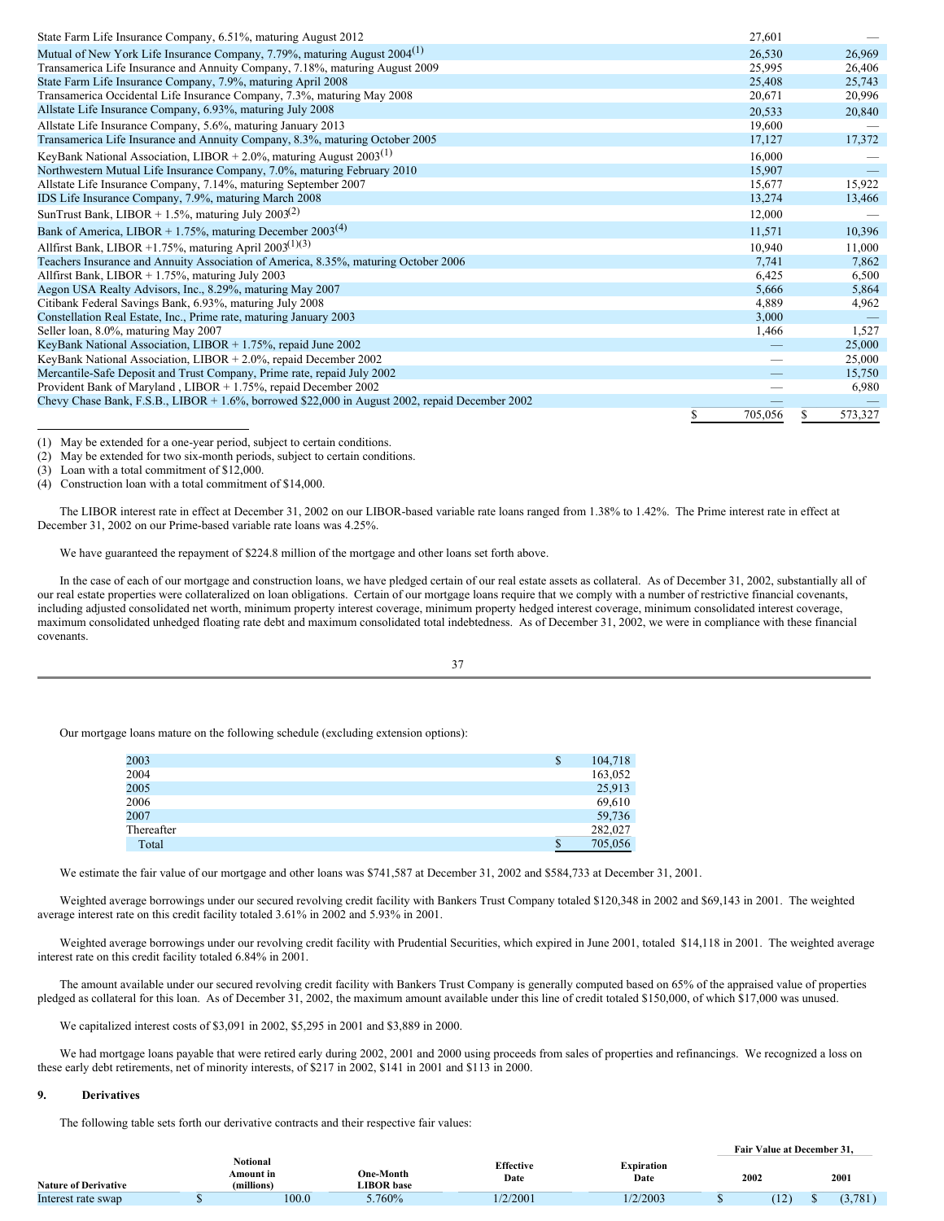| | 2002 | 2001 |
|---|---|---|
| State Farm Life Insurance Company, 6.51%, maturing August 2012 | 27,601 | — |
| Mutual of New York Life Insurance Company, 7.79%, maturing August 2004[1] | 26,530 | 26,969 |
| Transamerica Life Insurance and Annuity Company, 7.18%, maturing August 2009 | 25,995 | 26,406 |
| State Farm Life Insurance Company, 7.9%, maturing April 2008 | 25,408 | 25,743 |
| Transamerica Occidental Life Insurance Company, 7.3%, maturing May 2008 | 20,671 | 20,996 |
| Allstate Life Insurance Company, 6.93%, maturing July 2008 | 20,533 | 20,840 |
| Allstate Life Insurance Company, 5.6%, maturing January 2013 | 19,600 | — |
| Transamerica Life Insurance and Annuity Company, 8.3%, maturing October 2005 | 17,127 | 17,372 |
| KeyBank National Association, LIBOR + 2.0%, maturing August 2003[1] | 16,000 | — |
| Northwestern Mutual Life Insurance Company, 7.0%, maturing February 2010 | 15,907 | — |
| Allstate Life Insurance Company, 7.14%, maturing September 2007 | 15,677 | 15,922 |
| IDS Life Insurance Company, 7.9%, maturing March 2008 | 13,274 | 13,466 |
| SunTrust Bank, LIBOR + 1.5%, maturing July 2003[2] | 12,000 | — |
| Bank of America, LIBOR + 1.75%, maturing December 2003[4] | 11,571 | 10,396 |
| Allfirst Bank, LIBOR +1.75%, maturing April 2003[1][3] | 10,940 | 11,000 |
| Teachers Insurance and Annuity Association of America, 8.35%, maturing October 2006 | 7,741 | 7,862 |
| Allfirst Bank, LIBOR + 1.75%, maturing July 2003 | 6,425 | 6,500 |
| Aegon USA Realty Advisors, Inc., 8.29%, maturing May 2007 | 5,666 | 5,864 |
| Citibank Federal Savings Bank, 6.93%, maturing July 2008 | 4,889 | 4,962 |
| Constellation Real Estate, Inc., Prime rate, maturing January 2003 | 3,000 | — |
| Seller loan, 8.0%, maturing May 2007 | 1,466 | 1,527 |
| KeyBank National Association, LIBOR + 1.75%, repaid June 2002 | — | 25,000 |
| KeyBank National Association, LIBOR + 2.0%, repaid December 2002 | — | 25,000 |
| Mercantile-Safe Deposit and Trust Company, Prime rate, repaid July 2002 | — | 15,750 |
| Provident Bank of Maryland , LIBOR + 1.75%, repaid December 2002 | — | 6,980 |
| Chevy Chase Bank, F.S.B., LIBOR + 1.6%, borrowed $22,000 in August 2002, repaid December 2002 | — | — |
| | $ 705,056 | $ 573,327 |

(1) May be extended for a one-year period, subject to certain conditions.
(2) May be extended for two six-month periods, subject to certain conditions.
(3) Loan with a total commitment of $12,000.
(4) Construction loan with a total commitment of $14,000.

The LIBOR interest rate in effect at December 31, 2002 on our LIBOR-based variable rate loans ranged from 1.38% to 1.42%. The Prime interest rate in effect at December 31, 2002 on our Prime-based variable rate loans was 4.25%.

We have guaranteed the repayment of $224.8 million of the mortgage and other loans set forth above.

In the case of each of our mortgage and construction loans, we have pledged certain of our real estate assets as collateral. As of December 31, 2002, substantially all of our real estate properties were collateralized on loan obligations. Certain of our mortgage loans require that we comply with a number of restrictive financial covenants, including adjusted consolidated net worth, minimum property interest coverage, minimum property hedged interest coverage, minimum consolidated interest coverage, maximum consolidated unhedged floating rate debt and maximum consolidated total indebtedness. As of December 31, 2002, we were in compliance with these financial covenants.

Our mortgage loans mature on the following schedule (excluding extension options):

| | |
|---|---|
| 2003 | $ 104,718 |
| 2004 | 163,052 |
| 2005 | 25,913 |
| 2006 | 69,610 |
| 2007 | 59,736 |
| Thereafter | 282,027 |
| Total | $ 705,056 |

We estimate the fair value of our mortgage and other loans was $741,587 at December 31, 2002 and $584,733 at December 31, 2001.

Weighted average borrowings under our secured revolving credit facility with Bankers Trust Company totaled $120,348 in 2002 and $69,143 in 2001. The weighted average interest rate on this credit facility totaled 3.61% in 2002 and 5.93% in 2001.

Weighted average borrowings under our revolving credit facility with Prudential Securities, which expired in June 2001, totaled $14,118 in 2001. The weighted average interest rate on this credit facility totaled 6.84% in 2001.

The amount available under our secured revolving credit facility with Bankers Trust Company is generally computed based on 65% of the appraised value of properties pledged as collateral for this loan. As of December 31, 2002, the maximum amount available under this line of credit totaled $150,000, of which $17,000 was unused.

We capitalized interest costs of $3,091 in 2002, $5,295 in 2001 and $3,889 in 2000.

We had mortgage loans payable that were retired early during 2002, 2001 and 2000 using proceeds from sales of properties and refinancings. We recognized a loss on these early debt retirements, net of minority interests, of $217 in 2002, $141 in 2001 and $113 in 2000.

## 9. Derivatives

The following table sets forth our derivative contracts and their respective fair values:

| Nature of Derivative | Notional Amount in (millions) | One-Month LIBOR base | Effective Date | Expiration Date | Fair Value at December 31, 2002 | Fair Value at December 31, 2001 |
|---|---|---|---|---|---|---|
| Interest rate swap | $ 100.0 | 5.760% | 1/2/2001 | 1/2/2003 | $ (12) | $ (3,781) |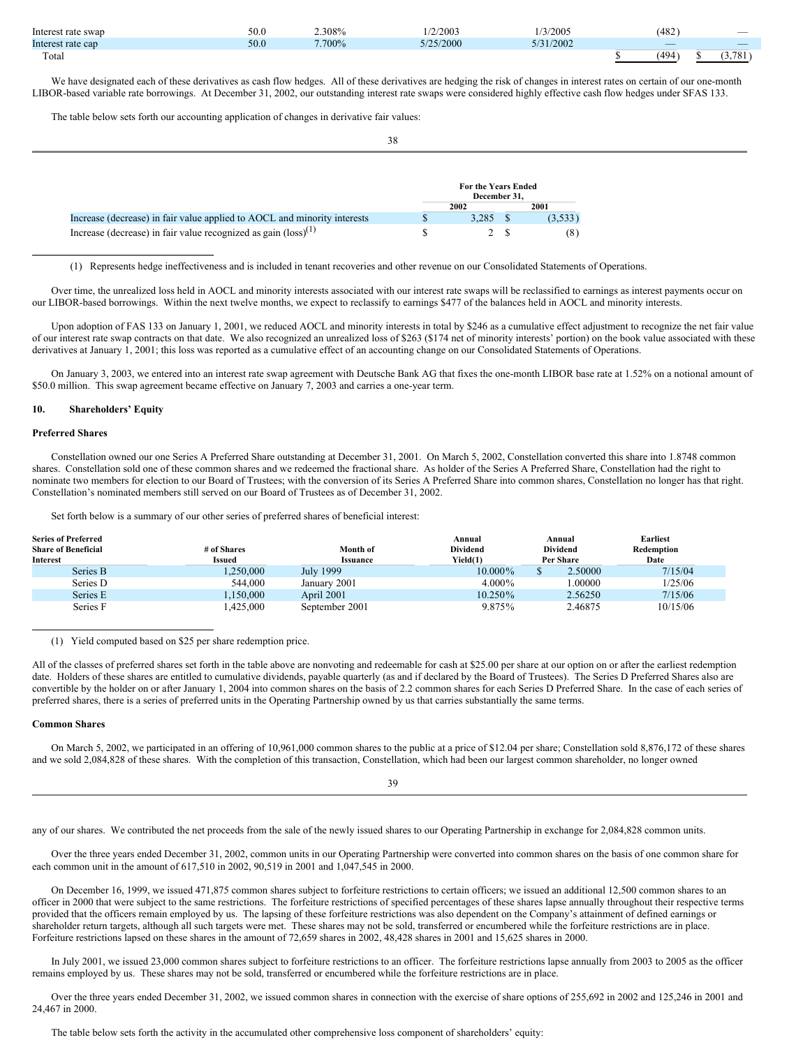| | | | | | | |
|---|---|---|---|---|---|---|
| Interest rate swap | 50.0 | 2.308% | 1/2/2003 | 1/3/2005 | (482) | — |
| Interest rate cap | 50.0 | 7.700% | 5/25/2000 | 5/31/2002 | — | — |
| Total | | | | | $ (494) | $ (3,781) |

We have designated each of these derivatives as cash flow hedges. All of these derivatives are hedging the risk of changes in interest rates on certain of our one-month LIBOR-based variable rate borrowings. At December 31, 2002, our outstanding interest rate swaps were considered highly effective cash flow hedges under SFAS 133.

The table below sets forth our accounting application of changes in derivative fair values:

| | For the Years Ended December 31, | |
|---|---|---|
| | 2002 | 2001 |
| Increase (decrease) in fair value applied to AOCL and minority interests | $ 3,285 | $ (3,533) |
| Increase (decrease) in fair value recognized as gain (loss)(1) | $ 2 | $ (8) |

(1) Represents hedge ineffectiveness and is included in tenant recoveries and other revenue on our Consolidated Statements of Operations.

Over time, the unrealized loss held in AOCL and minority interests associated with our interest rate swaps will be reclassified to earnings as interest payments occur on our LIBOR-based borrowings. Within the next twelve months, we expect to reclassify to earnings $477 of the balances held in AOCL and minority interests.

Upon adoption of FAS 133 on January 1, 2001, we reduced AOCL and minority interests in total by $246 as a cumulative effect adjustment to recognize the net fair value of our interest rate swap contracts on that date. We also recognized an unrealized loss of $263 ($174 net of minority interests' portion) on the book value associated with these derivatives at January 1, 2001; this loss was reported as a cumulative effect of an accounting change on our Consolidated Statements of Operations.

On January 3, 2003, we entered into an interest rate swap agreement with Deutsche Bank AG that fixes the one-month LIBOR base rate at 1.52% on a notional amount of $50.0 million. This swap agreement became effective on January 7, 2003 and carries a one-year term.

## 10. Shareholders' Equity

### Preferred Shares

Constellation owned our one Series A Preferred Share outstanding at December 31, 2001. On March 5, 2002, Constellation converted this share into 1.8748 common shares. Constellation sold one of these common shares and we redeemed the fractional share. As holder of the Series A Preferred Share, Constellation had the right to nominate two members for election to our Board of Trustees; with the conversion of its Series A Preferred Share into common shares, Constellation no longer has that right. Constellation's nominated members still served on our Board of Trustees as of December 31, 2002.

Set forth below is a summary of our other series of preferred shares of beneficial interest:

| Series of Preferred Share of Beneficial Interest | # of Shares Issued | Month of Issuance | Annual Dividend Yield(1) | Annual Dividend Per Share | Earliest Redemption Date |
|---|---|---|---|---|---|
| Series B | 1,250,000 | July 1999 | 10.000% | $ 2.50000 | 7/15/04 |
| Series D | 544,000 | January 2001 | 4.000% | 1.00000 | 1/25/06 |
| Series E | 1,150,000 | April 2001 | 10.250% | 2.56250 | 7/15/06 |
| Series F | 1,425,000 | September 2001 | 9.875% | 2.46875 | 10/15/06 |

(1) Yield computed based on $25 per share redemption price.

All of the classes of preferred shares set forth in the table above are nonvoting and redeemable for cash at $25.00 per share at our option on or after the earliest redemption date. Holders of these shares are entitled to cumulative dividends, payable quarterly (as and if declared by the Board of Trustees). The Series D Preferred Shares also are convertible by the holder on or after January 1, 2004 into common shares on the basis of 2.2 common shares for each Series D Preferred Share. In the case of each series of preferred shares, there is a series of preferred units in the Operating Partnership owned by us that carries substantially the same terms.

### Common Shares

On March 5, 2002, we participated in an offering of 10,961,000 common shares to the public at a price of $12.04 per share; Constellation sold 8,876,172 of these shares and we sold 2,084,828 of these shares. With the completion of this transaction, Constellation, which had been our largest common shareholder, no longer owned any of our shares. We contributed the net proceeds from the sale of the newly issued shares to our Operating Partnership in exchange for 2,084,828 common units.

Over the three years ended December 31, 2002, common units in our Operating Partnership were converted into common shares on the basis of one common share for each common unit in the amount of 617,510 in 2002, 90,519 in 2001 and 1,047,545 in 2000.

On December 16, 1999, we issued 471,875 common shares subject to forfeiture restrictions to certain officers; we issued an additional 12,500 common shares to an officer in 2000 that were subject to the same restrictions. The forfeiture restrictions of specified percentages of these shares lapse annually throughout their respective terms provided that the officers remain employed by us. The lapsing of these forfeiture restrictions was also dependent on the Company's attainment of defined earnings or shareholder return targets, although all such targets were met. These shares may not be sold, transferred or encumbered while the forfeiture restrictions are in place. Forfeiture restrictions lapsed on these shares in the amount of 72,659 shares in 2002, 48,428 shares in 2001 and 15,625 shares in 2000.

In July 2001, we issued 23,000 common shares subject to forfeiture restrictions to an officer. The forfeiture restrictions lapse annually from 2003 to 2005 as the officer remains employed by us. These shares may not be sold, transferred or encumbered while the forfeiture restrictions are in place.

Over the three years ended December 31, 2002, we issued common shares in connection with the exercise of share options of 255,692 in 2002 and 125,246 in 2001 and 24,467 in 2000.

The table below sets forth the activity in the accumulated other comprehensive loss component of shareholders' equity: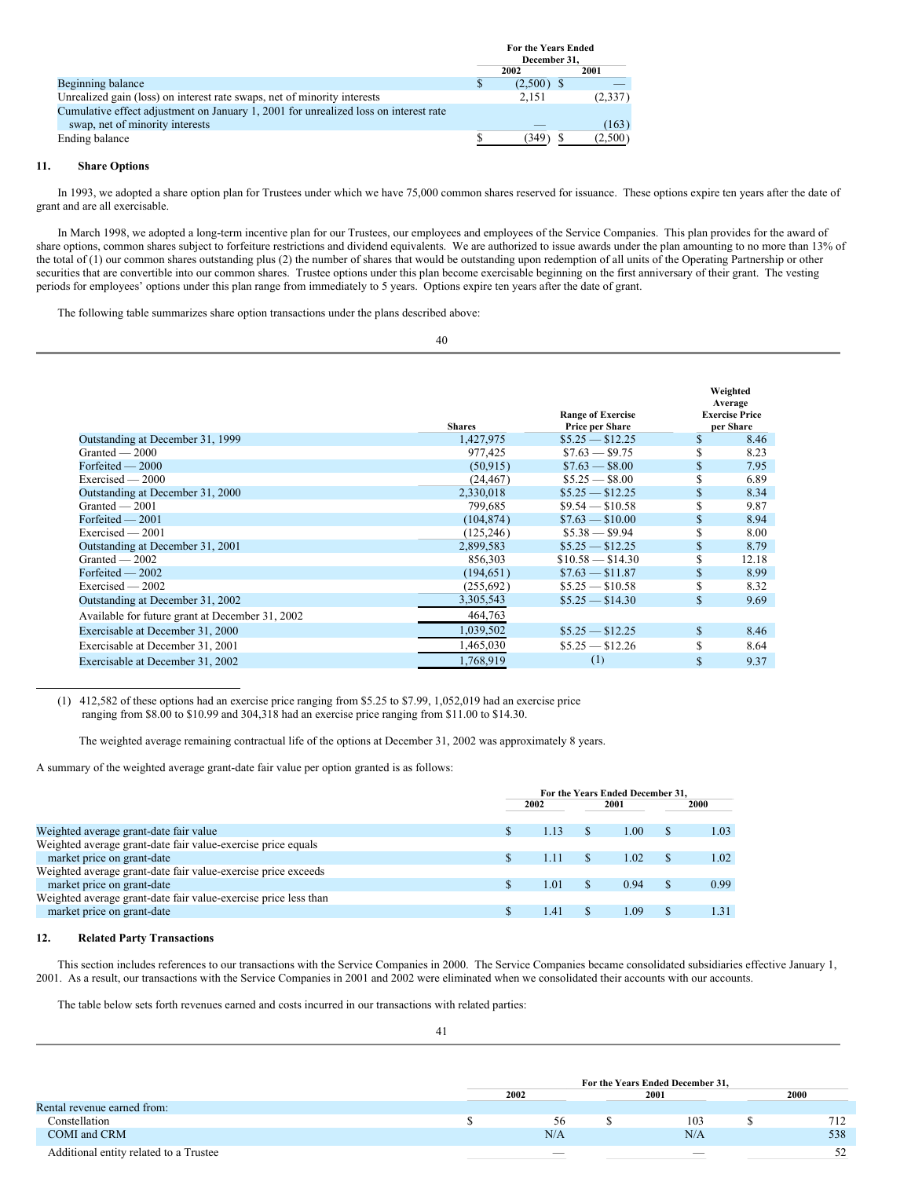| | For the Years Ended December 31, | |
|---|---|---|
| | 2002 | 2001 |
| Beginning balance | $ (2,500) | $ — |
| Unrealized gain (loss) on interest rate swaps, net of minority interests | 2,151 | (2,337) |
| Cumulative effect adjustment on January 1, 2001 for unrealized loss on interest rate swap, net of minority interests | — | (163) |
| Ending balance | $ (349) | $ (2,500) |

## 11. Share Options

In 1993, we adopted a share option plan for Trustees under which we have 75,000 common shares reserved for issuance. These options expire ten years after the date of grant and are all exercisable.

In March 1998, we adopted a long-term incentive plan for our Trustees, our employees and employees of the Service Companies. This plan provides for the award of share options, common shares subject to forfeiture restrictions and dividend equivalents. We are authorized to issue awards under the plan amounting to no more than 13% of the total of (1) our common shares outstanding plus (2) the number of shares that would be outstanding upon redemption of all units of the Operating Partnership or other securities that are convertible into our common shares. Trustee options under this plan become exercisable beginning on the first anniversary of their grant. The vesting periods for employees' options under this plan range from immediately to 5 years. Options expire ten years after the date of grant.

The following table summarizes share option transactions under the plans described above:

| | Shares | Range of Exercise Price per Share | Weighted Average Exercise Price per Share |
|---|---|---|---|
| Outstanding at December 31, 1999 | 1,427,975 | $5.25 — $12.25 | $ 8.46 |
| Granted — 2000 | 977,425 | $7.63 — $9.75 | $ 8.23 |
| Forfeited — 2000 | (50,915) | $7.63 — $8.00 | $ 7.95 |
| Exercised — 2000 | (24,467) | $5.25 — $8.00 | $ 6.89 |
| Outstanding at December 31, 2000 | 2,330,018 | $5.25 — $12.25 | $ 8.34 |
| Granted — 2001 | 799,685 | $9.54 — $10.58 | $ 9.87 |
| Forfeited — 2001 | (104,874) | $7.63 — $10.00 | $ 8.94 |
| Exercised — 2001 | (125,246) | $5.38 — $9.94 | $ 8.00 |
| Outstanding at December 31, 2001 | 2,899,583 | $5.25 — $12.25 | $ 8.79 |
| Granted — 2002 | 856,303 | $10.58 — $14.30 | $ 12.18 |
| Forfeited — 2002 | (194,651) | $7.63 — $11.87 | $ 8.99 |
| Exercised — 2002 | (255,692) | $5.25 — $10.58 | $ 8.32 |
| Outstanding at December 31, 2002 | 3,305,543 | $5.25 — $14.30 | $ 9.69 |
| Available for future grant at December 31, 2002 | 464,763 | | |
| Exercisable at December 31, 2000 | 1,039,502 | $5.25 — $12.25 | $ 8.46 |
| Exercisable at December 31, 2001 | 1,465,030 | $5.25 — $12.26 | $ 8.64 |
| Exercisable at December 31, 2002 | 1,768,919 | (1) | $ 9.37 |

(1) 412,582 of these options had an exercise price ranging from $5.25 to $7.99, 1,052,019 had an exercise price ranging from $8.00 to $10.99 and 304,318 had an exercise price ranging from $11.00 to $14.30.

The weighted average remaining contractual life of the options at December 31, 2002 was approximately 8 years.

A summary of the weighted average grant-date fair value per option granted is as follows:

| | For the Years Ended December 31, | | |
|---|---|---|---|
| | 2002 | 2001 | 2000 |
| Weighted average grant-date fair value | $ 1.13 | $ 1.00 | $ 1.03 |
| Weighted average grant-date fair value-exercise price equals market price on grant-date | $ 1.11 | $ 1.02 | $ 1.02 |
| Weighted average grant-date fair value-exercise price exceeds market price on grant-date | $ 1.01 | $ 0.94 | $ 0.99 |
| Weighted average grant-date fair value-exercise price less than market price on grant-date | $ 1.41 | $ 1.09 | $ 1.31 |

## 12. Related Party Transactions

This section includes references to our transactions with the Service Companies in 2000. The Service Companies became consolidated subsidiaries effective January 1, 2001. As a result, our transactions with the Service Companies in 2001 and 2002 were eliminated when we consolidated their accounts with our accounts.

The table below sets forth revenues earned and costs incurred in our transactions with related parties:

| | For the Years Ended December 31, | | |
|---|---|---|---|
| | 2002 | 2001 | 2000 |
| Rental revenue earned from: | | | |
| Constellation | $ 56 | $ 103 | $ 712 |
| COMI and CRM | N/A | N/A | 538 |
| Additional entity related to a Trustee | — | — | 52 |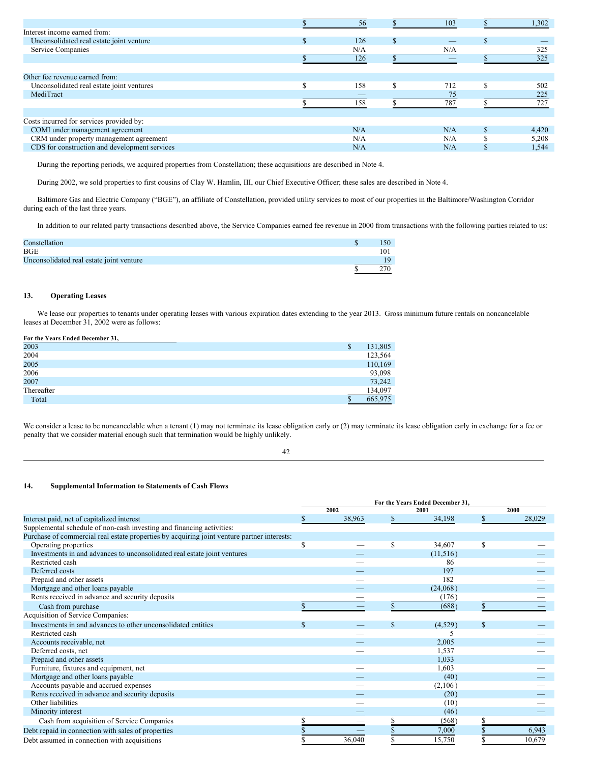| | | | |
|---|---|---|---|
| | $ 56 | $ 103 | $ 1,302 |
| Interest income earned from: | | | |
| Unconsolidated real estate joint venture | $ 126 | $ — | $ — |
| Service Companies | N/A | N/A | 325 |
| | $ 126 | $ — | $ 325 |
| Other fee revenue earned from: | | | |
| Unconsolidated real estate joint ventures | $ 158 | $ 712 | $ 502 |
| MediTract | — | 75 | 225 |
| | $ 158 | $ 787 | $ 727 |
| Costs incurred for services provided by: | | | |
| COMI under management agreement | N/A | N/A | $ 4,420 |
| CRM under property management agreement | N/A | N/A | $ 5,208 |
| CDS for construction and development services | N/A | N/A | $ 1,544 |

During the reporting periods, we acquired properties from Constellation; these acquisitions are described in Note 4.

During 2002, we sold properties to first cousins of Clay W. Hamlin, III, our Chief Executive Officer; these sales are described in Note 4.

Baltimore Gas and Electric Company ("BGE"), an affiliate of Constellation, provided utility services to most of our properties in the Baltimore/Washington Corridor during each of the last three years.

In addition to our related party transactions described above, the Service Companies earned fee revenue in 2000 from transactions with the following parties related to us:

| | |
|---|---|
| Constellation | $ 150 |
| BGE | 101 |
| Unconsolidated real estate joint venture | 19 |
| | $ 270 |

## 13. Operating Leases

We lease our properties to tenants under operating leases with various expiration dates extending to the year 2013. Gross minimum future rentals on noncancelable leases at December 31, 2002 were as follows:

| For the Years Ended December 31, | |
|---|---|
| 2003 | $ 131,805 |
| 2004 | 123,564 |
| 2005 | 110,169 |
| 2006 | 93,098 |
| 2007 | 73,242 |
| Thereafter | 134,097 |
| Total | $ 665,975 |

We consider a lease to be noncancelable when a tenant (1) may not terminate its lease obligation early or (2) may terminate its lease obligation early in exchange for a fee or penalty that we consider material enough such that termination would be highly unlikely.

## 14. Supplemental Information to Statements of Cash Flows

| | For the Years Ended December 31, | | |
|---|---|---|---|
| | 2002 | 2001 | 2000 |
| Interest paid, net of capitalized interest | $ 38,963 | $ 34,198 | $ 28,029 |
| Supplemental schedule of non-cash investing and financing activities: | | | |
| Purchase of commercial real estate properties by acquiring joint venture partner interests: | | | |
| Operating properties | $ — | $ 34,607 | $ — |
| Investments in and advances to unconsolidated real estate joint ventures | — | (11,516) | — |
| Restricted cash | — | 86 | — |
| Deferred costs | — | 197 | — |
| Prepaid and other assets | — | 182 | — |
| Mortgage and other loans payable | — | (24,068) | — |
| Rents received in advance and security deposits | — | (176) | — |
| Cash from purchase | $ — | $ (688) | $ — |
| Acquisition of Service Companies: | | | |
| Investments in and advances to other unconsolidated entities | $ — | $ (4,529) | $ — |
| Restricted cash | — | 5 | — |
| Accounts receivable, net | — | 2,005 | — |
| Deferred costs, net | — | 1,537 | — |
| Prepaid and other assets | — | 1,033 | — |
| Furniture, fixtures and equipment, net | — | 1,603 | — |
| Mortgage and other loans payable | — | (40) | — |
| Accounts payable and accrued expenses | — | (2,106) | — |
| Rents received in advance and security deposits | — | (20) | — |
| Other liabilities | — | (10) | — |
| Minority interest | — | (46) | — |
| Cash from acquisition of Service Companies | $ — | $ (568) | $ — |
| Debt repaid in connection with sales of properties | $ — | $ 7,000 | $ 6,943 |
| Debt assumed in connection with acquisitions | $ 36,040 | $ 15,750 | $ 10,679 |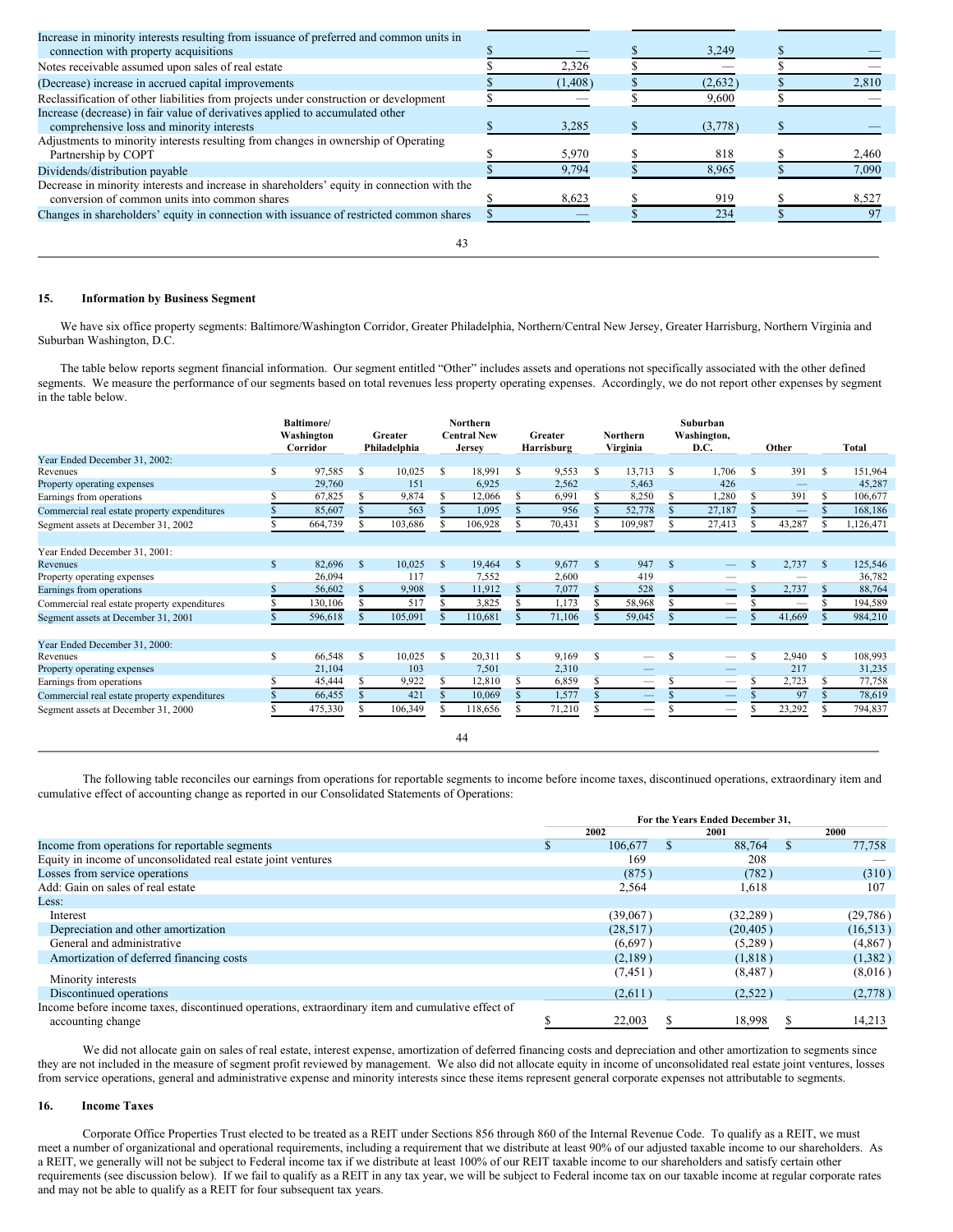| | | | |
|---|---|---|---|
| Increase in minority interests resulting from issuance of preferred and common units in connection with property acquisitions | $ — | $ 3,249 | $ — |
| Notes receivable assumed upon sales of real estate | $ 2,326 | $ — | $ — |
| (Decrease) increase in accrued capital improvements | $ (1,408) | $ (2,632) | $ 2,810 |
| Reclassification of other liabilities from projects under construction or development | $ — | $ 9,600 | $ — |
| Increase (decrease) in fair value of derivatives applied to accumulated other comprehensive loss and minority interests | $ 3,285 | $ (3,778) | $ — |
| Adjustments to minority interests resulting from changes in ownership of Operating Partnership by COPT | $ 5,970 | $ 818 | $ 2,460 |
| Dividends/distribution payable | $ 9,794 | $ 8,965 | $ 7,090 |
| Decrease in minority interests and increase in shareholders' equity in connection with the conversion of common units into common shares | $ 8,623 | $ 919 | $ 8,527 |
| Changes in shareholders' equity in connection with issuance of restricted common shares | $ — | $ 234 | $ 97 |

## 15. Information by Business Segment

We have six office property segments: Baltimore/Washington Corridor, Greater Philadelphia, Northern/Central New Jersey, Greater Harrisburg, Northern Virginia and Suburban Washington, D.C.

The table below reports segment financial information. Our segment entitled "Other" includes assets and operations not specifically associated with the other defined segments. We measure the performance of our segments based on total revenues less property operating expenses. Accordingly, we do not report other expenses by segment in the table below.

| | Baltimore/ Washington Corridor | Greater Philadelphia | Northern Central New Jersey | Greater Harrisburg | Northern Virginia | Suburban Washington, D.C. | Other | Total |
|---|---|---|---|---|---|---|---|---|
| **Year Ended December 31, 2002:** | | | | | | | | |
| Revenues | $ 97,585 | $ 10,025 | $ 18,991 | $ 9,553 | $ 13,713 | $ 1,706 | $ 391 | $ 151,964 |
| Property operating expenses | 29,760 | 151 | 6,925 | 2,562 | 5,463 | 426 | — | 45,287 |
| Earnings from operations | $ 67,825 | $ 9,874 | $ 12,066 | $ 6,991 | $ 8,250 | $ 1,280 | $ 391 | $ 106,677 |
| Commercial real estate property expenditures | $ 85,607 | $ 563 | $ 1,095 | $ 956 | $ 52,778 | $ 27,187 | $ — | $ 168,186 |
| Segment assets at December 31, 2002 | $ 664,739 | $ 103,686 | $ 106,928 | $ 70,431 | $ 109,987 | $ 27,413 | $ 43,287 | $ 1,126,471 |
| **Year Ended December 31, 2001:** | | | | | | | | |
| Revenues | $ 82,696 | $ 10,025 | $ 19,464 | $ 9,677 | $ 947 | $ — | $ 2,737 | $ 125,546 |
| Property operating expenses | 26,094 | 117 | 7,552 | 2,600 | 419 | — | — | 36,782 |
| Earnings from operations | $ 56,602 | $ 9,908 | $ 11,912 | $ 7,077 | $ 528 | $ — | $ 2,737 | $ 88,764 |
| Commercial real estate property expenditures | $ 130,106 | $ 517 | $ 3,825 | $ 1,173 | $ 58,968 | $ — | $ — | $ 194,589 |
| Segment assets at December 31, 2001 | $ 596,618 | $ 105,091 | $ 110,681 | $ 71,106 | $ 59,045 | $ — | $ 41,669 | $ 984,210 |
| **Year Ended December 31, 2000:** | | | | | | | | |
| Revenues | $ 66,548 | $ 10,025 | $ 20,311 | $ 9,169 | $ — | $ — | $ 2,940 | $ 108,993 |
| Property operating expenses | 21,104 | 103 | 7,501 | 2,310 | — | — | 217 | 31,235 |
| Earnings from operations | $ 45,444 | $ 9,922 | $ 12,810 | $ 6,859 | $ — | $ — | $ 2,723 | $ 77,758 |
| Commercial real estate property expenditures | $ 66,455 | $ 421 | $ 10,069 | $ 1,577 | $ — | $ — | $ 97 | $ 78,619 |
| Segment assets at December 31, 2000 | $ 475,330 | $ 106,349 | $ 118,656 | $ 71,210 | $ — | $ — | $ 23,292 | $ 794,837 |

The following table reconciles our earnings from operations for reportable segments to income before income taxes, discontinued operations, extraordinary item and cumulative effect of accounting change as reported in our Consolidated Statements of Operations:

| | For the Years Ended December 31, | | |
|---|---|---|---|
| | 2002 | 2001 | 2000 |
| Income from operations for reportable segments | $ 106,677 | $ 88,764 | $ 77,758 |
| Equity in income of unconsolidated real estate joint ventures | 169 | 208 | — |
| Losses from service operations | (875) | (782) | (310) |
| Add: Gain on sales of real estate | 2,564 | 1,618 | 107 |
| Less: | | | |
| Interest | (39,067) | (32,289) | (29,786) |
| Depreciation and other amortization | (28,517) | (20,405) | (16,513) |
| General and administrative | (6,697) | (5,289) | (4,867) |
| Amortization of deferred financing costs | (2,189) | (1,818) | (1,382) |
| Minority interests | (7,451) | (8,487) | (8,016) |
| Discontinued operations | (2,611) | (2,522) | (2,778) |
| Income before income taxes, discontinued operations, extraordinary item and cumulative effect of accounting change | $ 22,003 | $ 18,998 | $ 14,213 |

We did not allocate gain on sales of real estate, interest expense, amortization of deferred financing costs and depreciation and other amortization to segments since they are not included in the measure of segment profit reviewed by management. We also did not allocate equity in income of unconsolidated real estate joint ventures, losses from service operations, general and administrative expense and minority interests since these items represent general corporate expenses not attributable to segments.

## 16. Income Taxes

Corporate Office Properties Trust elected to be treated as a REIT under Sections 856 through 860 of the Internal Revenue Code. To qualify as a REIT, we must meet a number of organizational and operational requirements, including a requirement that we distribute at least 90% of our adjusted taxable income to our shareholders. As a REIT, we generally will not be subject to Federal income tax if we distribute at least 100% of our REIT taxable income to our shareholders and satisfy certain other requirements (see discussion below). If we fail to qualify as a REIT in any tax year, we will be subject to Federal income tax on our taxable income at regular corporate rates and may not be able to qualify as a REIT for four subsequent tax years.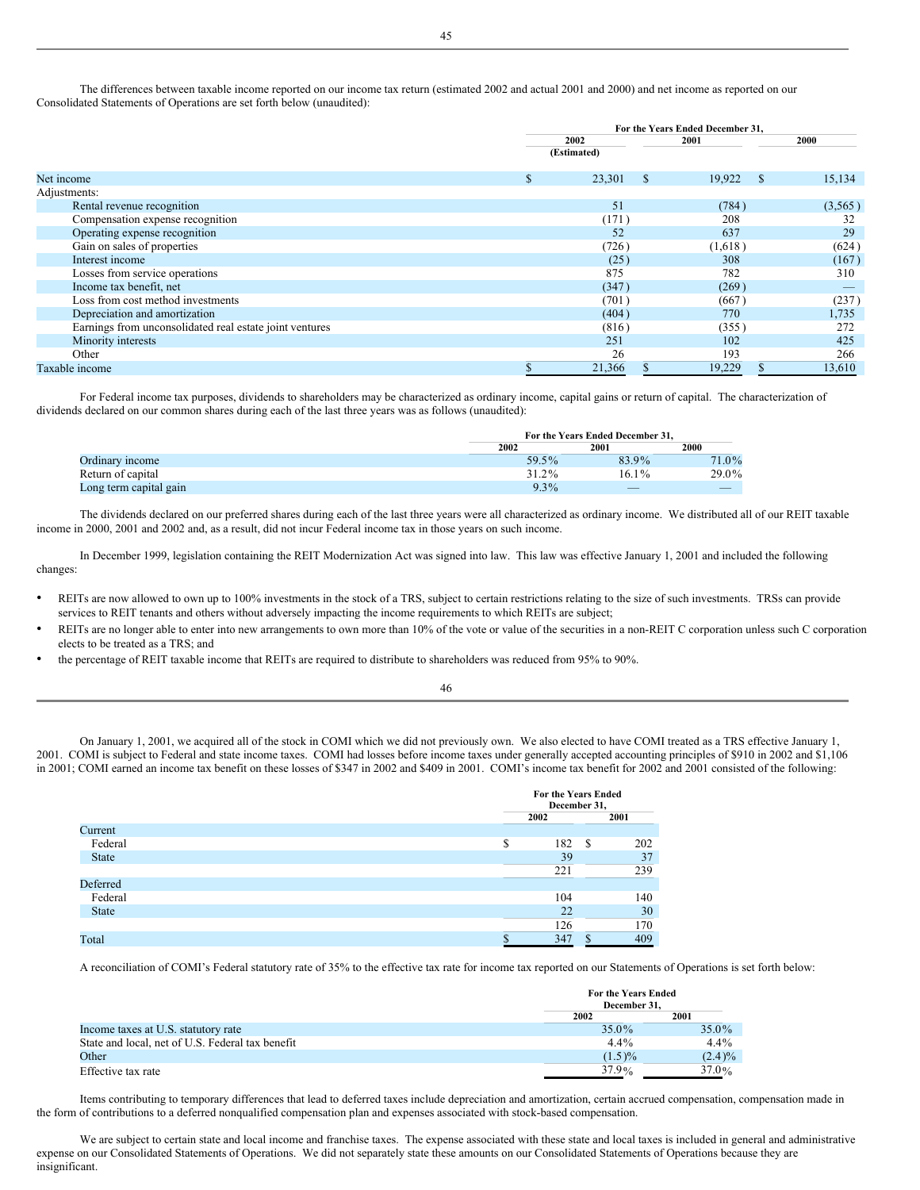The differences between taxable income reported on our income tax return (estimated 2002 and actual 2001 and 2000) and net income as reported on our Consolidated Statements of Operations are set forth below (unaudited):

| | For the Years Ended December 31, | | |
|---|---|---|---|
| | 2002 (Estimated) | 2001 | 2000 |
| Net income | $ 23,301 | $ 19,922 | $ 15,134 |
| Adjustments: | | | |
| Rental revenue recognition | 51 | (784 ) | (3,565 ) |
| Compensation expense recognition | (171 ) | 208 | 32 |
| Operating expense recognition | 52 | 637 | 29 |
| Gain on sales of properties | (726 ) | (1,618 ) | (624 ) |
| Interest income | (25 ) | 308 | (167 ) |
| Losses from service operations | 875 | 782 | 310 |
| Income tax benefit, net | (347 ) | (269 ) | — |
| Loss from cost method investments | (701 ) | (667 ) | (237 ) |
| Depreciation and amortization | (404 ) | 770 | 1,735 |
| Earnings from unconsolidated real estate joint ventures | (816 ) | (355 ) | 272 |
| Minority interests | 251 | 102 | 425 |
| Other | 26 | 193 | 266 |
| Taxable income | $ 21,366 | $ 19,229 | $ 13,610 |

For Federal income tax purposes, dividends to shareholders may be characterized as ordinary income, capital gains or return of capital. The characterization of dividends declared on our common shares during each of the last three years was as follows (unaudited):

| | For the Years Ended December 31, | | |
|---|---|---|---|
| | 2002 | 2001 | 2000 |
| Ordinary income | 59.5% | 83.9% | 71.0% |
| Return of capital | 31.2% | 16.1% | 29.0% |
| Long term capital gain | 9.3% | — | — |

The dividends declared on our preferred shares during each of the last three years were all characterized as ordinary income. We distributed all of our REIT taxable income in 2000, 2001 and 2002 and, as a result, did not incur Federal income tax in those years on such income.

In December 1999, legislation containing the REIT Modernization Act was signed into law. This law was effective January 1, 2001 and included the following changes:

- REITs are now allowed to own up to 100% investments in the stock of a TRS, subject to certain restrictions relating to the size of such investments. TRSs can provide services to REIT tenants and others without adversely impacting the income requirements to which REITs are subject;
- REITs are no longer able to enter into new arrangements to own more than 10% of the vote or value of the securities in a non-REIT C corporation unless such C corporation elects to be treated as a TRS; and
- the percentage of REIT taxable income that REITs are required to distribute to shareholders was reduced from 95% to 90%.

On January 1, 2001, we acquired all of the stock in COMI which we did not previously own. We also elected to have COMI treated as a TRS effective January 1, 2001. COMI is subject to Federal and state income taxes. COMI had losses before income taxes under generally accepted accounting principles of $910 in 2002 and $1,106 in 2001; COMI earned an income tax benefit on these losses of $347 in 2002 and $409 in 2001. COMI's income tax benefit for 2002 and 2001 consisted of the following:

| | For the Years Ended December 31, | |
|---|---|---|
| | 2002 | 2001 |
| Current | | |
| Federal | $ 182 | $ 202 |
| State | 39 | 37 |
| | 221 | 239 |
| Deferred | | |
| Federal | 104 | 140 |
| State | 22 | 30 |
| | 126 | 170 |
| Total | $ 347 | $ 409 |

A reconciliation of COMI's Federal statutory rate of 35% to the effective tax rate for income tax reported on our Statements of Operations is set forth below:

| | For the Years Ended December 31, | |
|---|---|---|
| | 2002 | 2001 |
| Income taxes at U.S. statutory rate | 35.0% | 35.0% |
| State and local, net of U.S. Federal tax benefit | 4.4% | 4.4% |
| Other | (1.5)% | (2.4)% |
| Effective tax rate | 37.9% | 37.0% |

Items contributing to temporary differences that lead to deferred taxes include depreciation and amortization, certain accrued compensation, compensation made in the form of contributions to a deferred nonqualified compensation plan and expenses associated with stock-based compensation.

We are subject to certain state and local income and franchise taxes. The expense associated with these state and local taxes is included in general and administrative expense on our Consolidated Statements of Operations. We did not separately state these amounts on our Consolidated Statements of Operations because they are insignificant.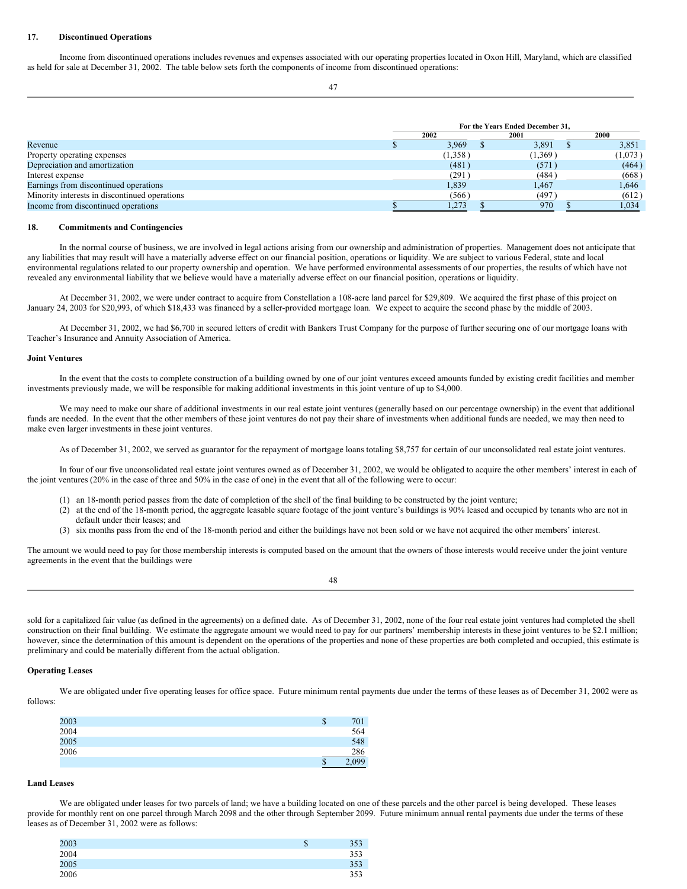## 17. Discontinued Operations

Income from discontinued operations includes revenues and expenses associated with our operating properties located in Oxon Hill, Maryland, which are classified as held for sale at December 31, 2002. The table below sets forth the components of income from discontinued operations:

| | For the Years Ended December 31, | | |
|---|---|---|---|
| | 2002 | 2001 | 2000 |
| Revenue | $ 3,969 | $ 3,891 | $ 3,851 |
| Property operating expenses | (1,358) | (1,369) | (1,073) |
| Depreciation and amortization | (481) | (571) | (464) |
| Interest expense | (291) | (484) | (668) |
| Earnings from discontinued operations | 1,839 | 1,467 | 1,646 |
| Minority interests in discontinued operations | (566) | (497) | (612) |
| Income from discontinued operations | $ 1,273 | $ 970 | $ 1,034 |

## 18. Commitments and Contingencies

In the normal course of business, we are involved in legal actions arising from our ownership and administration of properties. Management does not anticipate that any liabilities that may result will have a materially adverse effect on our financial position, operations or liquidity. We are subject to various Federal, state and local environmental regulations related to our property ownership and operation. We have performed environmental assessments of our properties, the results of which have not revealed any environmental liability that we believe would have a materially adverse effect on our financial position, operations or liquidity.

At December 31, 2002, we were under contract to acquire from Constellation a 108-acre land parcel for $29,809. We acquired the first phase of this project on January 24, 2003 for $20,993, of which $18,433 was financed by a seller-provided mortgage loan. We expect to acquire the second phase by the middle of 2003.

At December 31, 2002, we had $6,700 in secured letters of credit with Bankers Trust Company for the purpose of further securing one of our mortgage loans with Teacher's Insurance and Annuity Association of America.

### Joint Ventures

In the event that the costs to complete construction of a building owned by one of our joint ventures exceed amounts funded by existing credit facilities and member investments previously made, we will be responsible for making additional investments in this joint venture of up to $4,000.

We may need to make our share of additional investments in our real estate joint ventures (generally based on our percentage ownership) in the event that additional funds are needed. In the event that the other members of these joint ventures do not pay their share of investments when additional funds are needed, we may then need to make even larger investments in these joint ventures.

As of December 31, 2002, we served as guarantor for the repayment of mortgage loans totaling $8,757 for certain of our unconsolidated real estate joint ventures.

In four of our five unconsolidated real estate joint ventures owned as of December 31, 2002, we would be obligated to acquire the other members' interest in each of the joint ventures (20% in the case of three and 50% in the case of one) in the event that all of the following were to occur:

(1) an 18-month period passes from the date of completion of the shell of the final building to be constructed by the joint venture;
(2) at the end of the 18-month period, the aggregate leasable square footage of the joint venture's buildings is 90% leased and occupied by tenants who are not in default under their leases; and
(3) six months pass from the end of the 18-month period and either the buildings have not been sold or we have not acquired the other members' interest.

The amount we would need to pay for those membership interests is computed based on the amount that the owners of those interests would receive under the joint venture agreements in the event that the buildings were sold for a capitalized fair value (as defined in the agreements) on a defined date. As of December 31, 2002, none of the four real estate joint ventures had completed the shell construction on their final building. We estimate the aggregate amount we would need to pay for our partners' membership interests in these joint ventures to be $2.1 million; however, since the determination of this amount is dependent on the operations of the properties and none of these properties are both completed and occupied, this estimate is preliminary and could be materially different from the actual obligation.

### Operating Leases

We are obligated under five operating leases for office space. Future minimum rental payments due under the terms of these leases as of December 31, 2002 were as follows:

| | |
|---|---|
| 2003 | $ 701 |
| 2004 | 564 |
| 2005 | 548 |
| 2006 | 286 |
| | $ 2,099 |

### Land Leases

We are obligated under leases for two parcels of land; we have a building located on one of these parcels and the other parcel is being developed. These leases provide for monthly rent on one parcel through March 2098 and the other through September 2099. Future minimum annual rental payments due under the terms of these leases as of December 31, 2002 were as follows:

| | |
|---|---|
| 2003 | $ 353 |
| 2004 | 353 |
| 2005 | 353 |
| 2006 | 353 |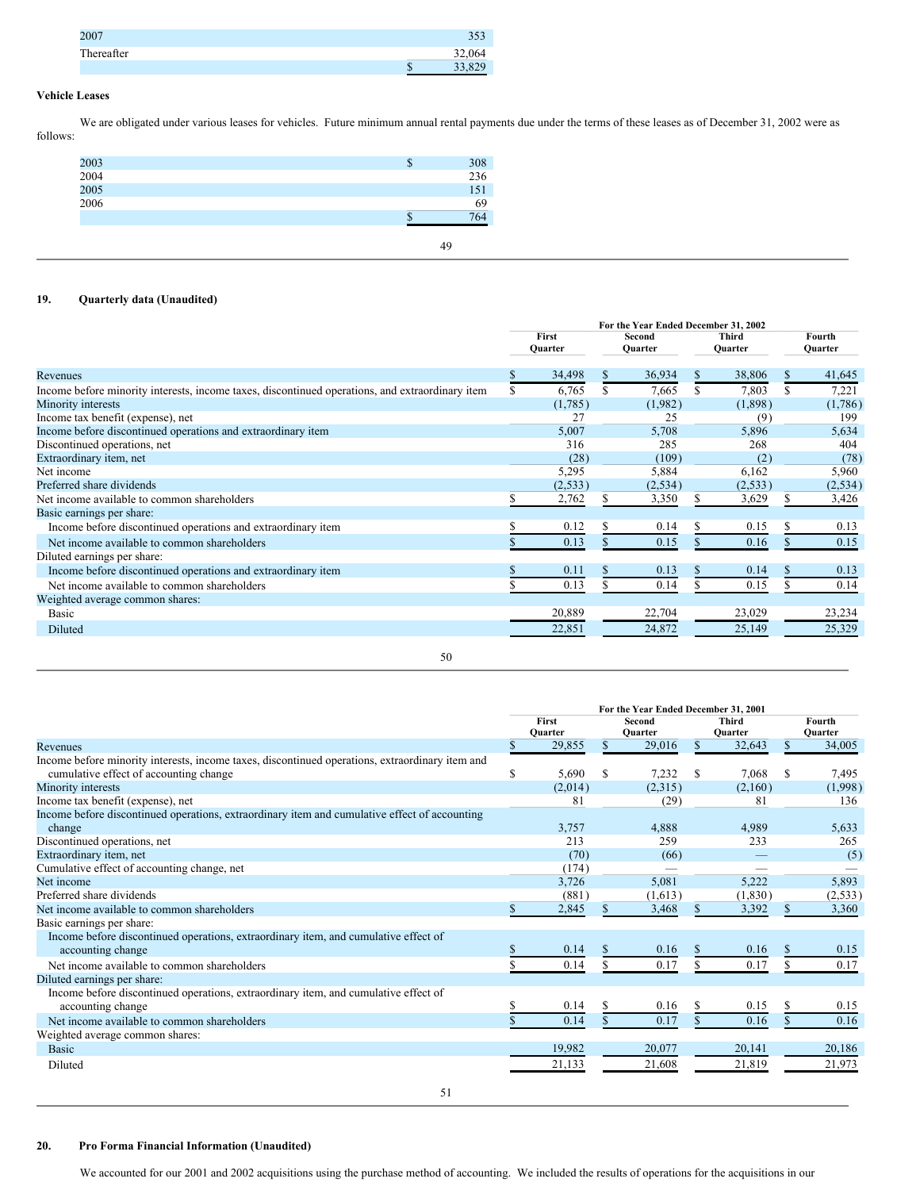| | |
|---|---|
| 2007 | 353 |
| Thereafter | 32,064 |
| | $ 33,829 |

**Vehicle Leases**

We are obligated under various leases for vehicles. Future minimum annual rental payments due under the terms of these leases as of December 31, 2002 were as follows:

| | |
|---|---|
| 2003 | $ 308 |
| 2004 | 236 |
| 2005 | 151 |
| 2006 | 69 |
| | $ 764 |

## 19. Quarterly data (Unaudited)

| | For the Year Ended December 31, 2002 | | | |
|---|---|---|---|---|
| | First Quarter | Second Quarter | Third Quarter | Fourth Quarter |
| Revenues | $ 34,498 | $ 36,934 | $ 38,806 | $ 41,645 |
| Income before minority interests, income taxes, discontinued operations, and extraordinary item | $ 6,765 | $ 7,665 | $ 7,803 | $ 7,221 |
| Minority interests | (1,785) | (1,982) | (1,898) | (1,786) |
| Income tax benefit (expense), net | 27 | 25 | (9) | 199 |
| Income before discontinued operations and extraordinary item | 5,007 | 5,708 | 5,896 | 5,634 |
| Discontinued operations, net | 316 | 285 | 268 | 404 |
| Extraordinary item, net | (28) | (109) | (2) | (78) |
| Net income | 5,295 | 5,884 | 6,162 | 5,960 |
| Preferred share dividends | (2,533) | (2,534) | (2,533) | (2,534) |
| Net income available to common shareholders | $ 2,762 | $ 3,350 | $ 3,629 | $ 3,426 |
| Basic earnings per share: | | | | |
| Income before discontinued operations and extraordinary item | $ 0.12 | $ 0.14 | $ 0.15 | $ 0.13 |
| Net income available to common shareholders | $ 0.13 | $ 0.15 | $ 0.16 | $ 0.15 |
| Diluted earnings per share: | | | | |
| Income before discontinued operations and extraordinary item | $ 0.11 | $ 0.13 | $ 0.14 | $ 0.13 |
| Net income available to common shareholders | $ 0.13 | $ 0.14 | $ 0.15 | $ 0.14 |
| Weighted average common shares: | | | | |
| Basic | 20,889 | 22,704 | 23,029 | 23,234 |
| Diluted | 22,851 | 24,872 | 25,149 | 25,329 |

| | For the Year Ended December 31, 2001 | | | |
|---|---|---|---|---|
| | First Quarter | Second Quarter | Third Quarter | Fourth Quarter |
| Revenues | $ 29,855 | $ 29,016 | $ 32,643 | $ 34,005 |
| Income before minority interests, income taxes, discontinued operations, extraordinary item and cumulative effect of accounting change | $ 5,690 | $ 7,232 | $ 7,068 | $ 7,495 |
| Minority interests | (2,014) | (2,315) | (2,160) | (1,998) |
| Income tax benefit (expense), net | 81 | (29) | 81 | 136 |
| Income before discontinued operations, extraordinary item and cumulative effect of accounting change | 3,757 | 4,888 | 4,989 | 5,633 |
| Discontinued operations, net | 213 | 259 | 233 | 265 |
| Extraordinary item, net | (70) | (66) | — | (5) |
| Cumulative effect of accounting change, net | (174) | — | — | — |
| Net income | 3,726 | 5,081 | 5,222 | 5,893 |
| Preferred share dividends | (881) | (1,613) | (1,830) | (2,533) |
| Net income available to common shareholders | $ 2,845 | $ 3,468 | $ 3,392 | $ 3,360 |
| Basic earnings per share: | | | | |
| Income before discontinued operations, extraordinary item, and cumulative effect of accounting change | $ 0.14 | $ 0.16 | $ 0.16 | $ 0.15 |
| Net income available to common shareholders | $ 0.14 | $ 0.17 | $ 0.17 | $ 0.17 |
| Diluted earnings per share: | | | | |
| Income before discontinued operations, extraordinary item, and cumulative effect of accounting change | $ 0.14 | $ 0.16 | $ 0.15 | $ 0.15 |
| Net income available to common shareholders | $ 0.14 | $ 0.17 | $ 0.16 | $ 0.16 |
| Weighted average common shares: | | | | |
| Basic | 19,982 | 20,077 | 20,141 | 20,186 |
| Diluted | 21,133 | 21,608 | 21,819 | 21,973 |

## 20. Pro Forma Financial Information (Unaudited)

We accounted for our 2001 and 2002 acquisitions using the purchase method of accounting. We included the results of operations for the acquisitions in our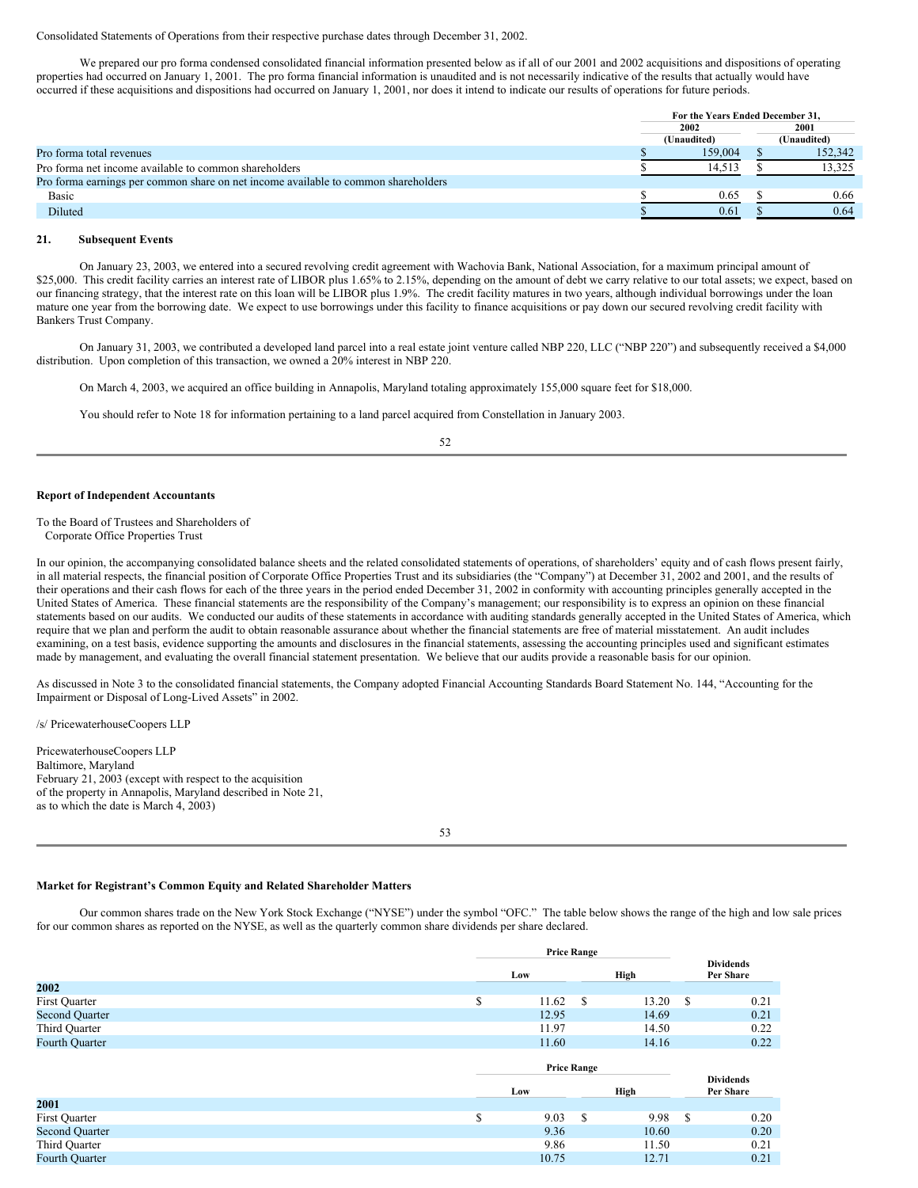Consolidated Statements of Operations from their respective purchase dates through December 31, 2002.

We prepared our pro forma condensed consolidated financial information presented below as if all of our 2001 and 2002 acquisitions and dispositions of operating properties had occurred on January 1, 2001. The pro forma financial information is unaudited and is not necessarily indicative of the results that actually would have occurred if these acquisitions and dispositions had occurred on January 1, 2001, nor does it intend to indicate our results of operations for future periods.

| | For the Years Ended December 31, | |
|---|---|---|
| | 2002 (Unaudited) | 2001 (Unaudited) |
| Pro forma total revenues | $ 159,004 | $ 152,342 |
| Pro forma net income available to common shareholders | $ 14,513 | $ 13,325 |
| Pro forma earnings per common share on net income available to common shareholders | | |
| Basic | $ 0.65 | $ 0.66 |
| Diluted | $ 0.61 | $ 0.64 |

## 21. Subsequent Events

On January 23, 2003, we entered into a secured revolving credit agreement with Wachovia Bank, National Association, for a maximum principal amount of $25,000. This credit facility carries an interest rate of LIBOR plus 1.65% to 2.15%, depending on the amount of debt we carry relative to our total assets; we expect, based on our financing strategy, that the interest rate on this loan will be LIBOR plus 1.9%. The credit facility matures in two years, although individual borrowings under the loan mature one year from the borrowing date. We expect to use borrowings under this facility to finance acquisitions or pay down our secured revolving credit facility with Bankers Trust Company.

On January 31, 2003, we contributed a developed land parcel into a real estate joint venture called NBP 220, LLC ("NBP 220") and subsequently received a $4,000 distribution. Upon completion of this transaction, we owned a 20% interest in NBP 220.

On March 4, 2003, we acquired an office building in Annapolis, Maryland totaling approximately 155,000 square feet for $18,000.

You should refer to Note 18 for information pertaining to a land parcel acquired from Constellation in January 2003.

## Report of Independent Accountants

To the Board of Trustees and Shareholders of
Corporate Office Properties Trust

In our opinion, the accompanying consolidated balance sheets and the related consolidated statements of operations, of shareholders' equity and of cash flows present fairly, in all material respects, the financial position of Corporate Office Properties Trust and its subsidiaries (the "Company") at December 31, 2002 and 2001, and the results of their operations and their cash flows for each of the three years in the period ended December 31, 2002 in conformity with accounting principles generally accepted in the United States of America. These financial statements are the responsibility of the Company's management; our responsibility is to express an opinion on these financial statements based on our audits. We conducted our audits of these statements in accordance with auditing standards generally accepted in the United States of America, which require that we plan and perform the audit to obtain reasonable assurance about whether the financial statements are free of material misstatement. An audit includes examining, on a test basis, evidence supporting the amounts and disclosures in the financial statements, assessing the accounting principles used and significant estimates made by management, and evaluating the overall financial statement presentation. We believe that our audits provide a reasonable basis for our opinion.

As discussed in Note 3 to the consolidated financial statements, the Company adopted Financial Accounting Standards Board Statement No. 144, "Accounting for the Impairment or Disposal of Long-Lived Assets" in 2002.

/s/ PricewaterhouseCoopers LLP

PricewaterhouseCoopers LLP
Baltimore, Maryland
February 21, 2003 (except with respect to the acquisition
of the property in Annapolis, Maryland described in Note 21,
as to which the date is March 4, 2003)

## Market for Registrant's Common Equity and Related Shareholder Matters

Our common shares trade on the New York Stock Exchange ("NYSE") under the symbol "OFC." The table below shows the range of the high and low sale prices for our common shares as reported on the NYSE, as well as the quarterly common share dividends per share declared.

| | Price Range | | Dividends Per Share |
|---|---|---|---|
| | Low | High | |
| **2002** | | | |
| First Quarter | $ 11.62 | $ 13.20 | $ 0.21 |
| Second Quarter | 12.95 | 14.69 | 0.21 |
| Third Quarter | 11.97 | 14.50 | 0.22 |
| Fourth Quarter | 11.60 | 14.16 | 0.22 |

| | Price Range | | Dividends Per Share |
|---|---|---|---|
| | Low | High | |
| **2001** | | | |
| First Quarter | $ 9.03 | $ 9.98 | $ 0.20 |
| Second Quarter | 9.36 | 10.60 | 0.20 |
| Third Quarter | 9.86 | 11.50 | 0.21 |
| Fourth Quarter | 10.75 | 12.71 | 0.21 |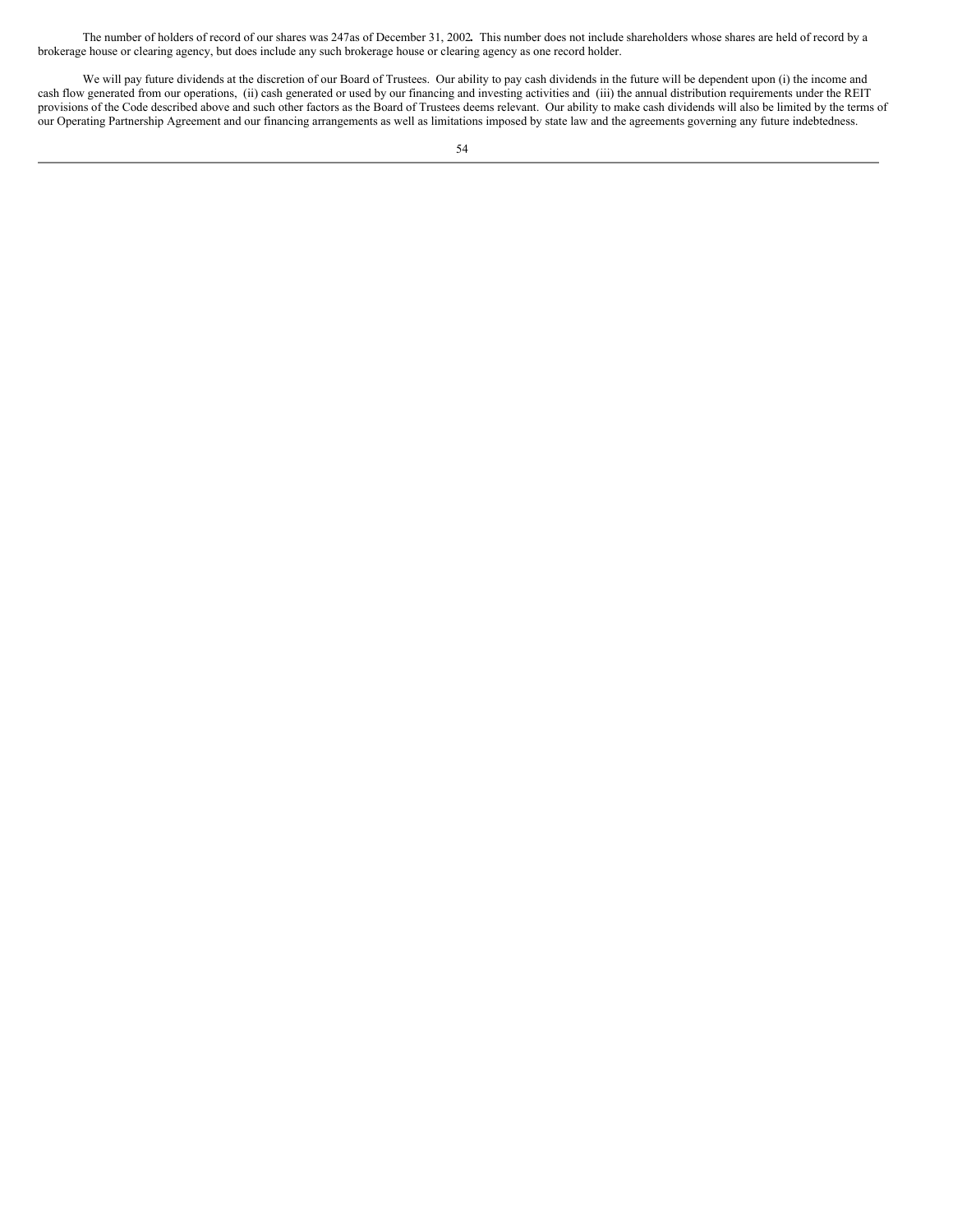The number of holders of record of our shares was 247as of December 31, 2002**.** This number does not include shareholders whose shares are held of record by a brokerage house or clearing agency, but does include any such brokerage house or clearing agency as one record holder.

We will pay future dividends at the discretion of our Board of Trustees. Our ability to pay cash dividends in the future will be dependent upon (i) the income and cash flow generated from our operations, (ii) cash generated or used by our financing and investing activities and (iii) the annual distribution requirements under the REIT provisions of the Code described above and such other factors as the Board of Trustees deems relevant. Our ability to make cash dividends will also be limited by the terms of our Operating Partnership Agreement and our financing arrangements as well as limitations imposed by state law and the agreements governing any future indebtedness.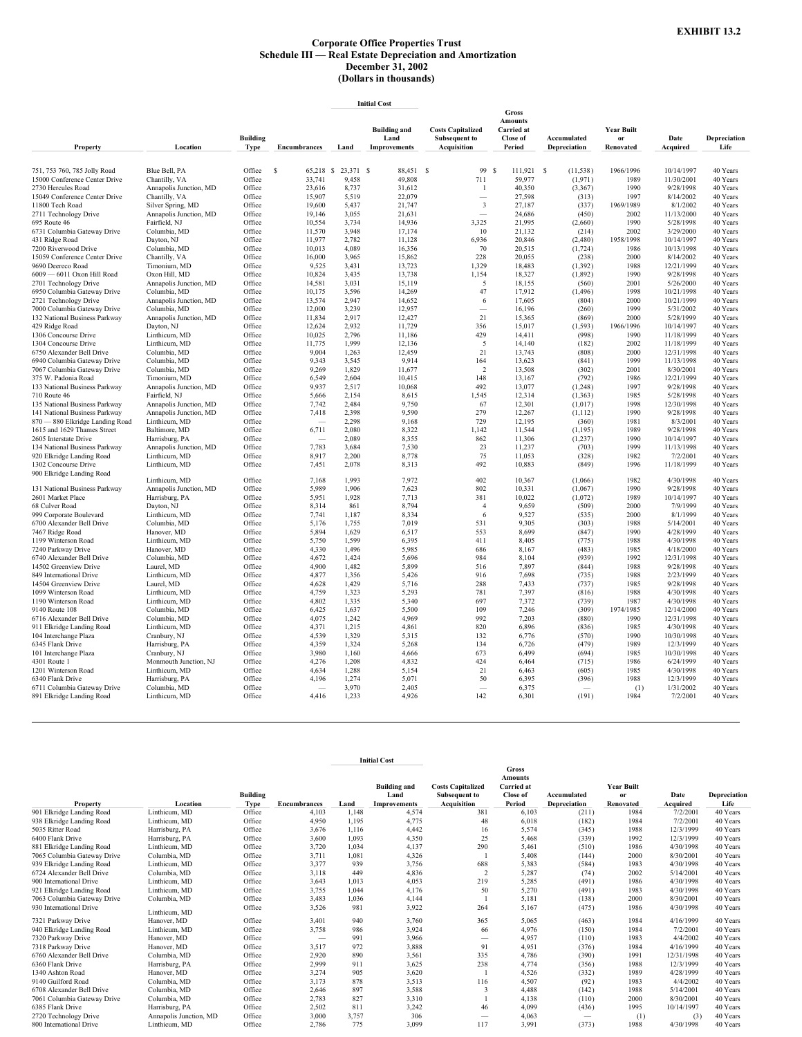**EXHIBIT 13.2**

# Corporate Office Properties Trust
## Schedule III — Real Estate Depreciation and Amortization
## December 31, 2002
## (Dollars in thousands)

| Property | Location | Building Type | Encumbrances | Initial Cost Land | Initial Cost Building and Land Improvements | Costs Capitalized Subsequent to Acquisition | Gross Amounts Carried at Close of Period | Accumulated Depreciation | Year Built or Renovated | Date Acquired | Depreciation Life |
|---|---|---|---|---|---|---|---|---|---|---|---|
| 751, 753 760, 785 Jolly Road | Blue Bell, PA | Office | $ 65,218 | $ 23,371 | $ 88,451 | $ 99 | $ 111,921 | $ (11,538) | 1966/1996 | 10/14/1997 | 40 Years |
| 15000 Conference Center Drive | Chantilly, VA | Office | 33,741 | 9,458 | 49,808 | 711 | 59,977 | (1,971) | 1989 | 11/30/2001 | 40 Years |
| 2730 Hercules Road | Annapolis Junction, MD | Office | 23,616 | 8,737 | 31,612 | 1 | 40,350 | (3,367) | 1990 | 9/28/1998 | 40 Years |
| 15049 Conference Center Drive | Chantilly, VA | Office | 15,907 | 5,519 | 22,079 | — | 27,598 | (313) | 1997 | 8/14/2002 | 40 Years |
| 11800 Tech Road | Silver Spring, MD | Office | 19,600 | 5,437 | 21,747 | 3 | 27,187 | (337) | 1969/1989 | 8/1/2002 | 40 Years |
| 2711 Technology Drive | Annapolis Junction, MD | Office | 19,146 | 3,055 | 21,631 | — | 24,686 | (450) | 2002 | 11/13/2000 | 40 Years |
| 695 Route 46 | Fairfield, NJ | Office | 10,554 | 3,734 | 14,936 | 3,325 | 21,995 | (2,660) | 1990 | 5/28/1998 | 40 Years |
| 6731 Columbia Gateway Drive | Columbia, MD | Office | 11,570 | 3,948 | 17,174 | 10 | 21,132 | (214) | 2002 | 3/29/2000 | 40 Years |
| 431 Ridge Road | Dayton, NJ | Office | 11,977 | 2,782 | 11,128 | 6,936 | 20,846 | (2,480) | 1958/1998 | 10/14/1997 | 40 Years |
| 7200 Riverwood Drive | Columbia, MD | Office | 10,013 | 4,089 | 16,356 | 70 | 20,515 | (1,724) | 1986 | 10/13/1998 | 40 Years |
| 15059 Conference Center Drive | Chantilly, VA | Office | 16,000 | 3,965 | 15,862 | 228 | 20,055 | (238) | 2000 | 8/14/2002 | 40 Years |
| 9690 Deereco Road | Timonium, MD | Office | 9,525 | 3,431 | 13,723 | 1,329 | 18,483 | (1,392) | 1988 | 12/21/1999 | 40 Years |
| 6009 — 6011 Oxon Hill Road | Oxon Hill, MD | Office | 10,824 | 3,435 | 13,738 | 1,154 | 18,327 | (1,892) | 1990 | 9/28/1998 | 40 Years |
| 2701 Technology Drive | Annapolis Junction, MD | Office | 14,581 | 3,031 | 15,119 | 5 | 18,155 | (560) | 2001 | 5/26/2000 | 40 Years |
| 6950 Columbia Gateway Drive | Columbia, MD | Office | 10,175 | 3,596 | 14,269 | 47 | 17,912 | (1,496) | 1998 | 10/21/1998 | 40 Years |
| 2721 Technology Drive | Annapolis Junction, MD | Office | 13,574 | 2,947 | 14,652 | 6 | 17,605 | (804) | 2000 | 10/21/1999 | 40 Years |
| 7000 Columbia Gateway Drive | Columbia, MD | Office | 12,000 | 3,239 | 12,957 | — | 16,196 | (260) | 1999 | 5/31/2002 | 40 Years |
| 132 National Business Parkway | Annapolis Junction, MD | Office | 11,834 | 2,917 | 12,427 | 21 | 15,365 | (869) | 2000 | 5/28/1999 | 40 Years |
| 429 Ridge Road | Dayton, NJ | Office | 12,624 | 2,932 | 11,729 | 356 | 15,017 | (1,593) | 1966/1996 | 10/14/1997 | 40 Years |
| 1306 Concourse Drive | Linthicum, MD | Office | 10,025 | 2,796 | 11,186 | 429 | 14,411 | (998) | 1990 | 11/18/1999 | 40 Years |
| 1304 Concourse Drive | Linthicum, MD | Office | 11,775 | 1,999 | 12,136 | 5 | 14,140 | (182) | 2002 | 11/18/1999 | 40 Years |
| 6750 Alexander Bell Drive | Columbia, MD | Office | 9,004 | 1,263 | 12,459 | 21 | 13,743 | (808) | 2000 | 12/31/1998 | 40 Years |
| 6940 Columbia Gateway Drive | Columbia, MD | Office | 9,343 | 3,545 | 9,914 | 164 | 13,623 | (841) | 1999 | 11/13/1998 | 40 Years |
| 7067 Columbia Gateway Drive | Columbia, MD | Office | 9,269 | 1,829 | 11,677 | 2 | 13,508 | (302) | 2001 | 8/30/2001 | 40 Years |
| 375 W. Padonia Road | Timonium, MD | Office | 6,549 | 2,604 | 10,415 | 148 | 13,167 | (792) | 1986 | 12/21/1999 | 40 Years |
| 133 National Business Parkway | Annapolis Junction, MD | Office | 9,937 | 2,517 | 10,068 | 492 | 13,077 | (1,248) | 1997 | 9/28/1998 | 40 Years |
| 710 Route 46 | Fairfield, NJ | Office | 5,666 | 2,154 | 8,615 | 1,545 | 12,314 | (1,363) | 1985 | 5/28/1998 | 40 Years |
| 135 National Business Parkway | Annapolis Junction, MD | Office | 7,742 | 2,484 | 9,750 | 67 | 12,301 | (1,017) | 1998 | 12/30/1998 | 40 Years |
| 141 National Business Parkway | Annapolis Junction, MD | Office | 7,418 | 2,398 | 9,590 | 279 | 12,267 | (1,112) | 1990 | 9/28/1998 | 40 Years |
| 870 — 880 Elkridge Landing Road | Linthicum, MD | Office | — | 2,298 | 9,168 | 729 | 12,195 | (360) | 1981 | 8/3/2001 | 40 Years |
| 1615 and 1629 Thames Street | Baltimore, MD | Office | 6,711 | 2,080 | 8,322 | 1,142 | 11,544 | (1,195) | 1989 | 9/28/1998 | 40 Years |
| 2605 Interstate Drive | Harrisburg, PA | Office | — | 2,089 | 8,355 | 862 | 11,306 | (1,237) | 1990 | 10/14/1997 | 40 Years |
| 134 National Business Parkway | Annapolis Junction, MD | Office | 7,783 | 3,684 | 7,530 | 23 | 11,237 | (703) | 1999 | 11/13/1998 | 40 Years |
| 920 Elkridge Landing Road | Linthicum, MD | Office | 8,917 | 2,200 | 8,778 | 75 | 11,053 | (328) | 1982 | 7/2/2001 | 40 Years |
| 1302 Concourse Drive | Linthicum, MD | Office | 7,451 | 2,078 | 8,313 | 492 | 10,883 | (849) | 1996 | 11/18/1999 | 40 Years |
| 900 Elkridge Landing Road | Linthicum, MD | Office | 7,168 | 1,993 | 7,972 | 402 | 10,367 | (1,066) | 1982 | 4/30/1998 | 40 Years |
| 131 National Business Parkway | Annapolis Junction, MD | Office | 5,989 | 1,906 | 7,623 | 802 | 10,331 | (1,067) | 1990 | 9/28/1998 | 40 Years |
| 2601 Market Place | Harrisburg, PA | Office | 5,951 | 1,928 | 7,713 | 381 | 10,022 | (1,072) | 1989 | 10/14/1997 | 40 Years |
| 68 Culver Road | Dayton, NJ | Office | 8,314 | 861 | 8,794 | 4 | 9,659 | (509) | 2000 | 7/9/1999 | 40 Years |
| 999 Corporate Boulevard | Linthicum, MD | Office | 7,741 | 1,187 | 8,334 | 6 | 9,527 | (535) | 2000 | 8/1/1999 | 40 Years |
| 6700 Alexander Bell Drive | Columbia, MD | Office | 5,176 | 1,755 | 7,019 | 531 | 9,305 | (303) | 1988 | 5/14/2001 | 40 Years |
| 7467 Ridge Road | Hanover, MD | Office | 5,894 | 1,629 | 6,517 | 553 | 8,699 | (847) | 1990 | 4/28/1999 | 40 Years |
| 1199 Winterson Road | Linthicum, MD | Office | 5,750 | 1,599 | 6,395 | 411 | 8,405 | (775) | 1988 | 4/30/1998 | 40 Years |
| 7240 Parkway Drive | Hanover, MD | Office | 4,330 | 1,496 | 5,985 | 686 | 8,167 | (483) | 1985 | 4/18/2000 | 40 Years |
| 6740 Alexander Bell Drive | Columbia, MD | Office | 4,672 | 1,424 | 5,696 | 984 | 8,104 | (939) | 1992 | 12/31/1998 | 40 Years |
| 14502 Greenview Drive | Laurel, MD | Office | 4,900 | 1,482 | 5,899 | 516 | 7,897 | (844) | 1988 | 9/28/1998 | 40 Years |
| 849 International Drive | Linthicum, MD | Office | 4,877 | 1,356 | 5,426 | 916 | 7,698 | (735) | 1988 | 2/23/1999 | 40 Years |
| 14504 Greenview Drive | Laurel, MD | Office | 4,628 | 1,429 | 5,716 | 288 | 7,433 | (737) | 1985 | 9/28/1998 | 40 Years |
| 1099 Winterson Road | Linthicum, MD | Office | 4,759 | 1,323 | 5,293 | 781 | 7,397 | (816) | 1988 | 4/30/1998 | 40 Years |
| 1190 Winterson Road | Linthicum, MD | Office | 4,802 | 1,335 | 5,340 | 697 | 7,372 | (739) | 1987 | 4/30/1998 | 40 Years |
| 9140 Route 108 | Columbia, MD | Office | 6,425 | 1,637 | 5,500 | 109 | 7,246 | (309) | 1974/1985 | 12/14/2000 | 40 Years |
| 6716 Alexander Bell Drive | Columbia, MD | Office | 4,075 | 1,242 | 4,969 | 992 | 7,203 | (880) | 1990 | 12/31/1998 | 40 Years |
| 911 Elkridge Landing Road | Linthicum, MD | Office | 4,371 | 1,215 | 4,861 | 820 | 6,896 | (836) | 1985 | 4/30/1998 | 40 Years |
| 104 Interchange Plaza | Cranbury, NJ | Office | 4,539 | 1,329 | 5,315 | 132 | 6,776 | (570) | 1990 | 10/30/1998 | 40 Years |
| 6345 Flank Drive | Harrisburg, PA | Office | 4,359 | 1,324 | 5,268 | 134 | 6,726 | (479) | 1989 | 12/3/1999 | 40 Years |
| 101 Interchange Plaza | Cranbury, NJ | Office | 3,980 | 1,160 | 4,666 | 673 | 6,499 | (694) | 1985 | 10/30/1998 | 40 Years |
| 4301 Route 1 | Monmouth Junction, NJ | Office | 4,276 | 1,208 | 4,832 | 424 | 6,464 | (715) | 1986 | 6/24/1999 | 40 Years |
| 1201 Winterson Road | Linthicum, MD | Office | 4,634 | 1,288 | 5,154 | 21 | 6,463 | (605) | 1985 | 4/30/1998 | 40 Years |
| 6340 Flank Drive | Harrisburg, PA | Office | 4,196 | 1,274 | 5,071 | 50 | 6,395 | (396) | 1988 | 12/3/1999 | 40 Years |
| 6711 Columbia Gateway Drive | Columbia, MD | Office | — | 3,970 | 2,405 | — | 6,375 | — | (1) | 1/31/2002 | 40 Years |
| 891 Elkridge Landing Road | Linthicum, MD | Office | 4,416 | 1,233 | 4,926 | 142 | 6,301 | (191) | 1984 | 7/2/2001 | 40 Years |
| 901 Elkridge Landing Road | Linthicum, MD | Office | 4,103 | 1,148 | 4,574 | 381 | 6,103 | (211) | 1984 | 7/2/2001 | 40 Years |
| 938 Elkridge Landing Road | Linthicum, MD | Office | 4,950 | 1,195 | 4,775 | 48 | 6,018 | (182) | 1984 | 7/2/2001 | 40 Years |
| 5035 Ritter Road | Harrisburg, PA | Office | 3,676 | 1,116 | 4,442 | 16 | 5,574 | (345) | 1988 | 12/3/1999 | 40 Years |
| 6400 Flank Drive | Harrisburg, PA | Office | 3,600 | 1,093 | 4,350 | 25 | 5,468 | (339) | 1992 | 12/3/1999 | 40 Years |
| 881 Elkridge Landing Road | Linthicum, MD | Office | 3,720 | 1,034 | 4,137 | 290 | 5,461 | (510) | 1986 | 4/30/1998 | 40 Years |
| 7065 Columbia Gateway Drive | Columbia, MD | Office | 3,711 | 1,081 | 4,326 | 1 | 5,408 | (144) | 2000 | 8/30/2001 | 40 Years |
| 939 Elkridge Landing Road | Linthicum, MD | Office | 3,377 | 939 | 3,756 | 688 | 5,383 | (584) | 1983 | 4/30/1998 | 40 Years |
| 6724 Alexander Bell Drive | Columbia, MD | Office | 3,118 | 449 | 4,836 | 2 | 5,287 | (74) | 2002 | 5/14/2001 | 40 Years |
| 900 International Drive | Linthicum, MD | Office | 3,643 | 1,013 | 4,053 | 219 | 5,285 | (491) | 1986 | 4/30/1998 | 40 Years |
| 921 Elkridge Landing Road | Linthicum, MD | Office | 3,755 | 1,044 | 4,176 | 50 | 5,270 | (491) | 1983 | 4/30/1998 | 40 Years |
| 7063 Columbia Gateway Drive | Columbia, MD | Office | 3,483 | 1,036 | 4,144 | 1 | 5,181 | (138) | 2000 | 8/30/2001 | 40 Years |
| 930 International Drive | Linthicum, MD | Office | 3,526 | 981 | 3,922 | 264 | 5,167 | (475) | 1986 | 4/30/1998 | 40 Years |
| 7321 Parkway Drive | Hanover, MD | Office | 3,401 | 940 | 3,760 | 365 | 5,065 | (463) | 1984 | 4/16/1999 | 40 Years |
| 940 Elkridge Landing Road | Linthicum, MD | Office | 3,758 | 986 | 3,924 | 66 | 4,976 | (150) | 1984 | 7/2/2001 | 40 Years |
| 7320 Parkway Drive | Hanover, MD | Office | — | 991 | 3,966 | — | 4,957 | (110) | 1983 | 4/4/2002 | 40 Years |
| 7318 Parkway Drive | Hanover, MD | Office | 3,517 | 972 | 3,888 | 91 | 4,951 | (376) | 1984 | 4/16/1999 | 40 Years |
| 6760 Alexander Bell Drive | Columbia, MD | Office | 2,920 | 890 | 3,561 | 335 | 4,786 | (390) | 1991 | 12/31/1998 | 40 Years |
| 6360 Flank Drive | Harrisburg, PA | Office | 2,999 | 911 | 3,625 | 238 | 4,774 | (356) | 1988 | 12/3/1999 | 40 Years |
| 1340 Ashton Road | Hanover, MD | Office | 3,274 | 905 | 3,620 | 1 | 4,526 | (332) | 1989 | 4/28/1999 | 40 Years |
| 9140 Guilford Road | Columbia, MD | Office | 3,173 | 878 | 3,513 | 116 | 4,507 | (92) | 1983 | 4/4/2002 | 40 Years |
| 6708 Alexander Bell Drive | Columbia, MD | Office | 2,646 | 897 | 3,588 | 3 | 4,488 | (142) | 1988 | 5/14/2001 | 40 Years |
| 7061 Columbia Gateway Drive | Columbia, MD | Office | 2,783 | 827 | 3,310 | 1 | 4,138 | (110) | 2000 | 8/30/2001 | 40 Years |
| 6385 Flank Drive | Harrisburg, PA | Office | 2,502 | 811 | 3,242 | 46 | 4,099 | (436) | 1995 | 10/14/1997 | 40 Years |
| 2720 Technology Drive | Annapolis Junction, MD | Office | 3,000 | 3,757 | 306 | — | 4,063 | — | (1) | (3) | 40 Years |
| 800 International Drive | Linthicum, MD | Office | 2,786 | 775 | 3,099 | 117 | 3,991 | (373) | 1988 | 4/30/1998 | 40 Years |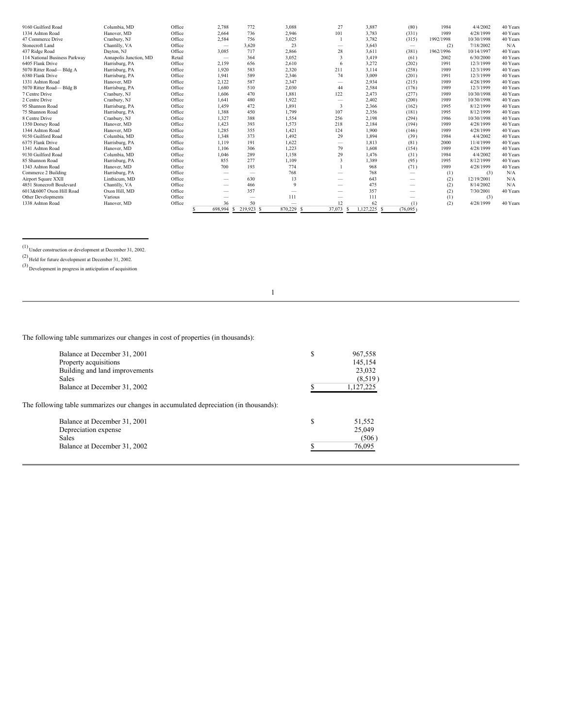| | | | | | | | | | | | |
|---|---|---|---|---|---|---|---|---|---|---|---|
| 9160 Guilford Road | Columbia, MD | Office | 2,788 | 772 | 3,088 | 27 | 3,887 | (80) | 1984 | 4/4/2002 | 40 Years |
| 1334 Ashton Road | Hanover, MD | Office | 2,664 | 736 | 2,946 | 101 | 3,783 | (331) | 1989 | 4/28/1999 | 40 Years |
| 47 Commerce Drive | Cranbury, NJ | Office | 2,584 | 756 | 3,025 | 1 | 3,782 | (315) | 1992/1998 | 10/30/1998 | 40 Years |
| Stonecroft Land | Chantilly, VA | Office | — | 3,620 | 23 | — | 3,643 | — | (2) | 7/18/2002 | N/A |
| 437 Ridge Road | Dayton, NJ | Office | 3,085 | 717 | 2,866 | 28 | 3,611 | (381) | 1962/1996 | 10/14/1997 | 40 Years |
| 114 National Business Parkway | Annapolis Junction, MD | Retail | — | 364 | 3,052 | 3 | 3,419 | (61) | 2002 | 6/30/2000 | 40 Years |
| 6405 Flank Drive | Harrisburg, PA | Office | 2,159 | 656 | 2,610 | 6 | 3,272 | (202) | 1991 | 12/3/1999 | 40 Years |
| 5070 Ritter Road— Bldg A | Harrisburg, PA | Office | 1,920 | 583 | 2,320 | 211 | 3,114 | (258) | 1989 | 12/3/1999 | 40 Years |
| 6380 Flank Drive | Harrisburg, PA | Office | 1,941 | 589 | 2,346 | 74 | 3,009 | (201) | 1991 | 12/3/1999 | 40 Years |
| 1331 Ashton Road | Hanover, MD | Office | 2,122 | 587 | 2,347 | — | 2,934 | (215) | 1989 | 4/28/1999 | 40 Years |
| 5070 Ritter Road— Bldg B | Harrisburg, PA | Office | 1,680 | 510 | 2,030 | 44 | 2,584 | (176) | 1989 | 12/3/1999 | 40 Years |
| 7 Centre Drive | Cranbury, NJ | Office | 1,606 | 470 | 1,881 | 122 | 2,473 | (277) | 1989 | 10/30/1998 | 40 Years |
| 2 Centre Drive | Cranbury, NJ | Office | 1,641 | 480 | 1,922 | — | 2,402 | (200) | 1989 | 10/30/1998 | 40 Years |
| 95 Shannon Road | Harrisburg, PA | Office | 1,459 | 472 | 1,891 | 3 | 2,366 | (162) | 1995 | 8/12/1999 | 40 Years |
| 75 Shannon Road | Harrisburg, PA | Office | 1,388 | 450 | 1,799 | 107 | 2,356 | (181) | 1995 | 8/12/1999 | 40 Years |
| 8 Centre Drive | Cranbury, NJ | Office | 1,327 | 388 | 1,554 | 256 | 2,198 | (294) | 1986 | 10/30/1998 | 40 Years |
| 1350 Dorsey Road | Hanover, MD | Office | 1,423 | 393 | 1,573 | 218 | 2,184 | (194) | 1989 | 4/28/1999 | 40 Years |
| 1344 Ashton Road | Hanover, MD | Office | 1,285 | 355 | 1,421 | 124 | 1,900 | (146) | 1989 | 4/28/1999 | 40 Years |
| 9150 Guilford Road | Columbia, MD | Office | 1,348 | 373 | 1,492 | 29 | 1,894 | (39) | 1984 | 4/4/2002 | 40 Years |
| 6375 Flank Drive | Harrisburg, PA | Office | 1,119 | 191 | 1,622 | — | 1,813 | (81) | 2000 | 11/4/1999 | 40 Years |
| 1341 Ashton Road | Hanover, MD | Office | 1,106 | 306 | 1,223 | 79 | 1,608 | (154) | 1989 | 4/28/1999 | 40 Years |
| 9130 Guilford Road | Columbia, MD | Office | 1,046 | 289 | 1,158 | 29 | 1,476 | (31) | 1984 | 4/4/2002 | 40 Years |
| 85 Shannon Road | Harrisburg, PA | Office | 855 | 277 | 1,109 | 3 | 1,389 | (95) | 1995 | 8/12/1999 | 40 Years |
| 1343 Ashton Road | Hanover, MD | Office | 700 | 193 | 774 | 1 | 968 | (71) | 1989 | 4/28/1999 | 40 Years |
| Commerce 2 Building | Harrisburg, PA | Office | — | — | 768 | — | 768 | — | (1) | (3) | N/A |
| Airport Square XXII | Linthicum, MD | Office | — | 630 | 13 | — | 643 | — | (2) | 12/19/2001 | N/A |
| 4851 Stonecroft Boulevard | Chantilly, VA | Office | — | 466 | 9 | — | 475 | — | (2) | 8/14/2002 | N/A |
| 6013&6007 Oxon Hill Road | Oxon Hill, MD | Office | — | 357 | — | — | 357 | — | (2) | 7/30/2001 | 40 Years |
| Other Developments | Various | Office | — | — | 111 | — | 111 | — | (1) | (3) | |
| 1338 Ashton Road | Hanover, MD | Office | 36 | 50 | — | 12 | 62 | (1) | (2) | 4/28/1999 | 40 Years |
| | | | $ 698,994 | $ 219,923 | $ 870,229 | $ 37,073 | $ 1,127,225 | $ (76,095) | | | |

(1) Under construction or development at December 31, 2002.

(2) Held for future development at December 31, 2002.

(3) Development in progress in anticipation of acquisition

The following table summarizes our changes in cost of properties (in thousands):

| | |
|---|---|
| Balance at December 31, 2001 | $ 967,558 |
| Property acquisitions | 145,154 |
| Building and land improvements | 23,032 |
| Sales | (8,519) |
| Balance at December 31, 2002 | $ 1,127,225 |

The following table summarizes our changes in accumulated depreciation (in thousands):

| | |
|---|---|
| Balance at December 31, 2001 | $ 51,552 |
| Depreciation expense | 25,049 |
| Sales | (506) |
| Balance at December 31, 2002 | $ 76,095 |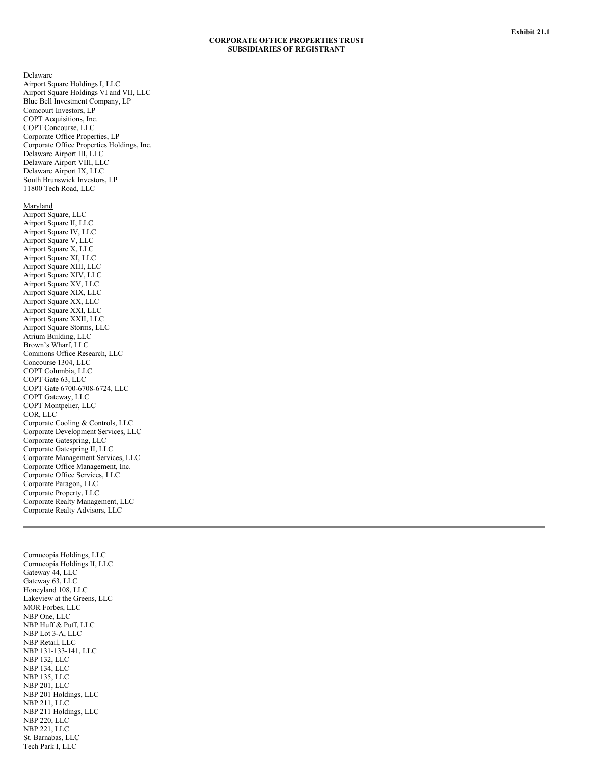Exhibit 21.1

**CORPORATE OFFICE PROPERTIES TRUST**
**SUBSIDIARIES OF REGISTRANT**

Delaware

Airport Square Holdings I, LLC
Airport Square Holdings VI and VII, LLC
Blue Bell Investment Company, LP
Comcourt Investors, LP
COPT Acquisitions, Inc.
COPT Concourse, LLC
Corporate Office Properties, LP
Corporate Office Properties Holdings, Inc.
Delaware Airport III, LLC
Delaware Airport VIII, LLC
Delaware Airport IX, LLC
South Brunswick Investors, LP
11800 Tech Road, LLC

Maryland

Airport Square, LLC
Airport Square II, LLC
Airport Square IV, LLC
Airport Square V, LLC
Airport Square X, LLC
Airport Square XI, LLC
Airport Square XIII, LLC
Airport Square XIV, LLC
Airport Square XV, LLC
Airport Square XIX, LLC
Airport Square XX, LLC
Airport Square XXI, LLC
Airport Square XXII, LLC
Airport Square Storms, LLC
Atrium Building, LLC
Brown's Wharf, LLC
Commons Office Research, LLC
Concourse 1304, LLC
COPT Columbia, LLC
COPT Gate 63, LLC
COPT Gate 6700-6708-6724, LLC
COPT Gateway, LLC
COPT Montpelier, LLC
COR, LLC
Corporate Cooling & Controls, LLC
Corporate Development Services, LLC
Corporate Gatespring, LLC
Corporate Gatespring II, LLC
Corporate Management Services, LLC
Corporate Office Management, Inc.
Corporate Office Services, LLC
Corporate Paragon, LLC
Corporate Property, LLC
Corporate Realty Management, LLC
Corporate Realty Advisors, LLC

---

Cornucopia Holdings, LLC
Cornucopia Holdings II, LLC
Gateway 44, LLC
Gateway 63, LLC
Honeyland 108, LLC
Lakeview at the Greens, LLC
MOR Forbes, LLC
NBP One, LLC
NBP Huff & Puff, LLC
NBP Lot 3-A, LLC
NBP Retail, LLC
NBP 131-133-141, LLC
NBP 132, LLC
NBP 134, LLC
NBP 135, LLC
NBP 201, LLC
NBP 201 Holdings, LLC
NBP 211, LLC
NBP 211 Holdings, LLC
NBP 220, LLC
NBP 221, LLC
St. Barnabas, LLC
Tech Park I, LLC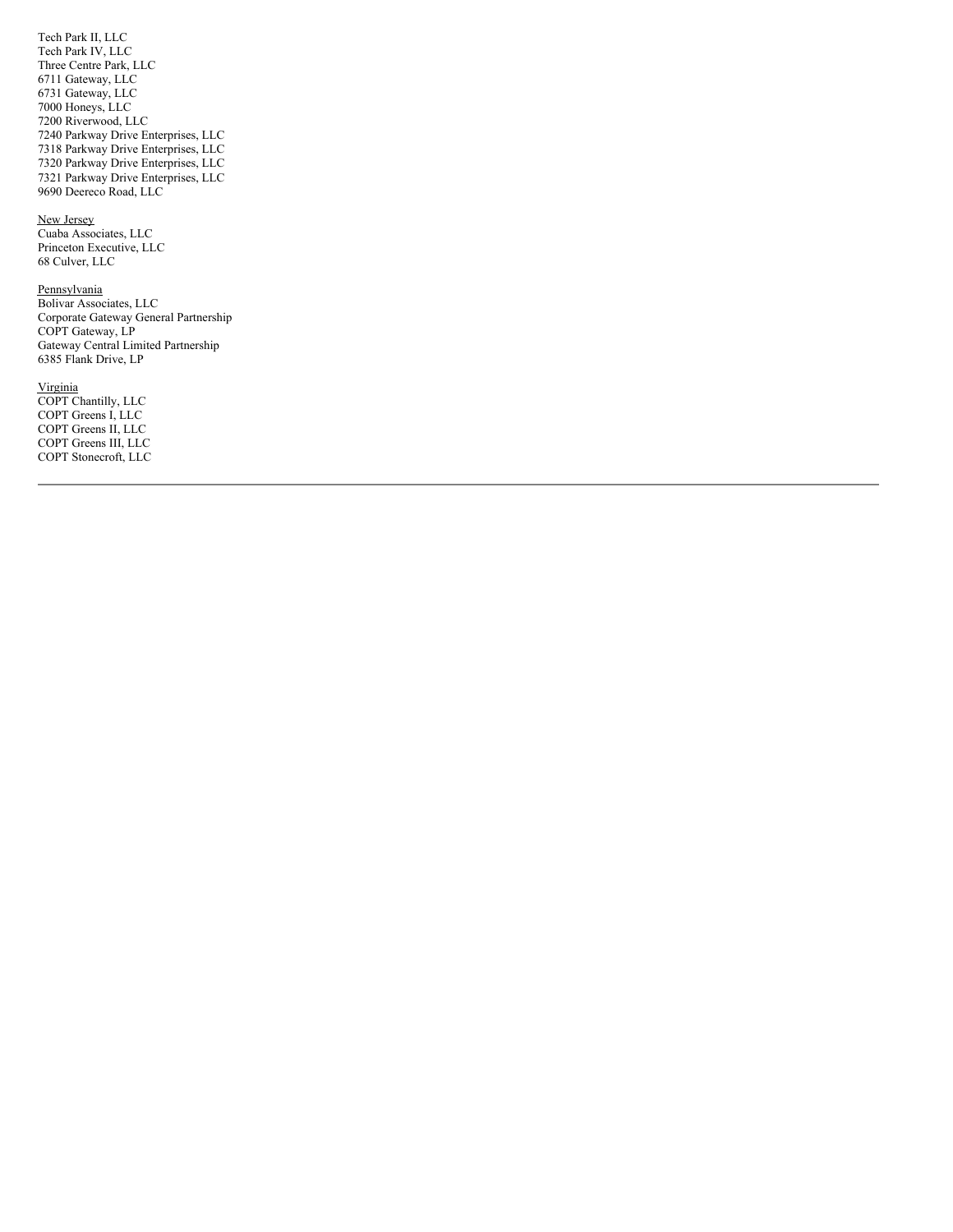Tech Park II, LLC
Tech Park IV, LLC
Three Centre Park, LLC
6711 Gateway, LLC
6731 Gateway, LLC
7000 Honeys, LLC
7200 Riverwood, LLC
7240 Parkway Drive Enterprises, LLC
7318 Parkway Drive Enterprises, LLC
7320 Parkway Drive Enterprises, LLC
7321 Parkway Drive Enterprises, LLC
9690 Deereco Road, LLC

New Jersey
Cuaba Associates, LLC
Princeton Executive, LLC
68 Culver, LLC

Pennsylvania
Bolivar Associates, LLC
Corporate Gateway General Partnership
COPT Gateway, LP
Gateway Central Limited Partnership
6385 Flank Drive, LP

Virginia
COPT Chantilly, LLC
COPT Greens I, LLC
COPT Greens II, LLC
COPT Greens III, LLC
COPT Stonecroft, LLC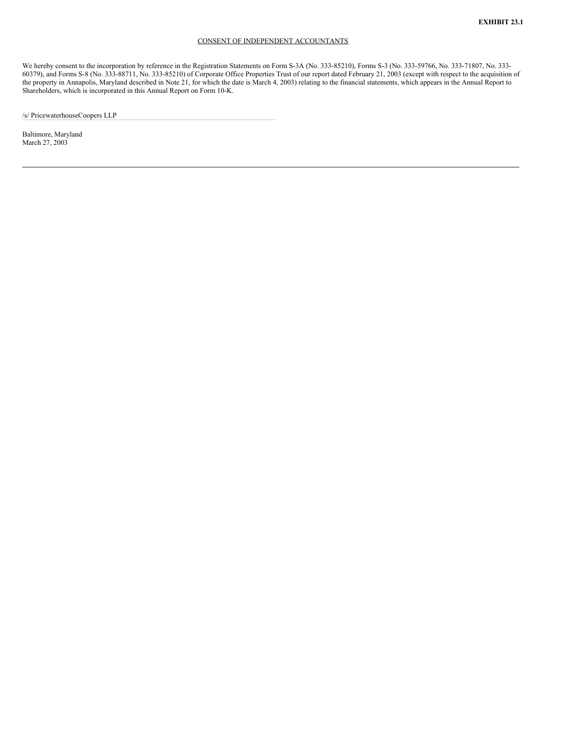**EXHIBIT 23.1**

CONSENT OF INDEPENDENT ACCOUNTANTS

We hereby consent to the incorporation by reference in the Registration Statements on Form S-3A (No. 333-85210), Forms S-3 (No. 333-59766, No. 333-71807, No. 333-60379), and Forms S-8 (No. 333-88711, No. 333-85210) of Corporate Office Properties Trust of our report dated February 21, 2003 (except with respect to the acquisition of the property in Annapolis, Maryland described in Note 21, for which the date is March 4, 2003) relating to the financial statements, which appears in the Annual Report to Shareholders, which is incorporated in this Annual Report on Form 10-K.

/s/ PricewaterhouseCoopers LLP

Baltimore, Maryland
March 27, 2003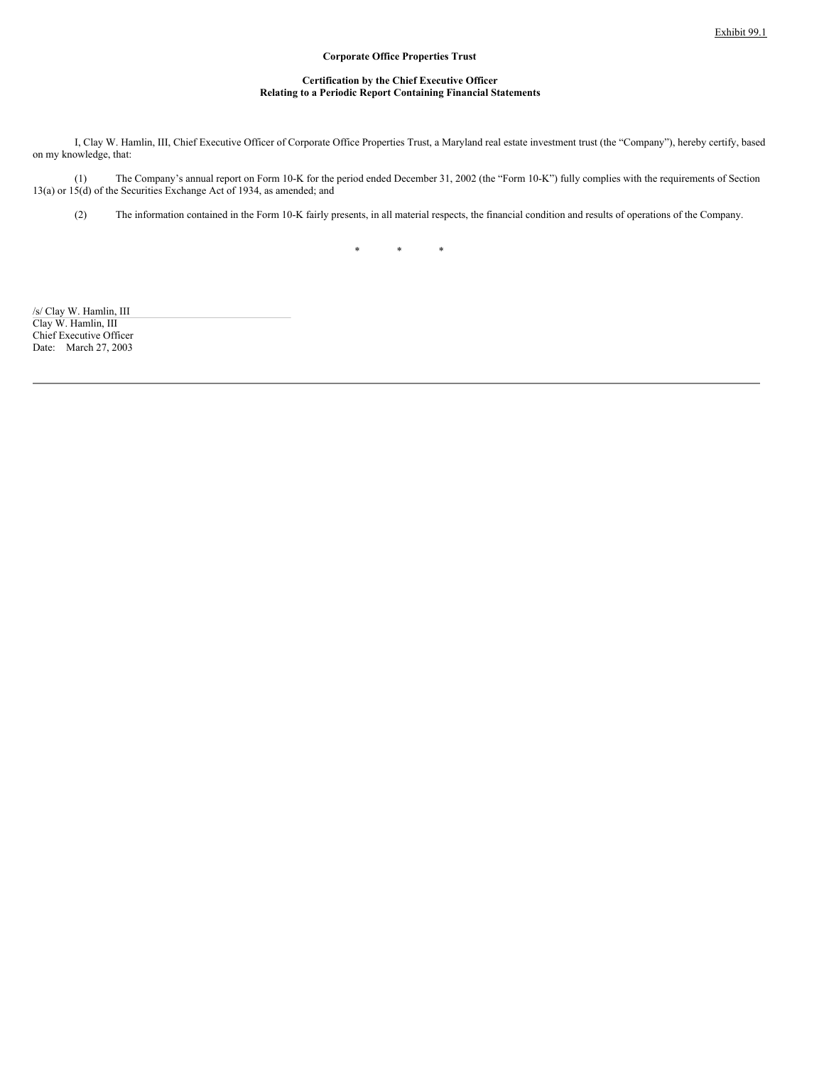Exhibit 99.1

**Corporate Office Properties Trust**

**Certification by the Chief Executive Officer**
**Relating to a Periodic Report Containing Financial Statements**

I, Clay W. Hamlin, III, Chief Executive Officer of Corporate Office Properties Trust, a Maryland real estate investment trust (the "Company"), hereby certify, based on my knowledge, that:

(1) The Company's annual report on Form 10-K for the period ended December 31, 2002 (the "Form 10-K") fully complies with the requirements of Section 13(a) or 15(d) of the Securities Exchange Act of 1934, as amended; and

(2) The information contained in the Form 10-K fairly presents, in all material respects, the financial condition and results of operations of the Company.

\* \* \*

/s/ Clay W. Hamlin, III
Clay W. Hamlin, III
Chief Executive Officer
Date: March 27, 2003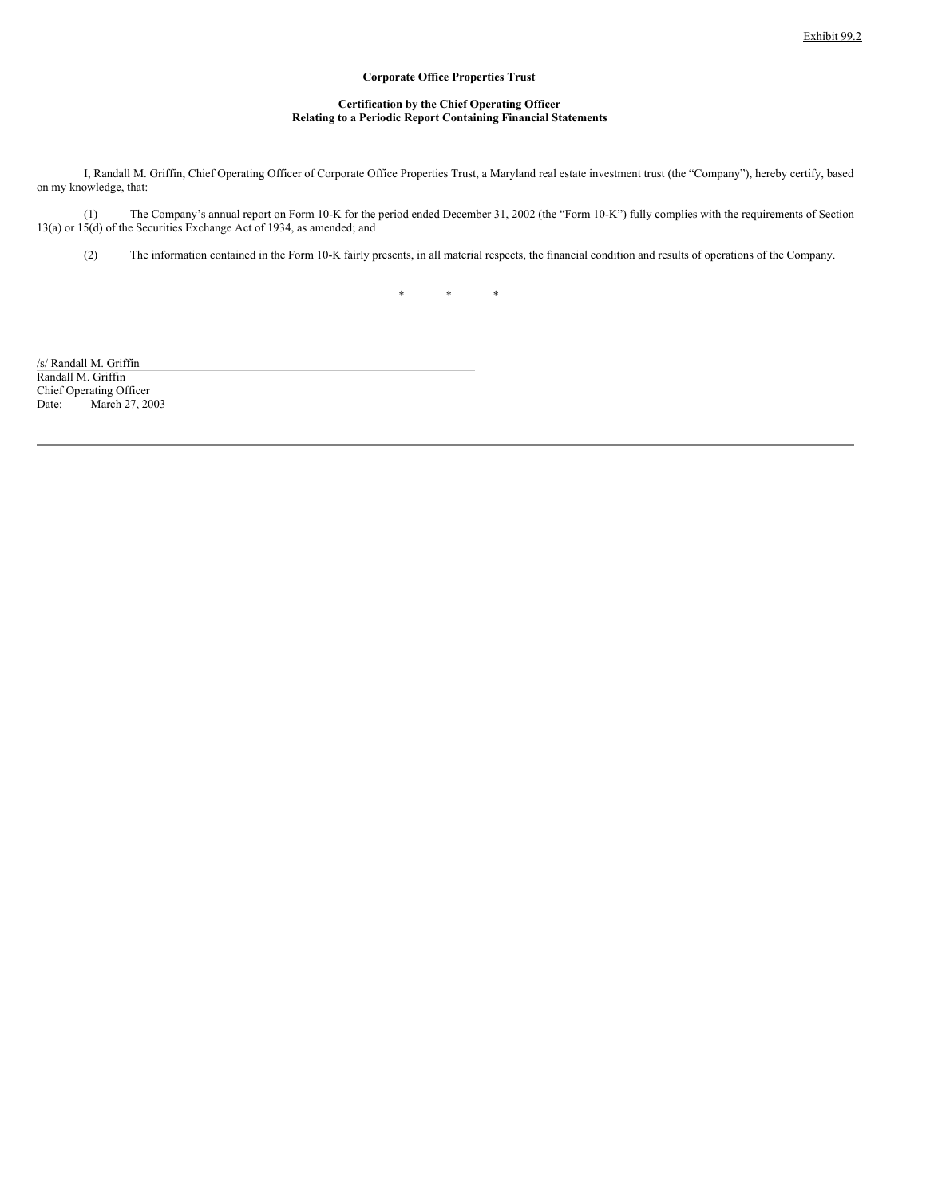Exhibit 99.2

**Corporate Office Properties Trust**

**Certification by the Chief Operating Officer**
**Relating to a Periodic Report Containing Financial Statements**

I, Randall M. Griffin, Chief Operating Officer of Corporate Office Properties Trust, a Maryland real estate investment trust (the "Company"), hereby certify, based on my knowledge, that:

(1) The Company's annual report on Form 10-K for the period ended December 31, 2002 (the "Form 10-K") fully complies with the requirements of Section 13(a) or 15(d) of the Securities Exchange Act of 1934, as amended; and

(2) The information contained in the Form 10-K fairly presents, in all material respects, the financial condition and results of operations of the Company.

\*   \*   \*

/s/ Randall M. Griffin
Randall M. Griffin
Chief Operating Officer
Date: March 27, 2003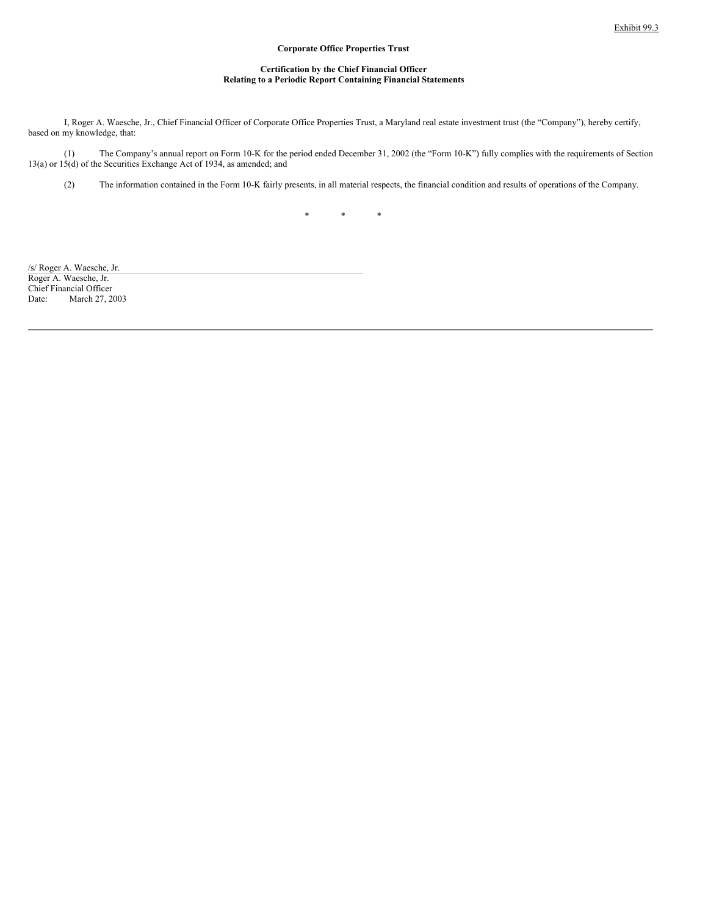Exhibit 99.3

**Corporate Office Properties Trust**

**Certification by the Chief Financial Officer**
**Relating to a Periodic Report Containing Financial Statements**

I, Roger A. Waesche, Jr., Chief Financial Officer of Corporate Office Properties Trust, a Maryland real estate investment trust (the "Company"), hereby certify, based on my knowledge, that:

(1) The Company's annual report on Form 10-K for the period ended December 31, 2002 (the "Form 10-K") fully complies with the requirements of Section 13(a) or 15(d) of the Securities Exchange Act of 1934, as amended; and

(2) The information contained in the Form 10-K fairly presents, in all material respects, the financial condition and results of operations of the Company.

\* \* \*

/s/ Roger A. Waesche, Jr.
Roger A. Waesche, Jr.
Chief Financial Officer
Date: March 27, 2003